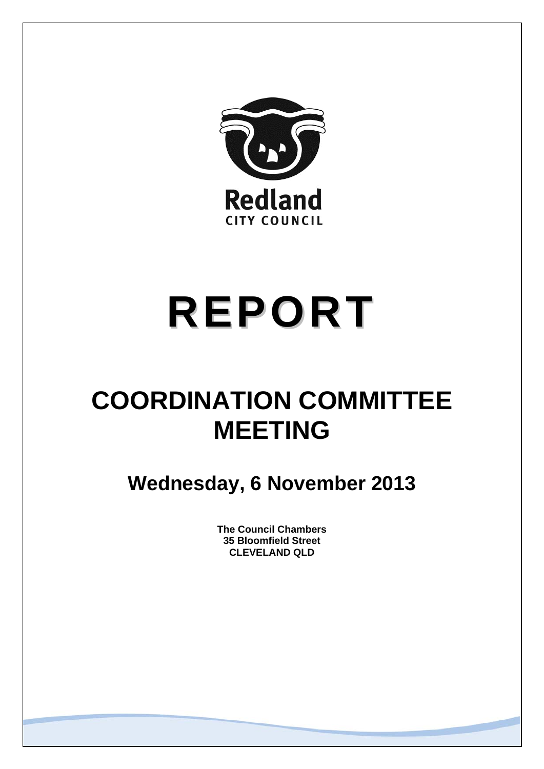Redland
CITY COUNCIL

# REPORT

# COORDINATION COMMITTEE MEETING

## Wednesday, 6 November 2013

**The Council Chambers**
**35 Bloomfield Street**
**CLEVELAND QLD**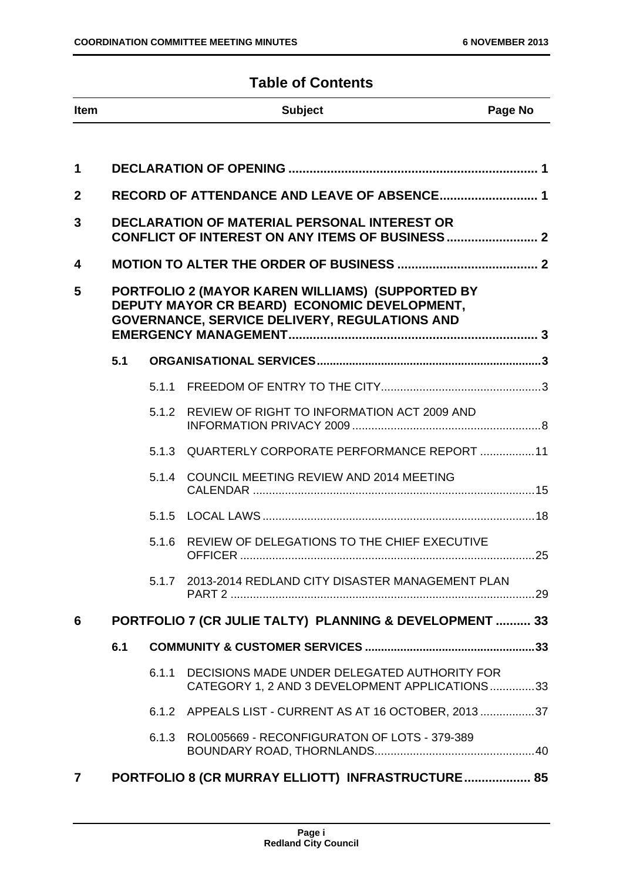## Table of Contents

| Item | | | Subject | Page No |
|---|---|---|---|---|
| 1 | | | DECLARATION OF OPENING | 1 |
| 2 | | | RECORD OF ATTENDANCE AND LEAVE OF ABSENCE | 1 |
| 3 | | | DECLARATION OF MATERIAL PERSONAL INTEREST OR CONFLICT OF INTEREST ON ANY ITEMS OF BUSINESS | 2 |
| 4 | | | MOTION TO ALTER THE ORDER OF BUSINESS | 2 |
| 5 | | | PORTFOLIO 2 (MAYOR KAREN WILLIAMS) (SUPPORTED BY DEPUTY MAYOR CR BEARD) ECONOMIC DEVELOPMENT, GOVERNANCE, SERVICE DELIVERY, REGULATIONS AND EMERGENCY MANAGEMENT | 3 |
| | 5.1 | | ORGANISATIONAL SERVICES | 3 |
| | | 5.1.1 | FREEDOM OF ENTRY TO THE CITY | 3 |
| | | 5.1.2 | REVIEW OF RIGHT TO INFORMATION ACT 2009 AND INFORMATION PRIVACY 2009 | 8 |
| | | 5.1.3 | QUARTERLY CORPORATE PERFORMANCE REPORT | 11 |
| | | 5.1.4 | COUNCIL MEETING REVIEW AND 2014 MEETING CALENDAR | 15 |
| | | 5.1.5 | LOCAL LAWS | 18 |
| | | 5.1.6 | REVIEW OF DELEGATIONS TO THE CHIEF EXECUTIVE OFFICER | 25 |
| | | 5.1.7 | 2013-2014 REDLAND CITY DISASTER MANAGEMENT PLAN PART 2 | 29 |
| 6 | | | PORTFOLIO 7 (CR JULIE TALTY) PLANNING & DEVELOPMENT | 33 |
| | 6.1 | | COMMUNITY & CUSTOMER SERVICES | 33 |
| | | 6.1.1 | DECISIONS MADE UNDER DELEGATED AUTHORITY FOR CATEGORY 1, 2 AND 3 DEVELOPMENT APPLICATIONS | 33 |
| | | 6.1.2 | APPEALS LIST - CURRENT AS AT 16 OCTOBER, 2013 | 37 |
| | | 6.1.3 | ROL005669 - RECONFIGURATON OF LOTS - 379-389 BOUNDARY ROAD, THORNLANDS | 40 |
| 7 | | | PORTFOLIO 8 (CR MURRAY ELLIOTT) INFRASTRUCTURE | 85 |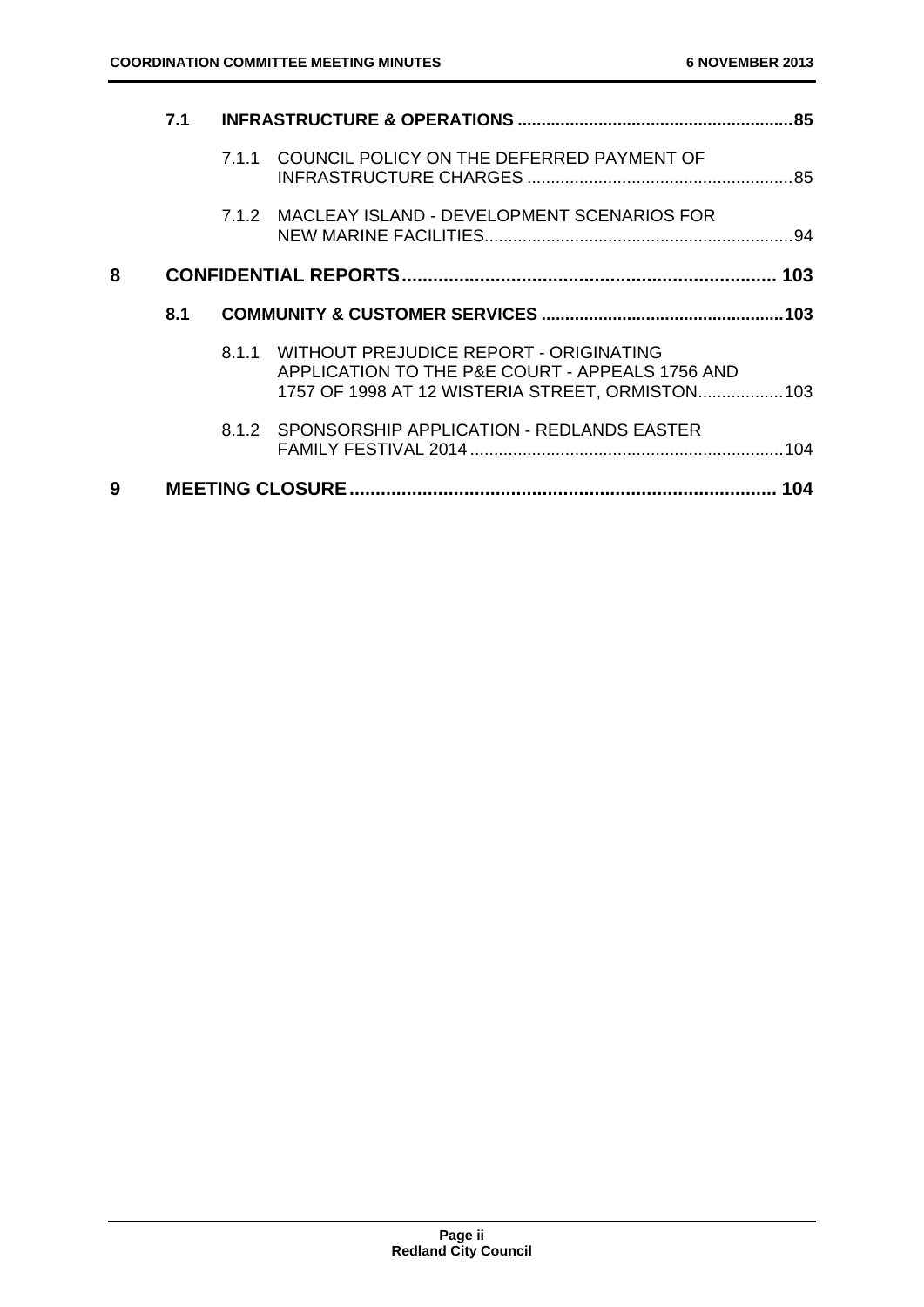**7.1 INFRASTRUCTURE & OPERATIONS ......................................................... 85**

7.1.1 COUNCIL POLICY ON THE DEFERRED PAYMENT OF INFRASTRUCTURE CHARGES ....................................................... 85

7.1.2 MACLEAY ISLAND - DEVELOPMENT SCENARIOS FOR NEW MARINE FACILITIES................................................................ 94

**8 CONFIDENTIAL REPORTS........................................................................ 103**

**8.1 COMMUNITY & CUSTOMER SERVICES .................................................. 103**

8.1.1 WITHOUT PREJUDICE REPORT - ORIGINATING APPLICATION TO THE P&E COURT - APPEALS 1756 AND 1757 OF 1998 AT 12 WISTERIA STREET, ORMISTON.................. 103

8.1.2 SPONSORSHIP APPLICATION - REDLANDS EASTER FAMILY FESTIVAL 2014 ................................................................. 104

**9 MEETING CLOSURE................................................................................. 104**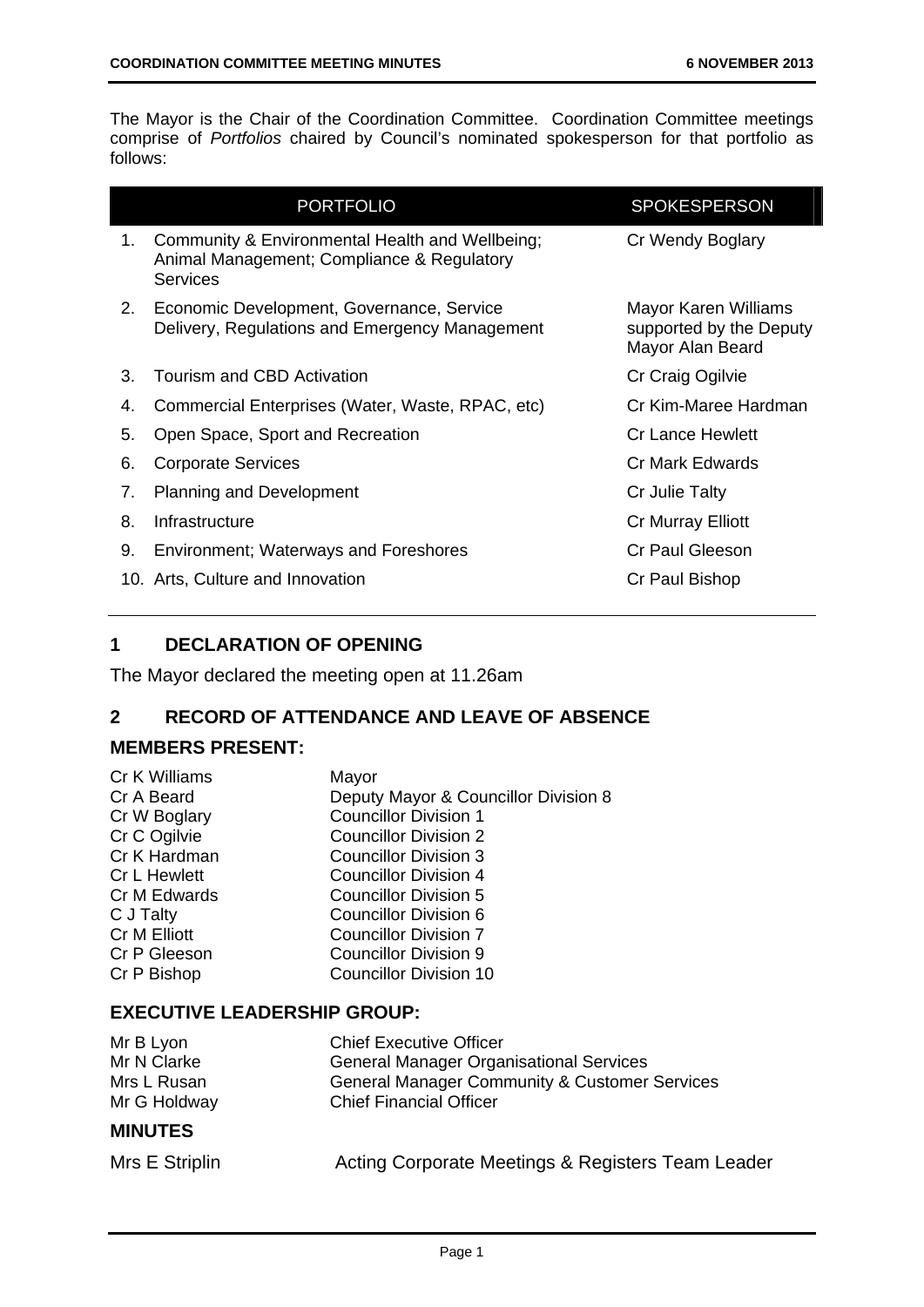The Mayor is the Chair of the Coordination Committee. Coordination Committee meetings comprise of *Portfolios* chaired by Council's nominated spokesperson for that portfolio as follows:

| | PORTFOLIO | SPOKESPERSON |
|---|---|---|
| 1. | Community & Environmental Health and Wellbeing; Animal Management; Compliance & Regulatory Services | Cr Wendy Boglary |
| 2. | Economic Development, Governance, Service Delivery, Regulations and Emergency Management | Mayor Karen Williams supported by the Deputy Mayor Alan Beard |
| 3. | Tourism and CBD Activation | Cr Craig Ogilvie |
| 4. | Commercial Enterprises (Water, Waste, RPAC, etc) | Cr Kim-Maree Hardman |
| 5. | Open Space, Sport and Recreation | Cr Lance Hewlett |
| 6. | Corporate Services | Cr Mark Edwards |
| 7. | Planning and Development | Cr Julie Talty |
| 8. | Infrastructure | Cr Murray Elliott |
| 9. | Environment; Waterways and Foreshores | Cr Paul Gleeson |
| 10. | Arts, Culture and Innovation | Cr Paul Bishop |

## 1 DECLARATION OF OPENING

The Mayor declared the meeting open at 11.26am

## 2 RECORD OF ATTENDANCE AND LEAVE OF ABSENCE

### MEMBERS PRESENT:

| | |
|---|---|
| Cr K Williams | Mayor |
| Cr A Beard | Deputy Mayor & Councillor Division 8 |
| Cr W Boglary | Councillor Division 1 |
| Cr C Ogilvie | Councillor Division 2 |
| Cr K Hardman | Councillor Division 3 |
| Cr L Hewlett | Councillor Division 4 |
| Cr M Edwards | Councillor Division 5 |
| C J Talty | Councillor Division 6 |
| Cr M Elliott | Councillor Division 7 |
| Cr P Gleeson | Councillor Division 9 |
| Cr P Bishop | Councillor Division 10 |

### EXECUTIVE LEADERSHIP GROUP:

| | |
|---|---|
| Mr B Lyon | Chief Executive Officer |
| Mr N Clarke | General Manager Organisational Services |
| Mrs L Rusan | General Manager Community & Customer Services |
| Mr G Holdway | Chief Financial Officer |

### MINUTES

| | |
|---|---|
| Mrs E Striplin | Acting Corporate Meetings & Registers Team Leader |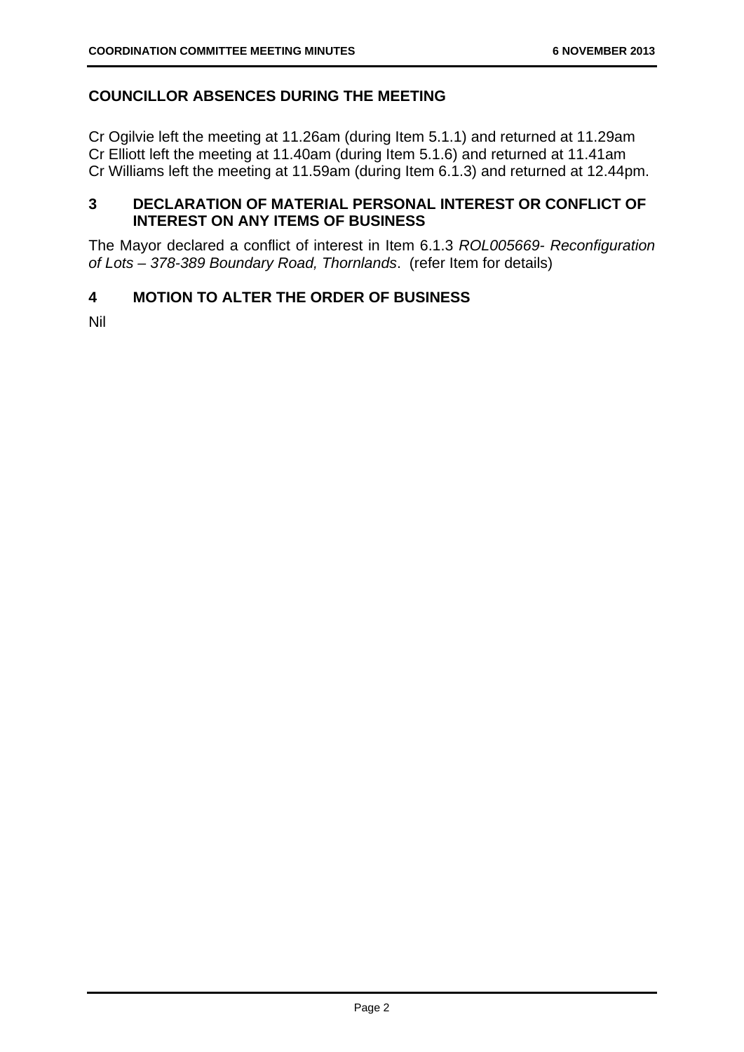## COUNCILLOR ABSENCES DURING THE MEETING

Cr Ogilvie left the meeting at 11.26am (during Item 5.1.1) and returned at 11.29am
Cr Elliott left the meeting at 11.40am (during Item 5.1.6) and returned at 11.41am
Cr Williams left the meeting at 11.59am (during Item 6.1.3) and returned at 12.44pm.

## 3 DECLARATION OF MATERIAL PERSONAL INTEREST OR CONFLICT OF INTEREST ON ANY ITEMS OF BUSINESS

The Mayor declared a conflict of interest in Item 6.1.3 *ROL005669- Reconfiguration of Lots – 378-389 Boundary Road, Thornlands*. (refer Item for details)

## 4 MOTION TO ALTER THE ORDER OF BUSINESS

Nil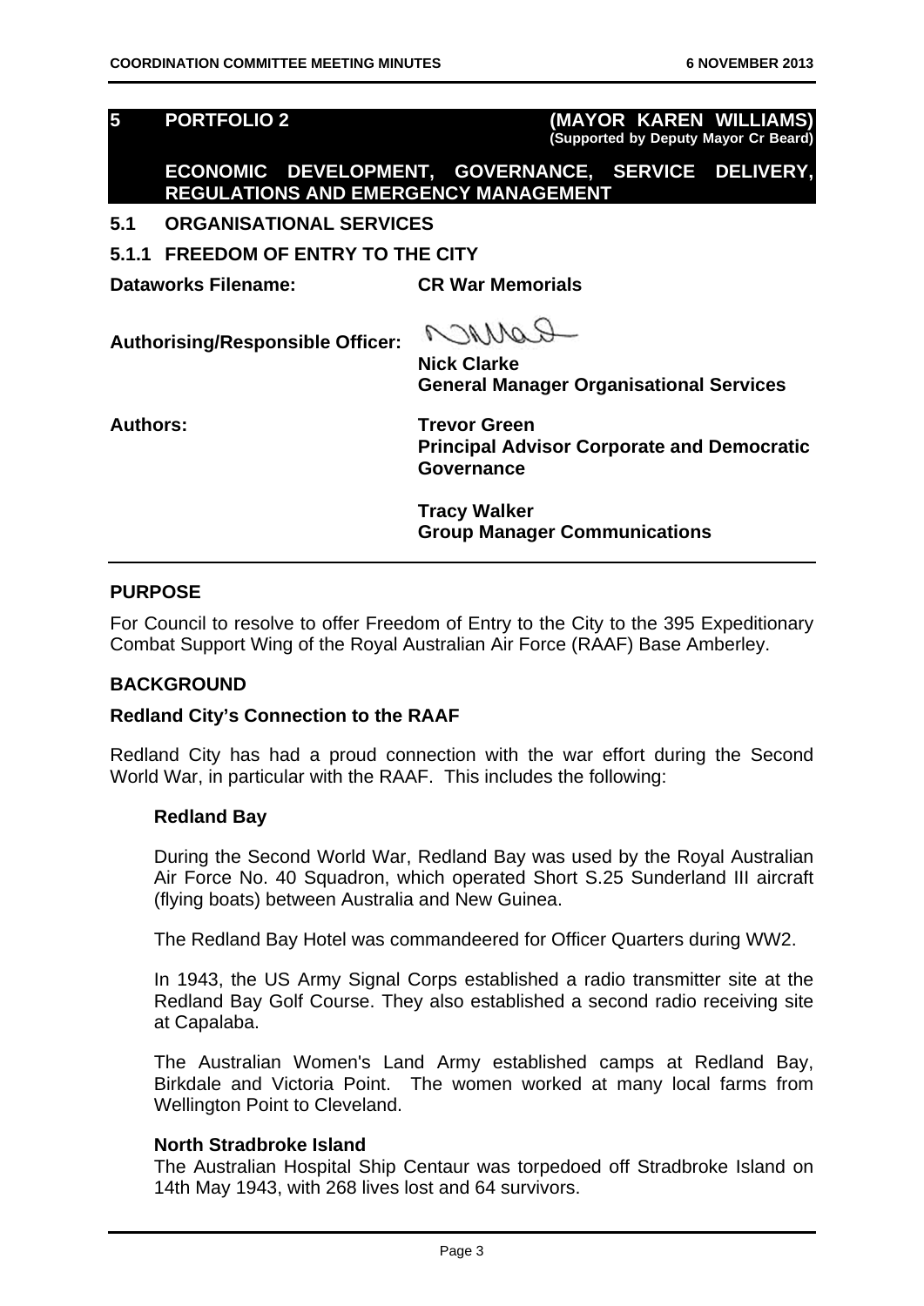## 5 PORTFOLIO 2 (MAYOR KAREN WILLIAMS)

**(Supported by Deputy Mayor Cr Beard)**

**ECONOMIC DEVELOPMENT, GOVERNANCE, SERVICE DELIVERY, REGULATIONS AND EMERGENCY MANAGEMENT**

## 5.1 ORGANISATIONAL SERVICES

### 5.1.1 FREEDOM OF ENTRY TO THE CITY

**Dataworks Filename:** **CR War Memorials**

**Authorising/Responsible Officer:** **Nick Clarke**
**General Manager Organisational Services**

**Authors:** **Trevor Green**
**Principal Advisor Corporate and Democratic Governance**

**Tracy Walker**
**Group Manager Communications**

---

**PURPOSE**

For Council to resolve to offer Freedom of Entry to the City to the 395 Expeditionary Combat Support Wing of the Royal Australian Air Force (RAAF) Base Amberley.

**BACKGROUND**

**Redland City's Connection to the RAAF**

Redland City has had a proud connection with the war effort during the Second World War, in particular with the RAAF. This includes the following:

**Redland Bay**

During the Second World War, Redland Bay was used by the Royal Australian Air Force No. 40 Squadron, which operated Short S.25 Sunderland III aircraft (flying boats) between Australia and New Guinea.

The Redland Bay Hotel was commandeered for Officer Quarters during WW2.

In 1943, the US Army Signal Corps established a radio transmitter site at the Redland Bay Golf Course. They also established a second radio receiving site at Capalaba.

The Australian Women's Land Army established camps at Redland Bay, Birkdale and Victoria Point. The women worked at many local farms from Wellington Point to Cleveland.

**North Stradbroke Island**

The Australian Hospital Ship Centaur was torpedoed off Stradbroke Island on 14th May 1943, with 268 lives lost and 64 survivors.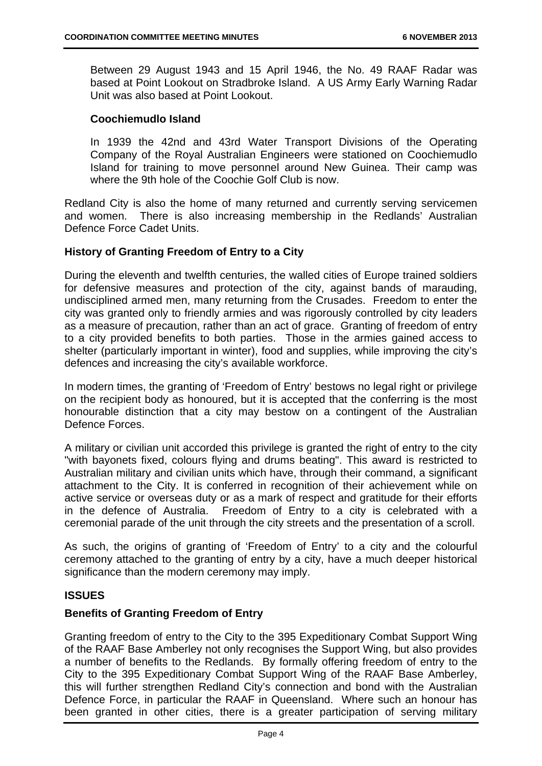Between 29 August 1943 and 15 April 1946, the No. 49 RAAF Radar was based at Point Lookout on Stradbroke Island. A US Army Early Warning Radar Unit was also based at Point Lookout.

**Coochiemudlo Island**

In 1939 the 42nd and 43rd Water Transport Divisions of the Operating Company of the Royal Australian Engineers were stationed on Coochiemudlo Island for training to move personnel around New Guinea. Their camp was where the 9th hole of the Coochie Golf Club is now.

Redland City is also the home of many returned and currently serving servicemen and women. There is also increasing membership in the Redlands' Australian Defence Force Cadet Units.

**History of Granting Freedom of Entry to a City**

During the eleventh and twelfth centuries, the walled cities of Europe trained soldiers for defensive measures and protection of the city, against bands of marauding, undisciplined armed men, many returning from the Crusades. Freedom to enter the city was granted only to friendly armies and was rigorously controlled by city leaders as a measure of precaution, rather than an act of grace. Granting of freedom of entry to a city provided benefits to both parties. Those in the armies gained access to shelter (particularly important in winter), food and supplies, while improving the city's defences and increasing the city's available workforce.

In modern times, the granting of 'Freedom of Entry' bestows no legal right or privilege on the recipient body as honoured, but it is accepted that the conferring is the most honourable distinction that a city may bestow on a contingent of the Australian Defence Forces.

A military or civilian unit accorded this privilege is granted the right of entry to the city "with bayonets fixed, colours flying and drums beating". This award is restricted to Australian military and civilian units which have, through their command, a significant attachment to the City. It is conferred in recognition of their achievement while on active service or overseas duty or as a mark of respect and gratitude for their efforts in the defence of Australia. Freedom of Entry to a city is celebrated with a ceremonial parade of the unit through the city streets and the presentation of a scroll.

As such, the origins of granting of 'Freedom of Entry' to a city and the colourful ceremony attached to the granting of entry by a city, have a much deeper historical significance than the modern ceremony may imply.

## ISSUES

**Benefits of Granting Freedom of Entry**

Granting freedom of entry to the City to the 395 Expeditionary Combat Support Wing of the RAAF Base Amberley not only recognises the Support Wing, but also provides a number of benefits to the Redlands. By formally offering freedom of entry to the City to the 395 Expeditionary Combat Support Wing of the RAAF Base Amberley, this will further strengthen Redland City's connection and bond with the Australian Defence Force, in particular the RAAF in Queensland. Where such an honour has been granted in other cities, there is a greater participation of serving military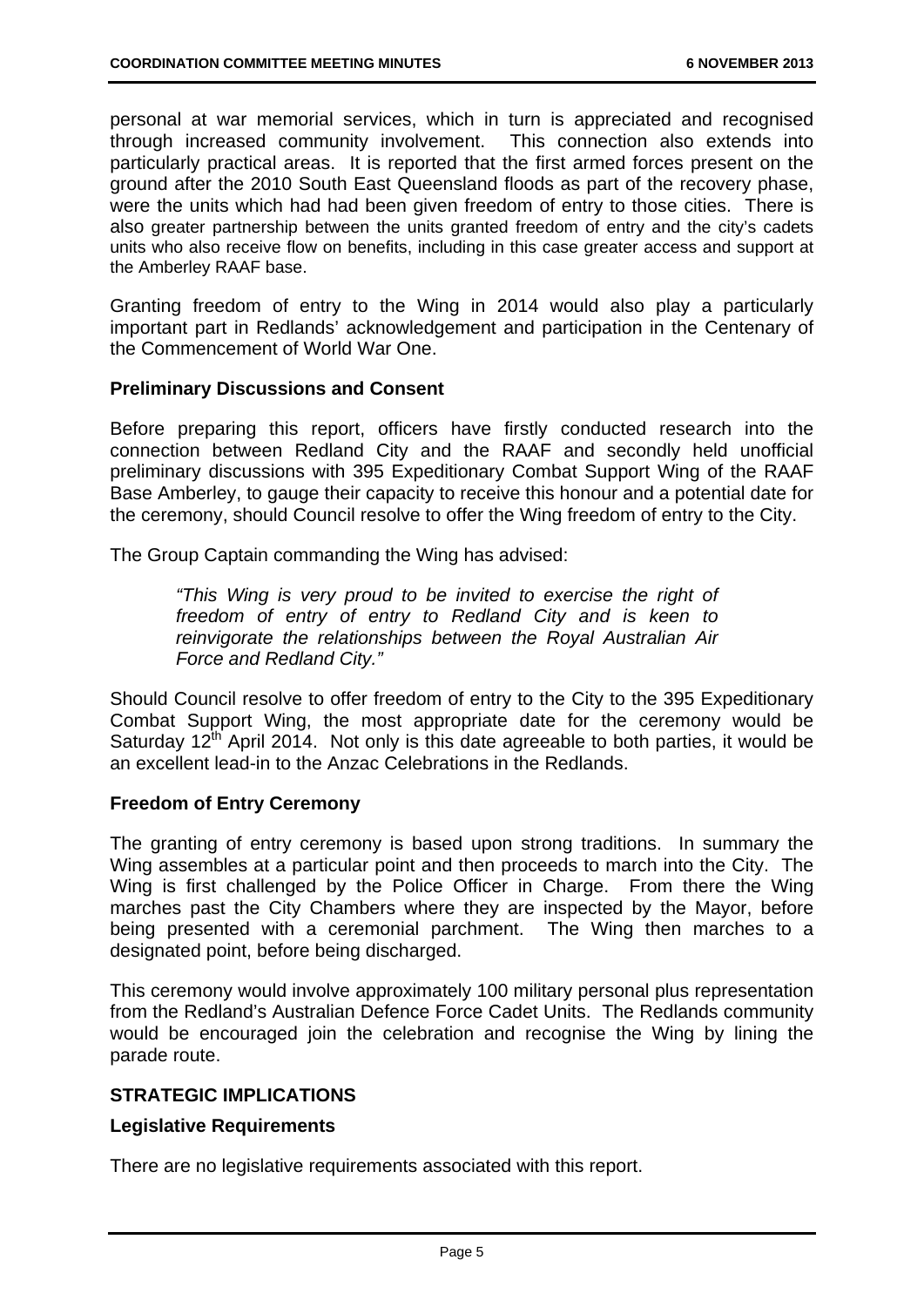personal at war memorial services, which in turn is appreciated and recognised through increased community involvement. This connection also extends into particularly practical areas. It is reported that the first armed forces present on the ground after the 2010 South East Queensland floods as part of the recovery phase, were the units which had had been given freedom of entry to those cities. There is also greater partnership between the units granted freedom of entry and the city's cadets units who also receive flow on benefits, including in this case greater access and support at the Amberley RAAF base.

Granting freedom of entry to the Wing in 2014 would also play a particularly important part in Redlands' acknowledgement and participation in the Centenary of the Commencement of World War One.

**Preliminary Discussions and Consent**

Before preparing this report, officers have firstly conducted research into the connection between Redland City and the RAAF and secondly held unofficial preliminary discussions with 395 Expeditionary Combat Support Wing of the RAAF Base Amberley, to gauge their capacity to receive this honour and a potential date for the ceremony, should Council resolve to offer the Wing freedom of entry to the City.

The Group Captain commanding the Wing has advised:

> *"This Wing is very proud to be invited to exercise the right of freedom of entry of entry to Redland City and is keen to reinvigorate the relationships between the Royal Australian Air Force and Redland City."*

Should Council resolve to offer freedom of entry to the City to the 395 Expeditionary Combat Support Wing, the most appropriate date for the ceremony would be Saturday 12th April 2014. Not only is this date agreeable to both parties, it would be an excellent lead-in to the Anzac Celebrations in the Redlands.

**Freedom of Entry Ceremony**

The granting of entry ceremony is based upon strong traditions. In summary the Wing assembles at a particular point and then proceeds to march into the City. The Wing is first challenged by the Police Officer in Charge. From there the Wing marches past the City Chambers where they are inspected by the Mayor, before being presented with a ceremonial parchment. The Wing then marches to a designated point, before being discharged.

This ceremony would involve approximately 100 military personal plus representation from the Redland's Australian Defence Force Cadet Units. The Redlands community would be encouraged join the celebration and recognise the Wing by lining the parade route.

## STRATEGIC IMPLICATIONS

**Legislative Requirements**

There are no legislative requirements associated with this report.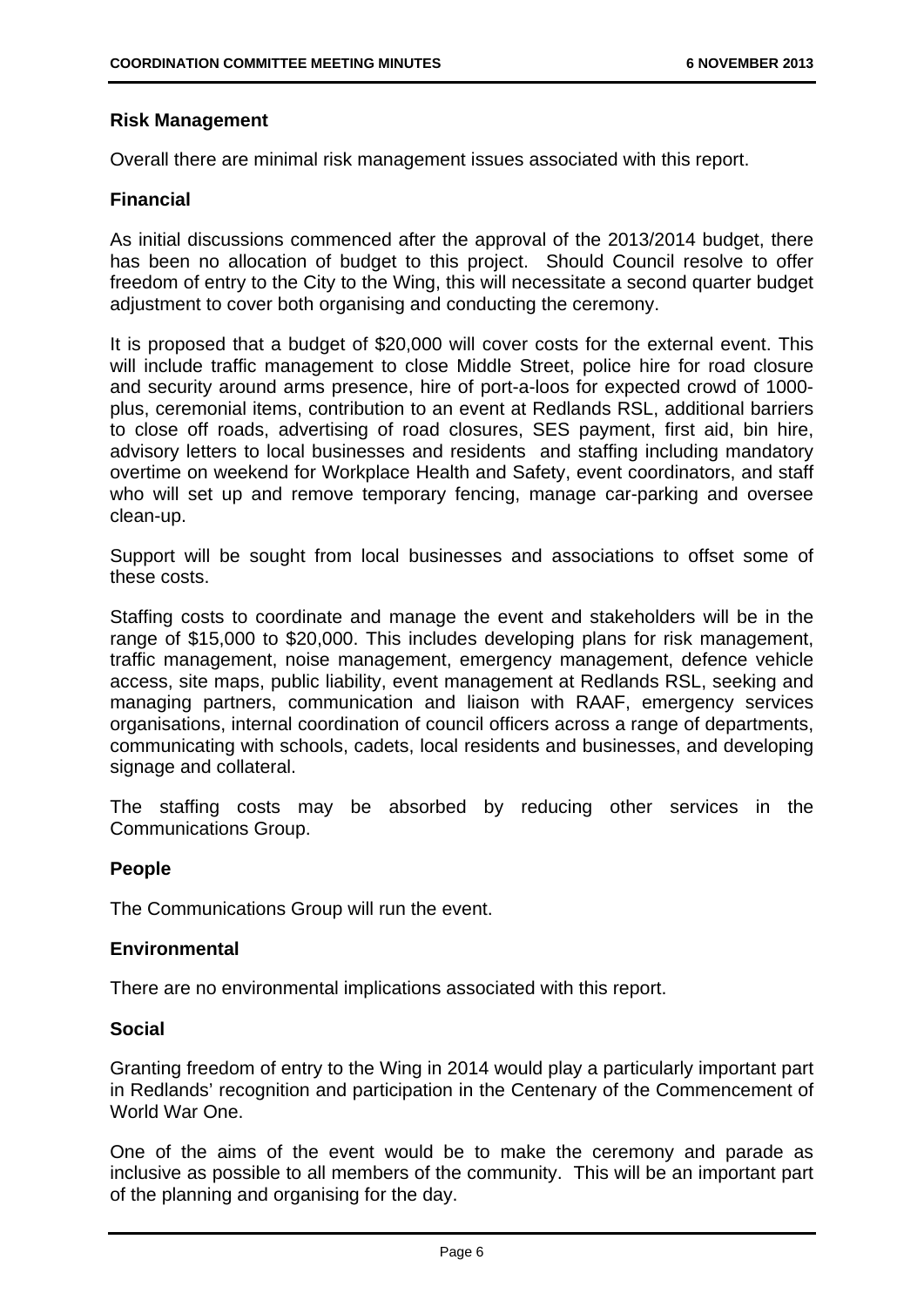### Risk Management

Overall there are minimal risk management issues associated with this report.

### Financial

As initial discussions commenced after the approval of the 2013/2014 budget, there has been no allocation of budget to this project. Should Council resolve to offer freedom of entry to the City to the Wing, this will necessitate a second quarter budget adjustment to cover both organising and conducting the ceremony.

It is proposed that a budget of $20,000 will cover costs for the external event. This will include traffic management to close Middle Street, police hire for road closure and security around arms presence, hire of port-a-loos for expected crowd of 1000-plus, ceremonial items, contribution to an event at Redlands RSL, additional barriers to close off roads, advertising of road closures, SES payment, first aid, bin hire, advisory letters to local businesses and residents and staffing including mandatory overtime on weekend for Workplace Health and Safety, event coordinators, and staff who will set up and remove temporary fencing, manage car-parking and oversee clean-up.

Support will be sought from local businesses and associations to offset some of these costs.

Staffing costs to coordinate and manage the event and stakeholders will be in the range of $15,000 to $20,000. This includes developing plans for risk management, traffic management, noise management, emergency management, defence vehicle access, site maps, public liability, event management at Redlands RSL, seeking and managing partners, communication and liaison with RAAF, emergency services organisations, internal coordination of council officers across a range of departments, communicating with schools, cadets, local residents and businesses, and developing signage and collateral.

The staffing costs may be absorbed by reducing other services in the Communications Group.

### People

The Communications Group will run the event.

### Environmental

There are no environmental implications associated with this report.

### Social

Granting freedom of entry to the Wing in 2014 would play a particularly important part in Redlands' recognition and participation in the Centenary of the Commencement of World War One.

One of the aims of the event would be to make the ceremony and parade as inclusive as possible to all members of the community. This will be an important part of the planning and organising for the day.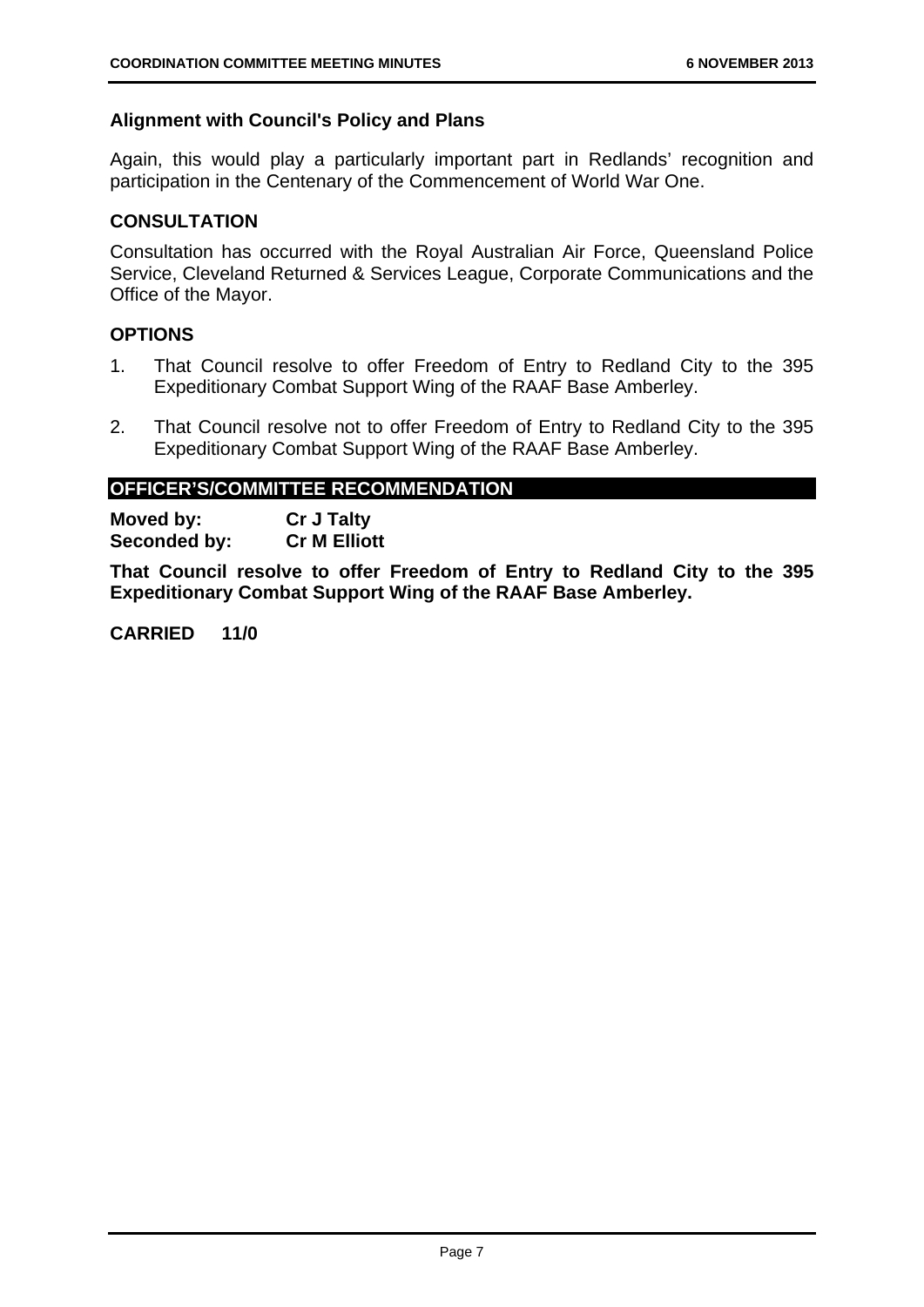### Alignment with Council's Policy and Plans

Again, this would play a particularly important part in Redlands' recognition and participation in the Centenary of the Commencement of World War One.

### CONSULTATION

Consultation has occurred with the Royal Australian Air Force, Queensland Police Service, Cleveland Returned & Services League, Corporate Communications and the Office of the Mayor.

### OPTIONS

1. That Council resolve to offer Freedom of Entry to Redland City to the 395 Expeditionary Combat Support Wing of the RAAF Base Amberley.

2. That Council resolve not to offer Freedom of Entry to Redland City to the 395 Expeditionary Combat Support Wing of the RAAF Base Amberley.

### OFFICER'S/COMMITTEE RECOMMENDATION

**Moved by:** **Cr J Talty**
**Seconded by:** **Cr M Elliott**

**That Council resolve to offer Freedom of Entry to Redland City to the 395 Expeditionary Combat Support Wing of the RAAF Base Amberley.**

**CARRIED 11/0**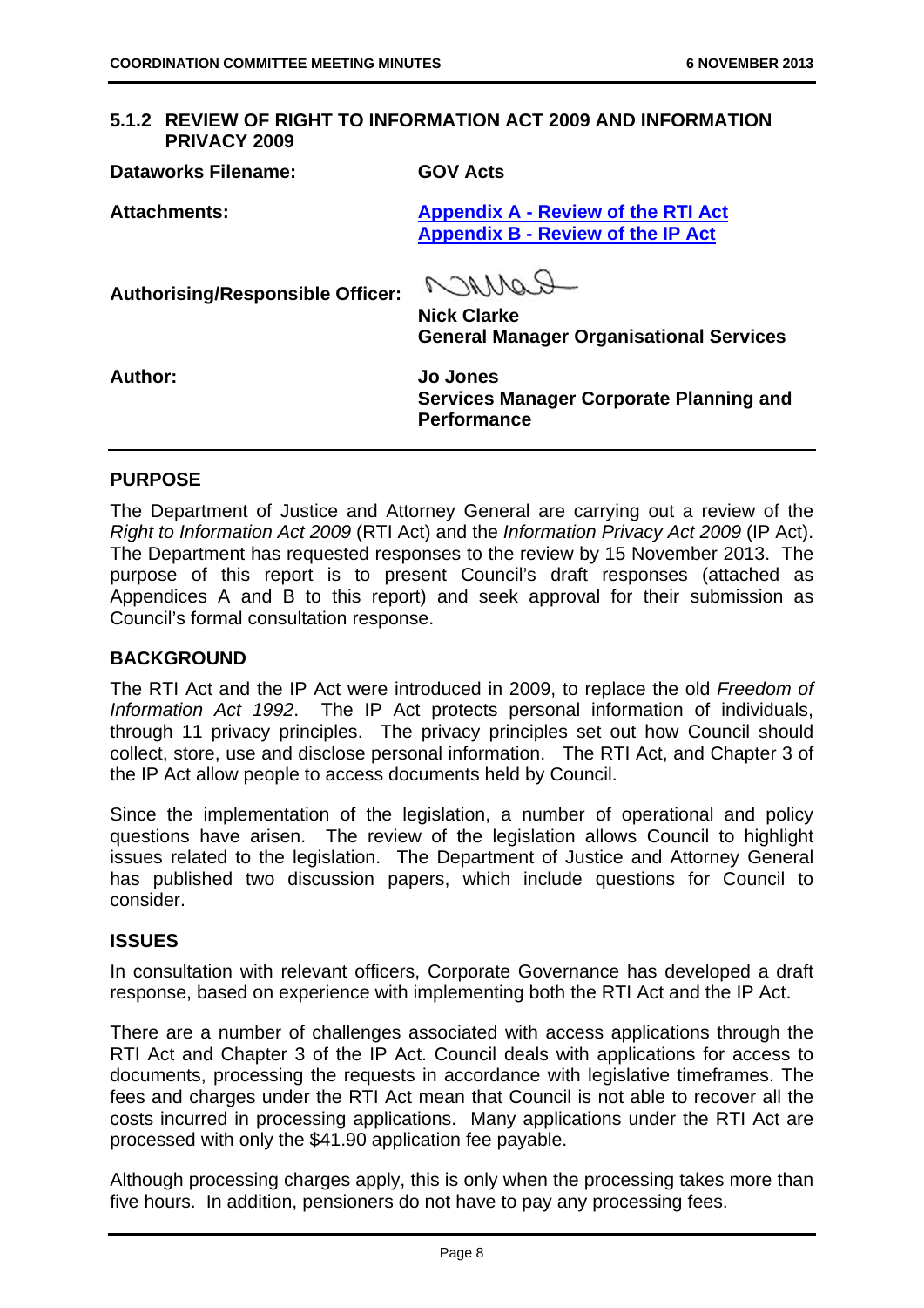## 5.1.2 REVIEW OF RIGHT TO INFORMATION ACT 2009 AND INFORMATION PRIVACY 2009

| | |
|---|---|
| **Dataworks Filename:** | **GOV Acts** |
| **Attachments:** | **Appendix A - Review of the RTI Act**<br>**Appendix B - Review of the IP Act** |
| **Authorising/Responsible Officer:** | **Nick Clarke**<br>**General Manager Organisational Services** |
| **Author:** | **Jo Jones**<br>**Services Manager Corporate Planning and Performance** |

### PURPOSE

The Department of Justice and Attorney General are carrying out a review of the *Right to Information Act 2009* (RTI Act) and the *Information Privacy Act 2009* (IP Act). The Department has requested responses to the review by 15 November 2013. The purpose of this report is to present Council's draft responses (attached as Appendices A and B to this report) and seek approval for their submission as Council's formal consultation response.

### BACKGROUND

The RTI Act and the IP Act were introduced in 2009, to replace the old *Freedom of Information Act 1992*. The IP Act protects personal information of individuals, through 11 privacy principles. The privacy principles set out how Council should collect, store, use and disclose personal information. The RTI Act, and Chapter 3 of the IP Act allow people to access documents held by Council.

Since the implementation of the legislation, a number of operational and policy questions have arisen. The review of the legislation allows Council to highlight issues related to the legislation. The Department of Justice and Attorney General has published two discussion papers, which include questions for Council to consider.

### ISSUES

In consultation with relevant officers, Corporate Governance has developed a draft response, based on experience with implementing both the RTI Act and the IP Act.

There are a number of challenges associated with access applications through the RTI Act and Chapter 3 of the IP Act. Council deals with applications for access to documents, processing the requests in accordance with legislative timeframes. The fees and charges under the RTI Act mean that Council is not able to recover all the costs incurred in processing applications. Many applications under the RTI Act are processed with only the $41.90 application fee payable.

Although processing charges apply, this is only when the processing takes more than five hours. In addition, pensioners do not have to pay any processing fees.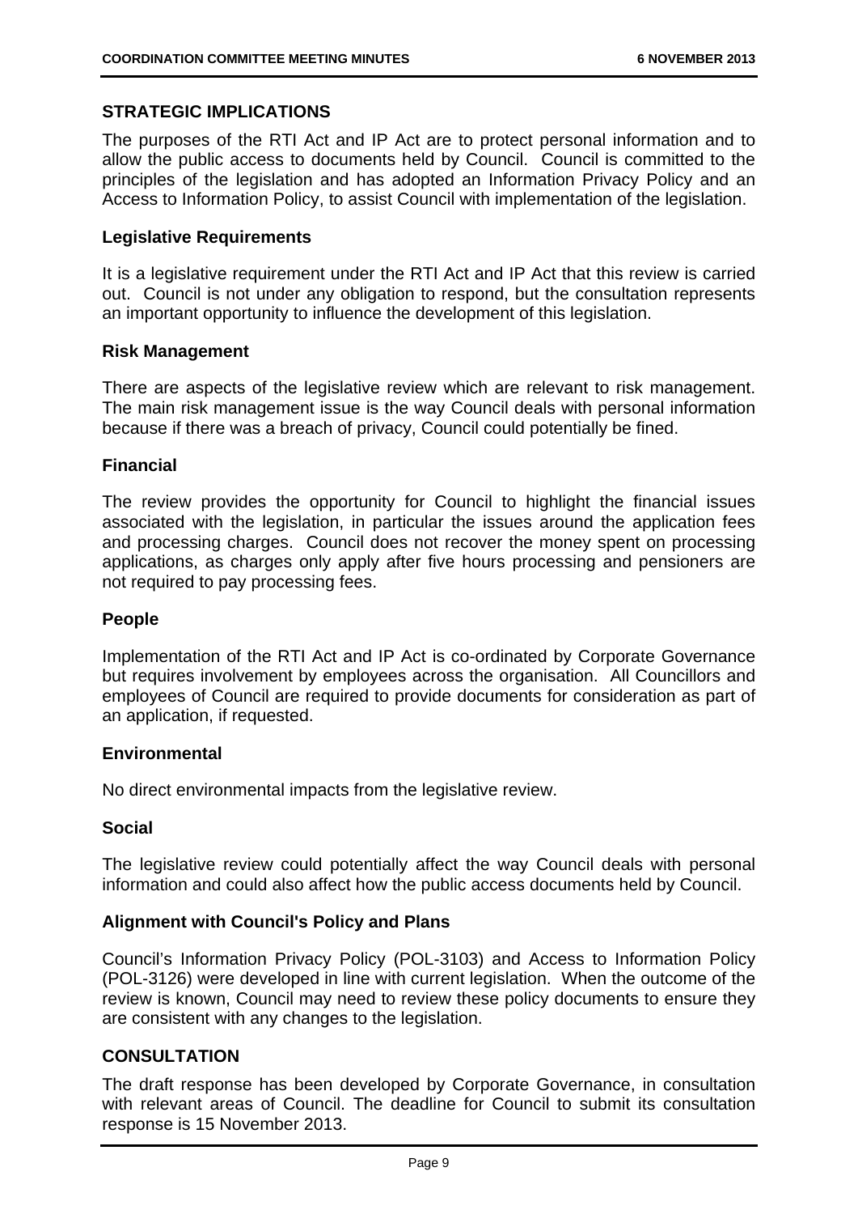## STRATEGIC IMPLICATIONS

The purposes of the RTI Act and IP Act are to protect personal information and to allow the public access to documents held by Council. Council is committed to the principles of the legislation and has adopted an Information Privacy Policy and an Access to Information Policy, to assist Council with implementation of the legislation.

### Legislative Requirements

It is a legislative requirement under the RTI Act and IP Act that this review is carried out. Council is not under any obligation to respond, but the consultation represents an important opportunity to influence the development of this legislation.

### Risk Management

There are aspects of the legislative review which are relevant to risk management. The main risk management issue is the way Council deals with personal information because if there was a breach of privacy, Council could potentially be fined.

### Financial

The review provides the opportunity for Council to highlight the financial issues associated with the legislation, in particular the issues around the application fees and processing charges. Council does not recover the money spent on processing applications, as charges only apply after five hours processing and pensioners are not required to pay processing fees.

### People

Implementation of the RTI Act and IP Act is co-ordinated by Corporate Governance but requires involvement by employees across the organisation. All Councillors and employees of Council are required to provide documents for consideration as part of an application, if requested.

### Environmental

No direct environmental impacts from the legislative review.

### Social

The legislative review could potentially affect the way Council deals with personal information and could also affect how the public access documents held by Council.

### Alignment with Council's Policy and Plans

Council's Information Privacy Policy (POL-3103) and Access to Information Policy (POL-3126) were developed in line with current legislation. When the outcome of the review is known, Council may need to review these policy documents to ensure they are consistent with any changes to the legislation.

## CONSULTATION

The draft response has been developed by Corporate Governance, in consultation with relevant areas of Council. The deadline for Council to submit its consultation response is 15 November 2013.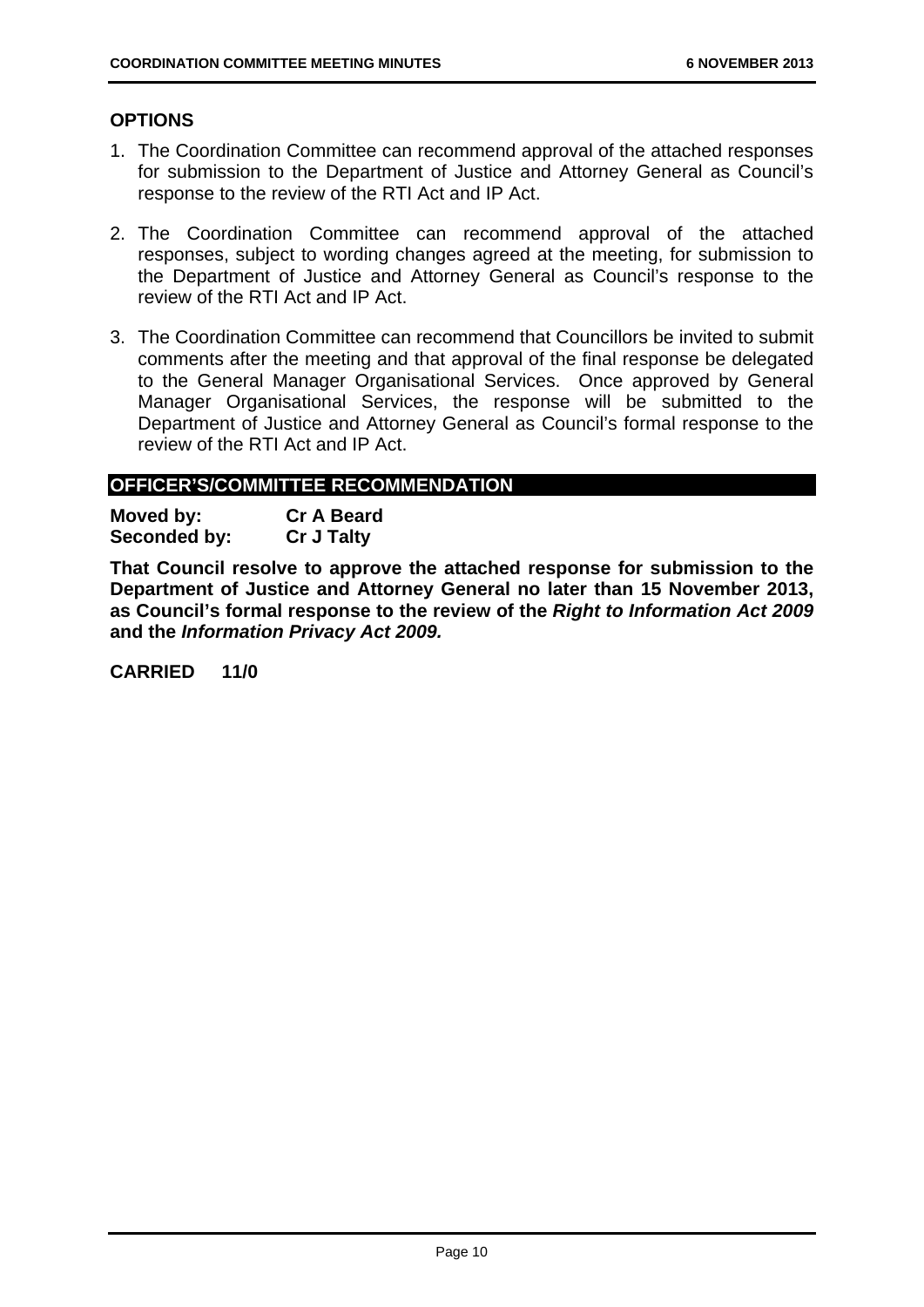## OPTIONS

1. The Coordination Committee can recommend approval of the attached responses for submission to the Department of Justice and Attorney General as Council's response to the review of the RTI Act and IP Act.

2. The Coordination Committee can recommend approval of the attached responses, subject to wording changes agreed at the meeting, for submission to the Department of Justice and Attorney General as Council's response to the review of the RTI Act and IP Act.

3. The Coordination Committee can recommend that Councillors be invited to submit comments after the meeting and that approval of the final response be delegated to the General Manager Organisational Services. Once approved by General Manager Organisational Services, the response will be submitted to the Department of Justice and Attorney General as Council's formal response to the review of the RTI Act and IP Act.

## OFFICER'S/COMMITTEE RECOMMENDATION

**Moved by:** **Cr A Beard**
**Seconded by:** **Cr J Talty**

**That Council resolve to approve the attached response for submission to the Department of Justice and Attorney General no later than 15 November 2013, as Council's formal response to the review of the *Right to Information Act 2009* and the *Information Privacy Act 2009.***

**CARRIED 11/0**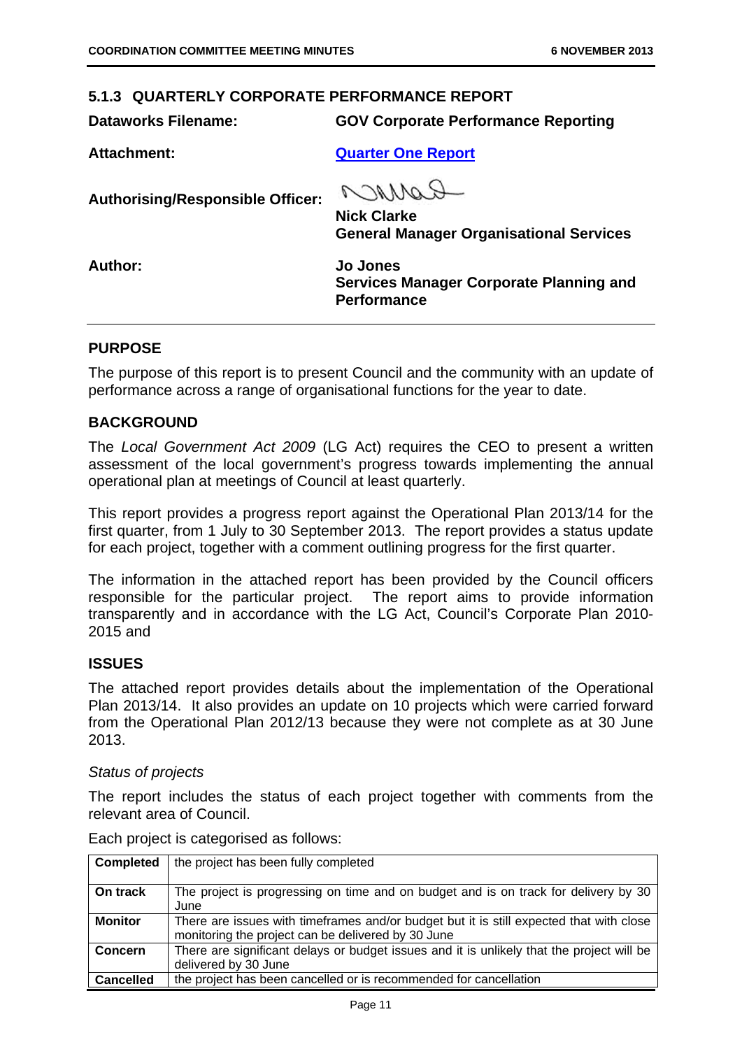### 5.1.3 QUARTERLY CORPORATE PERFORMANCE REPORT

**Dataworks Filename:** **GOV Corporate Performance Reporting**

**Attachment:** **Quarter One Report**

**Authorising/Responsible Officer:** **Nick Clarke**
**General Manager Organisational Services**

**Author:** **Jo Jones**
**Services Manager Corporate Planning and Performance**

## PURPOSE

The purpose of this report is to present Council and the community with an update of performance across a range of organisational functions for the year to date.

## BACKGROUND

The *Local Government Act 2009* (LG Act) requires the CEO to present a written assessment of the local government's progress towards implementing the annual operational plan at meetings of Council at least quarterly.

This report provides a progress report against the Operational Plan 2013/14 for the first quarter, from 1 July to 30 September 2013. The report provides a status update for each project, together with a comment outlining progress for the first quarter.

The information in the attached report has been provided by the Council officers responsible for the particular project. The report aims to provide information transparently and in accordance with the LG Act, Council's Corporate Plan 2010-2015 and

## ISSUES

The attached report provides details about the implementation of the Operational Plan 2013/14. It also provides an update on 10 projects which were carried forward from the Operational Plan 2012/13 because they were not complete as at 30 June 2013.

*Status of projects*

The report includes the status of each project together with comments from the relevant area of Council.

Each project is categorised as follows:

| | |
|---|---|
| **Completed** | the project has been fully completed |
| **On track** | The project is progressing on time and on budget and is on track for delivery by 30 June |
| **Monitor** | There are issues with timeframes and/or budget but it is still expected that with close monitoring the project can be delivered by 30 June |
| **Concern** | There are significant delays or budget issues and it is unlikely that the project will be delivered by 30 June |
| **Cancelled** | the project has been cancelled or is recommended for cancellation |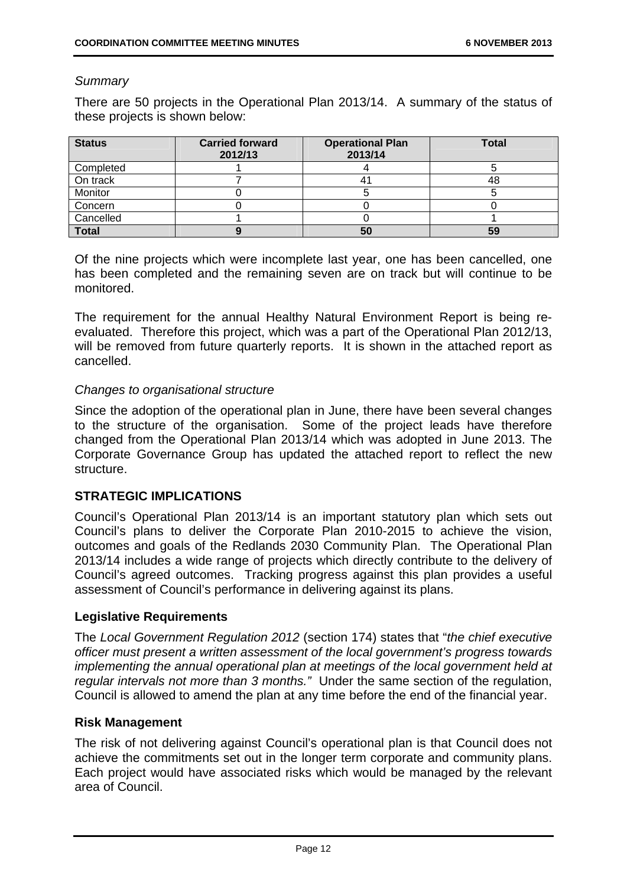*Summary*

There are 50 projects in the Operational Plan 2013/14. A summary of the status of these projects is shown below:

| Status | Carried forward 2012/13 | Operational Plan 2013/14 | Total |
|---|---|---|---|
| Completed | 1 | 4 | 5 |
| On track | 7 | 41 | 48 |
| Monitor | 0 | 5 | 5 |
| Concern | 0 | 0 | 0 |
| Cancelled | 1 | 0 | 1 |
| **Total** | **9** | **50** | **59** |

Of the nine projects which were incomplete last year, one has been cancelled, one has been completed and the remaining seven are on track but will continue to be monitored.

The requirement for the annual Healthy Natural Environment Report is being re-evaluated. Therefore this project, which was a part of the Operational Plan 2012/13, will be removed from future quarterly reports. It is shown in the attached report as cancelled.

*Changes to organisational structure*

Since the adoption of the operational plan in June, there have been several changes to the structure of the organisation. Some of the project leads have therefore changed from the Operational Plan 2013/14 which was adopted in June 2013. The Corporate Governance Group has updated the attached report to reflect the new structure.

## STRATEGIC IMPLICATIONS

Council's Operational Plan 2013/14 is an important statutory plan which sets out Council's plans to deliver the Corporate Plan 2010-2015 to achieve the vision, outcomes and goals of the Redlands 2030 Community Plan. The Operational Plan 2013/14 includes a wide range of projects which directly contribute to the delivery of Council's agreed outcomes. Tracking progress against this plan provides a useful assessment of Council's performance in delivering against its plans.

### Legislative Requirements

The *Local Government Regulation 2012* (section 174) states that "*the chief executive officer must present a written assessment of the local government's progress towards implementing the annual operational plan at meetings of the local government held at regular intervals not more than 3 months."* Under the same section of the regulation, Council is allowed to amend the plan at any time before the end of the financial year.

### Risk Management

The risk of not delivering against Council's operational plan is that Council does not achieve the commitments set out in the longer term corporate and community plans. Each project would have associated risks which would be managed by the relevant area of Council.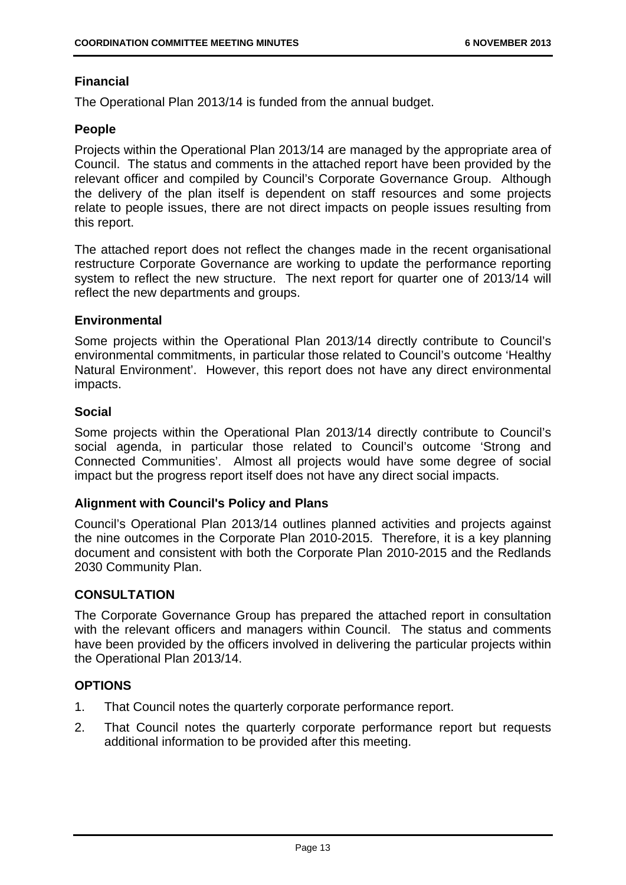### Financial

The Operational Plan 2013/14 is funded from the annual budget.

### People

Projects within the Operational Plan 2013/14 are managed by the appropriate area of Council. The status and comments in the attached report have been provided by the relevant officer and compiled by Council's Corporate Governance Group. Although the delivery of the plan itself is dependent on staff resources and some projects relate to people issues, there are not direct impacts on people issues resulting from this report.

The attached report does not reflect the changes made in the recent organisational restructure Corporate Governance are working to update the performance reporting system to reflect the new structure. The next report for quarter one of 2013/14 will reflect the new departments and groups.

### Environmental

Some projects within the Operational Plan 2013/14 directly contribute to Council's environmental commitments, in particular those related to Council's outcome 'Healthy Natural Environment'. However, this report does not have any direct environmental impacts.

### Social

Some projects within the Operational Plan 2013/14 directly contribute to Council's social agenda, in particular those related to Council's outcome 'Strong and Connected Communities'. Almost all projects would have some degree of social impact but the progress report itself does not have any direct social impacts.

### Alignment with Council's Policy and Plans

Council's Operational Plan 2013/14 outlines planned activities and projects against the nine outcomes in the Corporate Plan 2010-2015. Therefore, it is a key planning document and consistent with both the Corporate Plan 2010-2015 and the Redlands 2030 Community Plan.

## CONSULTATION

The Corporate Governance Group has prepared the attached report in consultation with the relevant officers and managers within Council. The status and comments have been provided by the officers involved in delivering the particular projects within the Operational Plan 2013/14.

## OPTIONS

1. That Council notes the quarterly corporate performance report.
2. That Council notes the quarterly corporate performance report but requests additional information to be provided after this meeting.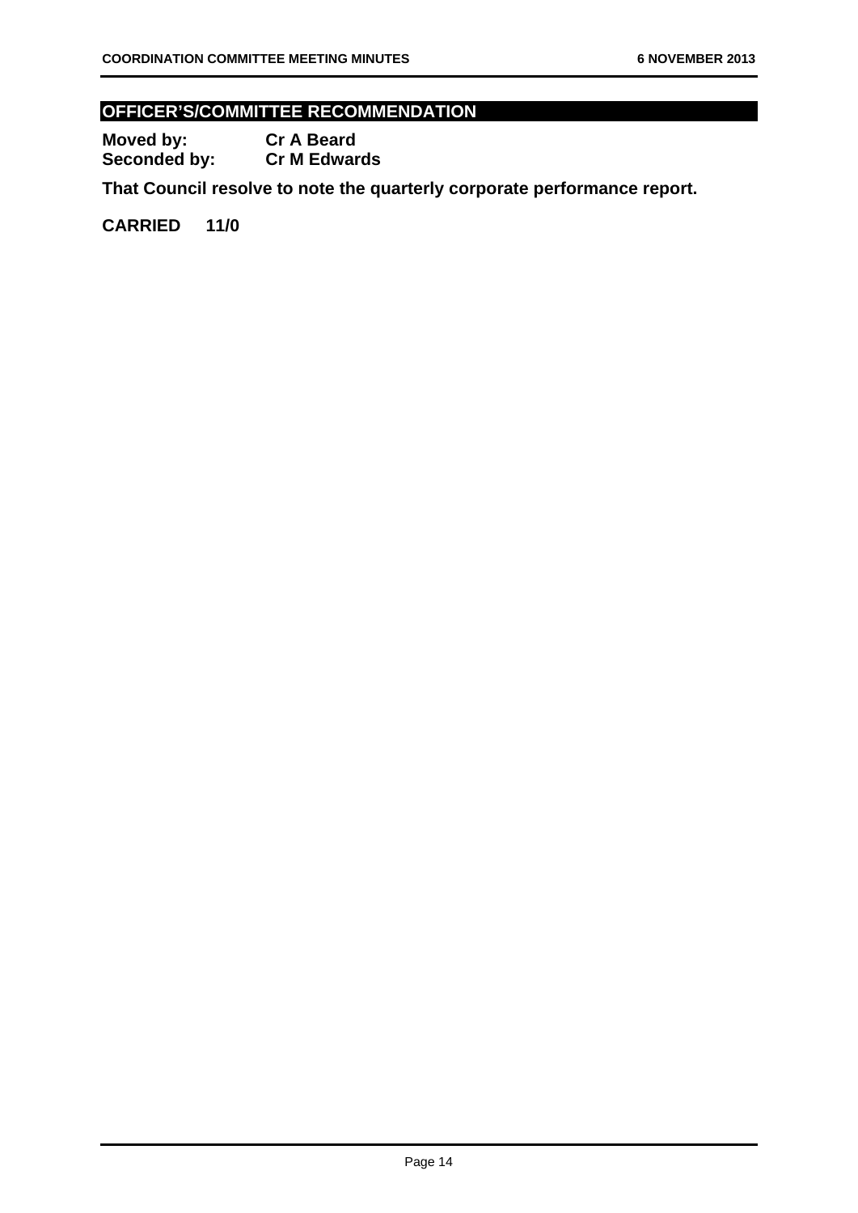## OFFICER'S/COMMITTEE RECOMMENDATION

**Moved by:** **Cr A Beard**
**Seconded by:** **Cr M Edwards**

**That Council resolve to note the quarterly corporate performance report.**

**CARRIED 11/0**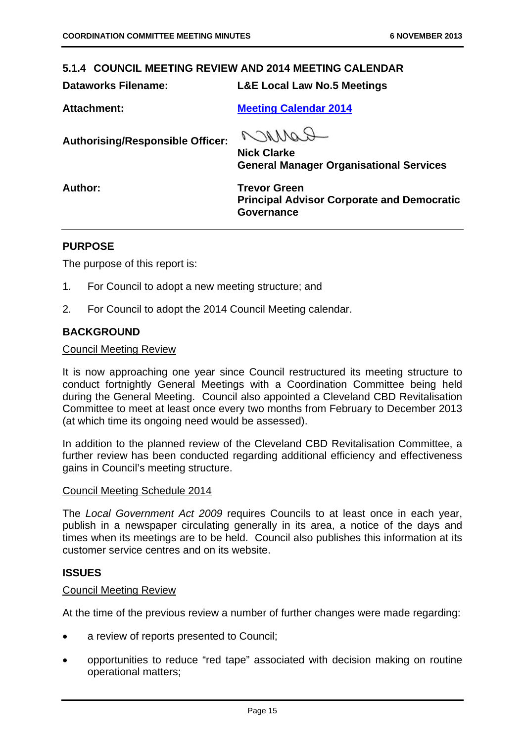### 5.1.4 COUNCIL MEETING REVIEW AND 2014 MEETING CALENDAR

**Dataworks Filename:** L&E Local Law No.5 Meetings

**Attachment:** Meeting Calendar 2014

**Authorising/Responsible Officer:** Nick Clarke
General Manager Organisational Services

**Author:** Trevor Green
Principal Advisor Corporate and Democratic Governance

---

#### PURPOSE

The purpose of this report is:

1. For Council to adopt a new meeting structure; and
2. For Council to adopt the 2014 Council Meeting calendar.

#### BACKGROUND

Council Meeting Review

It is now approaching one year since Council restructured its meeting structure to conduct fortnightly General Meetings with a Coordination Committee being held during the General Meeting. Council also appointed a Cleveland CBD Revitalisation Committee to meet at least once every two months from February to December 2013 (at which time its ongoing need would be assessed).

In addition to the planned review of the Cleveland CBD Revitalisation Committee, a further review has been conducted regarding additional efficiency and effectiveness gains in Council's meeting structure.

Council Meeting Schedule 2014

The *Local Government Act 2009* requires Councils to at least once in each year, publish in a newspaper circulating generally in its area, a notice of the days and times when its meetings are to be held. Council also publishes this information at its customer service centres and on its website.

#### ISSUES

Council Meeting Review

At the time of the previous review a number of further changes were made regarding:

- a review of reports presented to Council;
- opportunities to reduce "red tape" associated with decision making on routine operational matters;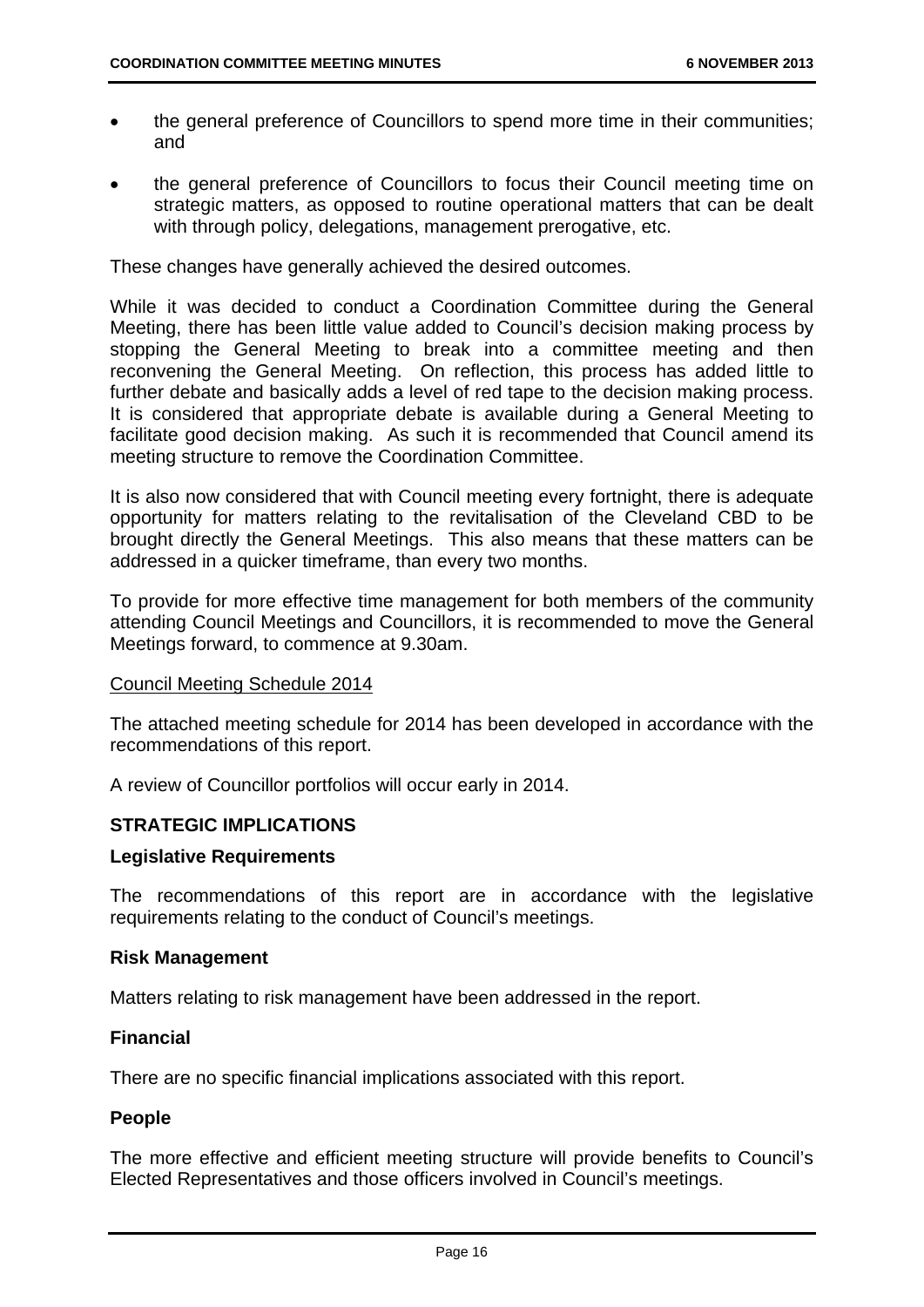- the general preference of Councillors to spend more time in their communities; and
- the general preference of Councillors to focus their Council meeting time on strategic matters, as opposed to routine operational matters that can be dealt with through policy, delegations, management prerogative, etc.

These changes have generally achieved the desired outcomes.

While it was decided to conduct a Coordination Committee during the General Meeting, there has been little value added to Council's decision making process by stopping the General Meeting to break into a committee meeting and then reconvening the General Meeting. On reflection, this process has added little to further debate and basically adds a level of red tape to the decision making process. It is considered that appropriate debate is available during a General Meeting to facilitate good decision making. As such it is recommended that Council amend its meeting structure to remove the Coordination Committee.

It is also now considered that with Council meeting every fortnight, there is adequate opportunity for matters relating to the revitalisation of the Cleveland CBD to be brought directly the General Meetings. This also means that these matters can be addressed in a quicker timeframe, than every two months.

To provide for more effective time management for both members of the community attending Council Meetings and Councillors, it is recommended to move the General Meetings forward, to commence at 9.30am.

Council Meeting Schedule 2014

The attached meeting schedule for 2014 has been developed in accordance with the recommendations of this report.

A review of Councillor portfolios will occur early in 2014.

## STRATEGIC IMPLICATIONS

### Legislative Requirements

The recommendations of this report are in accordance with the legislative requirements relating to the conduct of Council's meetings.

### Risk Management

Matters relating to risk management have been addressed in the report.

### Financial

There are no specific financial implications associated with this report.

### People

The more effective and efficient meeting structure will provide benefits to Council's Elected Representatives and those officers involved in Council's meetings.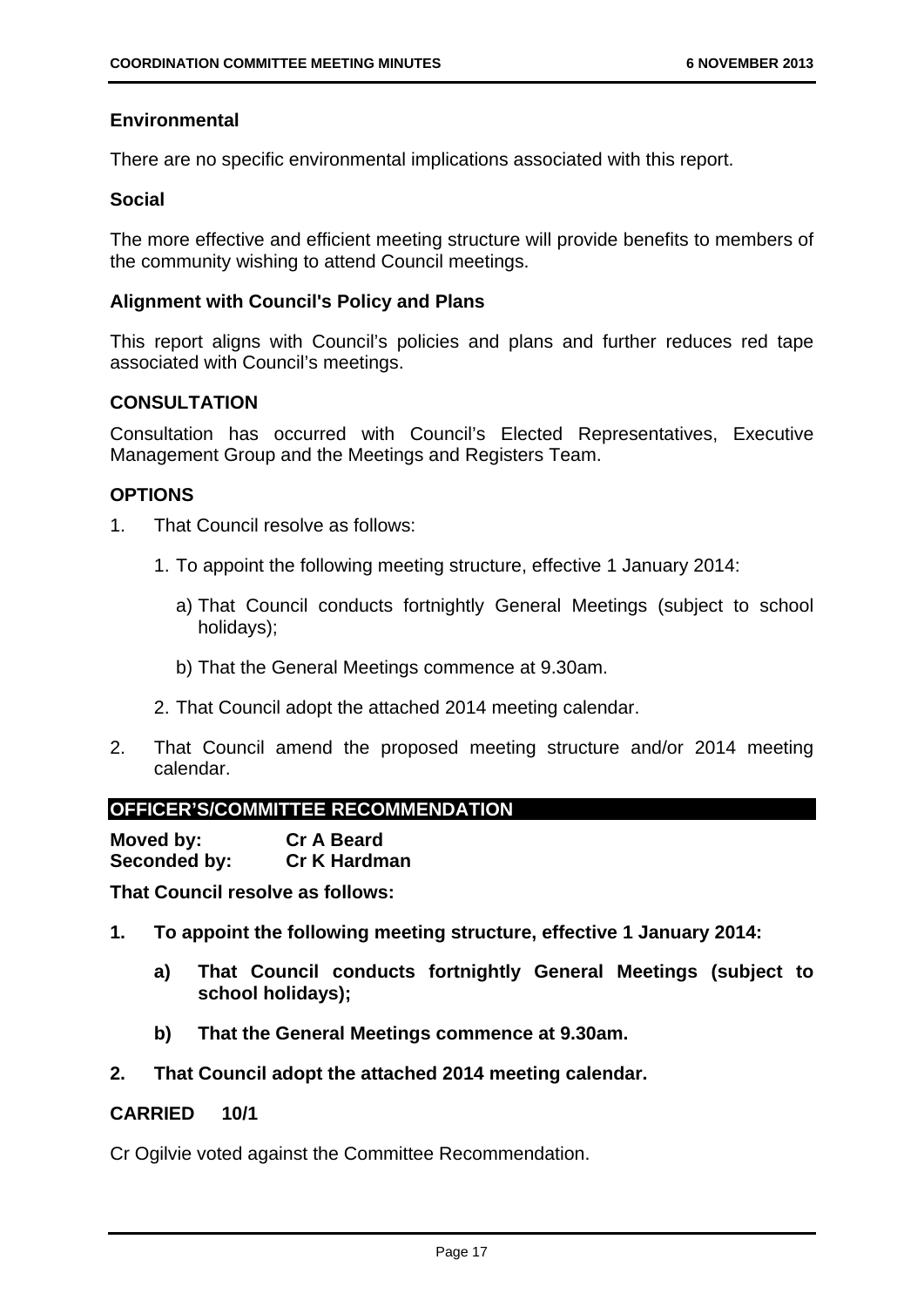**Environmental**

There are no specific environmental implications associated with this report.

**Social**

The more effective and efficient meeting structure will provide benefits to members of the community wishing to attend Council meetings.

**Alignment with Council's Policy and Plans**

This report aligns with Council's policies and plans and further reduces red tape associated with Council's meetings.

## CONSULTATION

Consultation has occurred with Council's Elected Representatives, Executive Management Group and the Meetings and Registers Team.

## OPTIONS

1. That Council resolve as follows:

   1. To appoint the following meeting structure, effective 1 January 2014:

      a) That Council conducts fortnightly General Meetings (subject to school holidays);

      b) That the General Meetings commence at 9.30am.

   2. That Council adopt the attached 2014 meeting calendar.

2. That Council amend the proposed meeting structure and/or 2014 meeting calendar.

## OFFICER'S/COMMITTEE RECOMMENDATION

**Moved by:** **Cr A Beard**
**Seconded by:** **Cr K Hardman**

**That Council resolve as follows:**

**1. To appoint the following meeting structure, effective 1 January 2014:**

   **a) That Council conducts fortnightly General Meetings (subject to school holidays);**

   **b) That the General Meetings commence at 9.30am.**

**2. That Council adopt the attached 2014 meeting calendar.**

**CARRIED 10/1**

Cr Ogilvie voted against the Committee Recommendation.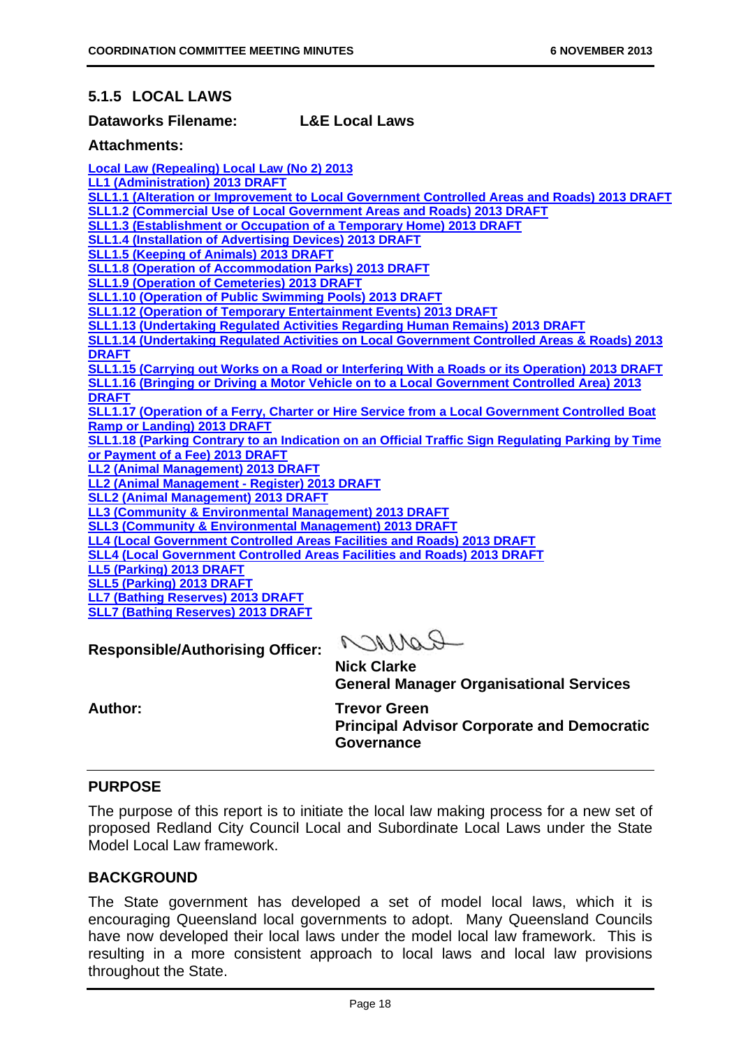### 5.1.5 LOCAL LAWS

**Dataworks Filename:** **L&E Local Laws**

**Attachments:**

**Local Law (Repealing) Local Law (No 2) 2013**
**LL1 (Administration) 2013 DRAFT**
**SLL1.1 (Alteration or Improvement to Local Government Controlled Areas and Roads) 2013 DRAFT**
**SLL1.2 (Commercial Use of Local Government Areas and Roads) 2013 DRAFT**
**SLL1.3 (Establishment or Occupation of a Temporary Home) 2013 DRAFT**
**SLL1.4 (Installation of Advertising Devices) 2013 DRAFT**
**SLL1.5 (Keeping of Animals) 2013 DRAFT**
**SLL1.8 (Operation of Accommodation Parks) 2013 DRAFT**
**SLL1.9 (Operation of Cemeteries) 2013 DRAFT**
**SLL1.10 (Operation of Public Swimming Pools) 2013 DRAFT**
**SLL1.12 (Operation of Temporary Entertainment Events) 2013 DRAFT**
**SLL1.13 (Undertaking Regulated Activities Regarding Human Remains) 2013 DRAFT**
**SLL1.14 (Undertaking Regulated Activities on Local Government Controlled Areas & Roads) 2013 DRAFT**
**SLL1.15 (Carrying out Works on a Road or Interfering With a Roads or its Operation) 2013 DRAFT**
**SLL1.16 (Bringing or Driving a Motor Vehicle on to a Local Government Controlled Area) 2013 DRAFT**
**SLL1.17 (Operation of a Ferry, Charter or Hire Service from a Local Government Controlled Boat Ramp or Landing) 2013 DRAFT**
**SLL1.18 (Parking Contrary to an Indication on an Official Traffic Sign Regulating Parking by Time or Payment of a Fee) 2013 DRAFT**
**LL2 (Animal Management) 2013 DRAFT**
**LL2 (Animal Management - Register) 2013 DRAFT**
**SLL2 (Animal Management) 2013 DRAFT**
**LL3 (Community & Environmental Management) 2013 DRAFT**
**SLL3 (Community & Environmental Management) 2013 DRAFT**
**LL4 (Local Government Controlled Areas Facilities and Roads) 2013 DRAFT**
**SLL4 (Local Government Controlled Areas Facilities and Roads) 2013 DRAFT**
**LL5 (Parking) 2013 DRAFT**
**SLL5 (Parking) 2013 DRAFT**
**LL7 (Bathing Reserves) 2013 DRAFT**
**SLL7 (Bathing Reserves) 2013 DRAFT**

**Responsible/Authorising Officer:**

**Nick Clarke**
**General Manager Organisational Services**

**Author:**

**Trevor Green**
**Principal Advisor Corporate and Democratic Governance**

### PURPOSE

The purpose of this report is to initiate the local law making process for a new set of proposed Redland City Council Local and Subordinate Local Laws under the State Model Local Law framework.

### BACKGROUND

The State government has developed a set of model local laws, which it is encouraging Queensland local governments to adopt. Many Queensland Councils have now developed their local laws under the model local law framework. This is resulting in a more consistent approach to local laws and local law provisions throughout the State.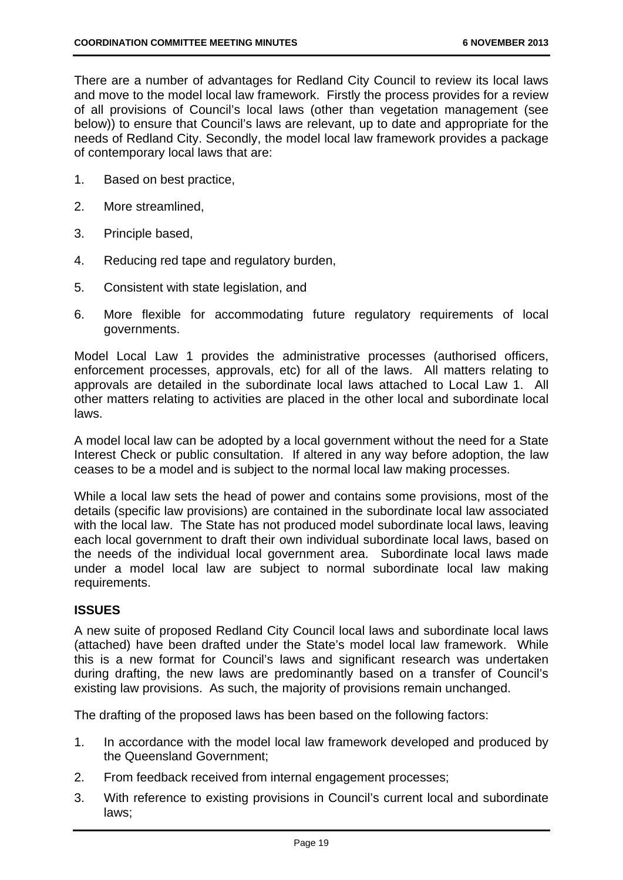There are a number of advantages for Redland City Council to review its local laws and move to the model local law framework. Firstly the process provides for a review of all provisions of Council's local laws (other than vegetation management (see below)) to ensure that Council's laws are relevant, up to date and appropriate for the needs of Redland City. Secondly, the model local law framework provides a package of contemporary local laws that are:

1. Based on best practice,
2. More streamlined,
3. Principle based,
4. Reducing red tape and regulatory burden,
5. Consistent with state legislation, and
6. More flexible for accommodating future regulatory requirements of local governments.

Model Local Law 1 provides the administrative processes (authorised officers, enforcement processes, approvals, etc) for all of the laws. All matters relating to approvals are detailed in the subordinate local laws attached to Local Law 1. All other matters relating to activities are placed in the other local and subordinate local laws.

A model local law can be adopted by a local government without the need for a State Interest Check or public consultation. If altered in any way before adoption, the law ceases to be a model and is subject to the normal local law making processes.

While a local law sets the head of power and contains some provisions, most of the details (specific law provisions) are contained in the subordinate local law associated with the local law. The State has not produced model subordinate local laws, leaving each local government to draft their own individual subordinate local laws, based on the needs of the individual local government area. Subordinate local laws made under a model local law are subject to normal subordinate local law making requirements.

## ISSUES

A new suite of proposed Redland City Council local laws and subordinate local laws (attached) have been drafted under the State's model local law framework. While this is a new format for Council's laws and significant research was undertaken during drafting, the new laws are predominantly based on a transfer of Council's existing law provisions. As such, the majority of provisions remain unchanged.

The drafting of the proposed laws has been based on the following factors:

1. In accordance with the model local law framework developed and produced by the Queensland Government;
2. From feedback received from internal engagement processes;
3. With reference to existing provisions in Council's current local and subordinate laws;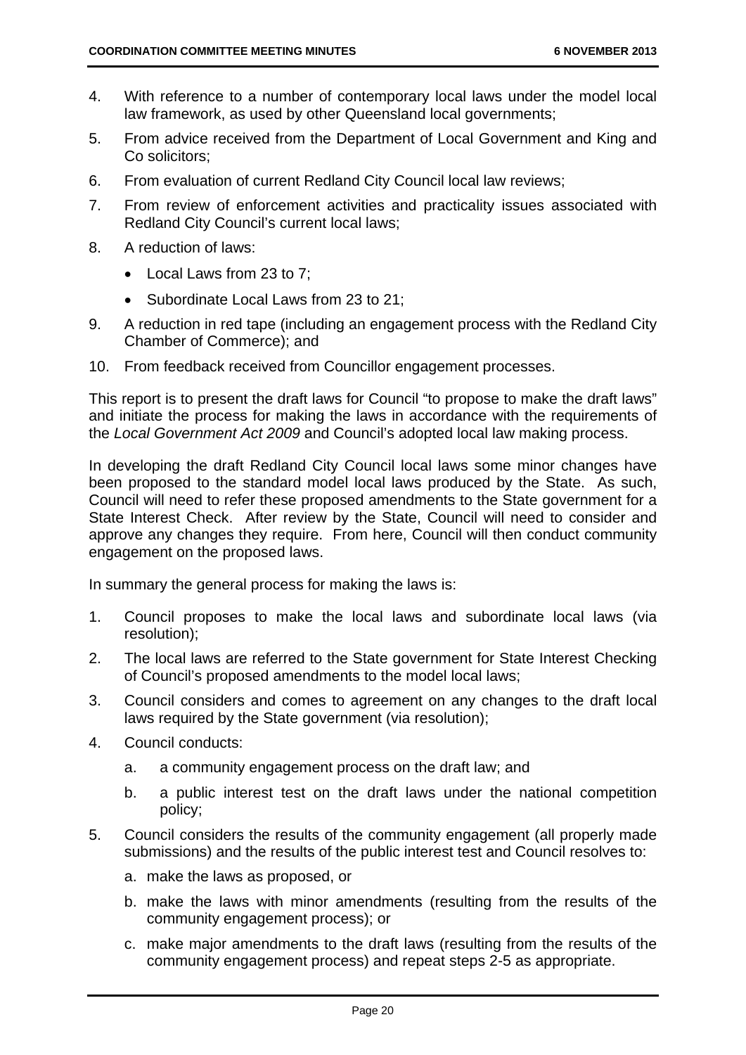4. With reference to a number of contemporary local laws under the model local law framework, as used by other Queensland local governments;
5. From advice received from the Department of Local Government and King and Co solicitors;
6. From evaluation of current Redland City Council local law reviews;
7. From review of enforcement activities and practicality issues associated with Redland City Council's current local laws;
8. A reduction of laws:
   - Local Laws from 23 to 7;
   - Subordinate Local Laws from 23 to 21;
9. A reduction in red tape (including an engagement process with the Redland City Chamber of Commerce); and
10. From feedback received from Councillor engagement processes.

This report is to present the draft laws for Council "to propose to make the draft laws" and initiate the process for making the laws in accordance with the requirements of the *Local Government Act 2009* and Council's adopted local law making process.

In developing the draft Redland City Council local laws some minor changes have been proposed to the standard model local laws produced by the State. As such, Council will need to refer these proposed amendments to the State government for a State Interest Check. After review by the State, Council will need to consider and approve any changes they require. From here, Council will then conduct community engagement on the proposed laws.

In summary the general process for making the laws is:

1. Council proposes to make the local laws and subordinate local laws (via resolution);
2. The local laws are referred to the State government for State Interest Checking of Council's proposed amendments to the model local laws;
3. Council considers and comes to agreement on any changes to the draft local laws required by the State government (via resolution);
4. Council conducts:
   a. a community engagement process on the draft law; and
   b. a public interest test on the draft laws under the national competition policy;
5. Council considers the results of the community engagement (all properly made submissions) and the results of the public interest test and Council resolves to:
   a. make the laws as proposed, or
   b. make the laws with minor amendments (resulting from the results of the community engagement process); or
   c. make major amendments to the draft laws (resulting from the results of the community engagement process) and repeat steps 2-5 as appropriate.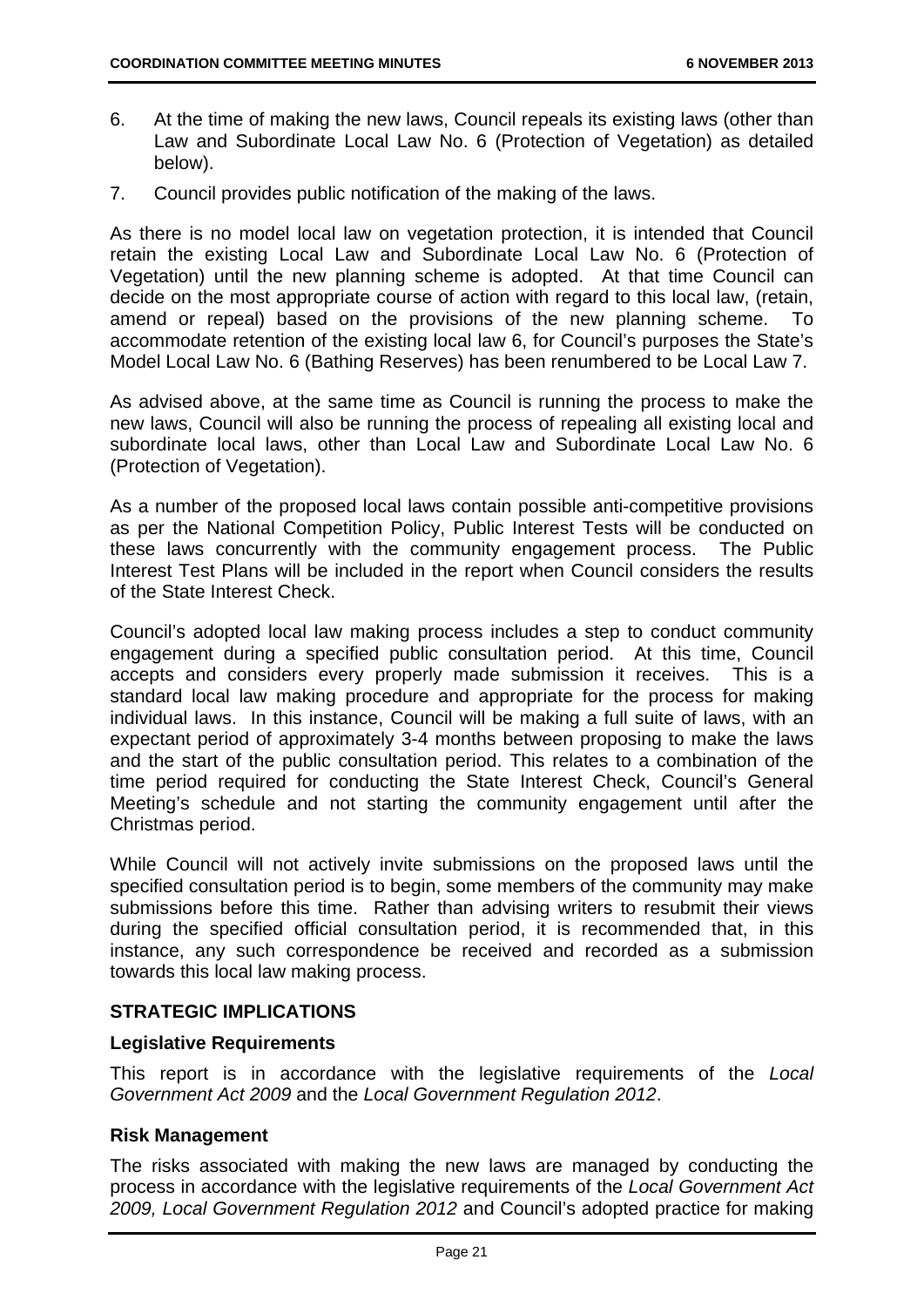6. At the time of making the new laws, Council repeals its existing laws (other than Law and Subordinate Local Law No. 6 (Protection of Vegetation) as detailed below).
7. Council provides public notification of the making of the laws.

As there is no model local law on vegetation protection, it is intended that Council retain the existing Local Law and Subordinate Local Law No. 6 (Protection of Vegetation) until the new planning scheme is adopted. At that time Council can decide on the most appropriate course of action with regard to this local law, (retain, amend or repeal) based on the provisions of the new planning scheme. To accommodate retention of the existing local law 6, for Council's purposes the State's Model Local Law No. 6 (Bathing Reserves) has been renumbered to be Local Law 7.

As advised above, at the same time as Council is running the process to make the new laws, Council will also be running the process of repealing all existing local and subordinate local laws, other than Local Law and Subordinate Local Law No. 6 (Protection of Vegetation).

As a number of the proposed local laws contain possible anti-competitive provisions as per the National Competition Policy, Public Interest Tests will be conducted on these laws concurrently with the community engagement process. The Public Interest Test Plans will be included in the report when Council considers the results of the State Interest Check.

Council's adopted local law making process includes a step to conduct community engagement during a specified public consultation period. At this time, Council accepts and considers every properly made submission it receives. This is a standard local law making procedure and appropriate for the process for making individual laws. In this instance, Council will be making a full suite of laws, with an expectant period of approximately 3-4 months between proposing to make the laws and the start of the public consultation period. This relates to a combination of the time period required for conducting the State Interest Check, Council's General Meeting's schedule and not starting the community engagement until after the Christmas period.

While Council will not actively invite submissions on the proposed laws until the specified consultation period is to begin, some members of the community may make submissions before this time. Rather than advising writers to resubmit their views during the specified official consultation period, it is recommended that, in this instance, any such correspondence be received and recorded as a submission towards this local law making process.

## STRATEGIC IMPLICATIONS

### Legislative Requirements

This report is in accordance with the legislative requirements of the *Local Government Act 2009* and the *Local Government Regulation 2012*.

### Risk Management

The risks associated with making the new laws are managed by conducting the process in accordance with the legislative requirements of the *Local Government Act 2009, Local Government Regulation 2012* and Council's adopted practice for making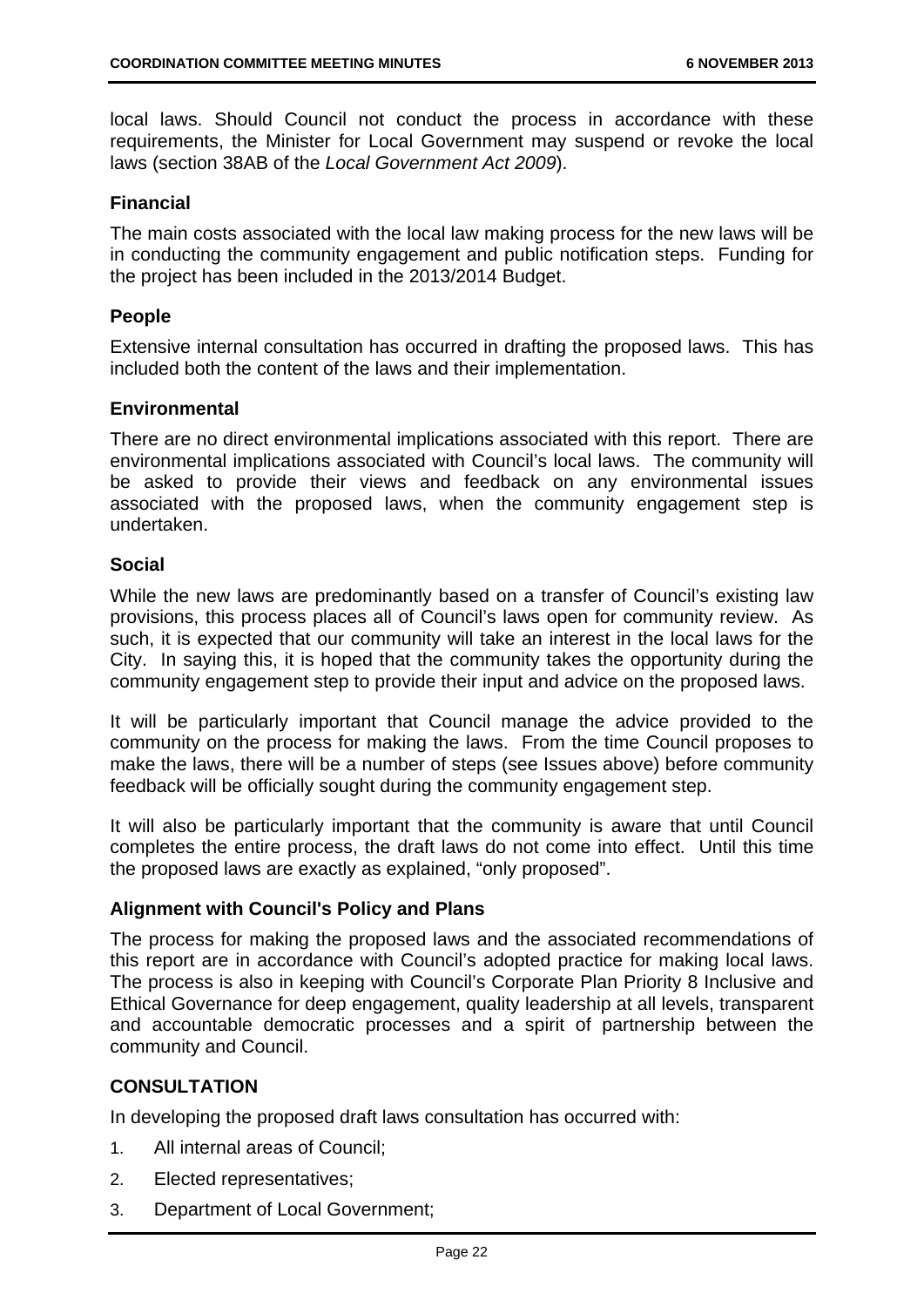local laws. Should Council not conduct the process in accordance with these requirements, the Minister for Local Government may suspend or revoke the local laws (section 38AB of the *Local Government Act 2009*).

**Financial**

The main costs associated with the local law making process for the new laws will be in conducting the community engagement and public notification steps. Funding for the project has been included in the 2013/2014 Budget.

**People**

Extensive internal consultation has occurred in drafting the proposed laws. This has included both the content of the laws and their implementation.

**Environmental**

There are no direct environmental implications associated with this report. There are environmental implications associated with Council's local laws. The community will be asked to provide their views and feedback on any environmental issues associated with the proposed laws, when the community engagement step is undertaken.

**Social**

While the new laws are predominantly based on a transfer of Council's existing law provisions, this process places all of Council's laws open for community review. As such, it is expected that our community will take an interest in the local laws for the City. In saying this, it is hoped that the community takes the opportunity during the community engagement step to provide their input and advice on the proposed laws.

It will be particularly important that Council manage the advice provided to the community on the process for making the laws. From the time Council proposes to make the laws, there will be a number of steps (see Issues above) before community feedback will be officially sought during the community engagement step.

It will also be particularly important that the community is aware that until Council completes the entire process, the draft laws do not come into effect. Until this time the proposed laws are exactly as explained, "only proposed".

**Alignment with Council's Policy and Plans**

The process for making the proposed laws and the associated recommendations of this report are in accordance with Council's adopted practice for making local laws. The process is also in keeping with Council's Corporate Plan Priority 8 Inclusive and Ethical Governance for deep engagement, quality leadership at all levels, transparent and accountable democratic processes and a spirit of partnership between the community and Council.

**CONSULTATION**

In developing the proposed draft laws consultation has occurred with:

1. All internal areas of Council;
2. Elected representatives;
3. Department of Local Government;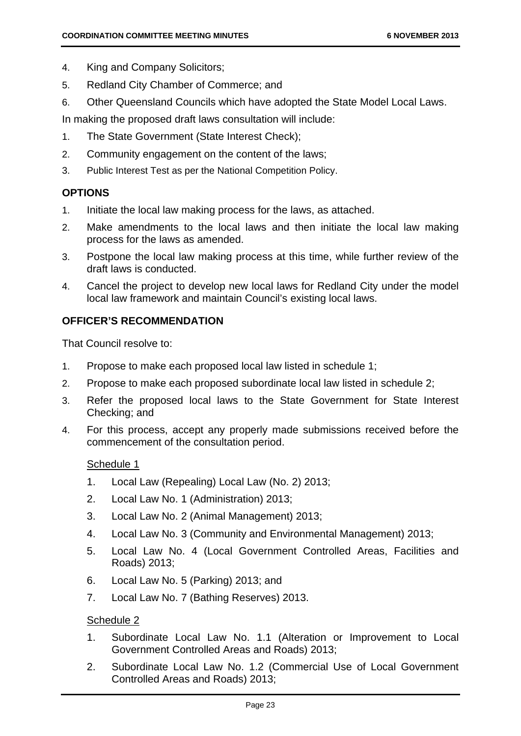4. King and Company Solicitors;
5. Redland City Chamber of Commerce; and
6. Other Queensland Councils which have adopted the State Model Local Laws.

In making the proposed draft laws consultation will include:

1. The State Government (State Interest Check);
2. Community engagement on the content of the laws;
3. Public Interest Test as per the National Competition Policy.

## OPTIONS

1. Initiate the local law making process for the laws, as attached.
2. Make amendments to the local laws and then initiate the local law making process for the laws as amended.
3. Postpone the local law making process at this time, while further review of the draft laws is conducted.
4. Cancel the project to develop new local laws for Redland City under the model local law framework and maintain Council's existing local laws.

## OFFICER'S RECOMMENDATION

That Council resolve to:

1. Propose to make each proposed local law listed in schedule 1;
2. Propose to make each proposed subordinate local law listed in schedule 2;
3. Refer the proposed local laws to the State Government for State Interest Checking; and
4. For this process, accept any properly made submissions received before the commencement of the consultation period.

Schedule 1

1. Local Law (Repealing) Local Law (No. 2) 2013;
2. Local Law No. 1 (Administration) 2013;
3. Local Law No. 2 (Animal Management) 2013;
4. Local Law No. 3 (Community and Environmental Management) 2013;
5. Local Law No. 4 (Local Government Controlled Areas, Facilities and Roads) 2013;
6. Local Law No. 5 (Parking) 2013; and
7. Local Law No. 7 (Bathing Reserves) 2013.

Schedule 2

1. Subordinate Local Law No. 1.1 (Alteration or Improvement to Local Government Controlled Areas and Roads) 2013;
2. Subordinate Local Law No. 1.2 (Commercial Use of Local Government Controlled Areas and Roads) 2013;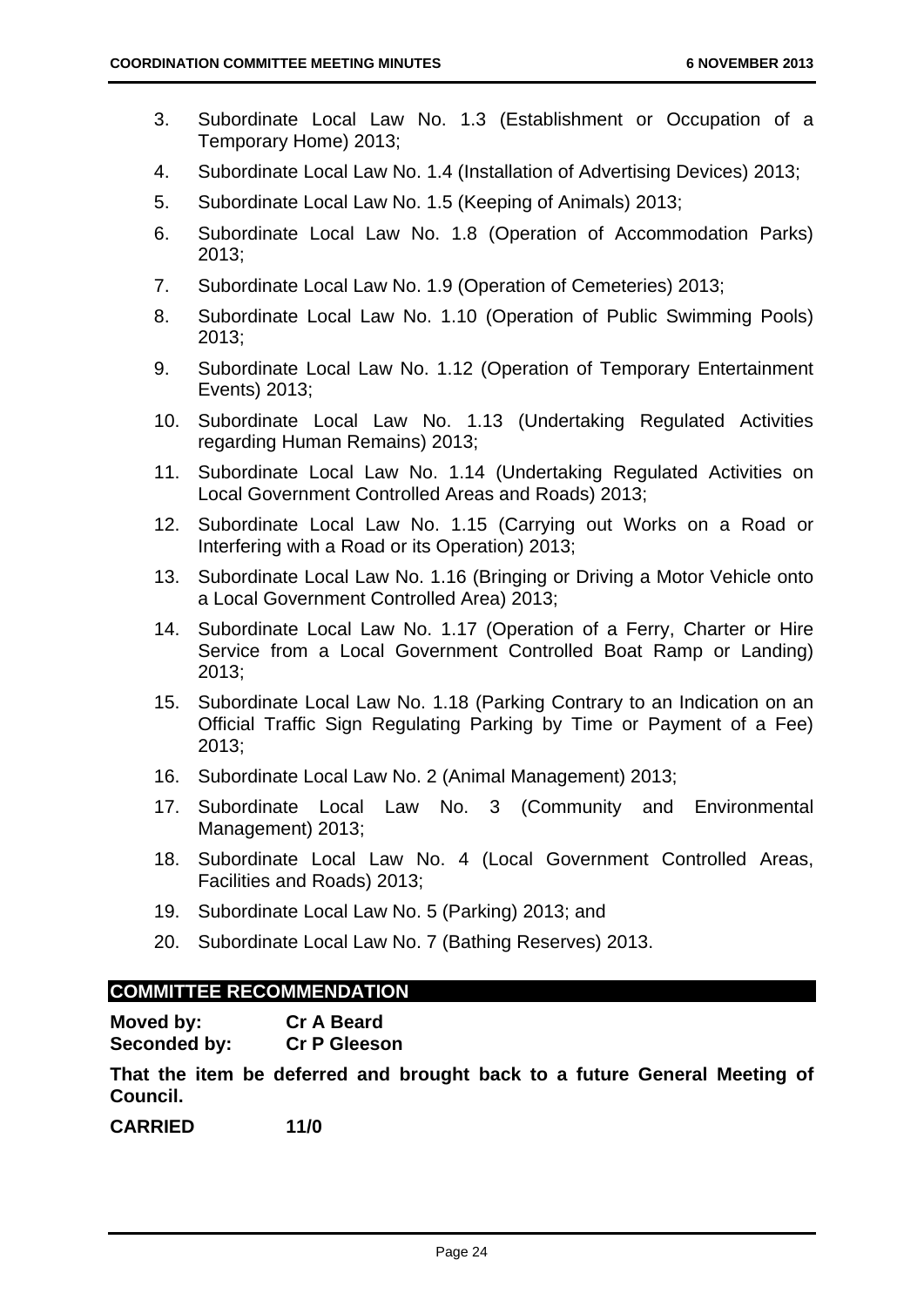3. Subordinate Local Law No. 1.3 (Establishment or Occupation of a Temporary Home) 2013;
4. Subordinate Local Law No. 1.4 (Installation of Advertising Devices) 2013;
5. Subordinate Local Law No. 1.5 (Keeping of Animals) 2013;
6. Subordinate Local Law No. 1.8 (Operation of Accommodation Parks) 2013;
7. Subordinate Local Law No. 1.9 (Operation of Cemeteries) 2013;
8. Subordinate Local Law No. 1.10 (Operation of Public Swimming Pools) 2013;
9. Subordinate Local Law No. 1.12 (Operation of Temporary Entertainment Events) 2013;
10. Subordinate Local Law No. 1.13 (Undertaking Regulated Activities regarding Human Remains) 2013;
11. Subordinate Local Law No. 1.14 (Undertaking Regulated Activities on Local Government Controlled Areas and Roads) 2013;
12. Subordinate Local Law No. 1.15 (Carrying out Works on a Road or Interfering with a Road or its Operation) 2013;
13. Subordinate Local Law No. 1.16 (Bringing or Driving a Motor Vehicle onto a Local Government Controlled Area) 2013;
14. Subordinate Local Law No. 1.17 (Operation of a Ferry, Charter or Hire Service from a Local Government Controlled Boat Ramp or Landing) 2013;
15. Subordinate Local Law No. 1.18 (Parking Contrary to an Indication on an Official Traffic Sign Regulating Parking by Time or Payment of a Fee) 2013;
16. Subordinate Local Law No. 2 (Animal Management) 2013;
17. Subordinate Local Law No. 3 (Community and Environmental Management) 2013;
18. Subordinate Local Law No. 4 (Local Government Controlled Areas, Facilities and Roads) 2013;
19. Subordinate Local Law No. 5 (Parking) 2013; and
20. Subordinate Local Law No. 7 (Bathing Reserves) 2013.

## COMMITTEE RECOMMENDATION

**Moved by:** **Cr A Beard**
**Seconded by:** **Cr P Gleeson**

**That the item be deferred and brought back to a future General Meeting of Council.**

**CARRIED** **11/0**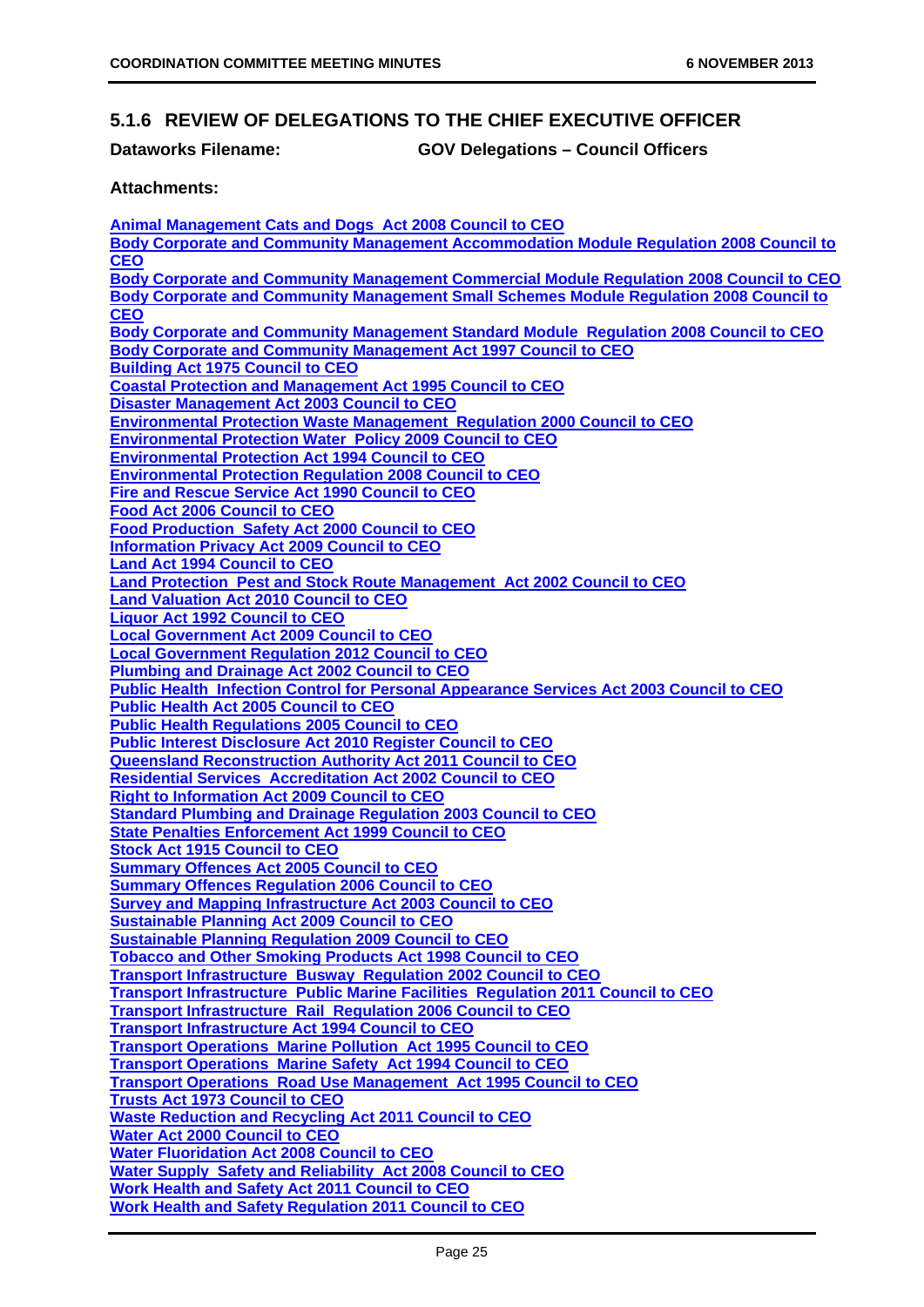## 5.1.6 REVIEW OF DELEGATIONS TO THE CHIEF EXECUTIVE OFFICER

**Dataworks Filename:** GOV Delegations – Council Officers

**Attachments:**

**Animal Management Cats and Dogs Act 2008 Council to CEO**
**Body Corporate and Community Management Accommodation Module Regulation 2008 Council to CEO**
**Body Corporate and Community Management Commercial Module Regulation 2008 Council to CEO**
**Body Corporate and Community Management Small Schemes Module Regulation 2008 Council to CEO**
**Body Corporate and Community Management Standard Module Regulation 2008 Council to CEO**
**Body Corporate and Community Management Act 1997 Council to CEO**
**Building Act 1975 Council to CEO**
**Coastal Protection and Management Act 1995 Council to CEO**
**Disaster Management Act 2003 Council to CEO**
**Environmental Protection Waste Management Regulation 2000 Council to CEO**
**Environmental Protection Water Policy 2009 Council to CEO**
**Environmental Protection Act 1994 Council to CEO**
**Environmental Protection Regulation 2008 Council to CEO**
**Fire and Rescue Service Act 1990 Council to CEO**
**Food Act 2006 Council to CEO**
**Food Production Safety Act 2000 Council to CEO**
**Information Privacy Act 2009 Council to CEO**
**Land Act 1994 Council to CEO**
**Land Protection Pest and Stock Route Management Act 2002 Council to CEO**
**Land Valuation Act 2010 Council to CEO**
**Liquor Act 1992 Council to CEO**
**Local Government Act 2009 Council to CEO**
**Local Government Regulation 2012 Council to CEO**
**Plumbing and Drainage Act 2002 Council to CEO**
**Public Health Infection Control for Personal Appearance Services Act 2003 Council to CEO**
**Public Health Act 2005 Council to CEO**
**Public Health Regulations 2005 Council to CEO**
**Public Interest Disclosure Act 2010 Register Council to CEO**
**Queensland Reconstruction Authority Act 2011 Council to CEO**
**Residential Services Accreditation Act 2002 Council to CEO**
**Right to Information Act 2009 Council to CEO**
**Standard Plumbing and Drainage Regulation 2003 Council to CEO**
**State Penalties Enforcement Act 1999 Council to CEO**
**Stock Act 1915 Council to CEO**
**Summary Offences Act 2005 Council to CEO**
**Summary Offences Regulation 2006 Council to CEO**
**Survey and Mapping Infrastructure Act 2003 Council to CEO**
**Sustainable Planning Act 2009 Council to CEO**
**Sustainable Planning Regulation 2009 Council to CEO**
**Tobacco and Other Smoking Products Act 1998 Council to CEO**
**Transport Infrastructure Busway Regulation 2002 Council to CEO**
**Transport Infrastructure Public Marine Facilities Regulation 2011 Council to CEO**
**Transport Infrastructure Rail Regulation 2006 Council to CEO**
**Transport Infrastructure Act 1994 Council to CEO**
**Transport Operations Marine Pollution Act 1995 Council to CEO**
**Transport Operations Marine Safety Act 1994 Council to CEO**
**Transport Operations Road Use Management Act 1995 Council to CEO**
**Trusts Act 1973 Council to CEO**
**Waste Reduction and Recycling Act 2011 Council to CEO**
**Water Act 2000 Council to CEO**
**Water Fluoridation Act 2008 Council to CEO**
**Water Supply Safety and Reliability Act 2008 Council to CEO**
**Work Health and Safety Act 2011 Council to CEO**
**Work Health and Safety Regulation 2011 Council to CEO**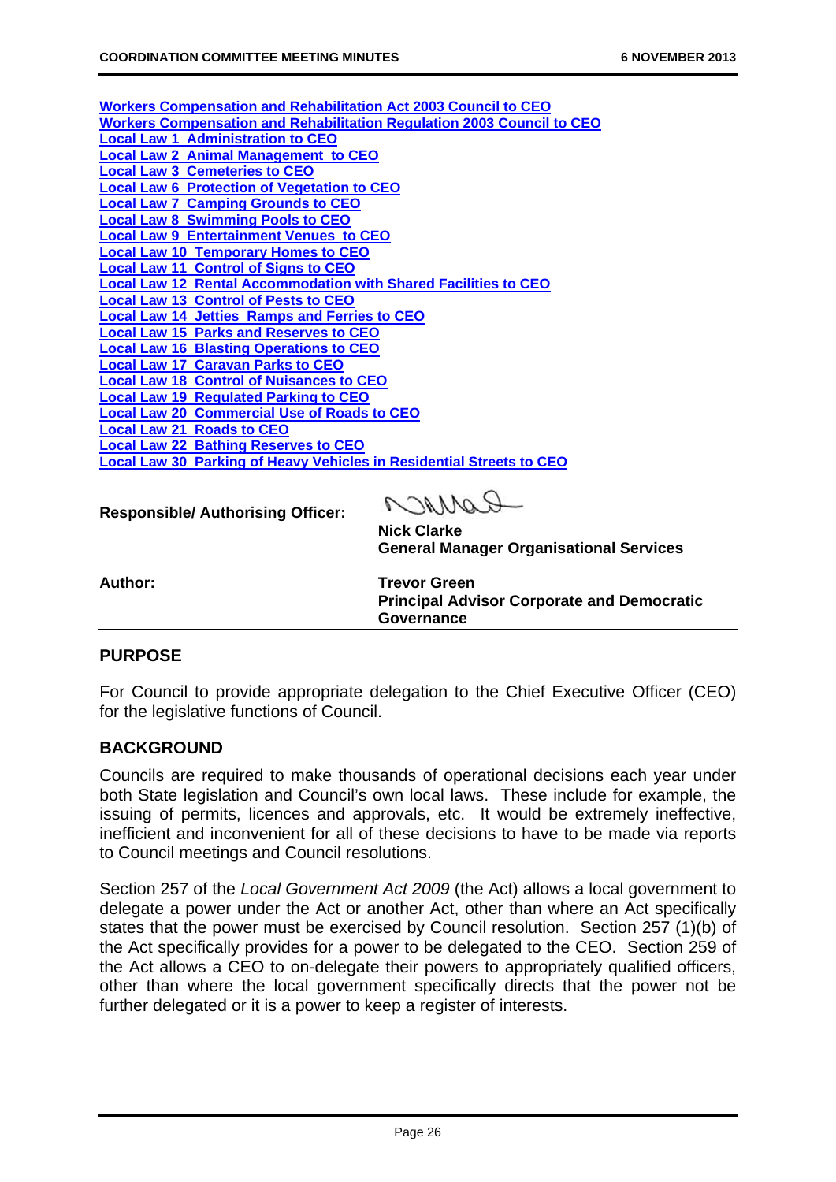**Workers Compensation and Rehabilitation Act 2003 Council to CEO**
**Workers Compensation and Rehabilitation Regulation 2003 Council to CEO**
**Local Law 1 Administration to CEO**
**Local Law 2 Animal Management to CEO**
**Local Law 3 Cemeteries to CEO**
**Local Law 6 Protection of Vegetation to CEO**
**Local Law 7 Camping Grounds to CEO**
**Local Law 8 Swimming Pools to CEO**
**Local Law 9 Entertainment Venues to CEO**
**Local Law 10 Temporary Homes to CEO**
**Local Law 11 Control of Signs to CEO**
**Local Law 12 Rental Accommodation with Shared Facilities to CEO**
**Local Law 13 Control of Pests to CEO**
**Local Law 14 Jetties Ramps and Ferries to CEO**
**Local Law 15 Parks and Reserves to CEO**
**Local Law 16 Blasting Operations to CEO**
**Local Law 17 Caravan Parks to CEO**
**Local Law 18 Control of Nuisances to CEO**
**Local Law 19 Regulated Parking to CEO**
**Local Law 20 Commercial Use of Roads to CEO**
**Local Law 21 Roads to CEO**
**Local Law 22 Bathing Reserves to CEO**
**Local Law 30 Parking of Heavy Vehicles in Residential Streets to CEO**

| | |
|---|---|
| **Responsible/ Authorising Officer:** | **Nick Clarke**<br>**General Manager Organisational Services** |
| **Author:** | **Trevor Green**<br>**Principal Advisor Corporate and Democratic Governance** |

## PURPOSE

For Council to provide appropriate delegation to the Chief Executive Officer (CEO) for the legislative functions of Council.

## BACKGROUND

Councils are required to make thousands of operational decisions each year under both State legislation and Council's own local laws. These include for example, the issuing of permits, licences and approvals, etc. It would be extremely ineffective, inefficient and inconvenient for all of these decisions to have to be made via reports to Council meetings and Council resolutions.

Section 257 of the *Local Government Act 2009* (the Act) allows a local government to delegate a power under the Act or another Act, other than where an Act specifically states that the power must be exercised by Council resolution. Section 257 (1)(b) of the Act specifically provides for a power to be delegated to the CEO. Section 259 of the Act allows a CEO to on-delegate their powers to appropriately qualified officers, other than where the local government specifically directs that the power not be further delegated or it is a power to keep a register of interests.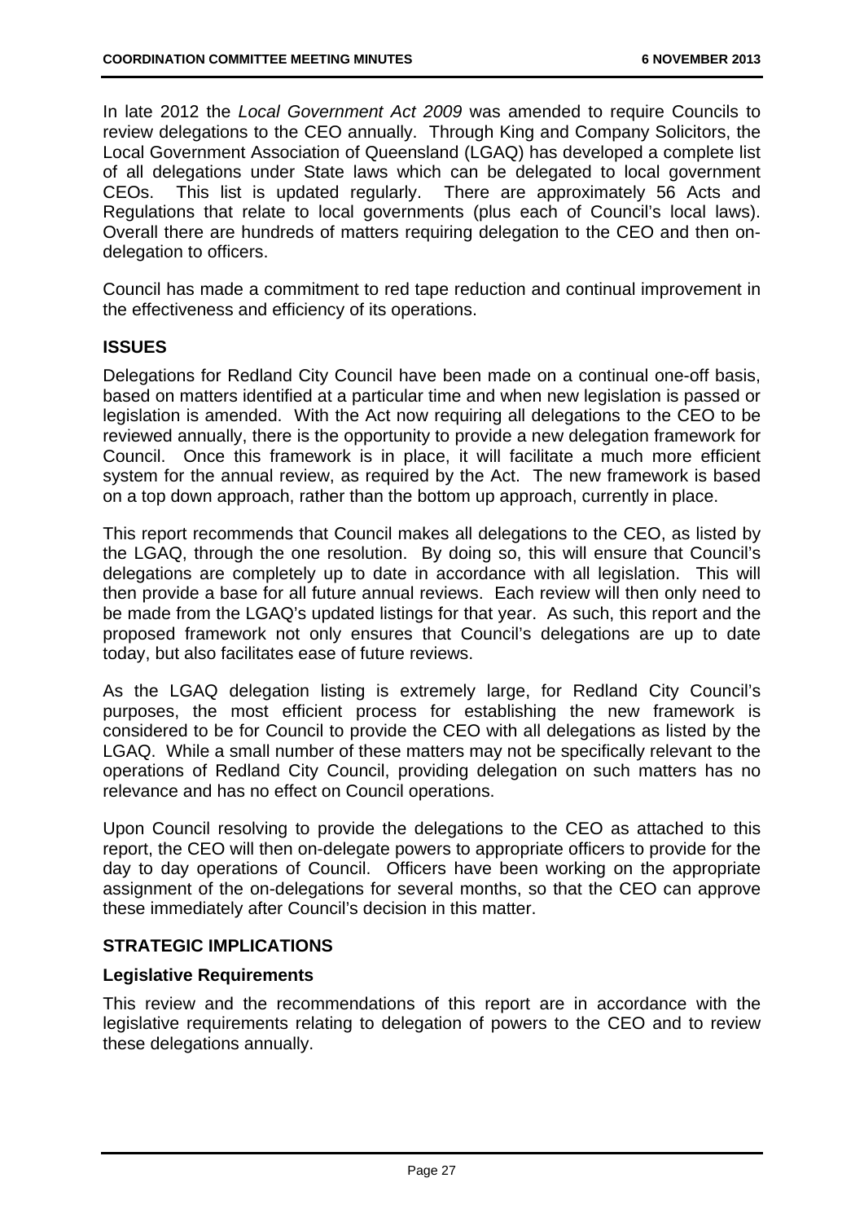In late 2012 the *Local Government Act 2009* was amended to require Councils to review delegations to the CEO annually. Through King and Company Solicitors, the Local Government Association of Queensland (LGAQ) has developed a complete list of all delegations under State laws which can be delegated to local government CEOs. This list is updated regularly. There are approximately 56 Acts and Regulations that relate to local governments (plus each of Council's local laws). Overall there are hundreds of matters requiring delegation to the CEO and then on-delegation to officers.

Council has made a commitment to red tape reduction and continual improvement in the effectiveness and efficiency of its operations.

### ISSUES

Delegations for Redland City Council have been made on a continual one-off basis, based on matters identified at a particular time and when new legislation is passed or legislation is amended. With the Act now requiring all delegations to the CEO to be reviewed annually, there is the opportunity to provide a new delegation framework for Council. Once this framework is in place, it will facilitate a much more efficient system for the annual review, as required by the Act. The new framework is based on a top down approach, rather than the bottom up approach, currently in place.

This report recommends that Council makes all delegations to the CEO, as listed by the LGAQ, through the one resolution. By doing so, this will ensure that Council's delegations are completely up to date in accordance with all legislation. This will then provide a base for all future annual reviews. Each review will then only need to be made from the LGAQ's updated listings for that year. As such, this report and the proposed framework not only ensures that Council's delegations are up to date today, but also facilitates ease of future reviews.

As the LGAQ delegation listing is extremely large, for Redland City Council's purposes, the most efficient process for establishing the new framework is considered to be for Council to provide the CEO with all delegations as listed by the LGAQ. While a small number of these matters may not be specifically relevant to the operations of Redland City Council, providing delegation on such matters has no relevance and has no effect on Council operations.

Upon Council resolving to provide the delegations to the CEO as attached to this report, the CEO will then on-delegate powers to appropriate officers to provide for the day to day operations of Council. Officers have been working on the appropriate assignment of the on-delegations for several months, so that the CEO can approve these immediately after Council's decision in this matter.

### STRATEGIC IMPLICATIONS

#### Legislative Requirements

This review and the recommendations of this report are in accordance with the legislative requirements relating to delegation of powers to the CEO and to review these delegations annually.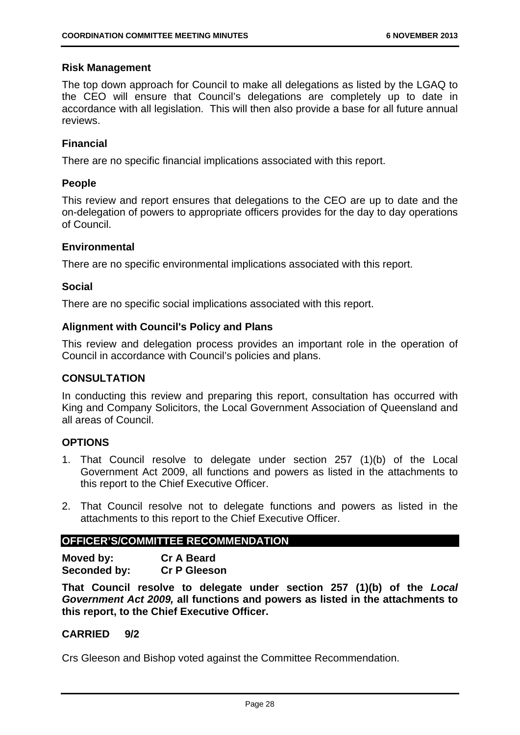### Risk Management

The top down approach for Council to make all delegations as listed by the LGAQ to the CEO will ensure that Council's delegations are completely up to date in accordance with all legislation. This will then also provide a base for all future annual reviews.

### Financial

There are no specific financial implications associated with this report.

### People

This review and report ensures that delegations to the CEO are up to date and the on-delegation of powers to appropriate officers provides for the day to day operations of Council.

### Environmental

There are no specific environmental implications associated with this report.

### Social

There are no specific social implications associated with this report.

### Alignment with Council's Policy and Plans

This review and delegation process provides an important role in the operation of Council in accordance with Council's policies and plans.

## CONSULTATION

In conducting this review and preparing this report, consultation has occurred with King and Company Solicitors, the Local Government Association of Queensland and all areas of Council.

## OPTIONS

1. That Council resolve to delegate under section 257 (1)(b) of the Local Government Act 2009, all functions and powers as listed in the attachments to this report to the Chief Executive Officer.

2. That Council resolve not to delegate functions and powers as listed in the attachments to this report to the Chief Executive Officer.

## OFFICER'S/COMMITTEE RECOMMENDATION

**Moved by:** **Cr A Beard**
**Seconded by:** **Cr P Gleeson**

**That Council resolve to delegate under section 257 (1)(b) of the *Local Government Act 2009,* all functions and powers as listed in the attachments to this report, to the Chief Executive Officer.**

**CARRIED 9/2**

Crs Gleeson and Bishop voted against the Committee Recommendation.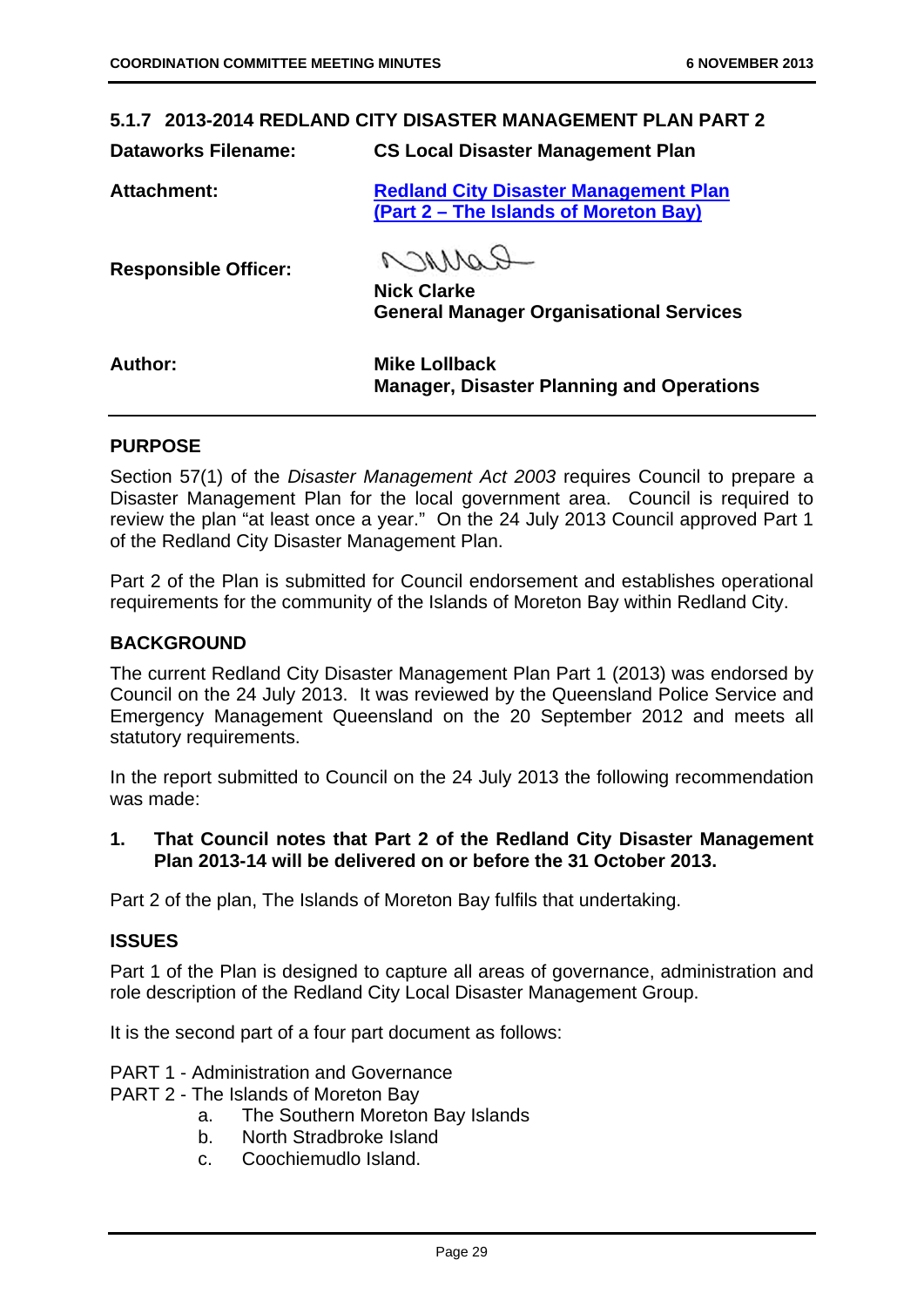### 5.1.7 2013-2014 REDLAND CITY DISASTER MANAGEMENT PLAN PART 2

**Dataworks Filename:** **CS Local Disaster Management Plan**

**Attachment:** **Redland City Disaster Management Plan (Part 2 – The Islands of Moreton Bay)**

**Responsible Officer:** **Nick Clarke**
**General Manager Organisational Services**

**Author:** **Mike Lollback**
**Manager, Disaster Planning and Operations**

#### PURPOSE

Section 57(1) of the *Disaster Management Act 2003* requires Council to prepare a Disaster Management Plan for the local government area. Council is required to review the plan "at least once a year." On the 24 July 2013 Council approved Part 1 of the Redland City Disaster Management Plan.

Part 2 of the Plan is submitted for Council endorsement and establishes operational requirements for the community of the Islands of Moreton Bay within Redland City.

#### BACKGROUND

The current Redland City Disaster Management Plan Part 1 (2013) was endorsed by Council on the 24 July 2013. It was reviewed by the Queensland Police Service and Emergency Management Queensland on the 20 September 2012 and meets all statutory requirements.

In the report submitted to Council on the 24 July 2013 the following recommendation was made:

1. **That Council notes that Part 2 of the Redland City Disaster Management Plan 2013-14 will be delivered on or before the 31 October 2013.**

Part 2 of the plan, The Islands of Moreton Bay fulfils that undertaking.

#### ISSUES

Part 1 of the Plan is designed to capture all areas of governance, administration and role description of the Redland City Local Disaster Management Group.

It is the second part of a four part document as follows:

PART 1 - Administration and Governance
PART 2 - The Islands of Moreton Bay
  a. The Southern Moreton Bay Islands
  b. North Stradbroke Island
  c. Coochiemudlo Island.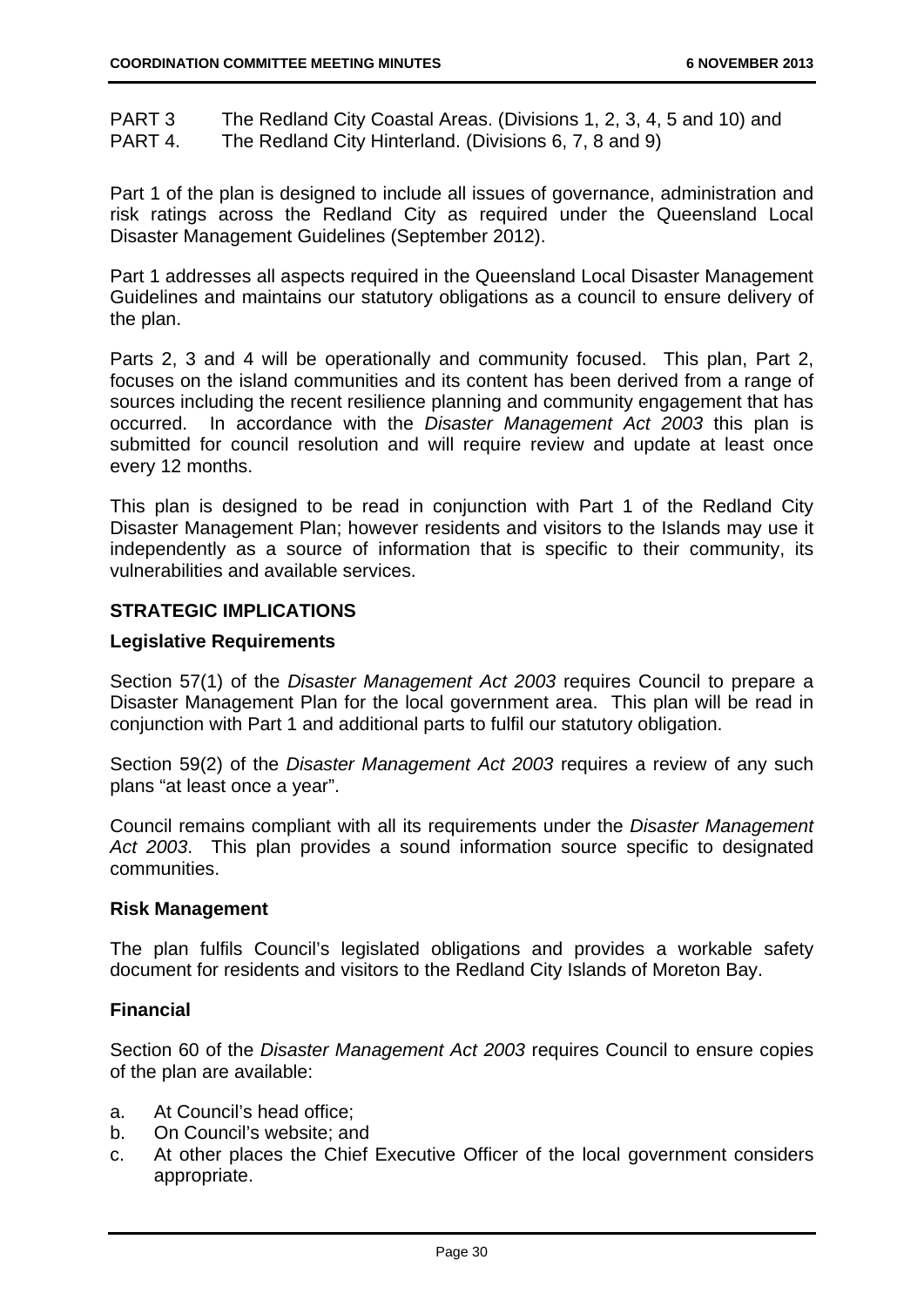PART 3 The Redland City Coastal Areas. (Divisions 1, 2, 3, 4, 5 and 10) and
PART 4. The Redland City Hinterland. (Divisions 6, 7, 8 and 9)

Part 1 of the plan is designed to include all issues of governance, administration and risk ratings across the Redland City as required under the Queensland Local Disaster Management Guidelines (September 2012).

Part 1 addresses all aspects required in the Queensland Local Disaster Management Guidelines and maintains our statutory obligations as a council to ensure delivery of the plan.

Parts 2, 3 and 4 will be operationally and community focused. This plan, Part 2, focuses on the island communities and its content has been derived from a range of sources including the recent resilience planning and community engagement that has occurred. In accordance with the *Disaster Management Act 2003* this plan is submitted for council resolution and will require review and update at least once every 12 months.

This plan is designed to be read in conjunction with Part 1 of the Redland City Disaster Management Plan; however residents and visitors to the Islands may use it independently as a source of information that is specific to their community, its vulnerabilities and available services.

## STRATEGIC IMPLICATIONS

### Legislative Requirements

Section 57(1) of the *Disaster Management Act 2003* requires Council to prepare a Disaster Management Plan for the local government area. This plan will be read in conjunction with Part 1 and additional parts to fulfil our statutory obligation.

Section 59(2) of the *Disaster Management Act 2003* requires a review of any such plans "at least once a year".

Council remains compliant with all its requirements under the *Disaster Management Act 2003*. This plan provides a sound information source specific to designated communities.

### Risk Management

The plan fulfils Council's legislated obligations and provides a workable safety document for residents and visitors to the Redland City Islands of Moreton Bay.

### Financial

Section 60 of the *Disaster Management Act 2003* requires Council to ensure copies of the plan are available:

a. At Council's head office;
b. On Council's website; and
c. At other places the Chief Executive Officer of the local government considers appropriate.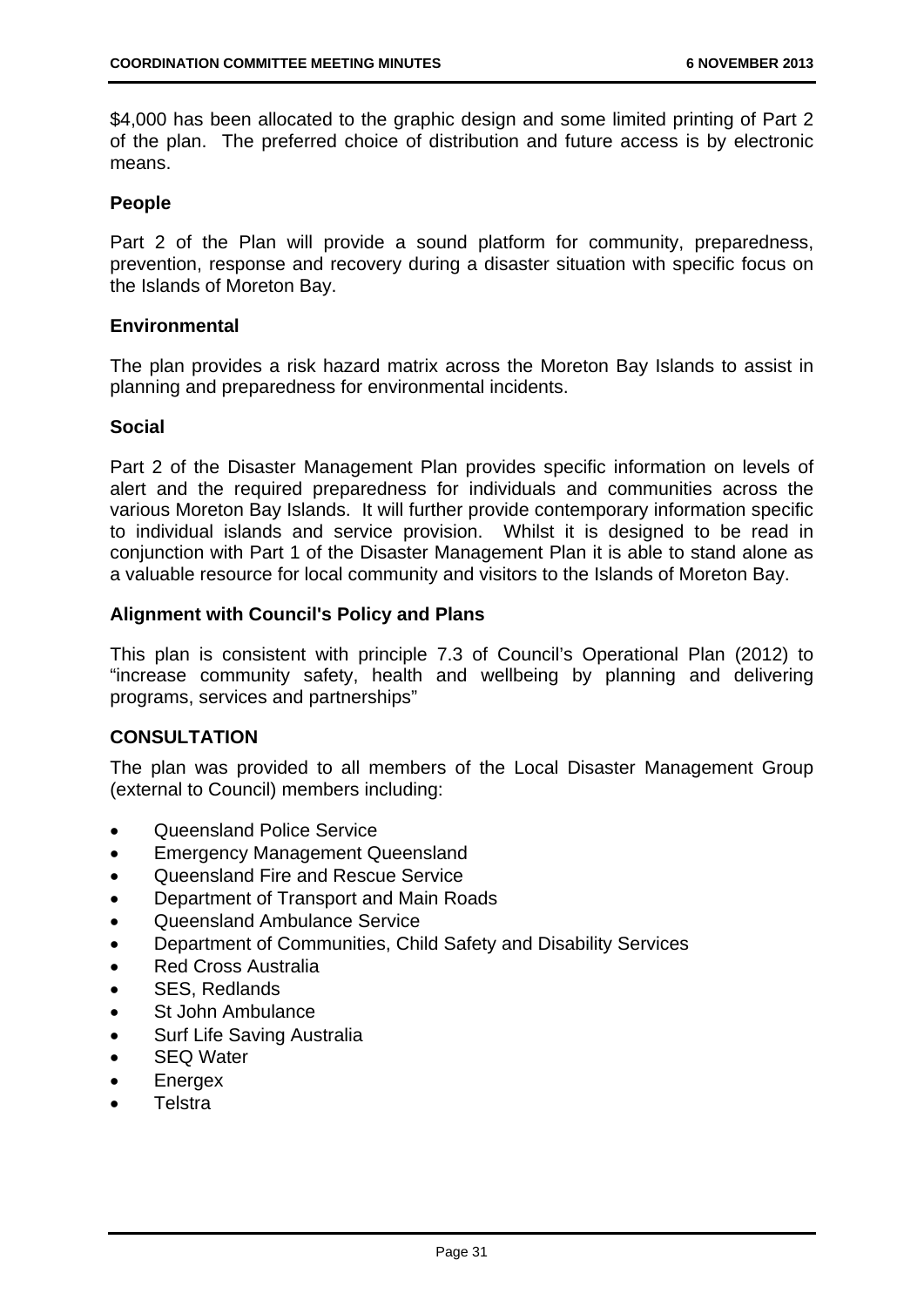$4,000 has been allocated to the graphic design and some limited printing of Part 2 of the plan. The preferred choice of distribution and future access is by electronic means.

**People**

Part 2 of the Plan will provide a sound platform for community, preparedness, prevention, response and recovery during a disaster situation with specific focus on the Islands of Moreton Bay.

**Environmental**

The plan provides a risk hazard matrix across the Moreton Bay Islands to assist in planning and preparedness for environmental incidents.

**Social**

Part 2 of the Disaster Management Plan provides specific information on levels of alert and the required preparedness for individuals and communities across the various Moreton Bay Islands. It will further provide contemporary information specific to individual islands and service provision. Whilst it is designed to be read in conjunction with Part 1 of the Disaster Management Plan it is able to stand alone as a valuable resource for local community and visitors to the Islands of Moreton Bay.

**Alignment with Council's Policy and Plans**

This plan is consistent with principle 7.3 of Council's Operational Plan (2012) to "increase community safety, health and wellbeing by planning and delivering programs, services and partnerships"

**CONSULTATION**

The plan was provided to all members of the Local Disaster Management Group (external to Council) members including:

- Queensland Police Service
- Emergency Management Queensland
- Queensland Fire and Rescue Service
- Department of Transport and Main Roads
- Queensland Ambulance Service
- Department of Communities, Child Safety and Disability Services
- Red Cross Australia
- SES, Redlands
- St John Ambulance
- Surf Life Saving Australia
- SEQ Water
- Energex
- Telstra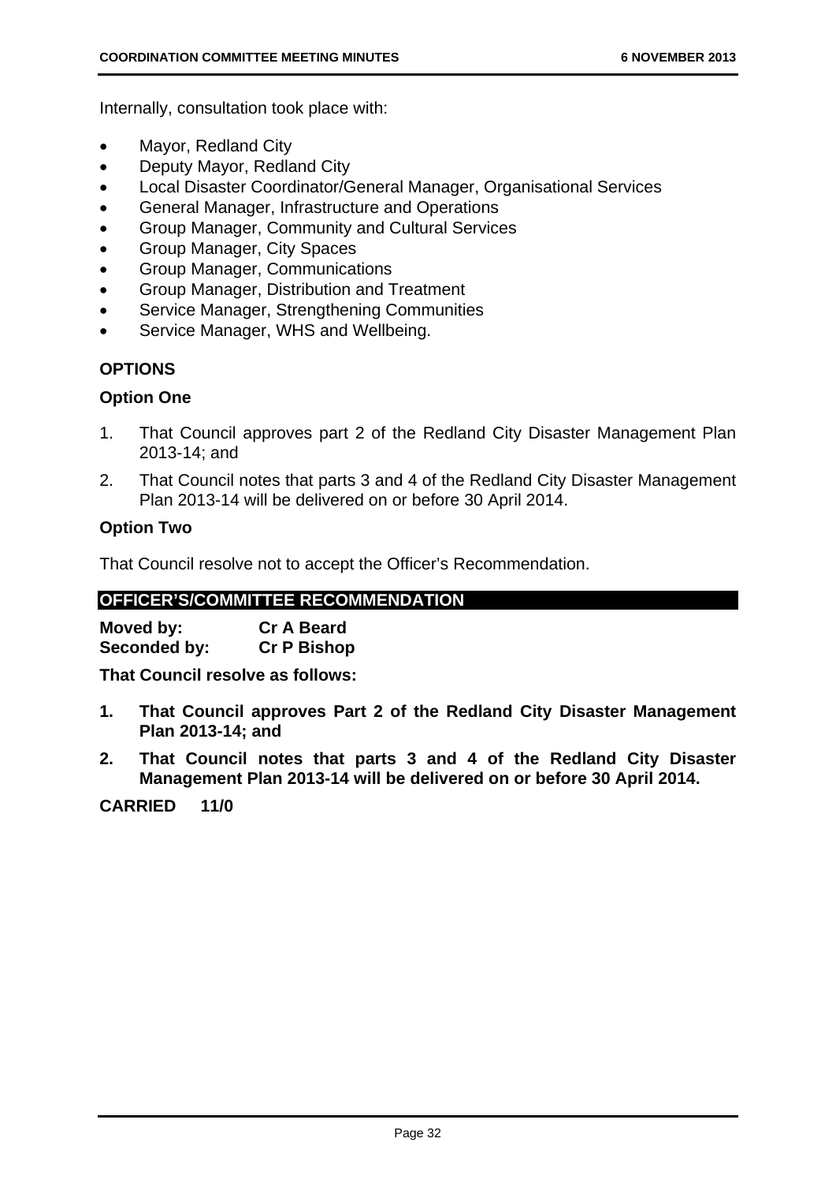Internally, consultation took place with:

- Mayor, Redland City
- Deputy Mayor, Redland City
- Local Disaster Coordinator/General Manager, Organisational Services
- General Manager, Infrastructure and Operations
- Group Manager, Community and Cultural Services
- Group Manager, City Spaces
- Group Manager, Communications
- Group Manager, Distribution and Treatment
- Service Manager, Strengthening Communities
- Service Manager, WHS and Wellbeing.

## OPTIONS

### Option One

1. That Council approves part 2 of the Redland City Disaster Management Plan 2013-14; and
2. That Council notes that parts 3 and 4 of the Redland City Disaster Management Plan 2013-14 will be delivered on or before 30 April 2014.

### Option Two

That Council resolve not to accept the Officer's Recommendation.

## OFFICER'S/COMMITTEE RECOMMENDATION

**Moved by:** **Cr A Beard**
**Seconded by:** **Cr P Bishop**

**That Council resolve as follows:**

1. **That Council approves Part 2 of the Redland City Disaster Management Plan 2013-14; and**
2. **That Council notes that parts 3 and 4 of the Redland City Disaster Management Plan 2013-14 will be delivered on or before 30 April 2014.**

**CARRIED 11/0**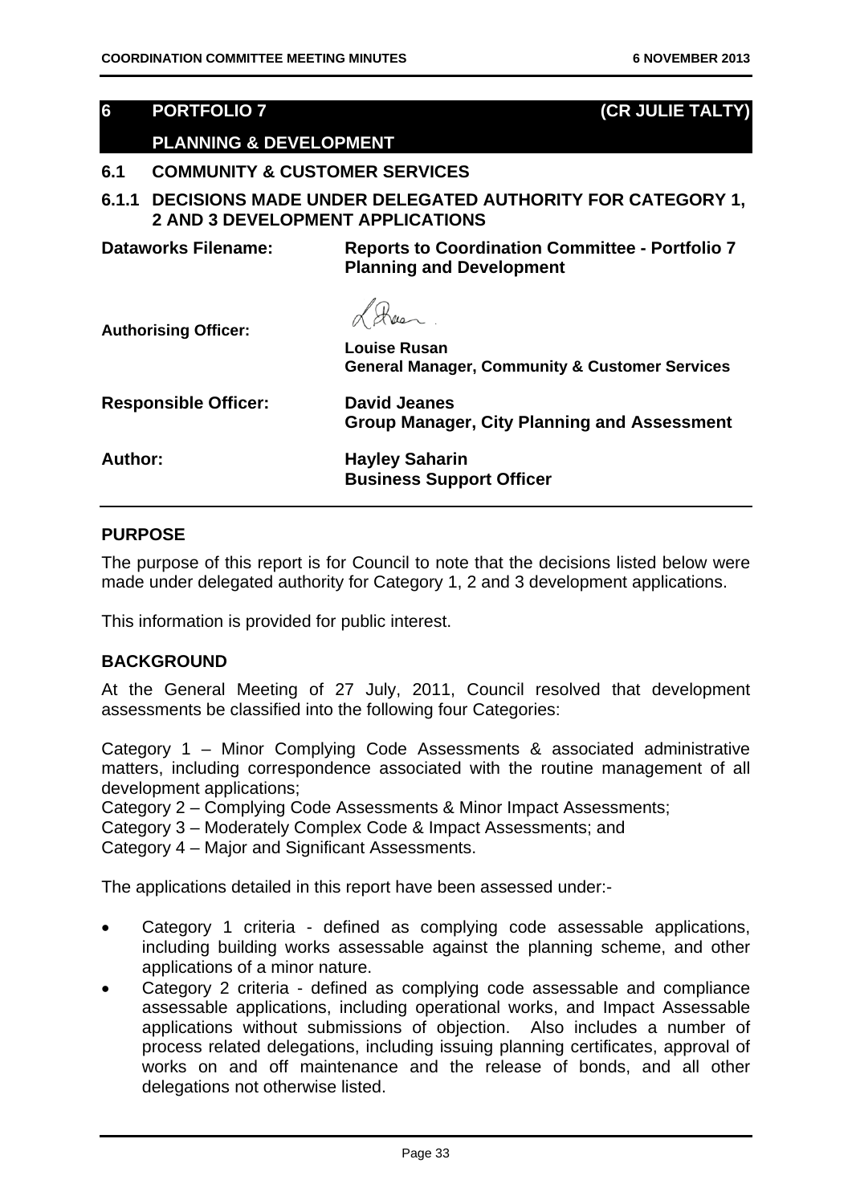## 6 PORTFOLIO 7 (CR JULIE TALTY)

## PLANNING & DEVELOPMENT

### 6.1 COMMUNITY & CUSTOMER SERVICES

### 6.1.1 DECISIONS MADE UNDER DELEGATED AUTHORITY FOR CATEGORY 1, 2 AND 3 DEVELOPMENT APPLICATIONS

**Dataworks Filename:** **Reports to Coordination Committee - Portfolio 7 Planning and Development**

**Authorising Officer:** **Louise Rusan**
**General Manager, Community & Customer Services**

**Responsible Officer:** **David Jeanes**
**Group Manager, City Planning and Assessment**

**Author:** **Hayley Saharin**
**Business Support Officer**

**PURPOSE**

The purpose of this report is for Council to note that the decisions listed below were made under delegated authority for Category 1, 2 and 3 development applications.

This information is provided for public interest.

**BACKGROUND**

At the General Meeting of 27 July, 2011, Council resolved that development assessments be classified into the following four Categories:

Category 1 – Minor Complying Code Assessments & associated administrative matters, including correspondence associated with the routine management of all development applications;
Category 2 – Complying Code Assessments & Minor Impact Assessments;
Category 3 – Moderately Complex Code & Impact Assessments; and
Category 4 – Major and Significant Assessments.

The applications detailed in this report have been assessed under:-

- Category 1 criteria - defined as complying code assessable applications, including building works assessable against the planning scheme, and other applications of a minor nature.
- Category 2 criteria - defined as complying code assessable and compliance assessable applications, including operational works, and Impact Assessable applications without submissions of objection. Also includes a number of process related delegations, including issuing planning certificates, approval of works on and off maintenance and the release of bonds, and all other delegations not otherwise listed.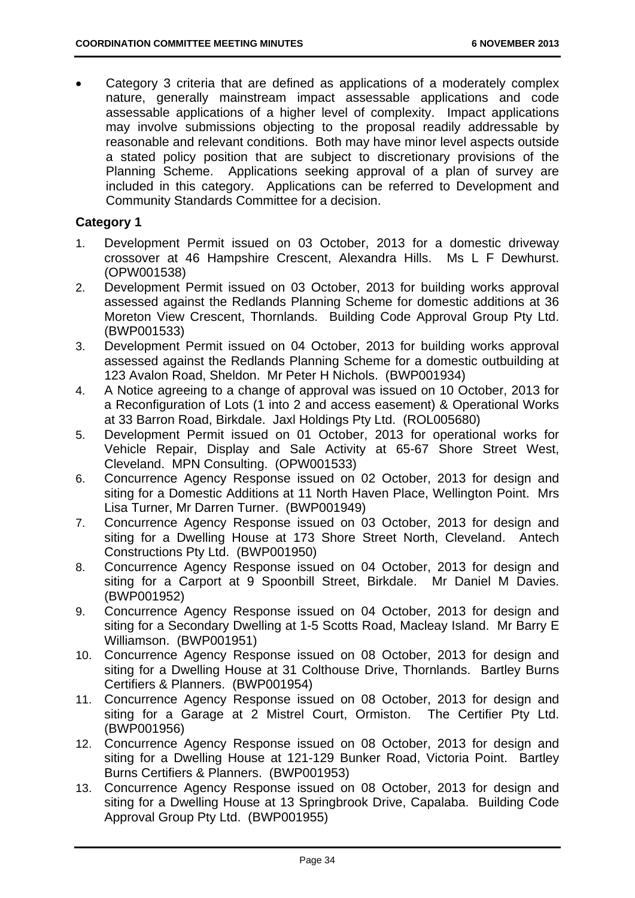- Category 3 criteria that are defined as applications of a moderately complex nature, generally mainstream impact assessable applications and code assessable applications of a higher level of complexity. Impact applications may involve submissions objecting to the proposal readily addressable by reasonable and relevant conditions. Both may have minor level aspects outside a stated policy position that are subject to discretionary provisions of the Planning Scheme. Applications seeking approval of a plan of survey are included in this category. Applications can be referred to Development and Community Standards Committee for a decision.

**Category 1**

1. Development Permit issued on 03 October, 2013 for a domestic driveway crossover at 46 Hampshire Crescent, Alexandra Hills. Ms L F Dewhurst. (OPW001538)
2. Development Permit issued on 03 October, 2013 for building works approval assessed against the Redlands Planning Scheme for domestic additions at 36 Moreton View Crescent, Thornlands. Building Code Approval Group Pty Ltd. (BWP001533)
3. Development Permit issued on 04 October, 2013 for building works approval assessed against the Redlands Planning Scheme for a domestic outbuilding at 123 Avalon Road, Sheldon. Mr Peter H Nichols. (BWP001934)
4. A Notice agreeing to a change of approval was issued on 10 October, 2013 for a Reconfiguration of Lots (1 into 2 and access easement) & Operational Works at 33 Barron Road, Birkdale. Jaxl Holdings Pty Ltd. (ROL005680)
5. Development Permit issued on 01 October, 2013 for operational works for Vehicle Repair, Display and Sale Activity at 65-67 Shore Street West, Cleveland. MPN Consulting. (OPW001533)
6. Concurrence Agency Response issued on 02 October, 2013 for design and siting for a Domestic Additions at 11 North Haven Place, Wellington Point. Mrs Lisa Turner, Mr Darren Turner. (BWP001949)
7. Concurrence Agency Response issued on 03 October, 2013 for design and siting for a Dwelling House at 173 Shore Street North, Cleveland. Antech Constructions Pty Ltd. (BWP001950)
8. Concurrence Agency Response issued on 04 October, 2013 for design and siting for a Carport at 9 Spoonbill Street, Birkdale. Mr Daniel M Davies. (BWP001952)
9. Concurrence Agency Response issued on 04 October, 2013 for design and siting for a Secondary Dwelling at 1-5 Scotts Road, Macleay Island. Mr Barry E Williamson. (BWP001951)
10. Concurrence Agency Response issued on 08 October, 2013 for design and siting for a Dwelling House at 31 Colthouse Drive, Thornlands. Bartley Burns Certifiers & Planners. (BWP001954)
11. Concurrence Agency Response issued on 08 October, 2013 for design and siting for a Garage at 2 Mistrel Court, Ormiston. The Certifier Pty Ltd. (BWP001956)
12. Concurrence Agency Response issued on 08 October, 2013 for design and siting for a Dwelling House at 121-129 Bunker Road, Victoria Point. Bartley Burns Certifiers & Planners. (BWP001953)
13. Concurrence Agency Response issued on 08 October, 2013 for design and siting for a Dwelling House at 13 Springbrook Drive, Capalaba. Building Code Approval Group Pty Ltd. (BWP001955)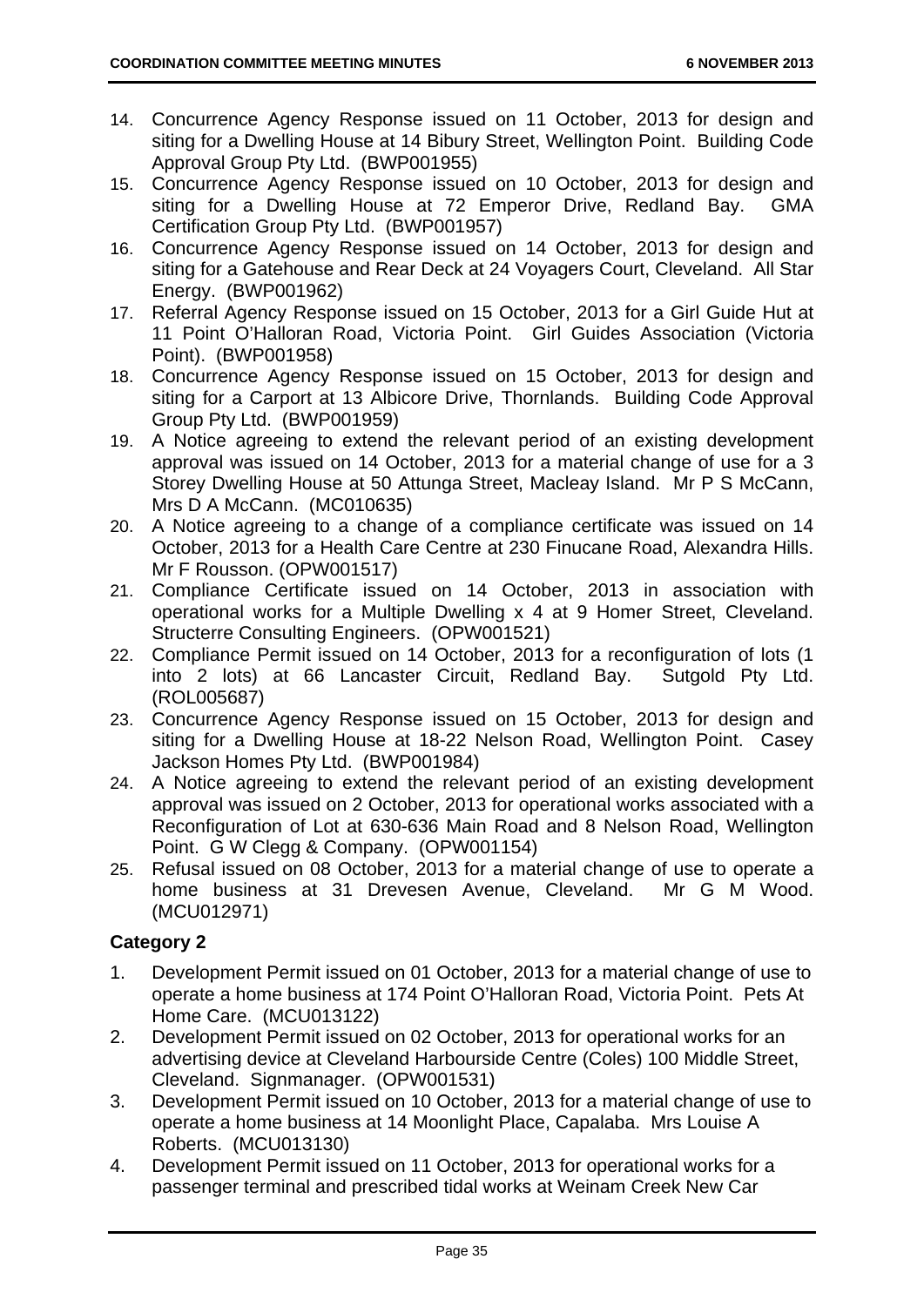14. Concurrence Agency Response issued on 11 October, 2013 for design and siting for a Dwelling House at 14 Bibury Street, Wellington Point. Building Code Approval Group Pty Ltd. (BWP001955)
15. Concurrence Agency Response issued on 10 October, 2013 for design and siting for a Dwelling House at 72 Emperor Drive, Redland Bay. GMA Certification Group Pty Ltd. (BWP001957)
16. Concurrence Agency Response issued on 14 October, 2013 for design and siting for a Gatehouse and Rear Deck at 24 Voyagers Court, Cleveland. All Star Energy. (BWP001962)
17. Referral Agency Response issued on 15 October, 2013 for a Girl Guide Hut at 11 Point O'Halloran Road, Victoria Point. Girl Guides Association (Victoria Point). (BWP001958)
18. Concurrence Agency Response issued on 15 October, 2013 for design and siting for a Carport at 13 Albicore Drive, Thornlands. Building Code Approval Group Pty Ltd. (BWP001959)
19. A Notice agreeing to extend the relevant period of an existing development approval was issued on 14 October, 2013 for a material change of use for a 3 Storey Dwelling House at 50 Attunga Street, Macleay Island. Mr P S McCann, Mrs D A McCann. (MC010635)
20. A Notice agreeing to a change of a compliance certificate was issued on 14 October, 2013 for a Health Care Centre at 230 Finucane Road, Alexandra Hills. Mr F Rousson. (OPW001517)
21. Compliance Certificate issued on 14 October, 2013 in association with operational works for a Multiple Dwelling x 4 at 9 Homer Street, Cleveland. Structerre Consulting Engineers. (OPW001521)
22. Compliance Permit issued on 14 October, 2013 for a reconfiguration of lots (1 into 2 lots) at 66 Lancaster Circuit, Redland Bay. Sutgold Pty Ltd. (ROL005687)
23. Concurrence Agency Response issued on 15 October, 2013 for design and siting for a Dwelling House at 18-22 Nelson Road, Wellington Point. Casey Jackson Homes Pty Ltd. (BWP001984)
24. A Notice agreeing to extend the relevant period of an existing development approval was issued on 2 October, 2013 for operational works associated with a Reconfiguration of Lot at 630-636 Main Road and 8 Nelson Road, Wellington Point. G W Clegg & Company. (OPW001154)
25. Refusal issued on 08 October, 2013 for a material change of use to operate a home business at 31 Drevesen Avenue, Cleveland. Mr G M Wood. (MCU012971)

**Category 2**

1. Development Permit issued on 01 October, 2013 for a material change of use to operate a home business at 174 Point O'Halloran Road, Victoria Point. Pets At Home Care. (MCU013122)
2. Development Permit issued on 02 October, 2013 for operational works for an advertising device at Cleveland Harbourside Centre (Coles) 100 Middle Street, Cleveland. Signmanager. (OPW001531)
3. Development Permit issued on 10 October, 2013 for a material change of use to operate a home business at 14 Moonlight Place, Capalaba. Mrs Louise A Roberts. (MCU013130)
4. Development Permit issued on 11 October, 2013 for operational works for a passenger terminal and prescribed tidal works at Weinam Creek New Car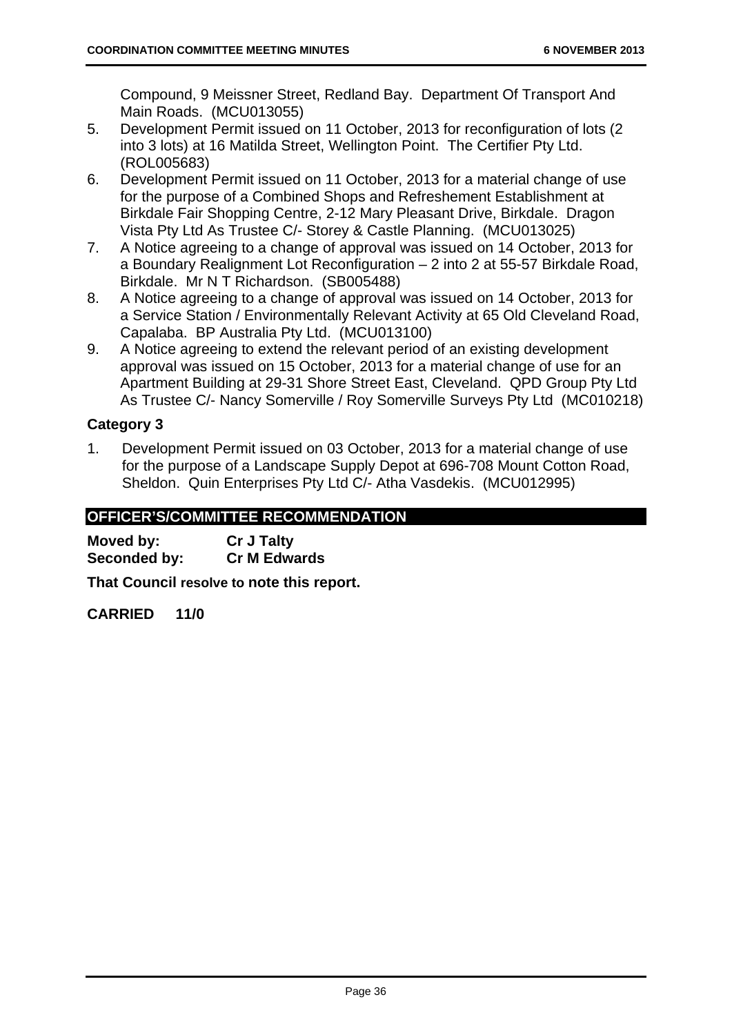Compound, 9 Meissner Street, Redland Bay. Department Of Transport And Main Roads. (MCU013055)

5. Development Permit issued on 11 October, 2013 for reconfiguration of lots (2 into 3 lots) at 16 Matilda Street, Wellington Point. The Certifier Pty Ltd. (ROL005683)
6. Development Permit issued on 11 October, 2013 for a material change of use for the purpose of a Combined Shops and Refreshement Establishment at Birkdale Fair Shopping Centre, 2-12 Mary Pleasant Drive, Birkdale. Dragon Vista Pty Ltd As Trustee C/- Storey & Castle Planning. (MCU013025)
7. A Notice agreeing to a change of approval was issued on 14 October, 2013 for a Boundary Realignment Lot Reconfiguration – 2 into 2 at 55-57 Birkdale Road, Birkdale. Mr N T Richardson. (SB005488)
8. A Notice agreeing to a change of approval was issued on 14 October, 2013 for a Service Station / Environmentally Relevant Activity at 65 Old Cleveland Road, Capalaba. BP Australia Pty Ltd. (MCU013100)
9. A Notice agreeing to extend the relevant period of an existing development approval was issued on 15 October, 2013 for a material change of use for an Apartment Building at 29-31 Shore Street East, Cleveland. QPD Group Pty Ltd As Trustee C/- Nancy Somerville / Roy Somerville Surveys Pty Ltd (MC010218)

### Category 3

1. Development Permit issued on 03 October, 2013 for a material change of use for the purpose of a Landscape Supply Depot at 696-708 Mount Cotton Road, Sheldon. Quin Enterprises Pty Ltd C/- Atha Vasdekis. (MCU012995)

## OFFICER'S/COMMITTEE RECOMMENDATION

**Moved by:** **Cr J Talty**
**Seconded by:** **Cr M Edwards**

**That Council resolve to note this report.**

**CARRIED 11/0**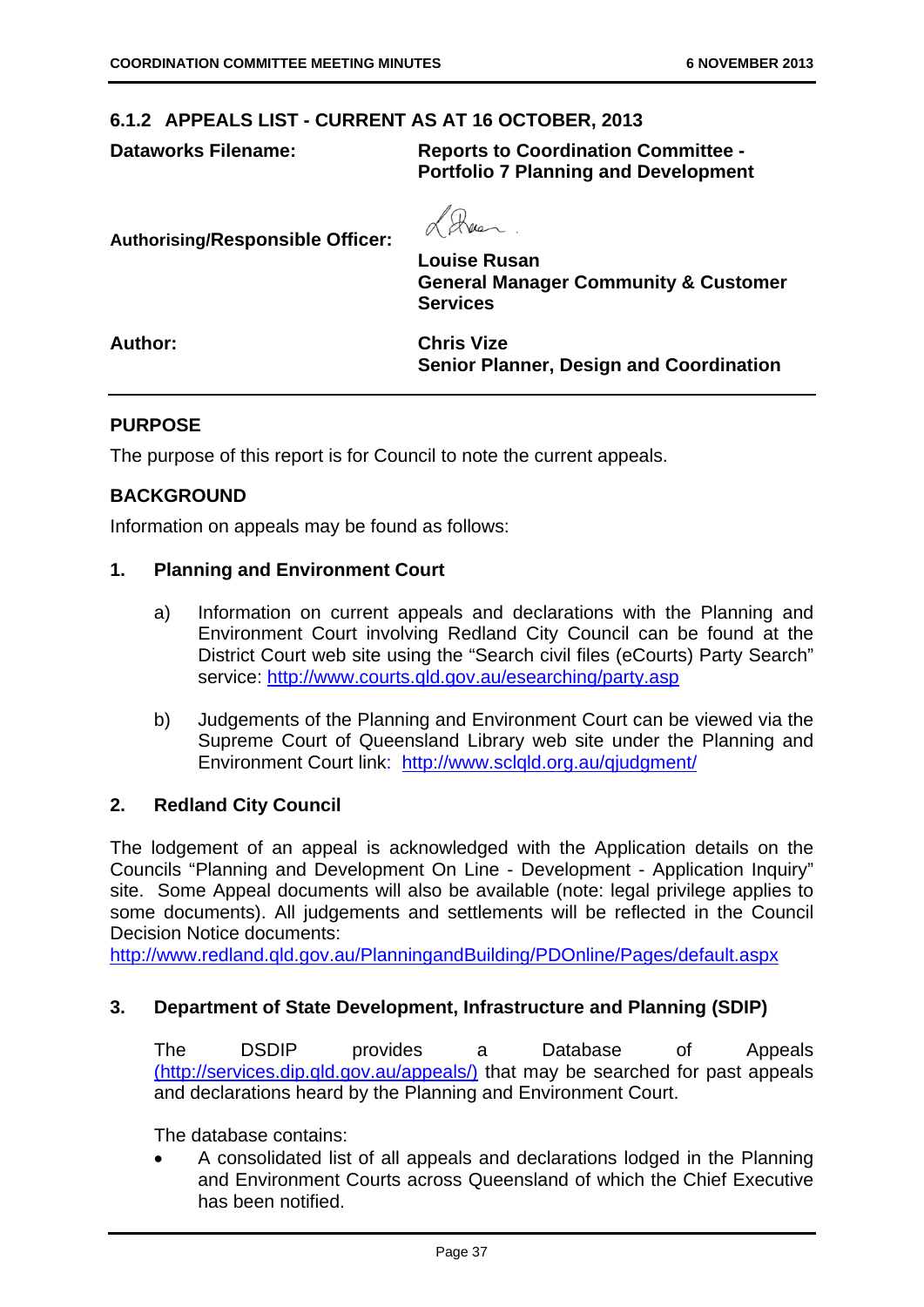## 6.1.2 APPEALS LIST - CURRENT AS AT 16 OCTOBER, 2013

| | |
|---|---|
| **Dataworks Filename:** | **Reports to Coordination Committee - Portfolio 7 Planning and Development** |
| **Authorising/Responsible Officer:** | **Louise Rusan**<br>**General Manager Community & Customer Services** |
| **Author:** | **Chris Vize**<br>**Senior Planner, Design and Coordination** |

### PURPOSE

The purpose of this report is for Council to note the current appeals.

### BACKGROUND

Information on appeals may be found as follows:

#### 1. Planning and Environment Court

a) Information on current appeals and declarations with the Planning and Environment Court involving Redland City Council can be found at the District Court web site using the "Search civil files (eCourts) Party Search" service: http://www.courts.qld.gov.au/esearching/party.asp

b) Judgements of the Planning and Environment Court can be viewed via the Supreme Court of Queensland Library web site under the Planning and Environment Court link: http://www.sclqld.org.au/qjudgment/

#### 2. Redland City Council

The lodgement of an appeal is acknowledged with the Application details on the Councils "Planning and Development On Line - Development - Application Inquiry" site. Some Appeal documents will also be available (note: legal privilege applies to some documents). All judgements and settlements will be reflected in the Council Decision Notice documents:
http://www.redland.qld.gov.au/PlanningandBuilding/PDOnline/Pages/default.aspx

#### 3. Department of State Development, Infrastructure and Planning (SDIP)

The DSDIP provides a Database of Appeals (http://services.dip.qld.gov.au/appeals/) that may be searched for past appeals and declarations heard by the Planning and Environment Court.

The database contains:

- A consolidated list of all appeals and declarations lodged in the Planning and Environment Courts across Queensland of which the Chief Executive has been notified.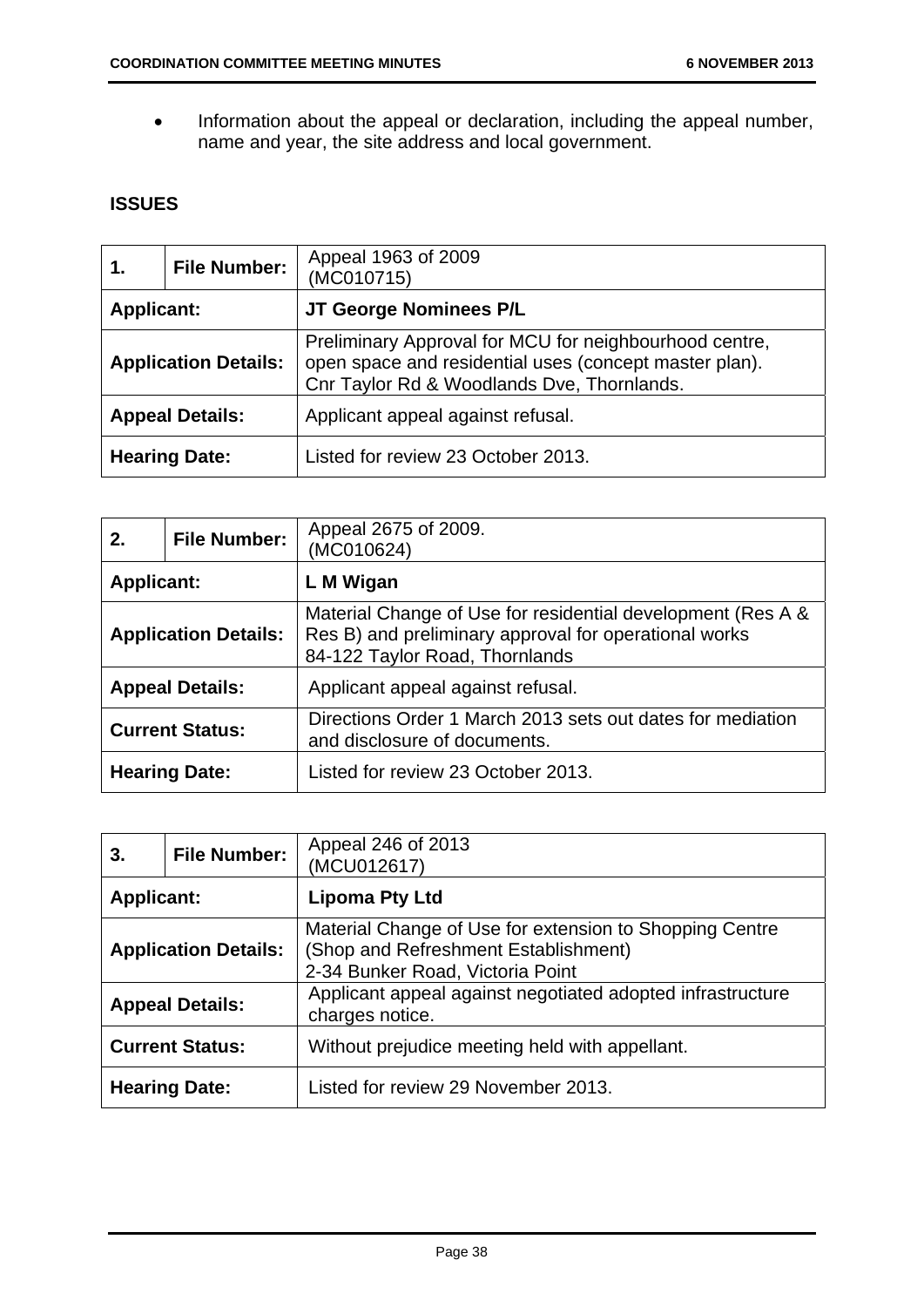- Information about the appeal or declaration, including the appeal number, name and year, the site address and local government.

## ISSUES

| 1. | File Number: | Appeal 1963 of 2009 (MC010715) |
|---|---|---|
| **Applicant:** | | **JT George Nominees P/L** |
| **Application Details:** | | Preliminary Approval for MCU for neighbourhood centre, open space and residential uses (concept master plan). Cnr Taylor Rd & Woodlands Dve, Thornlands. |
| **Appeal Details:** | | Applicant appeal against refusal. |
| **Hearing Date:** | | Listed for review 23 October 2013. |

| 2. | File Number: | Appeal 2675 of 2009. (MC010624) |
|---|---|---|
| **Applicant:** | | **L M Wigan** |
| **Application Details:** | | Material Change of Use for residential development (Res A & Res B) and preliminary approval for operational works 84-122 Taylor Road, Thornlands |
| **Appeal Details:** | | Applicant appeal against refusal. |
| **Current Status:** | | Directions Order 1 March 2013 sets out dates for mediation and disclosure of documents. |
| **Hearing Date:** | | Listed for review 23 October 2013. |

| 3. | File Number: | Appeal 246 of 2013 (MCU012617) |
|---|---|---|
| **Applicant:** | | **Lipoma Pty Ltd** |
| **Application Details:** | | Material Change of Use for extension to Shopping Centre (Shop and Refreshment Establishment) 2-34 Bunker Road, Victoria Point |
| **Appeal Details:** | | Applicant appeal against negotiated adopted infrastructure charges notice. |
| **Current Status:** | | Without prejudice meeting held with appellant. |
| **Hearing Date:** | | Listed for review 29 November 2013. |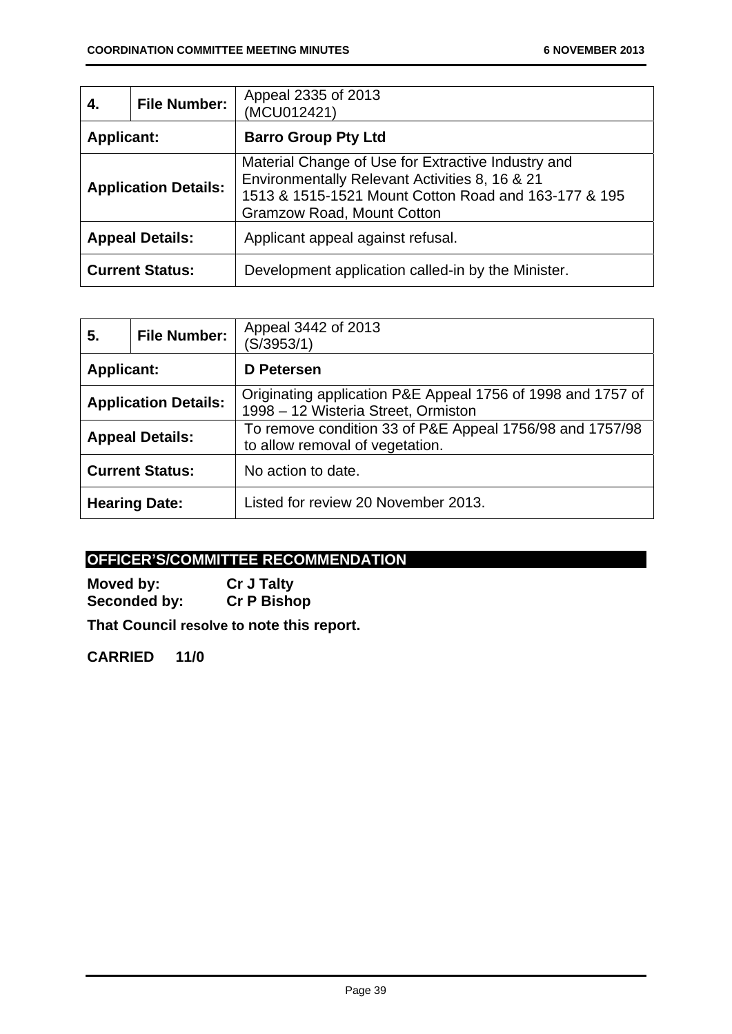| 4. | File Number: | Appeal 2335 of 2013 (MCU012421) |
|---|---|---|
| **Applicant:** | | **Barro Group Pty Ltd** |
| **Application Details:** | | Material Change of Use for Extractive Industry and Environmentally Relevant Activities 8, 16 & 21 1513 & 1515-1521 Mount Cotton Road and 163-177 & 195 Gramzow Road, Mount Cotton |
| **Appeal Details:** | | Applicant appeal against refusal. |
| **Current Status:** | | Development application called-in by the Minister. |

| 5. | File Number: | Appeal 3442 of 2013 (S/3953/1) |
|---|---|---|
| **Applicant:** | | **D Petersen** |
| **Application Details:** | | Originating application P&E Appeal 1756 of 1998 and 1757 of 1998 – 12 Wisteria Street, Ormiston |
| **Appeal Details:** | | To remove condition 33 of P&E Appeal 1756/98 and 1757/98 to allow removal of vegetation. |
| **Current Status:** | | No action to date. |
| **Hearing Date:** | | Listed for review 20 November 2013. |

## OFFICER'S/COMMITTEE RECOMMENDATION

**Moved by:** **Cr J Talty**
**Seconded by:** **Cr P Bishop**

**That Council resolve to note this report.**

**CARRIED 11/0**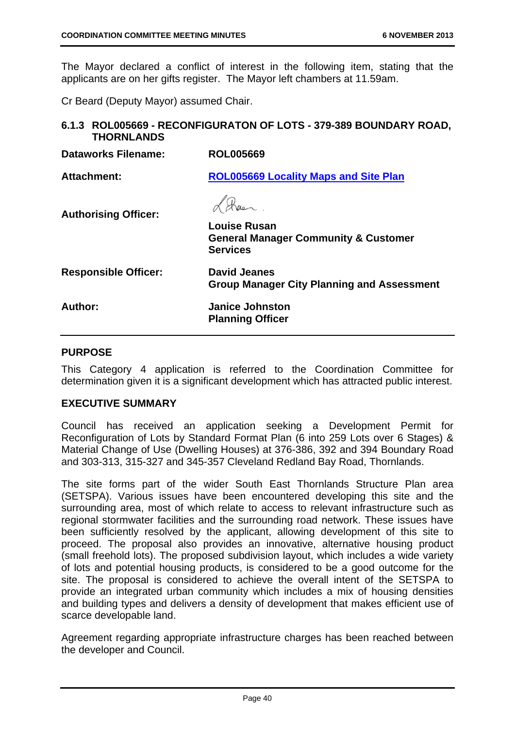The Mayor declared a conflict of interest in the following item, stating that the applicants are on her gifts register. The Mayor left chambers at 11.59am.

Cr Beard (Deputy Mayor) assumed Chair.

### 6.1.3 ROL005669 - RECONFIGURATON OF LOTS - 379-389 BOUNDARY ROAD, THORNLANDS

| | |
|---|---|
| **Dataworks Filename:** | **ROL005669** |
| **Attachment:** | **ROL005669 Locality Maps and Site Plan** |
| **Authorising Officer:** | **Louise Rusan**<br>**General Manager Community & Customer Services** |
| **Responsible Officer:** | **David Jeanes**<br>**Group Manager City Planning and Assessment** |
| **Author:** | **Janice Johnston**<br>**Planning Officer** |

#### PURPOSE

This Category 4 application is referred to the Coordination Committee for determination given it is a significant development which has attracted public interest.

#### EXECUTIVE SUMMARY

Council has received an application seeking a Development Permit for Reconfiguration of Lots by Standard Format Plan (6 into 259 Lots over 6 Stages) & Material Change of Use (Dwelling Houses) at 376-386, 392 and 394 Boundary Road and 303-313, 315-327 and 345-357 Cleveland Redland Bay Road, Thornlands.

The site forms part of the wider South East Thornlands Structure Plan area (SETSPA). Various issues have been encountered developing this site and the surrounding area, most of which relate to access to relevant infrastructure such as regional stormwater facilities and the surrounding road network. These issues have been sufficiently resolved by the applicant, allowing development of this site to proceed. The proposal also provides an innovative, alternative housing product (small freehold lots). The proposed subdivision layout, which includes a wide variety of lots and potential housing products, is considered to be a good outcome for the site. The proposal is considered to achieve the overall intent of the SETSPA to provide an integrated urban community which includes a mix of housing densities and building types and delivers a density of development that makes efficient use of scarce developable land.

Agreement regarding appropriate infrastructure charges has been reached between the developer and Council.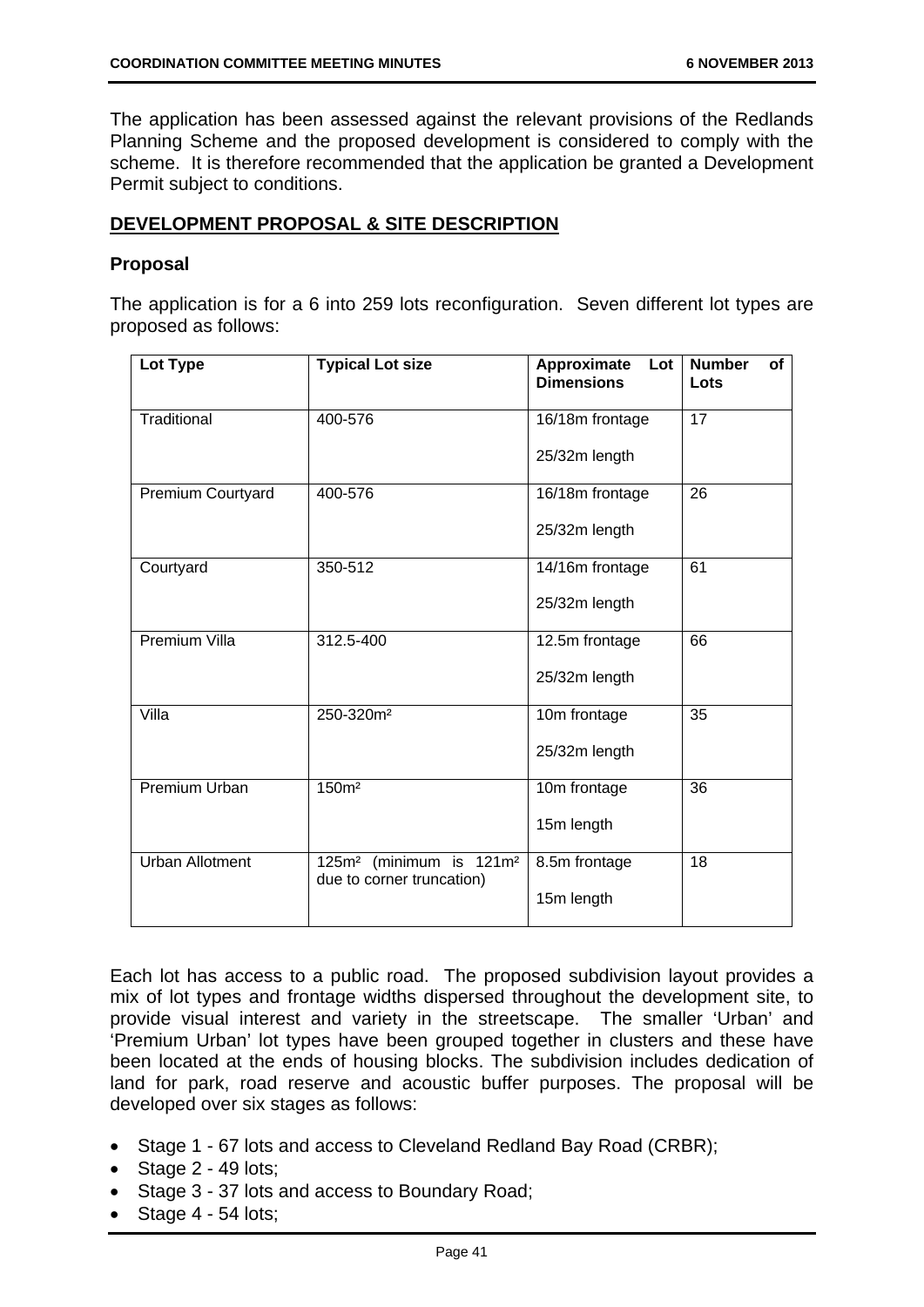The application has been assessed against the relevant provisions of the Redlands Planning Scheme and the proposed development is considered to comply with the scheme. It is therefore recommended that the application be granted a Development Permit subject to conditions.

## DEVELOPMENT PROPOSAL & SITE DESCRIPTION

### Proposal

The application is for a 6 into 259 lots reconfiguration. Seven different lot types are proposed as follows:

| Lot Type | Typical Lot size | Approximate Lot Dimensions | Number of Lots |
|---|---|---|---|
| Traditional | 400-576 | 16/18m frontage<br>25/32m length | 17 |
| Premium Courtyard | 400-576 | 16/18m frontage<br>25/32m length | 26 |
| Courtyard | 350-512 | 14/16m frontage<br>25/32m length | 61 |
| Premium Villa | 312.5-400 | 12.5m frontage<br>25/32m length | 66 |
| Villa | 250-320m² | 10m frontage<br>25/32m length | 35 |
| Premium Urban | 150m² | 10m frontage<br>15m length | 36 |
| Urban Allotment | 125m² (minimum is 121m² due to corner truncation) | 8.5m frontage<br>15m length | 18 |

Each lot has access to a public road. The proposed subdivision layout provides a mix of lot types and frontage widths dispersed throughout the development site, to provide visual interest and variety in the streetscape. The smaller 'Urban' and 'Premium Urban' lot types have been grouped together in clusters and these have been located at the ends of housing blocks. The subdivision includes dedication of land for park, road reserve and acoustic buffer purposes. The proposal will be developed over six stages as follows:

- Stage 1 - 67 lots and access to Cleveland Redland Bay Road (CRBR);
- Stage 2 - 49 lots;
- Stage 3 - 37 lots and access to Boundary Road;
- Stage 4 - 54 lots;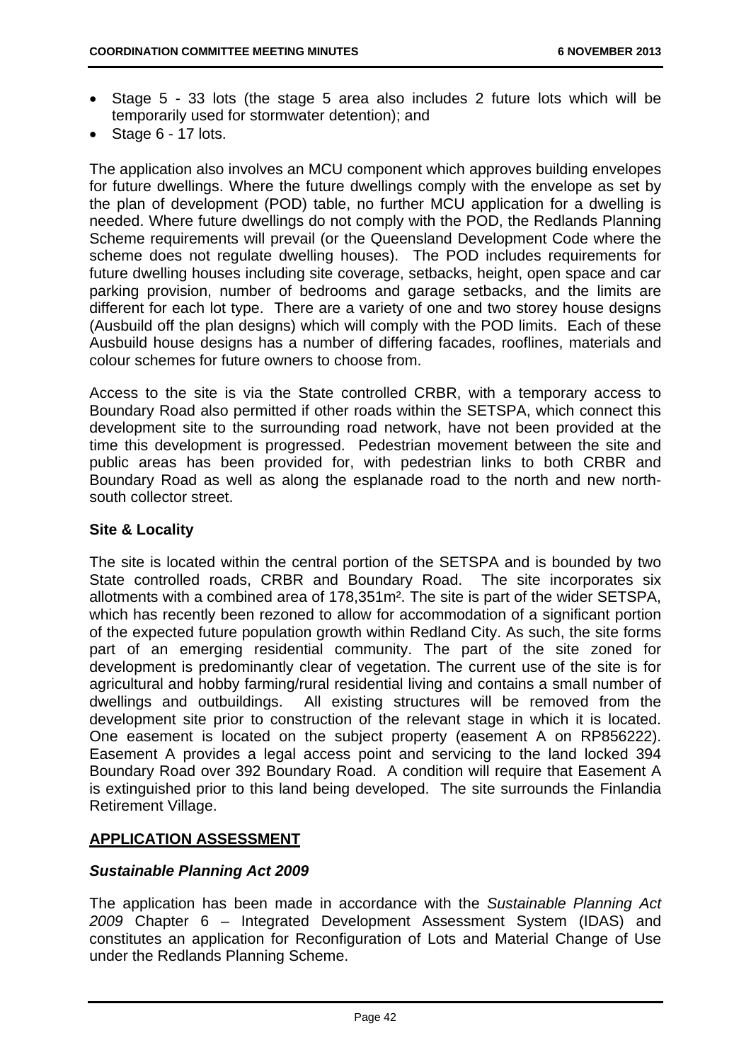- Stage 5 - 33 lots (the stage 5 area also includes 2 future lots which will be temporarily used for stormwater detention); and
- Stage 6 - 17 lots.

The application also involves an MCU component which approves building envelopes for future dwellings. Where the future dwellings comply with the envelope as set by the plan of development (POD) table, no further MCU application for a dwelling is needed. Where future dwellings do not comply with the POD, the Redlands Planning Scheme requirements will prevail (or the Queensland Development Code where the scheme does not regulate dwelling houses). The POD includes requirements for future dwelling houses including site coverage, setbacks, height, open space and car parking provision, number of bedrooms and garage setbacks, and the limits are different for each lot type. There are a variety of one and two storey house designs (Ausbuild off the plan designs) which will comply with the POD limits. Each of these Ausbuild house designs has a number of differing facades, rooflines, materials and colour schemes for future owners to choose from.

Access to the site is via the State controlled CRBR, with a temporary access to Boundary Road also permitted if other roads within the SETSPA, which connect this development site to the surrounding road network, have not been provided at the time this development is progressed. Pedestrian movement between the site and public areas has been provided for, with pedestrian links to both CRBR and Boundary Road as well as along the esplanade road to the north and new north-south collector street.

**Site & Locality**

The site is located within the central portion of the SETSPA and is bounded by two State controlled roads, CRBR and Boundary Road. The site incorporates six allotments with a combined area of 178,351m². The site is part of the wider SETSPA, which has recently been rezoned to allow for accommodation of a significant portion of the expected future population growth within Redland City. As such, the site forms part of an emerging residential community. The part of the site zoned for development is predominantly clear of vegetation. The current use of the site is for agricultural and hobby farming/rural residential living and contains a small number of dwellings and outbuildings. All existing structures will be removed from the development site prior to construction of the relevant stage in which it is located. One easement is located on the subject property (easement A on RP856222). Easement A provides a legal access point and servicing to the land locked 394 Boundary Road over 392 Boundary Road. A condition will require that Easement A is extinguished prior to this land being developed. The site surrounds the Finlandia Retirement Village.

## APPLICATION ASSESSMENT

***Sustainable Planning Act 2009***

The application has been made in accordance with the *Sustainable Planning Act 2009* Chapter 6 – Integrated Development Assessment System (IDAS) and constitutes an application for Reconfiguration of Lots and Material Change of Use under the Redlands Planning Scheme.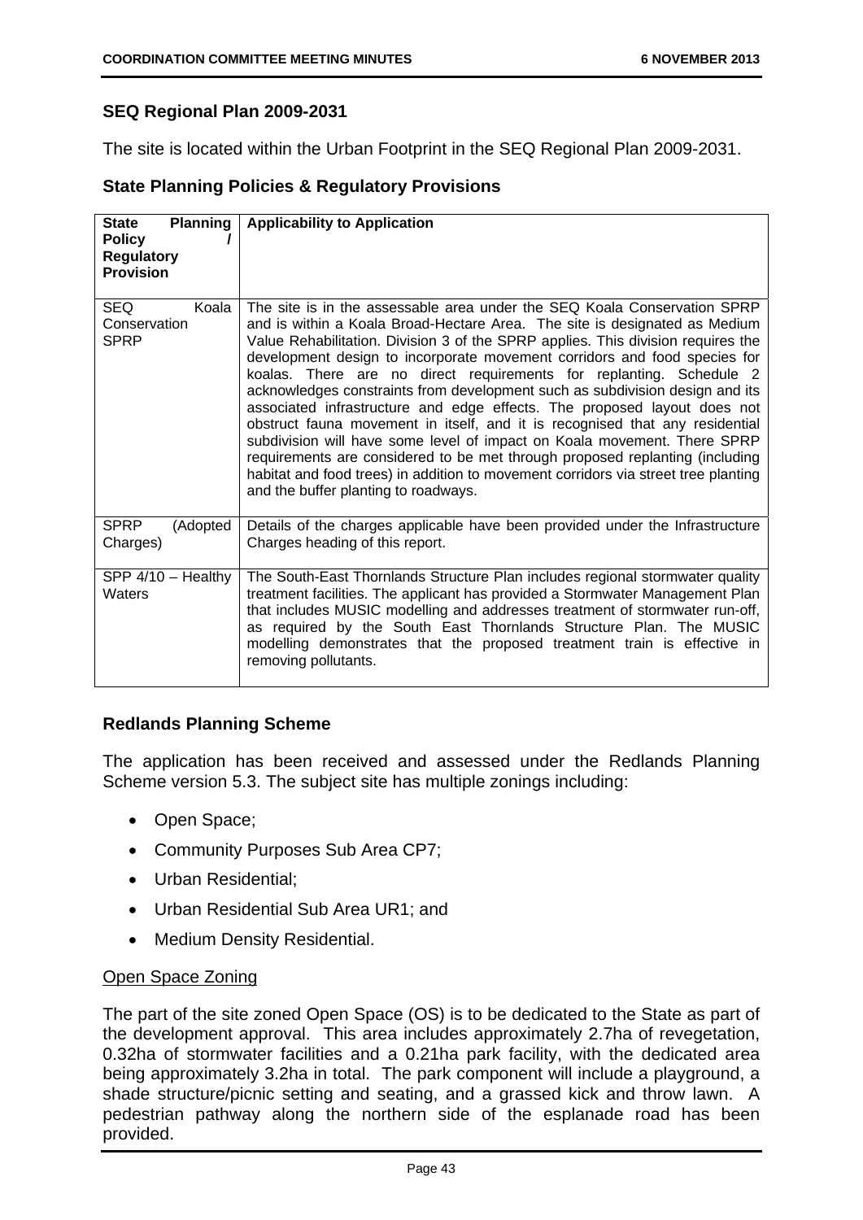## SEQ Regional Plan 2009-2031

The site is located within the Urban Footprint in the SEQ Regional Plan 2009-2031.

## State Planning Policies & Regulatory Provisions

| State Planning Policy / Regulatory Provision | Applicability to Application |
|---|---|
| SEQ Koala Conservation SPRP | The site is in the assessable area under the SEQ Koala Conservation SPRP and is within a Koala Broad-Hectare Area. The site is designated as Medium Value Rehabilitation. Division 3 of the SPRP applies. This division requires the development design to incorporate movement corridors and food species for koalas. There are no direct requirements for replanting. Schedule 2 acknowledges constraints from development such as subdivision design and its associated infrastructure and edge effects. The proposed layout does not obstruct fauna movement in itself, and it is recognised that any residential subdivision will have some level of impact on Koala movement. There SPRP requirements are considered to be met through proposed replanting (including habitat and food trees) in addition to movement corridors via street tree planting and the buffer planting to roadways. |
| SPRP (Adopted Charges) | Details of the charges applicable have been provided under the Infrastructure Charges heading of this report. |
| SPP 4/10 – Healthy Waters | The South-East Thornlands Structure Plan includes regional stormwater quality treatment facilities. The applicant has provided a Stormwater Management Plan that includes MUSIC modelling and addresses treatment of stormwater run-off, as required by the South East Thornlands Structure Plan. The MUSIC modelling demonstrates that the proposed treatment train is effective in removing pollutants. |

## Redlands Planning Scheme

The application has been received and assessed under the Redlands Planning Scheme version 5.3. The subject site has multiple zonings including:

- Open Space;
- Community Purposes Sub Area CP7;
- Urban Residential;
- Urban Residential Sub Area UR1; and
- Medium Density Residential.

### Open Space Zoning

The part of the site zoned Open Space (OS) is to be dedicated to the State as part of the development approval. This area includes approximately 2.7ha of revegetation, 0.32ha of stormwater facilities and a 0.21ha park facility, with the dedicated area being approximately 3.2ha in total. The park component will include a playground, a shade structure/picnic setting and seating, and a grassed kick and throw lawn. A pedestrian pathway along the northern side of the esplanade road has been provided.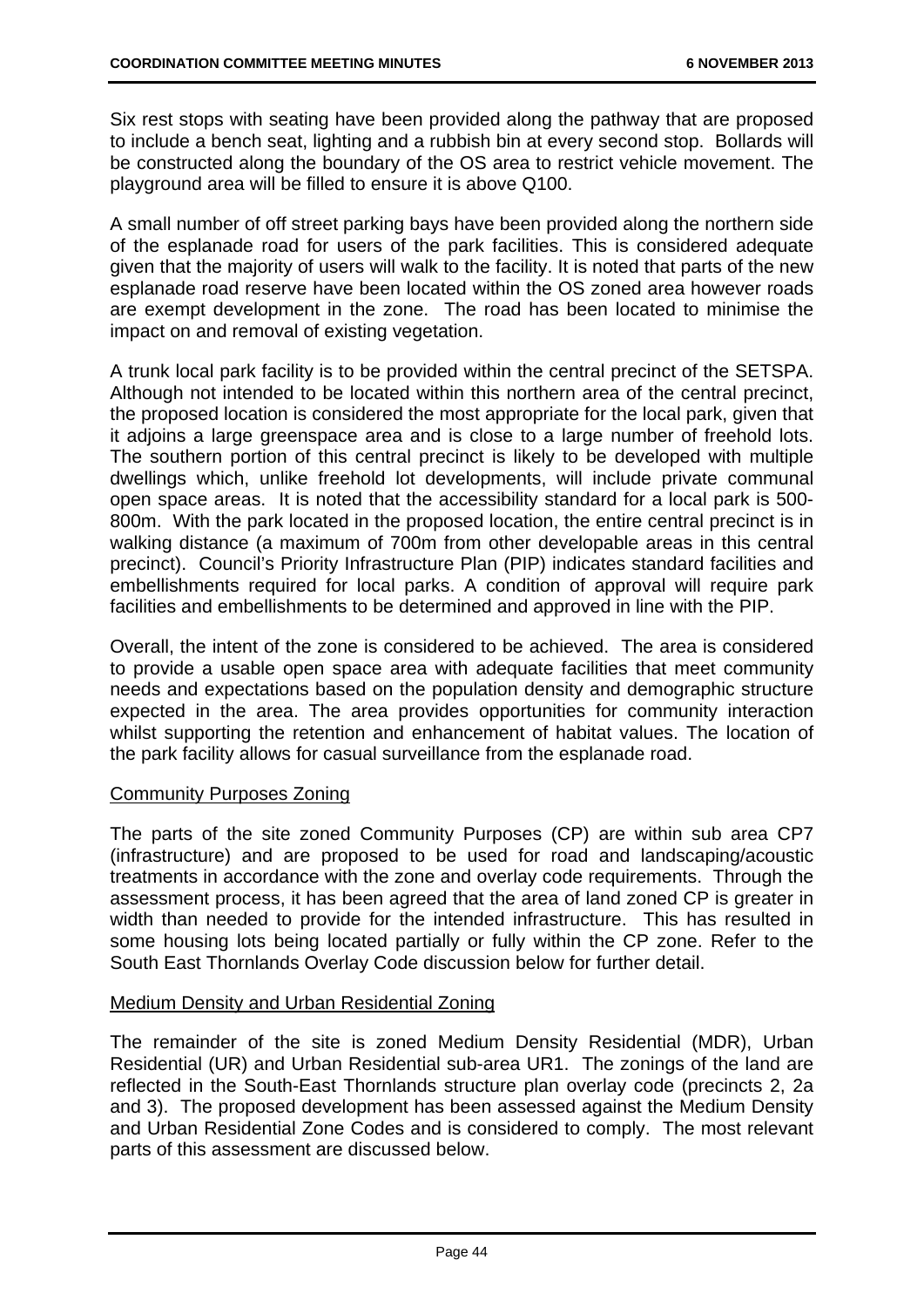Six rest stops with seating have been provided along the pathway that are proposed to include a bench seat, lighting and a rubbish bin at every second stop. Bollards will be constructed along the boundary of the OS area to restrict vehicle movement. The playground area will be filled to ensure it is above Q100.

A small number of off street parking bays have been provided along the northern side of the esplanade road for users of the park facilities. This is considered adequate given that the majority of users will walk to the facility. It is noted that parts of the new esplanade road reserve have been located within the OS zoned area however roads are exempt development in the zone. The road has been located to minimise the impact on and removal of existing vegetation.

A trunk local park facility is to be provided within the central precinct of the SETSPA. Although not intended to be located within this northern area of the central precinct, the proposed location is considered the most appropriate for the local park, given that it adjoins a large greenspace area and is close to a large number of freehold lots. The southern portion of this central precinct is likely to be developed with multiple dwellings which, unlike freehold lot developments, will include private communal open space areas. It is noted that the accessibility standard for a local park is 500-800m. With the park located in the proposed location, the entire central precinct is in walking distance (a maximum of 700m from other developable areas in this central precinct). Council's Priority Infrastructure Plan (PIP) indicates standard facilities and embellishments required for local parks. A condition of approval will require park facilities and embellishments to be determined and approved in line with the PIP.

Overall, the intent of the zone is considered to be achieved. The area is considered to provide a usable open space area with adequate facilities that meet community needs and expectations based on the population density and demographic structure expected in the area. The area provides opportunities for community interaction whilst supporting the retention and enhancement of habitat values. The location of the park facility allows for casual surveillance from the esplanade road.

Community Purposes Zoning

The parts of the site zoned Community Purposes (CP) are within sub area CP7 (infrastructure) and are proposed to be used for road and landscaping/acoustic treatments in accordance with the zone and overlay code requirements. Through the assessment process, it has been agreed that the area of land zoned CP is greater in width than needed to provide for the intended infrastructure. This has resulted in some housing lots being located partially or fully within the CP zone. Refer to the South East Thornlands Overlay Code discussion below for further detail.

Medium Density and Urban Residential Zoning

The remainder of the site is zoned Medium Density Residential (MDR), Urban Residential (UR) and Urban Residential sub-area UR1. The zonings of the land are reflected in the South-East Thornlands structure plan overlay code (precincts 2, 2a and 3). The proposed development has been assessed against the Medium Density and Urban Residential Zone Codes and is considered to comply. The most relevant parts of this assessment are discussed below.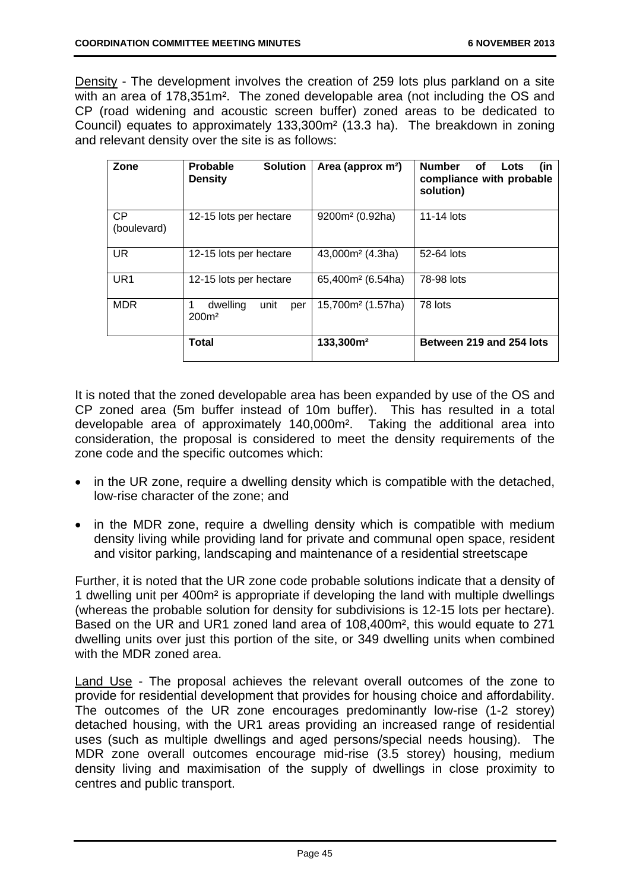Density - The development involves the creation of 259 lots plus parkland on a site with an area of 178,351m². The zoned developable area (not including the OS and CP (road widening and acoustic screen buffer) zoned areas to be dedicated to Council) equates to approximately 133,300m² (13.3 ha). The breakdown in zoning and relevant density over the site is as follows:

| Zone | Probable Solution Density | Area (approx m²) | Number of Lots (in compliance with probable solution) |
|---|---|---|---|
| CP (boulevard) | 12-15 lots per hectare | 9200m² (0.92ha) | 11-14 lots |
| UR | 12-15 lots per hectare | 43,000m² (4.3ha) | 52-64 lots |
| UR1 | 12-15 lots per hectare | 65,400m² (6.54ha) | 78-98 lots |
| MDR | 1 dwelling unit per 200m² | 15,700m² (1.57ha) | 78 lots |
| | **Total** | **133,300m²** | **Between 219 and 254 lots** |

It is noted that the zoned developable area has been expanded by use of the OS and CP zoned area (5m buffer instead of 10m buffer). This has resulted in a total developable area of approximately 140,000m². Taking the additional area into consideration, the proposal is considered to meet the density requirements of the zone code and the specific outcomes which:

- in the UR zone, require a dwelling density which is compatible with the detached, low-rise character of the zone; and
- in the MDR zone, require a dwelling density which is compatible with medium density living while providing land for private and communal open space, resident and visitor parking, landscaping and maintenance of a residential streetscape

Further, it is noted that the UR zone code probable solutions indicate that a density of 1 dwelling unit per 400m² is appropriate if developing the land with multiple dwellings (whereas the probable solution for density for subdivisions is 12-15 lots per hectare). Based on the UR and UR1 zoned land area of 108,400m², this would equate to 271 dwelling units over just this portion of the site, or 349 dwelling units when combined with the MDR zoned area.

Land Use - The proposal achieves the relevant overall outcomes of the zone to provide for residential development that provides for housing choice and affordability. The outcomes of the UR zone encourages predominantly low-rise (1-2 storey) detached housing, with the UR1 areas providing an increased range of residential uses (such as multiple dwellings and aged persons/special needs housing). The MDR zone overall outcomes encourage mid-rise (3.5 storey) housing, medium density living and maximisation of the supply of dwellings in close proximity to centres and public transport.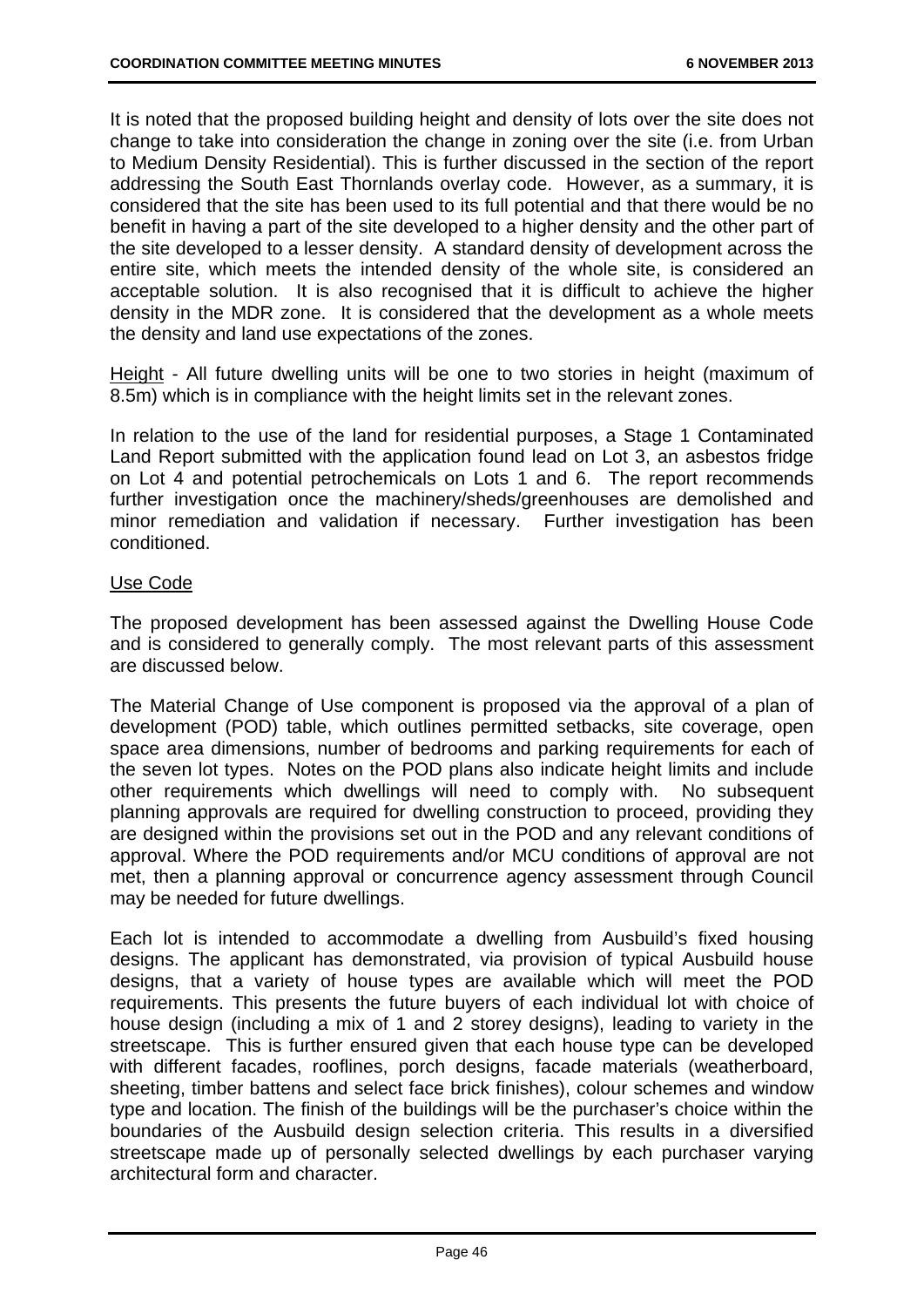It is noted that the proposed building height and density of lots over the site does not change to take into consideration the change in zoning over the site (i.e. from Urban to Medium Density Residential). This is further discussed in the section of the report addressing the South East Thornlands overlay code. However, as a summary, it is considered that the site has been used to its full potential and that there would be no benefit in having a part of the site developed to a higher density and the other part of the site developed to a lesser density. A standard density of development across the entire site, which meets the intended density of the whole site, is considered an acceptable solution. It is also recognised that it is difficult to achieve the higher density in the MDR zone. It is considered that the development as a whole meets the density and land use expectations of the zones.

Height - All future dwelling units will be one to two stories in height (maximum of 8.5m) which is in compliance with the height limits set in the relevant zones.

In relation to the use of the land for residential purposes, a Stage 1 Contaminated Land Report submitted with the application found lead on Lot 3, an asbestos fridge on Lot 4 and potential petrochemicals on Lots 1 and 6. The report recommends further investigation once the machinery/sheds/greenhouses are demolished and minor remediation and validation if necessary. Further investigation has been conditioned.

Use Code

The proposed development has been assessed against the Dwelling House Code and is considered to generally comply. The most relevant parts of this assessment are discussed below.

The Material Change of Use component is proposed via the approval of a plan of development (POD) table, which outlines permitted setbacks, site coverage, open space area dimensions, number of bedrooms and parking requirements for each of the seven lot types. Notes on the POD plans also indicate height limits and include other requirements which dwellings will need to comply with. No subsequent planning approvals are required for dwelling construction to proceed, providing they are designed within the provisions set out in the POD and any relevant conditions of approval. Where the POD requirements and/or MCU conditions of approval are not met, then a planning approval or concurrence agency assessment through Council may be needed for future dwellings.

Each lot is intended to accommodate a dwelling from Ausbuild's fixed housing designs. The applicant has demonstrated, via provision of typical Ausbuild house designs, that a variety of house types are available which will meet the POD requirements. This presents the future buyers of each individual lot with choice of house design (including a mix of 1 and 2 storey designs), leading to variety in the streetscape. This is further ensured given that each house type can be developed with different facades, rooflines, porch designs, facade materials (weatherboard, sheeting, timber battens and select face brick finishes), colour schemes and window type and location. The finish of the buildings will be the purchaser's choice within the boundaries of the Ausbuild design selection criteria. This results in a diversified streetscape made up of personally selected dwellings by each purchaser varying architectural form and character.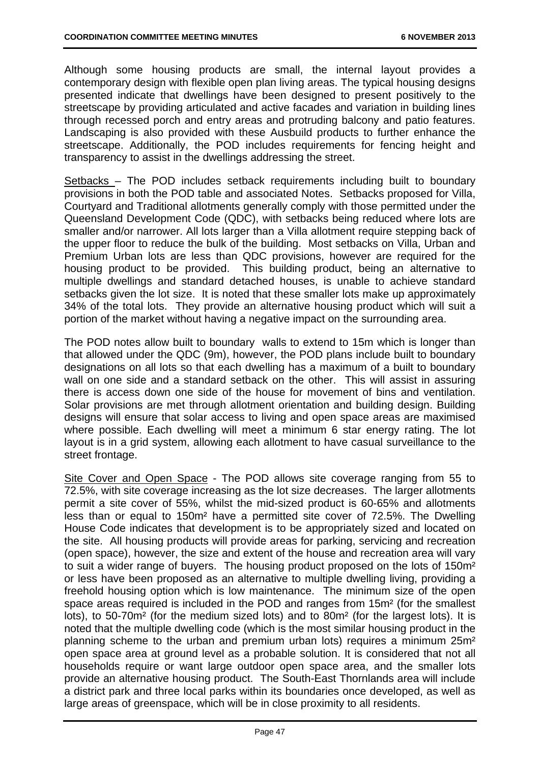Although some housing products are small, the internal layout provides a contemporary design with flexible open plan living areas. The typical housing designs presented indicate that dwellings have been designed to present positively to the streetscape by providing articulated and active facades and variation in building lines through recessed porch and entry areas and protruding balcony and patio features. Landscaping is also provided with these Ausbuild products to further enhance the streetscape. Additionally, the POD includes requirements for fencing height and transparency to assist in the dwellings addressing the street.

<u>Setbacks</u> – The POD includes setback requirements including built to boundary provisions in both the POD table and associated Notes. Setbacks proposed for Villa, Courtyard and Traditional allotments generally comply with those permitted under the Queensland Development Code (QDC), with setbacks being reduced where lots are smaller and/or narrower. All lots larger than a Villa allotment require stepping back of the upper floor to reduce the bulk of the building. Most setbacks on Villa, Urban and Premium Urban lots are less than QDC provisions, however are required for the housing product to be provided. This building product, being an alternative to multiple dwellings and standard detached houses, is unable to achieve standard setbacks given the lot size. It is noted that these smaller lots make up approximately 34% of the total lots. They provide an alternative housing product which will suit a portion of the market without having a negative impact on the surrounding area.

The POD notes allow built to boundary walls to extend to 15m which is longer than that allowed under the QDC (9m), however, the POD plans include built to boundary designations on all lots so that each dwelling has a maximum of a built to boundary wall on one side and a standard setback on the other. This will assist in assuring there is access down one side of the house for movement of bins and ventilation. Solar provisions are met through allotment orientation and building design. Building designs will ensure that solar access to living and open space areas are maximised where possible. Each dwelling will meet a minimum 6 star energy rating. The lot layout is in a grid system, allowing each allotment to have casual surveillance to the street frontage.

<u>Site Cover and Open Space</u> - The POD allows site coverage ranging from 55 to 72.5%, with site coverage increasing as the lot size decreases. The larger allotments permit a site cover of 55%, whilst the mid-sized product is 60-65% and allotments less than or equal to 150m² have a permitted site cover of 72.5%. The Dwelling House Code indicates that development is to be appropriately sized and located on the site. All housing products will provide areas for parking, servicing and recreation (open space), however, the size and extent of the house and recreation area will vary to suit a wider range of buyers. The housing product proposed on the lots of 150m² or less have been proposed as an alternative to multiple dwelling living, providing a freehold housing option which is low maintenance. The minimum size of the open space areas required is included in the POD and ranges from 15m² (for the smallest lots), to 50-70m² (for the medium sized lots) and to 80m² (for the largest lots). It is noted that the multiple dwelling code (which is the most similar housing product in the planning scheme to the urban and premium urban lots) requires a minimum 25m² open space area at ground level as a probable solution. It is considered that not all households require or want large outdoor open space area, and the smaller lots provide an alternative housing product. The South-East Thornlands area will include a district park and three local parks within its boundaries once developed, as well as large areas of greenspace, which will be in close proximity to all residents.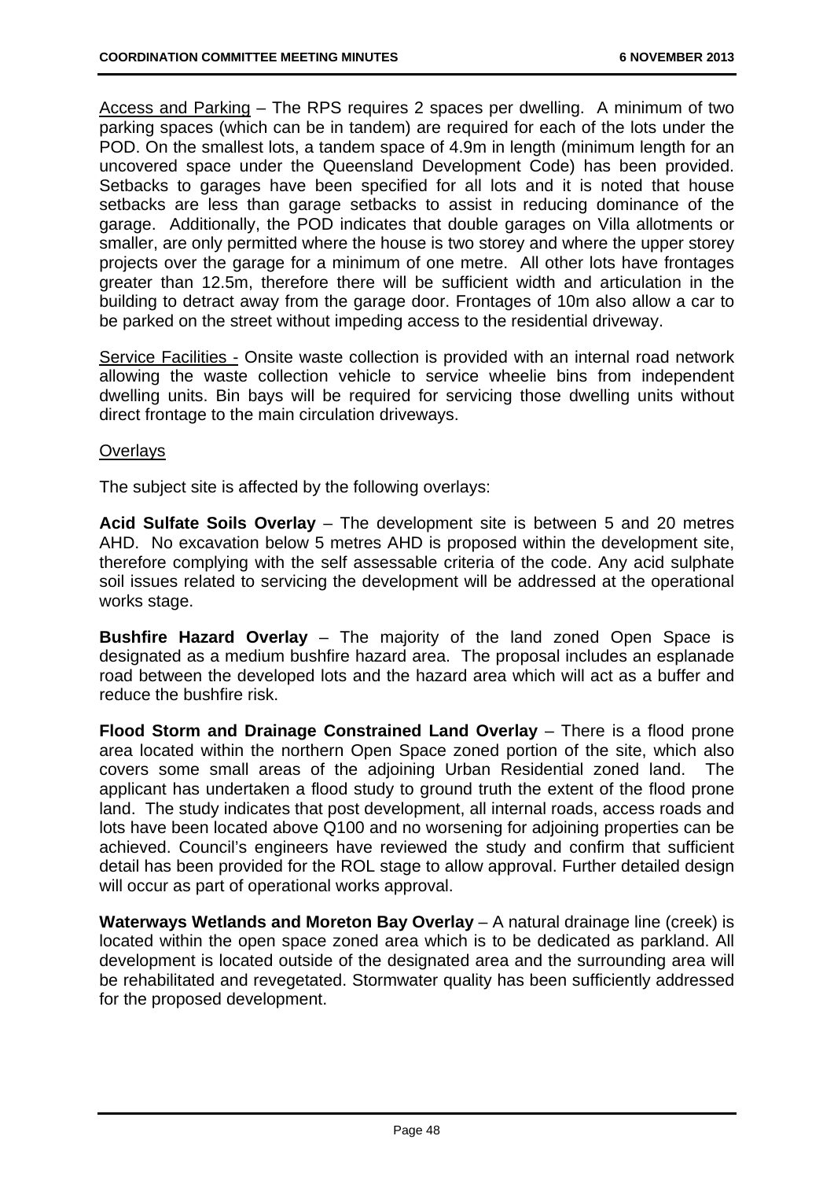Access and Parking – The RPS requires 2 spaces per dwelling. A minimum of two parking spaces (which can be in tandem) are required for each of the lots under the POD. On the smallest lots, a tandem space of 4.9m in length (minimum length for an uncovered space under the Queensland Development Code) has been provided. Setbacks to garages have been specified for all lots and it is noted that house setbacks are less than garage setbacks to assist in reducing dominance of the garage. Additionally, the POD indicates that double garages on Villa allotments or smaller, are only permitted where the house is two storey and where the upper storey projects over the garage for a minimum of one metre. All other lots have frontages greater than 12.5m, therefore there will be sufficient width and articulation in the building to detract away from the garage door. Frontages of 10m also allow a car to be parked on the street without impeding access to the residential driveway.

Service Facilities - Onsite waste collection is provided with an internal road network allowing the waste collection vehicle to service wheelie bins from independent dwelling units. Bin bays will be required for servicing those dwelling units without direct frontage to the main circulation driveways.

Overlays

The subject site is affected by the following overlays:

**Acid Sulfate Soils Overlay** – The development site is between 5 and 20 metres AHD. No excavation below 5 metres AHD is proposed within the development site, therefore complying with the self assessable criteria of the code. Any acid sulphate soil issues related to servicing the development will be addressed at the operational works stage.

**Bushfire Hazard Overlay** – The majority of the land zoned Open Space is designated as a medium bushfire hazard area. The proposal includes an esplanade road between the developed lots and the hazard area which will act as a buffer and reduce the bushfire risk.

**Flood Storm and Drainage Constrained Land Overlay** – There is a flood prone area located within the northern Open Space zoned portion of the site, which also covers some small areas of the adjoining Urban Residential zoned land. The applicant has undertaken a flood study to ground truth the extent of the flood prone land. The study indicates that post development, all internal roads, access roads and lots have been located above Q100 and no worsening for adjoining properties can be achieved. Council's engineers have reviewed the study and confirm that sufficient detail has been provided for the ROL stage to allow approval. Further detailed design will occur as part of operational works approval.

**Waterways Wetlands and Moreton Bay Overlay** – A natural drainage line (creek) is located within the open space zoned area which is to be dedicated as parkland. All development is located outside of the designated area and the surrounding area will be rehabilitated and revegetated. Stormwater quality has been sufficiently addressed for the proposed development.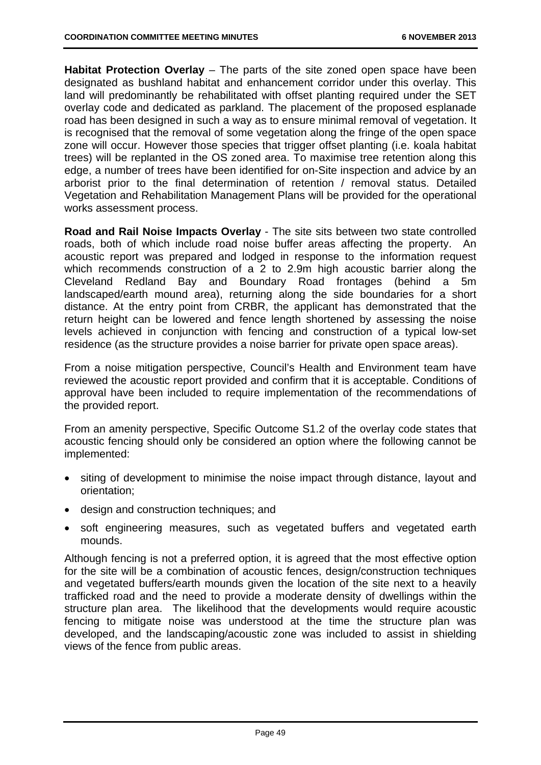**Habitat Protection Overlay** – The parts of the site zoned open space have been designated as bushland habitat and enhancement corridor under this overlay. This land will predominantly be rehabilitated with offset planting required under the SET overlay code and dedicated as parkland. The placement of the proposed esplanade road has been designed in such a way as to ensure minimal removal of vegetation. It is recognised that the removal of some vegetation along the fringe of the open space zone will occur. However those species that trigger offset planting (i.e. koala habitat trees) will be replanted in the OS zoned area. To maximise tree retention along this edge, a number of trees have been identified for on-Site inspection and advice by an arborist prior to the final determination of retention / removal status. Detailed Vegetation and Rehabilitation Management Plans will be provided for the operational works assessment process.

**Road and Rail Noise Impacts Overlay** - The site sits between two state controlled roads, both of which include road noise buffer areas affecting the property. An acoustic report was prepared and lodged in response to the information request which recommends construction of a 2 to 2.9m high acoustic barrier along the Cleveland Redland Bay and Boundary Road frontages (behind a 5m landscaped/earth mound area), returning along the side boundaries for a short distance. At the entry point from CRBR, the applicant has demonstrated that the return height can be lowered and fence length shortened by assessing the noise levels achieved in conjunction with fencing and construction of a typical low-set residence (as the structure provides a noise barrier for private open space areas).

From a noise mitigation perspective, Council's Health and Environment team have reviewed the acoustic report provided and confirm that it is acceptable. Conditions of approval have been included to require implementation of the recommendations of the provided report.

From an amenity perspective, Specific Outcome S1.2 of the overlay code states that acoustic fencing should only be considered an option where the following cannot be implemented:

- siting of development to minimise the noise impact through distance, layout and orientation;
- design and construction techniques; and
- soft engineering measures, such as vegetated buffers and vegetated earth mounds.

Although fencing is not a preferred option, it is agreed that the most effective option for the site will be a combination of acoustic fences, design/construction techniques and vegetated buffers/earth mounds given the location of the site next to a heavily trafficked road and the need to provide a moderate density of dwellings within the structure plan area. The likelihood that the developments would require acoustic fencing to mitigate noise was understood at the time the structure plan was developed, and the landscaping/acoustic zone was included to assist in shielding views of the fence from public areas.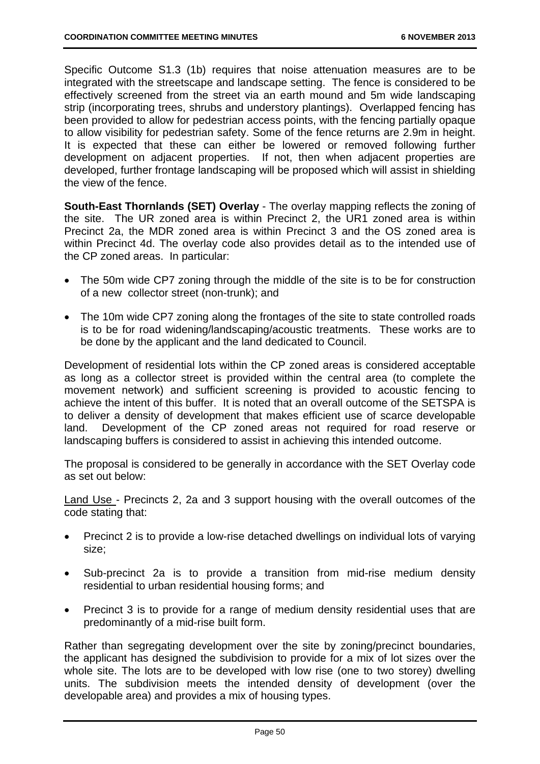Specific Outcome S1.3 (1b) requires that noise attenuation measures are to be integrated with the streetscape and landscape setting. The fence is considered to be effectively screened from the street via an earth mound and 5m wide landscaping strip (incorporating trees, shrubs and understory plantings). Overlapped fencing has been provided to allow for pedestrian access points, with the fencing partially opaque to allow visibility for pedestrian safety. Some of the fence returns are 2.9m in height. It is expected that these can either be lowered or removed following further development on adjacent properties. If not, then when adjacent properties are developed, further frontage landscaping will be proposed which will assist in shielding the view of the fence.

**South-East Thornlands (SET) Overlay** - The overlay mapping reflects the zoning of the site. The UR zoned area is within Precinct 2, the UR1 zoned area is within Precinct 2a, the MDR zoned area is within Precinct 3 and the OS zoned area is within Precinct 4d. The overlay code also provides detail as to the intended use of the CP zoned areas. In particular:

- The 50m wide CP7 zoning through the middle of the site is to be for construction of a new collector street (non-trunk); and
- The 10m wide CP7 zoning along the frontages of the site to state controlled roads is to be for road widening/landscaping/acoustic treatments. These works are to be done by the applicant and the land dedicated to Council.

Development of residential lots within the CP zoned areas is considered acceptable as long as a collector street is provided within the central area (to complete the movement network) and sufficient screening is provided to acoustic fencing to achieve the intent of this buffer. It is noted that an overall outcome of the SETSPA is to deliver a density of development that makes efficient use of scarce developable land. Development of the CP zoned areas not required for road reserve or landscaping buffers is considered to assist in achieving this intended outcome.

The proposal is considered to be generally in accordance with the SET Overlay code as set out below:

Land Use - Precincts 2, 2a and 3 support housing with the overall outcomes of the code stating that:

- Precinct 2 is to provide a low-rise detached dwellings on individual lots of varying size;
- Sub-precinct 2a is to provide a transition from mid-rise medium density residential to urban residential housing forms; and
- Precinct 3 is to provide for a range of medium density residential uses that are predominantly of a mid-rise built form.

Rather than segregating development over the site by zoning/precinct boundaries, the applicant has designed the subdivision to provide for a mix of lot sizes over the whole site. The lots are to be developed with low rise (one to two storey) dwelling units. The subdivision meets the intended density of development (over the developable area) and provides a mix of housing types.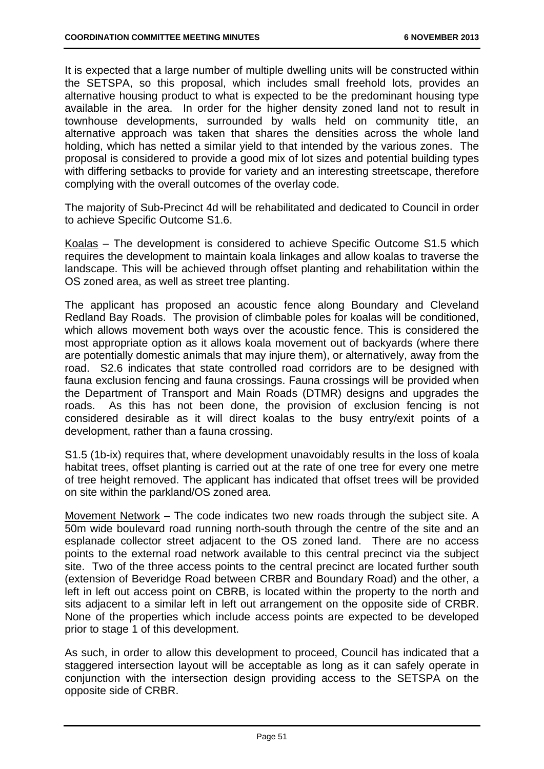It is expected that a large number of multiple dwelling units will be constructed within the SETSPA, so this proposal, which includes small freehold lots, provides an alternative housing product to what is expected to be the predominant housing type available in the area. In order for the higher density zoned land not to result in townhouse developments, surrounded by walls held on community title, an alternative approach was taken that shares the densities across the whole land holding, which has netted a similar yield to that intended by the various zones. The proposal is considered to provide a good mix of lot sizes and potential building types with differing setbacks to provide for variety and an interesting streetscape, therefore complying with the overall outcomes of the overlay code.

The majority of Sub-Precinct 4d will be rehabilitated and dedicated to Council in order to achieve Specific Outcome S1.6.

Koalas – The development is considered to achieve Specific Outcome S1.5 which requires the development to maintain koala linkages and allow koalas to traverse the landscape. This will be achieved through offset planting and rehabilitation within the OS zoned area, as well as street tree planting.

The applicant has proposed an acoustic fence along Boundary and Cleveland Redland Bay Roads. The provision of climbable poles for koalas will be conditioned, which allows movement both ways over the acoustic fence. This is considered the most appropriate option as it allows koala movement out of backyards (where there are potentially domestic animals that may injure them), or alternatively, away from the road. S2.6 indicates that state controlled road corridors are to be designed with fauna exclusion fencing and fauna crossings. Fauna crossings will be provided when the Department of Transport and Main Roads (DTMR) designs and upgrades the roads. As this has not been done, the provision of exclusion fencing is not considered desirable as it will direct koalas to the busy entry/exit points of a development, rather than a fauna crossing.

S1.5 (1b-ix) requires that, where development unavoidably results in the loss of koala habitat trees, offset planting is carried out at the rate of one tree for every one metre of tree height removed. The applicant has indicated that offset trees will be provided on site within the parkland/OS zoned area.

Movement Network – The code indicates two new roads through the subject site. A 50m wide boulevard road running north-south through the centre of the site and an esplanade collector street adjacent to the OS zoned land. There are no access points to the external road network available to this central precinct via the subject site. Two of the three access points to the central precinct are located further south (extension of Beveridge Road between CRBR and Boundary Road) and the other, a left in left out access point on CBRB, is located within the property to the north and sits adjacent to a similar left in left out arrangement on the opposite side of CRBR. None of the properties which include access points are expected to be developed prior to stage 1 of this development.

As such, in order to allow this development to proceed, Council has indicated that a staggered intersection layout will be acceptable as long as it can safely operate in conjunction with the intersection design providing access to the SETSPA on the opposite side of CRBR.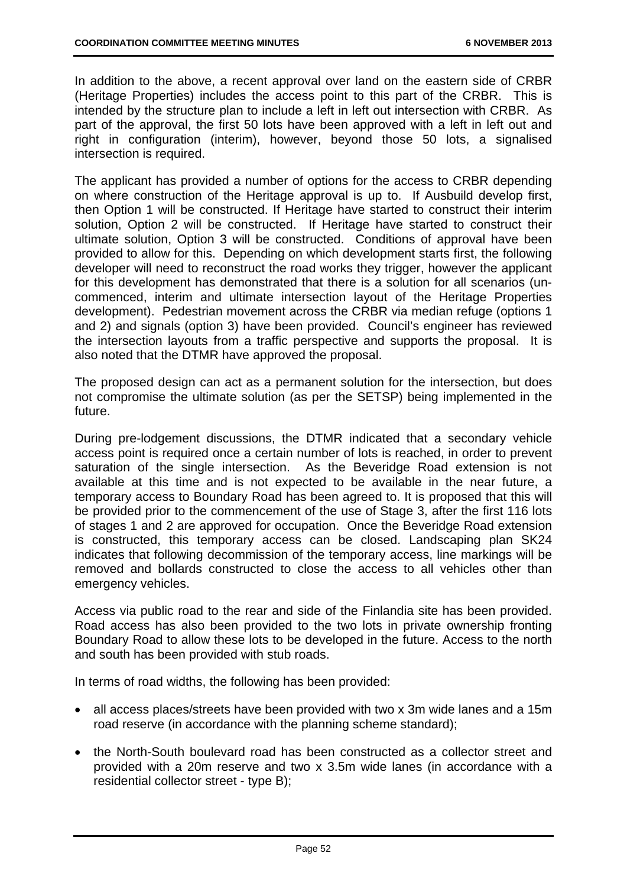In addition to the above, a recent approval over land on the eastern side of CRBR (Heritage Properties) includes the access point to this part of the CRBR. This is intended by the structure plan to include a left in left out intersection with CRBR. As part of the approval, the first 50 lots have been approved with a left in left out and right in configuration (interim), however, beyond those 50 lots, a signalised intersection is required.

The applicant has provided a number of options for the access to CRBR depending on where construction of the Heritage approval is up to. If Ausbuild develop first, then Option 1 will be constructed. If Heritage have started to construct their interim solution, Option 2 will be constructed. If Heritage have started to construct their ultimate solution, Option 3 will be constructed. Conditions of approval have been provided to allow for this. Depending on which development starts first, the following developer will need to reconstruct the road works they trigger, however the applicant for this development has demonstrated that there is a solution for all scenarios (un-commenced, interim and ultimate intersection layout of the Heritage Properties development). Pedestrian movement across the CRBR via median refuge (options 1 and 2) and signals (option 3) have been provided. Council's engineer has reviewed the intersection layouts from a traffic perspective and supports the proposal. It is also noted that the DTMR have approved the proposal.

The proposed design can act as a permanent solution for the intersection, but does not compromise the ultimate solution (as per the SETSP) being implemented in the future.

During pre-lodgement discussions, the DTMR indicated that a secondary vehicle access point is required once a certain number of lots is reached, in order to prevent saturation of the single intersection. As the Beveridge Road extension is not available at this time and is not expected to be available in the near future, a temporary access to Boundary Road has been agreed to. It is proposed that this will be provided prior to the commencement of the use of Stage 3, after the first 116 lots of stages 1 and 2 are approved for occupation. Once the Beveridge Road extension is constructed, this temporary access can be closed. Landscaping plan SK24 indicates that following decommission of the temporary access, line markings will be removed and bollards constructed to close the access to all vehicles other than emergency vehicles.

Access via public road to the rear and side of the Finlandia site has been provided. Road access has also been provided to the two lots in private ownership fronting Boundary Road to allow these lots to be developed in the future. Access to the north and south has been provided with stub roads.

In terms of road widths, the following has been provided:

- all access places/streets have been provided with two x 3m wide lanes and a 15m road reserve (in accordance with the planning scheme standard);
- the North-South boulevard road has been constructed as a collector street and provided with a 20m reserve and two x 3.5m wide lanes (in accordance with a residential collector street - type B);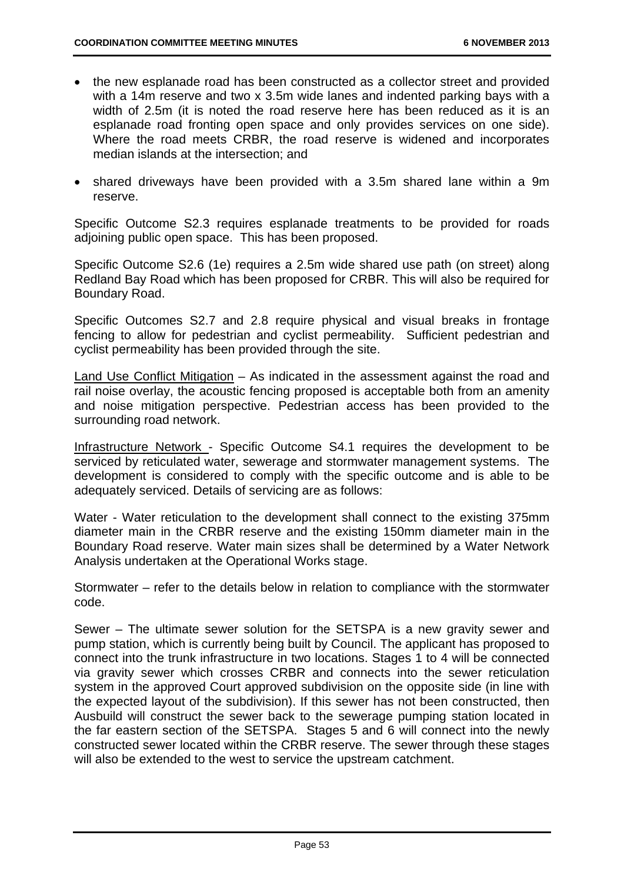- the new esplanade road has been constructed as a collector street and provided with a 14m reserve and two x 3.5m wide lanes and indented parking bays with a width of 2.5m (it is noted the road reserve here has been reduced as it is an esplanade road fronting open space and only provides services on one side). Where the road meets CRBR, the road reserve is widened and incorporates median islands at the intersection; and

- shared driveways have been provided with a 3.5m shared lane within a 9m reserve.

Specific Outcome S2.3 requires esplanade treatments to be provided for roads adjoining public open space. This has been proposed.

Specific Outcome S2.6 (1e) requires a 2.5m wide shared use path (on street) along Redland Bay Road which has been proposed for CRBR. This will also be required for Boundary Road.

Specific Outcomes S2.7 and 2.8 require physical and visual breaks in frontage fencing to allow for pedestrian and cyclist permeability. Sufficient pedestrian and cyclist permeability has been provided through the site.

Land Use Conflict Mitigation – As indicated in the assessment against the road and rail noise overlay, the acoustic fencing proposed is acceptable both from an amenity and noise mitigation perspective. Pedestrian access has been provided to the surrounding road network.

Infrastructure Network - Specific Outcome S4.1 requires the development to be serviced by reticulated water, sewerage and stormwater management systems. The development is considered to comply with the specific outcome and is able to be adequately serviced. Details of servicing are as follows:

Water - Water reticulation to the development shall connect to the existing 375mm diameter main in the CRBR reserve and the existing 150mm diameter main in the Boundary Road reserve. Water main sizes shall be determined by a Water Network Analysis undertaken at the Operational Works stage.

Stormwater – refer to the details below in relation to compliance with the stormwater code.

Sewer – The ultimate sewer solution for the SETSPA is a new gravity sewer and pump station, which is currently being built by Council. The applicant has proposed to connect into the trunk infrastructure in two locations. Stages 1 to 4 will be connected via gravity sewer which crosses CRBR and connects into the sewer reticulation system in the approved Court approved subdivision on the opposite side (in line with the expected layout of the subdivision). If this sewer has not been constructed, then Ausbuild will construct the sewer back to the sewerage pumping station located in the far eastern section of the SETSPA. Stages 5 and 6 will connect into the newly constructed sewer located within the CRBR reserve. The sewer through these stages will also be extended to the west to service the upstream catchment.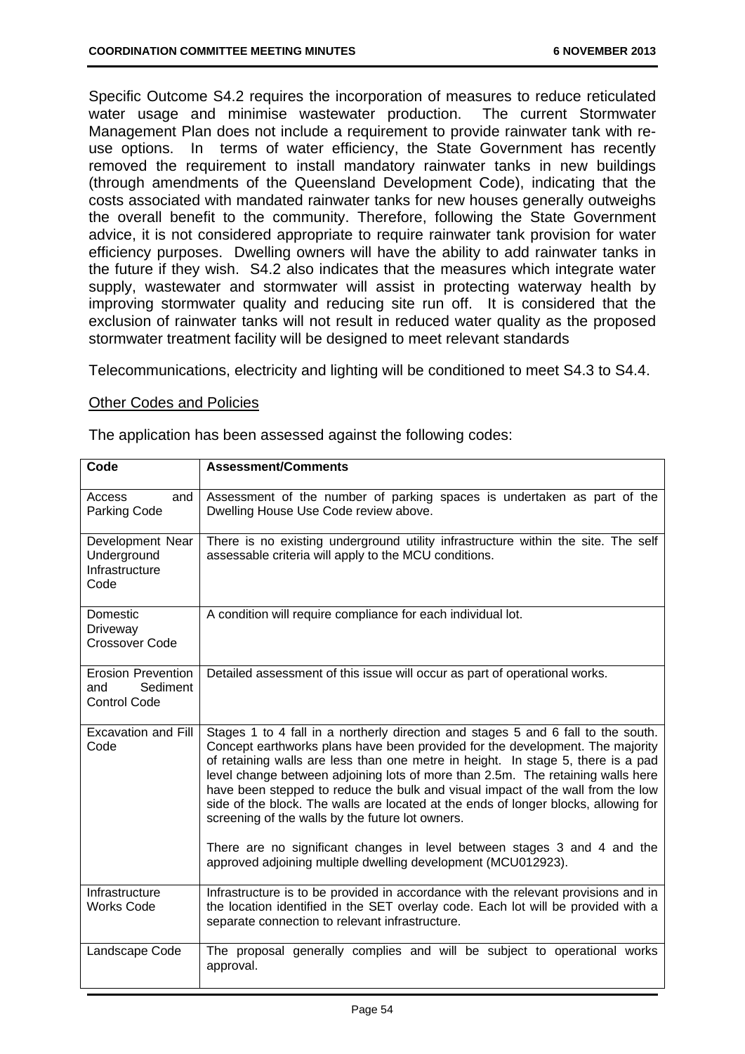Specific Outcome S4.2 requires the incorporation of measures to reduce reticulated water usage and minimise wastewater production. The current Stormwater Management Plan does not include a requirement to provide rainwater tank with re-use options. In terms of water efficiency, the State Government has recently removed the requirement to install mandatory rainwater tanks in new buildings (through amendments of the Queensland Development Code), indicating that the costs associated with mandated rainwater tanks for new houses generally outweighs the overall benefit to the community. Therefore, following the State Government advice, it is not considered appropriate to require rainwater tank provision for water efficiency purposes. Dwelling owners will have the ability to add rainwater tanks in the future if they wish. S4.2 also indicates that the measures which integrate water supply, wastewater and stormwater will assist in protecting waterway health by improving stormwater quality and reducing site run off. It is considered that the exclusion of rainwater tanks will not result in reduced water quality as the proposed stormwater treatment facility will be designed to meet relevant standards

Telecommunications, electricity and lighting will be conditioned to meet S4.3 to S4.4.

Other Codes and Policies

The application has been assessed against the following codes:

| Code | Assessment/Comments |
|---|---|
| Access and Parking Code | Assessment of the number of parking spaces is undertaken as part of the Dwelling House Use Code review above. |
| Development Near Underground Infrastructure Code | There is no existing underground utility infrastructure within the site. The self assessable criteria will apply to the MCU conditions. |
| Domestic Driveway Crossover Code | A condition will require compliance for each individual lot. |
| Erosion Prevention and Sediment Control Code | Detailed assessment of this issue will occur as part of operational works. |
| Excavation and Fill Code | Stages 1 to 4 fall in a northerly direction and stages 5 and 6 fall to the south. Concept earthworks plans have been provided for the development. The majority of retaining walls are less than one metre in height. In stage 5, there is a pad level change between adjoining lots of more than 2.5m. The retaining walls here have been stepped to reduce the bulk and visual impact of the wall from the low side of the block. The walls are located at the ends of longer blocks, allowing for screening of the walls by the future lot owners.<br><br>There are no significant changes in level between stages 3 and 4 and the approved adjoining multiple dwelling development (MCU012923). |
| Infrastructure Works Code | Infrastructure is to be provided in accordance with the relevant provisions and in the location identified in the SET overlay code. Each lot will be provided with a separate connection to relevant infrastructure. |
| Landscape Code | The proposal generally complies and will be subject to operational works approval. |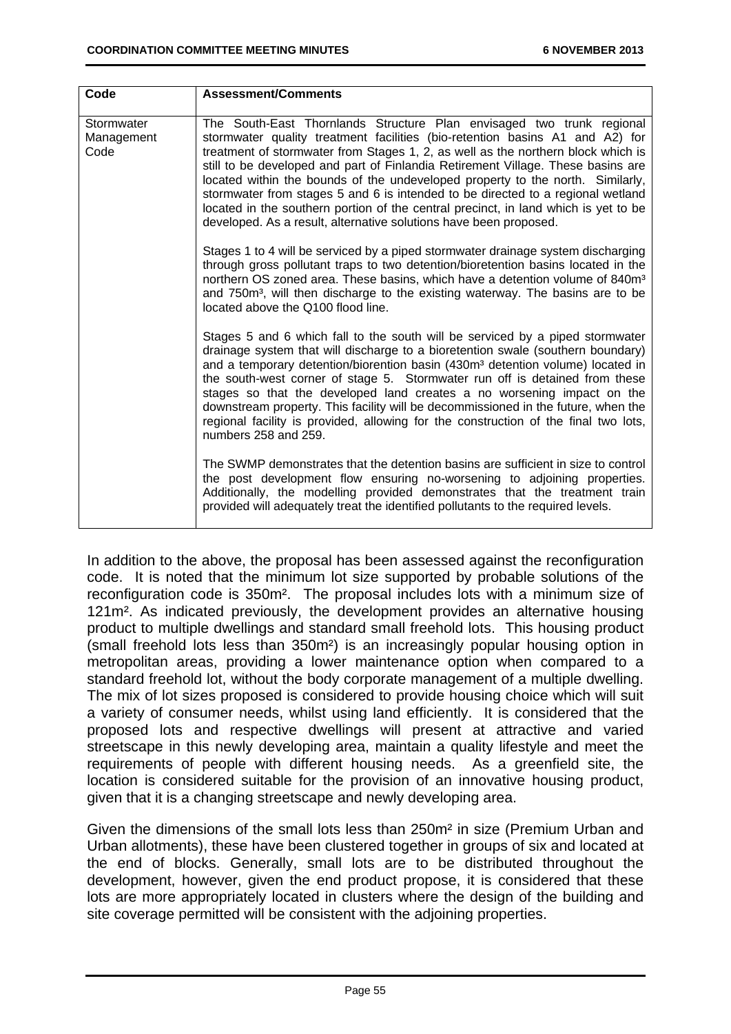| Code | Assessment/Comments |
|---|---|
| Stormwater Management Code | The South-East Thornlands Structure Plan envisaged two trunk regional stormwater quality treatment facilities (bio-retention basins A1 and A2) for treatment of stormwater from Stages 1, 2, as well as the northern block which is still to be developed and part of Finlandia Retirement Village. These basins are located within the bounds of the undeveloped property to the north. Similarly, stormwater from stages 5 and 6 is intended to be directed to a regional wetland located in the southern portion of the central precinct, in land which is yet to be developed. As a result, alternative solutions have been proposed.<br><br>Stages 1 to 4 will be serviced by a piped stormwater drainage system discharging through gross pollutant traps to two detention/bioretention basins located in the northern OS zoned area. These basins, which have a detention volume of 840m³ and 750m³, will then discharge to the existing waterway. The basins are to be located above the Q100 flood line.<br><br>Stages 5 and 6 which fall to the south will be serviced by a piped stormwater drainage system that will discharge to a bioretention swale (southern boundary) and a temporary detention/biorention basin (430m³ detention volume) located in the south-west corner of stage 5. Stormwater run off is detained from these stages so that the developed land creates a no worsening impact on the downstream property. This facility will be decommissioned in the future, when the regional facility is provided, allowing for the construction of the final two lots, numbers 258 and 259.<br><br>The SWMP demonstrates that the detention basins are sufficient in size to control the post development flow ensuring no-worsening to adjoining properties. Additionally, the modelling provided demonstrates that the treatment train provided will adequately treat the identified pollutants to the required levels. |

In addition to the above, the proposal has been assessed against the reconfiguration code. It is noted that the minimum lot size supported by probable solutions of the reconfiguration code is 350m². The proposal includes lots with a minimum size of 121m². As indicated previously, the development provides an alternative housing product to multiple dwellings and standard small freehold lots. This housing product (small freehold lots less than 350m²) is an increasingly popular housing option in metropolitan areas, providing a lower maintenance option when compared to a standard freehold lot, without the body corporate management of a multiple dwelling. The mix of lot sizes proposed is considered to provide housing choice which will suit a variety of consumer needs, whilst using land efficiently. It is considered that the proposed lots and respective dwellings will present at attractive and varied streetscape in this newly developing area, maintain a quality lifestyle and meet the requirements of people with different housing needs. As a greenfield site, the location is considered suitable for the provision of an innovative housing product, given that it is a changing streetscape and newly developing area.

Given the dimensions of the small lots less than 250m² in size (Premium Urban and Urban allotments), these have been clustered together in groups of six and located at the end of blocks. Generally, small lots are to be distributed throughout the development, however, given the end product propose, it is considered that these lots are more appropriately located in clusters where the design of the building and site coverage permitted will be consistent with the adjoining properties.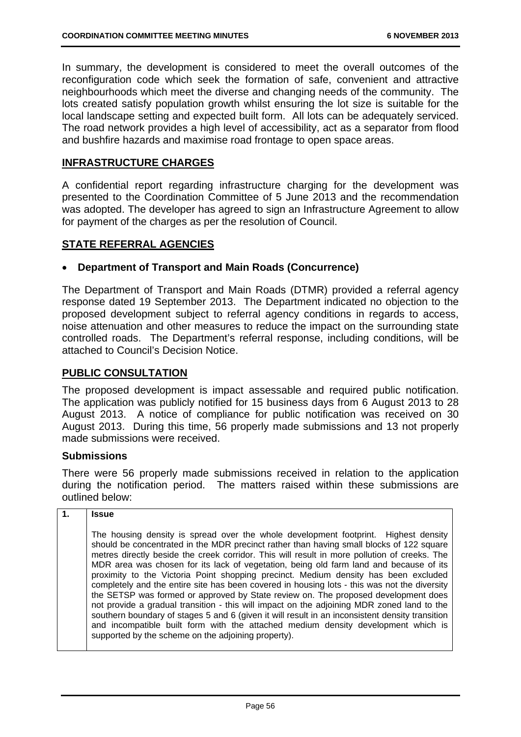In summary, the development is considered to meet the overall outcomes of the reconfiguration code which seek the formation of safe, convenient and attractive neighbourhoods which meet the diverse and changing needs of the community. The lots created satisfy population growth whilst ensuring the lot size is suitable for the local landscape setting and expected built form. All lots can be adequately serviced. The road network provides a high level of accessibility, act as a separator from flood and bushfire hazards and maximise road frontage to open space areas.

## INFRASTRUCTURE CHARGES

A confidential report regarding infrastructure charging for the development was presented to the Coordination Committee of 5 June 2013 and the recommendation was adopted. The developer has agreed to sign an Infrastructure Agreement to allow for payment of the charges as per the resolution of Council.

## STATE REFERRAL AGENCIES

- **Department of Transport and Main Roads (Concurrence)**

The Department of Transport and Main Roads (DTMR) provided a referral agency response dated 19 September 2013. The Department indicated no objection to the proposed development subject to referral agency conditions in regards to access, noise attenuation and other measures to reduce the impact on the surrounding state controlled roads. The Department's referral response, including conditions, will be attached to Council's Decision Notice.

## PUBLIC CONSULTATION

The proposed development is impact assessable and required public notification. The application was publicly notified for 15 business days from 6 August 2013 to 28 August 2013. A notice of compliance for public notification was received on 30 August 2013. During this time, 56 properly made submissions and 13 not properly made submissions were received.

### Submissions

There were 56 properly made submissions received in relation to the application during the notification period. The matters raised within these submissions are outlined below:

| 1. | **Issue** |
|---|---|
| | The housing density is spread over the whole development footprint. Highest density should be concentrated in the MDR precinct rather than having small blocks of 122 square metres directly beside the creek corridor. This will result in more pollution of creeks. The MDR area was chosen for its lack of vegetation, being old farm land and because of its proximity to the Victoria Point shopping precinct. Medium density has been excluded completely and the entire site has been covered in housing lots - this was not the diversity the SETSP was formed or approved by State review on. The proposed development does not provide a gradual transition - this will impact on the adjoining MDR zoned land to the southern boundary of stages 5 and 6 (given it will result in an inconsistent density transition and incompatible built form with the attached medium density development which is supported by the scheme on the adjoining property). |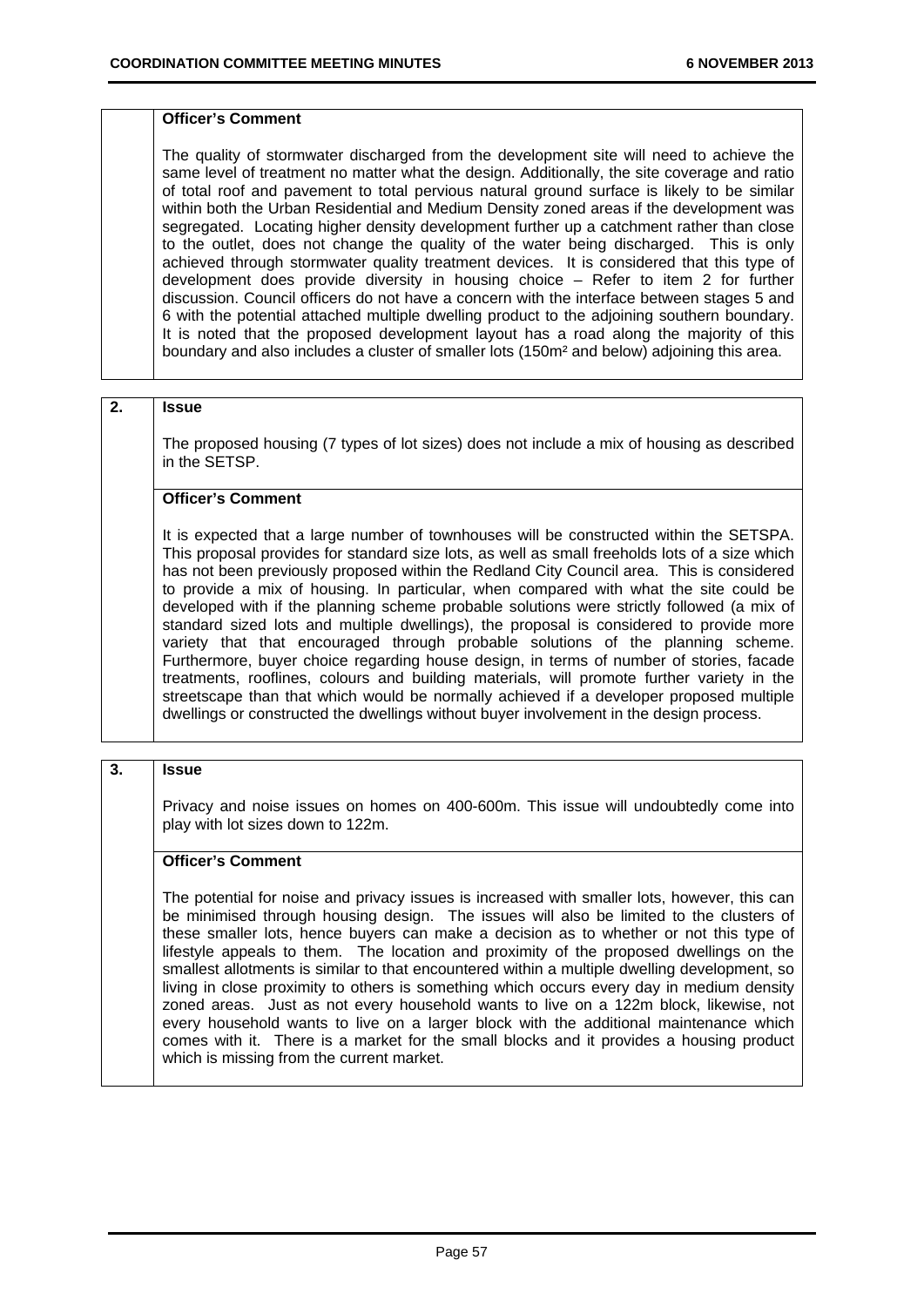**Officer's Comment**

The quality of stormwater discharged from the development site will need to achieve the same level of treatment no matter what the design. Additionally, the site coverage and ratio of total roof and pavement to total pervious natural ground surface is likely to be similar within both the Urban Residential and Medium Density zoned areas if the development was segregated. Locating higher density development further up a catchment rather than close to the outlet, does not change the quality of the water being discharged. This is only achieved through stormwater quality treatment devices. It is considered that this type of development does provide diversity in housing choice – Refer to item 2 for further discussion. Council officers do not have a concern with the interface between stages 5 and 6 with the potential attached multiple dwelling product to the adjoining southern boundary. It is noted that the proposed development layout has a road along the majority of this boundary and also includes a cluster of smaller lots (150m² and below) adjoining this area.

**2. Issue**

The proposed housing (7 types of lot sizes) does not include a mix of housing as described in the SETSP.

**Officer's Comment**

It is expected that a large number of townhouses will be constructed within the SETSPA. This proposal provides for standard size lots, as well as small freeholds lots of a size which has not been previously proposed within the Redland City Council area. This is considered to provide a mix of housing. In particular, when compared with what the site could be developed with if the planning scheme probable solutions were strictly followed (a mix of standard sized lots and multiple dwellings), the proposal is considered to provide more variety that that encouraged through probable solutions of the planning scheme. Furthermore, buyer choice regarding house design, in terms of number of stories, facade treatments, rooflines, colours and building materials, will promote further variety in the streetscape than that which would be normally achieved if a developer proposed multiple dwellings or constructed the dwellings without buyer involvement in the design process.

**3. Issue**

Privacy and noise issues on homes on 400-600m. This issue will undoubtedly come into play with lot sizes down to 122m.

**Officer's Comment**

The potential for noise and privacy issues is increased with smaller lots, however, this can be minimised through housing design. The issues will also be limited to the clusters of these smaller lots, hence buyers can make a decision as to whether or not this type of lifestyle appeals to them. The location and proximity of the proposed dwellings on the smallest allotments is similar to that encountered within a multiple dwelling development, so living in close proximity to others is something which occurs every day in medium density zoned areas. Just as not every household wants to live on a 122m block, likewise, not every household wants to live on a larger block with the additional maintenance which comes with it. There is a market for the small blocks and it provides a housing product which is missing from the current market.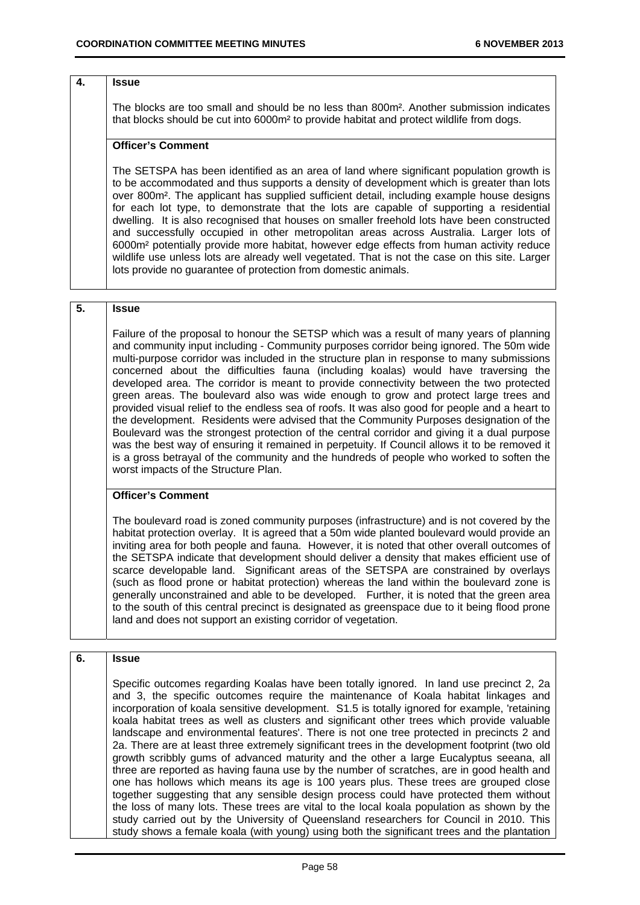| | |
|---|---|
| **4.** | **Issue** |
| | The blocks are too small and should be no less than 800m². Another submission indicates that blocks should be cut into 6000m² to provide habitat and protect wildlife from dogs. |
| | **Officer's Comment** |
| | The SETSPA has been identified as an area of land where significant population growth is to be accommodated and thus supports a density of development which is greater than lots over 800m². The applicant has supplied sufficient detail, including example house designs for each lot type, to demonstrate that the lots are capable of supporting a residential dwelling. It is also recognised that houses on smaller freehold lots have been constructed and successfully occupied in other metropolitan areas across Australia. Larger lots of 6000m² potentially provide more habitat, however edge effects from human activity reduce wildlife use unless lots are already well vegetated. That is not the case on this site. Larger lots provide no guarantee of protection from domestic animals. |

| | |
|---|---|
| **5.** | **Issue** |
| | Failure of the proposal to honour the SETSP which was a result of many years of planning and community input including - Community purposes corridor being ignored. The 50m wide multi-purpose corridor was included in the structure plan in response to many submissions concerned about the difficulties fauna (including koalas) would have traversing the developed area. The corridor is meant to provide connectivity between the two protected green areas. The boulevard also was wide enough to grow and protect large trees and provided visual relief to the endless sea of roofs. It was also good for people and a heart to the development. Residents were advised that the Community Purposes designation of the Boulevard was the strongest protection of the central corridor and giving it a dual purpose was the best way of ensuring it remained in perpetuity. If Council allows it to be removed it is a gross betrayal of the community and the hundreds of people who worked to soften the worst impacts of the Structure Plan. |
| | **Officer's Comment** |
| | The boulevard road is zoned community purposes (infrastructure) and is not covered by the habitat protection overlay. It is agreed that a 50m wide planted boulevard would provide an inviting area for both people and fauna. However, it is noted that other overall outcomes of the SETSPA indicate that development should deliver a density that makes efficient use of scarce developable land. Significant areas of the SETSPA are constrained by overlays (such as flood prone or habitat protection) whereas the land within the boulevard zone is generally unconstrained and able to be developed. Further, it is noted that the green area to the south of this central precinct is designated as greenspace due to it being flood prone land and does not support an existing corridor of vegetation. |

| | |
|---|---|
| **6.** | **Issue** |
| | Specific outcomes regarding Koalas have been totally ignored. In land use precinct 2, 2a and 3, the specific outcomes require the maintenance of Koala habitat linkages and incorporation of koala sensitive development. S1.5 is totally ignored for example, 'retaining koala habitat trees as well as clusters and significant other trees which provide valuable landscape and environmental features'. There is not one tree protected in precincts 2 and 2a. There are at least three extremely significant trees in the development footprint (two old growth scribbly gums of advanced maturity and the other a large Eucalyptus seeana, all three are reported as having fauna use by the number of scratches, are in good health and one has hollows which means its age is 100 years plus. These trees are grouped close together suggesting that any sensible design process could have protected them without the loss of many lots. These trees are vital to the local koala population as shown by the study carried out by the University of Queensland researchers for Council in 2010. This study shows a female koala (with young) using both the significant trees and the plantation |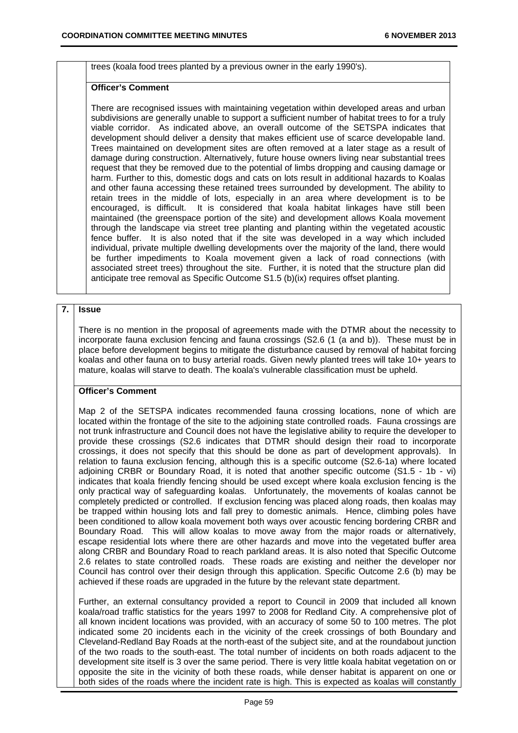trees (koala food trees planted by a previous owner in the early 1990's).

**Officer's Comment**

There are recognised issues with maintaining vegetation within developed areas and urban subdivisions are generally unable to support a sufficient number of habitat trees to for a truly viable corridor. As indicated above, an overall outcome of the SETSPA indicates that development should deliver a density that makes efficient use of scarce developable land. Trees maintained on development sites are often removed at a later stage as a result of damage during construction. Alternatively, future house owners living near substantial trees request that they be removed due to the potential of limbs dropping and causing damage or harm. Further to this, domestic dogs and cats on lots result in additional hazards to Koalas and other fauna accessing these retained trees surrounded by development. The ability to retain trees in the middle of lots, especially in an area where development is to be encouraged, is difficult. It is considered that koala habitat linkages have still been maintained (the greenspace portion of the site) and development allows Koala movement through the landscape via street tree planting and planting within the vegetated acoustic fence buffer. It is also noted that if the site was developed in a way which included individual, private multiple dwelling developments over the majority of the land, there would be further impediments to Koala movement given a lack of road connections (with associated street trees) throughout the site. Further, it is noted that the structure plan did anticipate tree removal as Specific Outcome S1.5 (b)(ix) requires offset planting.

**7. Issue**

There is no mention in the proposal of agreements made with the DTMR about the necessity to incorporate fauna exclusion fencing and fauna crossings (S2.6 (1 (a and b)). These must be in place before development begins to mitigate the disturbance caused by removal of habitat forcing koalas and other fauna on to busy arterial roads. Given newly planted trees will take 10+ years to mature, koalas will starve to death. The koala's vulnerable classification must be upheld.

**Officer's Comment**

Map 2 of the SETSPA indicates recommended fauna crossing locations, none of which are located within the frontage of the site to the adjoining state controlled roads. Fauna crossings are not trunk infrastructure and Council does not have the legislative ability to require the developer to provide these crossings (S2.6 indicates that DTMR should design their road to incorporate crossings, it does not specify that this should be done as part of development approvals). In relation to fauna exclusion fencing, although this is a specific outcome (S2.6-1a) where located adjoining CRBR or Boundary Road, it is noted that another specific outcome (S1.5 - 1b - vi) indicates that koala friendly fencing should be used except where koala exclusion fencing is the only practical way of safeguarding koalas. Unfortunately, the movements of koalas cannot be completely predicted or controlled. If exclusion fencing was placed along roads, then koalas may be trapped within housing lots and fall prey to domestic animals. Hence, climbing poles have been conditioned to allow koala movement both ways over acoustic fencing bordering CRBR and Boundary Road. This will allow koalas to move away from the major roads or alternatively, escape residential lots where there are other hazards and move into the vegetated buffer area along CRBR and Boundary Road to reach parkland areas. It is also noted that Specific Outcome 2.6 relates to state controlled roads. These roads are existing and neither the developer nor Council has control over their design through this application. Specific Outcome 2.6 (b) may be achieved if these roads are upgraded in the future by the relevant state department.

Further, an external consultancy provided a report to Council in 2009 that included all known koala/road traffic statistics for the years 1997 to 2008 for Redland City. A comprehensive plot of all known incident locations was provided, with an accuracy of some 50 to 100 metres. The plot indicated some 20 incidents each in the vicinity of the creek crossings of both Boundary and Cleveland-Redland Bay Roads at the north-east of the subject site, and at the roundabout junction of the two roads to the south-east. The total number of incidents on both roads adjacent to the development site itself is 3 over the same period. There is very little koala habitat vegetation on or opposite the site in the vicinity of both these roads, while denser habitat is apparent on one or both sides of the roads where the incident rate is high. This is expected as koalas will constantly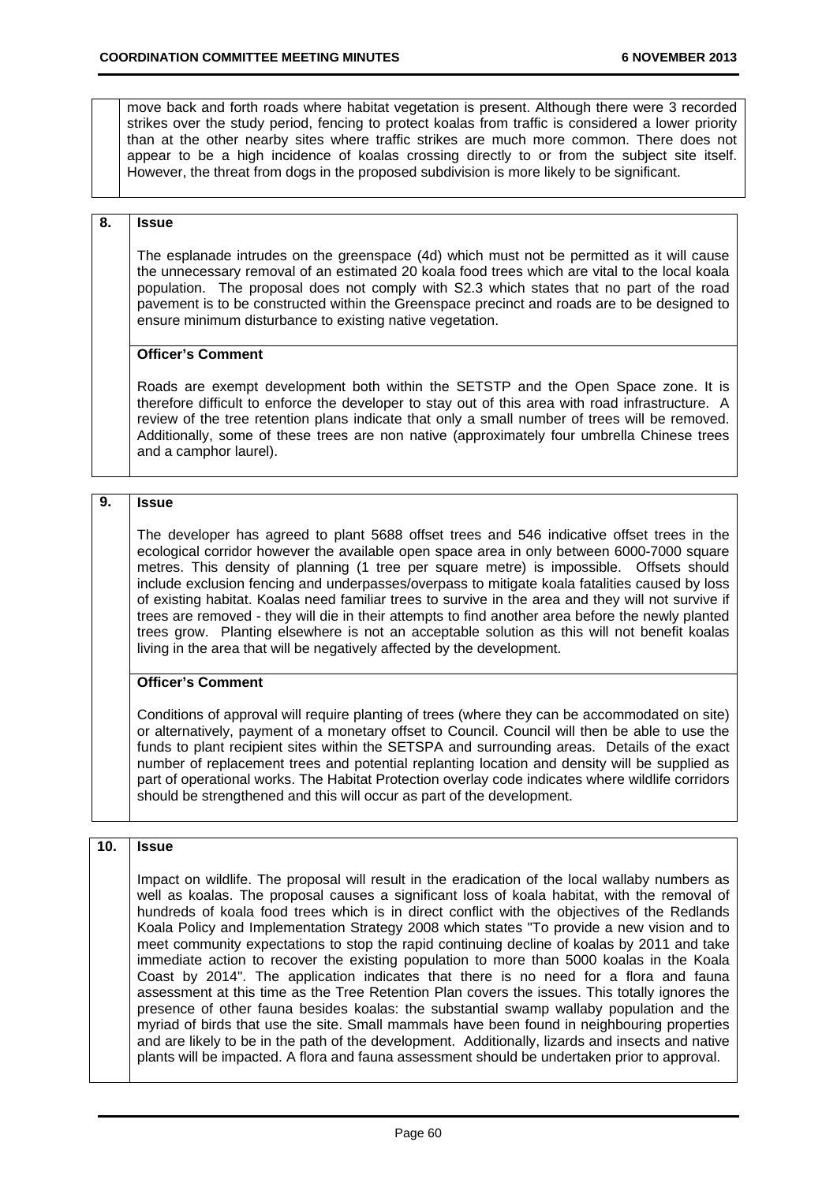| | |
|---|---|
| | move back and forth roads where habitat vegetation is present. Although there were 3 recorded strikes over the study period, fencing to protect koalas from traffic is considered a lower priority than at the other nearby sites where traffic strikes are much more common. There does not appear to be a high incidence of koalas crossing directly to or from the subject site itself. However, the threat from dogs in the proposed subdivision is more likely to be significant. |

| | |
|---|---|
| **8.** | **Issue**<br><br>The esplanade intrudes on the greenspace (4d) which must not be permitted as it will cause the unnecessary removal of an estimated 20 koala food trees which are vital to the local koala population. The proposal does not comply with S2.3 which states that no part of the road pavement is to be constructed within the Greenspace precinct and roads are to be designed to ensure minimum disturbance to existing native vegetation. |
| | **Officer's Comment**<br><br>Roads are exempt development both within the SETSTP and the Open Space zone. It is therefore difficult to enforce the developer to stay out of this area with road infrastructure. A review of the tree retention plans indicate that only a small number of trees will be removed. Additionally, some of these trees are non native (approximately four umbrella Chinese trees and a camphor laurel). |

| | |
|---|---|
| **9.** | **Issue**<br><br>The developer has agreed to plant 5688 offset trees and 546 indicative offset trees in the ecological corridor however the available open space area in only between 6000-7000 square metres. This density of planning (1 tree per square metre) is impossible. Offsets should include exclusion fencing and underpasses/overpass to mitigate koala fatalities caused by loss of existing habitat. Koalas need familiar trees to survive in the area and they will not survive if trees are removed - they will die in their attempts to find another area before the newly planted trees grow. Planting elsewhere is not an acceptable solution as this will not benefit koalas living in the area that will be negatively affected by the development. |
| | **Officer's Comment**<br><br>Conditions of approval will require planting of trees (where they can be accommodated on site) or alternatively, payment of a monetary offset to Council. Council will then be able to use the funds to plant recipient sites within the SETSPA and surrounding areas. Details of the exact number of replacement trees and potential replanting location and density will be supplied as part of operational works. The Habitat Protection overlay code indicates where wildlife corridors should be strengthened and this will occur as part of the development. |

| | |
|---|---|
| **10.** | **Issue**<br><br>Impact on wildlife. The proposal will result in the eradication of the local wallaby numbers as well as koalas. The proposal causes a significant loss of koala habitat, with the removal of hundreds of koala food trees which is in direct conflict with the objectives of the Redlands Koala Policy and Implementation Strategy 2008 which states "To provide a new vision and to meet community expectations to stop the rapid continuing decline of koalas by 2011 and take immediate action to recover the existing population to more than 5000 koalas in the Koala Coast by 2014". The application indicates that there is no need for a flora and fauna assessment at this time as the Tree Retention Plan covers the issues. This totally ignores the presence of other fauna besides koalas: the substantial swamp wallaby population and the myriad of birds that use the site. Small mammals have been found in neighbouring properties and are likely to be in the path of the development. Additionally, lizards and insects and native plants will be impacted. A flora and fauna assessment should be undertaken prior to approval. |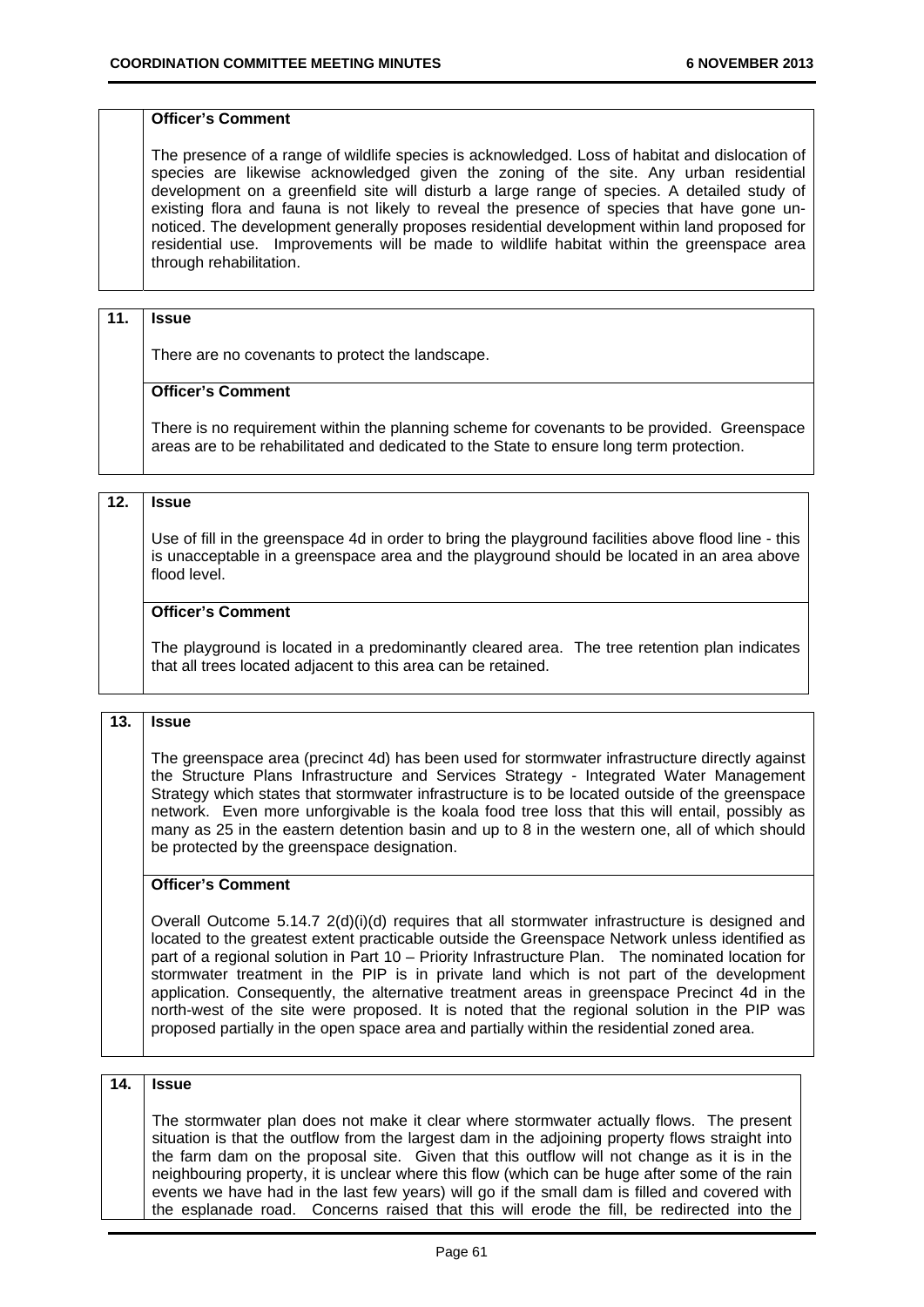**Officer's Comment**

The presence of a range of wildlife species is acknowledged. Loss of habitat and dislocation of species are likewise acknowledged given the zoning of the site. Any urban residential development on a greenfield site will disturb a large range of species. A detailed study of existing flora and fauna is not likely to reveal the presence of species that have gone unnoticed. The development generally proposes residential development within land proposed for residential use. Improvements will be made to wildlife habitat within the greenspace area through rehabilitation.

**11. Issue**

There are no covenants to protect the landscape.

**Officer's Comment**

There is no requirement within the planning scheme for covenants to be provided. Greenspace areas are to be rehabilitated and dedicated to the State to ensure long term protection.

**12. Issue**

Use of fill in the greenspace 4d in order to bring the playground facilities above flood line - this is unacceptable in a greenspace area and the playground should be located in an area above flood level.

**Officer's Comment**

The playground is located in a predominantly cleared area. The tree retention plan indicates that all trees located adjacent to this area can be retained.

**13. Issue**

The greenspace area (precinct 4d) has been used for stormwater infrastructure directly against the Structure Plans Infrastructure and Services Strategy - Integrated Water Management Strategy which states that stormwater infrastructure is to be located outside of the greenspace network. Even more unforgivable is the koala food tree loss that this will entail, possibly as many as 25 in the eastern detention basin and up to 8 in the western one, all of which should be protected by the greenspace designation.

**Officer's Comment**

Overall Outcome 5.14.7 2(d)(i)(d) requires that all stormwater infrastructure is designed and located to the greatest extent practicable outside the Greenspace Network unless identified as part of a regional solution in Part 10 – Priority Infrastructure Plan. The nominated location for stormwater treatment in the PIP is in private land which is not part of the development application. Consequently, the alternative treatment areas in greenspace Precinct 4d in the north-west of the site were proposed. It is noted that the regional solution in the PIP was proposed partially in the open space area and partially within the residential zoned area.

**14. Issue**

The stormwater plan does not make it clear where stormwater actually flows. The present situation is that the outflow from the largest dam in the adjoining property flows straight into the farm dam on the proposal site. Given that this outflow will not change as it is in the neighbouring property, it is unclear where this flow (which can be huge after some of the rain events we have had in the last few years) will go if the small dam is filled and covered with the esplanade road. Concerns raised that this will erode the fill, be redirected into the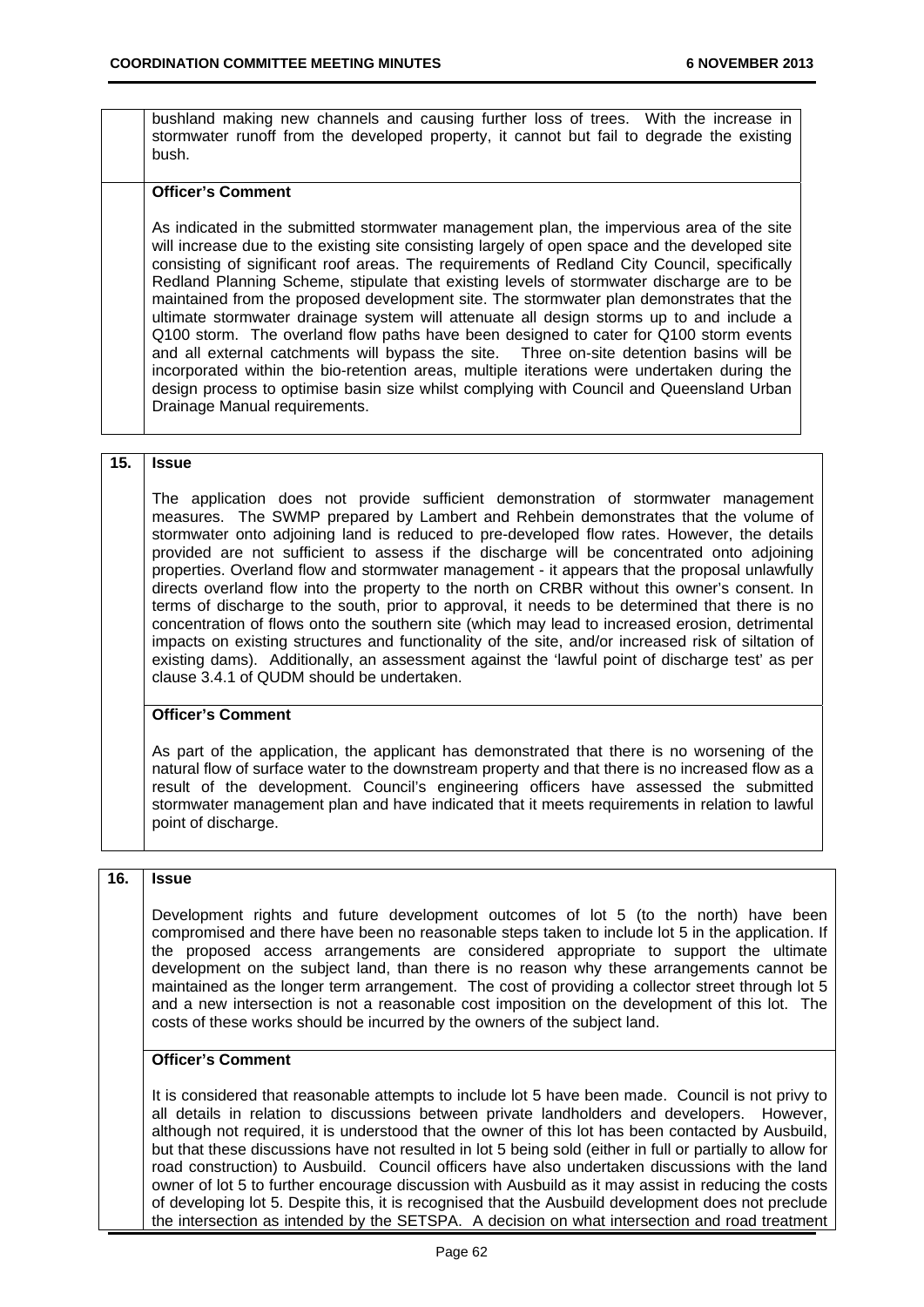| | |
|---|---|
| | bushland making new channels and causing further loss of trees. With the increase in stormwater runoff from the developed property, it cannot but fail to degrade the existing bush. |
| | **Officer's Comment**<br><br>As indicated in the submitted stormwater management plan, the impervious area of the site will increase due to the existing site consisting largely of open space and the developed site consisting of significant roof areas. The requirements of Redland City Council, specifically Redland Planning Scheme, stipulate that existing levels of stormwater discharge are to be maintained from the proposed development site. The stormwater plan demonstrates that the ultimate stormwater drainage system will attenuate all design storms up to and include a Q100 storm. The overland flow paths have been designed to cater for Q100 storm events and all external catchments will bypass the site. Three on-site detention basins will be incorporated within the bio-retention areas, multiple iterations were undertaken during the design process to optimise basin size whilst complying with Council and Queensland Urban Drainage Manual requirements. |

| | |
|---|---|
| **15.** | **Issue**<br><br>The application does not provide sufficient demonstration of stormwater management measures. The SWMP prepared by Lambert and Rehbein demonstrates that the volume of stormwater onto adjoining land is reduced to pre-developed flow rates. However, the details provided are not sufficient to assess if the discharge will be concentrated onto adjoining properties. Overland flow and stormwater management - it appears that the proposal unlawfully directs overland flow into the property to the north on CRBR without this owner's consent. In terms of discharge to the south, prior to approval, it needs to be determined that there is no concentration of flows onto the southern site (which may lead to increased erosion, detrimental impacts on existing structures and functionality of the site, and/or increased risk of siltation of existing dams). Additionally, an assessment against the 'lawful point of discharge test' as per clause 3.4.1 of QUDM should be undertaken. |
| | **Officer's Comment**<br><br>As part of the application, the applicant has demonstrated that there is no worsening of the natural flow of surface water to the downstream property and that there is no increased flow as a result of the development. Council's engineering officers have assessed the submitted stormwater management plan and have indicated that it meets requirements in relation to lawful point of discharge. |

| | |
|---|---|
| **16.** | **Issue**<br><br>Development rights and future development outcomes of lot 5 (to the north) have been compromised and there have been no reasonable steps taken to include lot 5 in the application. If the proposed access arrangements are considered appropriate to support the ultimate development on the subject land, than there is no reason why these arrangements cannot be maintained as the longer term arrangement. The cost of providing a collector street through lot 5 and a new intersection is not a reasonable cost imposition on the development of this lot. The costs of these works should be incurred by the owners of the subject land. |
| | **Officer's Comment**<br><br>It is considered that reasonable attempts to include lot 5 have been made. Council is not privy to all details in relation to discussions between private landholders and developers. However, although not required, it is understood that the owner of this lot has been contacted by Ausbuild, but that these discussions have not resulted in lot 5 being sold (either in full or partially to allow for road construction) to Ausbuild. Council officers have also undertaken discussions with the land owner of lot 5 to further encourage discussion with Ausbuild as it may assist in reducing the costs of developing lot 5. Despite this, it is recognised that the Ausbuild development does not preclude the intersection as intended by the SETSPA. A decision on what intersection and road treatment |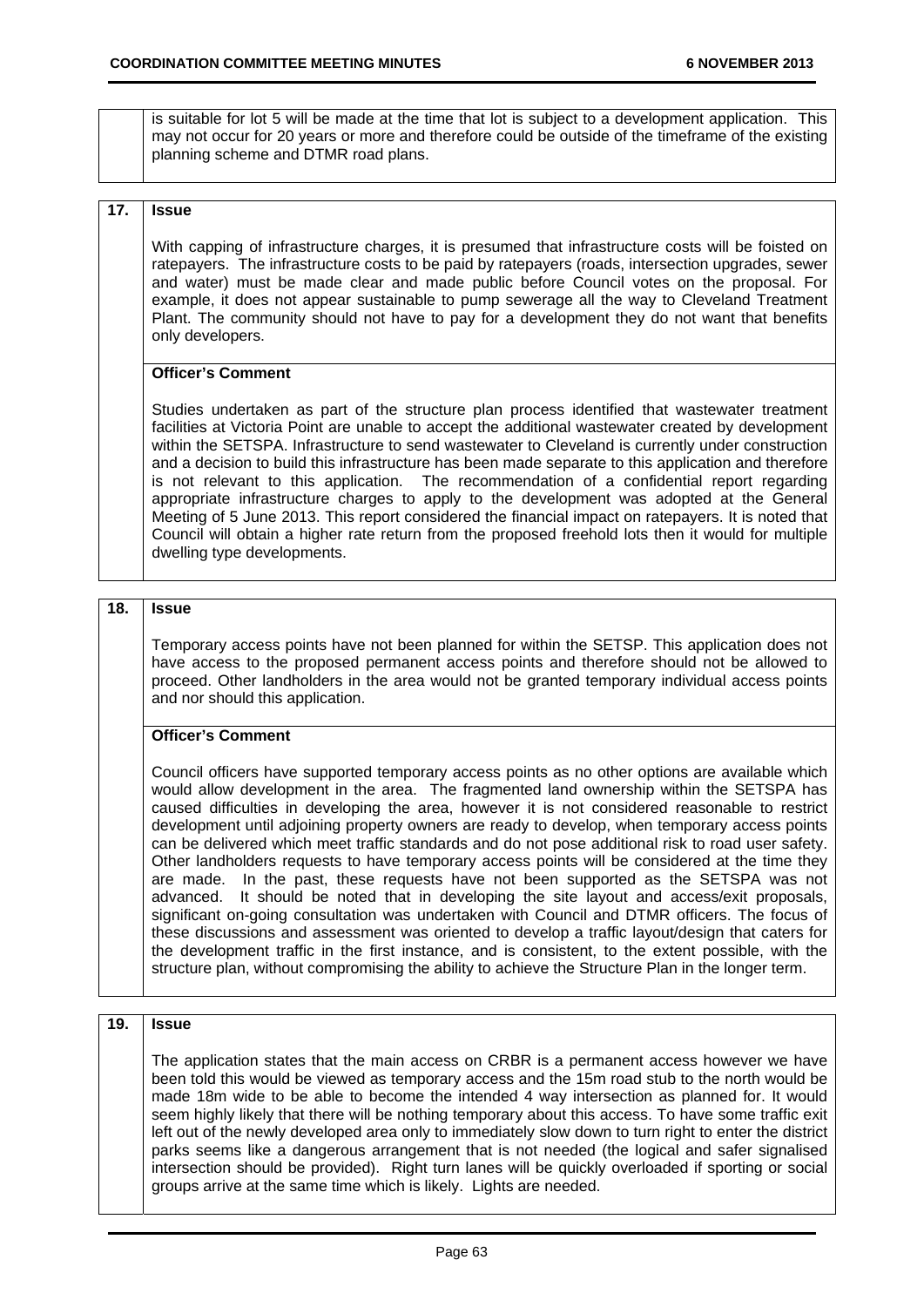is suitable for lot 5 will be made at the time that lot is subject to a development application. This may not occur for 20 years or more and therefore could be outside of the timeframe of the existing planning scheme and DTMR road plans.

**17. Issue**

With capping of infrastructure charges, it is presumed that infrastructure costs will be foisted on ratepayers. The infrastructure costs to be paid by ratepayers (roads, intersection upgrades, sewer and water) must be made clear and made public before Council votes on the proposal. For example, it does not appear sustainable to pump sewerage all the way to Cleveland Treatment Plant. The community should not have to pay for a development they do not want that benefits only developers.

**Officer's Comment**

Studies undertaken as part of the structure plan process identified that wastewater treatment facilities at Victoria Point are unable to accept the additional wastewater created by development within the SETSPA. Infrastructure to send wastewater to Cleveland is currently under construction and a decision to build this infrastructure has been made separate to this application and therefore is not relevant to this application. The recommendation of a confidential report regarding appropriate infrastructure charges to apply to the development was adopted at the General Meeting of 5 June 2013. This report considered the financial impact on ratepayers. It is noted that Council will obtain a higher rate return from the proposed freehold lots then it would for multiple dwelling type developments.

**18. Issue**

Temporary access points have not been planned for within the SETSP. This application does not have access to the proposed permanent access points and therefore should not be allowed to proceed. Other landholders in the area would not be granted temporary individual access points and nor should this application.

**Officer's Comment**

Council officers have supported temporary access points as no other options are available which would allow development in the area. The fragmented land ownership within the SETSPA has caused difficulties in developing the area, however it is not considered reasonable to restrict development until adjoining property owners are ready to develop, when temporary access points can be delivered which meet traffic standards and do not pose additional risk to road user safety. Other landholders requests to have temporary access points will be considered at the time they are made. In the past, these requests have not been supported as the SETSPA was not advanced. It should be noted that in developing the site layout and access/exit proposals, significant on-going consultation was undertaken with Council and DTMR officers. The focus of these discussions and assessment was oriented to develop a traffic layout/design that caters for the development traffic in the first instance, and is consistent, to the extent possible, with the structure plan, without compromising the ability to achieve the Structure Plan in the longer term.

**19. Issue**

The application states that the main access on CRBR is a permanent access however we have been told this would be viewed as temporary access and the 15m road stub to the north would be made 18m wide to be able to become the intended 4 way intersection as planned for. It would seem highly likely that there will be nothing temporary about this access. To have some traffic exit left out of the newly developed area only to immediately slow down to turn right to enter the district parks seems like a dangerous arrangement that is not needed (the logical and safer signalised intersection should be provided). Right turn lanes will be quickly overloaded if sporting or social groups arrive at the same time which is likely. Lights are needed.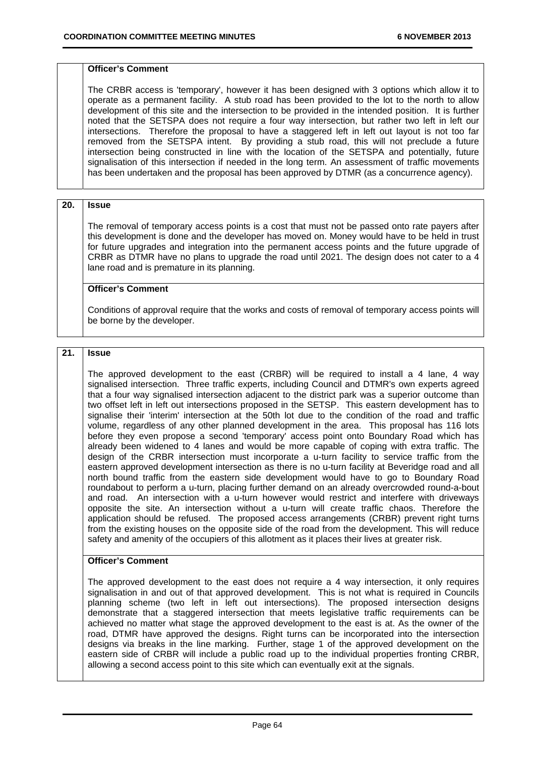**Officer's Comment**

The CRBR access is 'temporary', however it has been designed with 3 options which allow it to operate as a permanent facility. A stub road has been provided to the lot to the north to allow development of this site and the intersection to be provided in the intended position. It is further noted that the SETSPA does not require a four way intersection, but rather two left in left our intersections. Therefore the proposal to have a staggered left in left out layout is not too far removed from the SETSPA intent. By providing a stub road, this will not preclude a future intersection being constructed in line with the location of the SETSPA and potentially, future signalisation of this intersection if needed in the long term. An assessment of traffic movements has been undertaken and the proposal has been approved by DTMR (as a concurrence agency).

**20. Issue**

The removal of temporary access points is a cost that must not be passed onto rate payers after this development is done and the developer has moved on. Money would have to be held in trust for future upgrades and integration into the permanent access points and the future upgrade of CRBR as DTMR have no plans to upgrade the road until 2021. The design does not cater to a 4 lane road and is premature in its planning.

**Officer's Comment**

Conditions of approval require that the works and costs of removal of temporary access points will be borne by the developer.

**21. Issue**

The approved development to the east (CRBR) will be required to install a 4 lane, 4 way signalised intersection. Three traffic experts, including Council and DTMR's own experts agreed that a four way signalised intersection adjacent to the district park was a superior outcome than two offset left in left out intersections proposed in the SETSP. This eastern development has to signalise their 'interim' intersection at the 50th lot due to the condition of the road and traffic volume, regardless of any other planned development in the area. This proposal has 116 lots before they even propose a second 'temporary' access point onto Boundary Road which has already been widened to 4 lanes and would be more capable of coping with extra traffic. The design of the CRBR intersection must incorporate a u-turn facility to service traffic from the eastern approved development intersection as there is no u-turn facility at Beveridge road and all north bound traffic from the eastern side development would have to go to Boundary Road roundabout to perform a u-turn, placing further demand on an already overcrowded round-a-bout and road. An intersection with a u-turn however would restrict and interfere with driveways opposite the site. An intersection without a u-turn will create traffic chaos. Therefore the application should be refused. The proposed access arrangements (CRBR) prevent right turns from the existing houses on the opposite side of the road from the development. This will reduce safety and amenity of the occupiers of this allotment as it places their lives at greater risk.

**Officer's Comment**

The approved development to the east does not require a 4 way intersection, it only requires signalisation in and out of that approved development. This is not what is required in Councils planning scheme (two left in left out intersections). The proposed intersection designs demonstrate that a staggered intersection that meets legislative traffic requirements can be achieved no matter what stage the approved development to the east is at. As the owner of the road, DTMR have approved the designs. Right turns can be incorporated into the intersection designs via breaks in the line marking. Further, stage 1 of the approved development on the eastern side of CRBR will include a public road up to the individual properties fronting CRBR, allowing a second access point to this site which can eventually exit at the signals.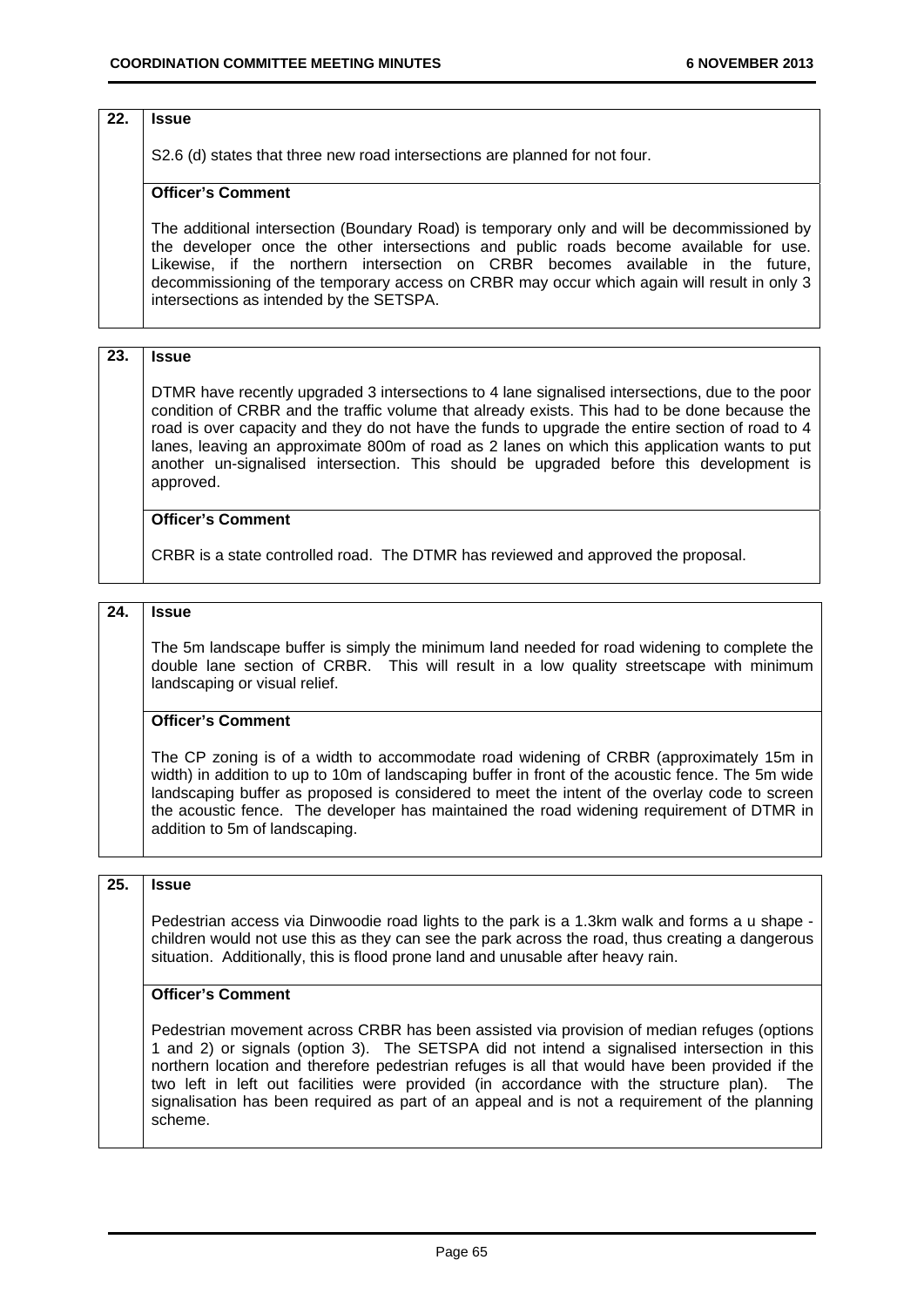| 22. | **Issue** |
| --- | --- |
| | S2.6 (d) states that three new road intersections are planned for not four. |
| | **Officer's Comment** |
| | The additional intersection (Boundary Road) is temporary only and will be decommissioned by the developer once the other intersections and public roads become available for use. Likewise, if the northern intersection on CRBR becomes available in the future, decommissioning of the temporary access on CRBR may occur which again will result in only 3 intersections as intended by the SETSPA. |

| 23. | **Issue** |
| --- | --- |
| | DTMR have recently upgraded 3 intersections to 4 lane signalised intersections, due to the poor condition of CRBR and the traffic volume that already exists. This had to be done because the road is over capacity and they do not have the funds to upgrade the entire section of road to 4 lanes, leaving an approximate 800m of road as 2 lanes on which this application wants to put another un-signalised intersection. This should be upgraded before this development is approved. |
| | **Officer's Comment** |
| | CRBR is a state controlled road. The DTMR has reviewed and approved the proposal. |

| 24. | **Issue** |
| --- | --- |
| | The 5m landscape buffer is simply the minimum land needed for road widening to complete the double lane section of CRBR. This will result in a low quality streetscape with minimum landscaping or visual relief. |
| | **Officer's Comment** |
| | The CP zoning is of a width to accommodate road widening of CRBR (approximately 15m in width) in addition to up to 10m of landscaping buffer in front of the acoustic fence. The 5m wide landscaping buffer as proposed is considered to meet the intent of the overlay code to screen the acoustic fence. The developer has maintained the road widening requirement of DTMR in addition to 5m of landscaping. |

| 25. | **Issue** |
| --- | --- |
| | Pedestrian access via Dinwoodie road lights to the park is a 1.3km walk and forms a u shape - children would not use this as they can see the park across the road, thus creating a dangerous situation. Additionally, this is flood prone land and unusable after heavy rain. |
| | **Officer's Comment** |
| | Pedestrian movement across CRBR has been assisted via provision of median refuges (options 1 and 2) or signals (option 3). The SETSPA did not intend a signalised intersection in this northern location and therefore pedestrian refuges is all that would have been provided if the two left in left out facilities were provided (in accordance with the structure plan). The signalisation has been required as part of an appeal and is not a requirement of the planning scheme. |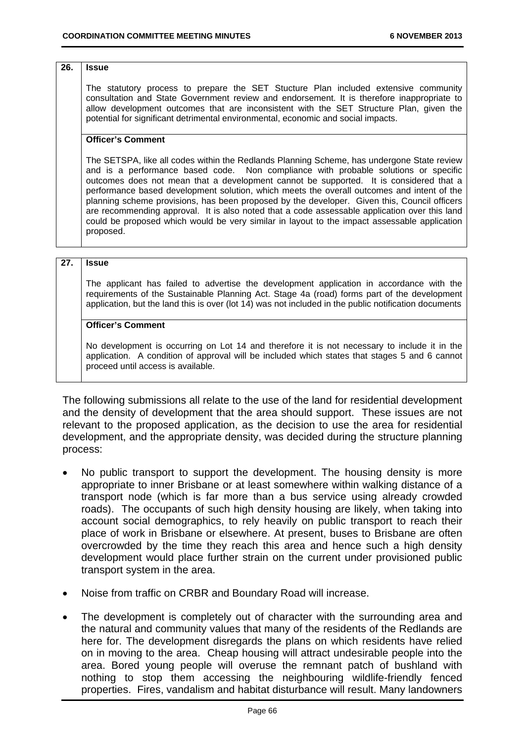| 26. | **Issue** |
|---|---|
| | The statutory process to prepare the SET Stucture Plan included extensive community consultation and State Government review and endorsement. It is therefore inappropriate to allow development outcomes that are inconsistent with the SET Structure Plan, given the potential for significant detrimental environmental, economic and social impacts. |
| | **Officer's Comment** |
| | The SETSPA, like all codes within the Redlands Planning Scheme, has undergone State review and is a performance based code. Non compliance with probable solutions or specific outcomes does not mean that a development cannot be supported. It is considered that a performance based development solution, which meets the overall outcomes and intent of the planning scheme provisions, has been proposed by the developer. Given this, Council officers are recommending approval. It is also noted that a code assessable application over this land could be proposed which would be very similar in layout to the impact assessable application proposed. |

| 27. | **Issue** |
|---|---|
| | The applicant has failed to advertise the development application in accordance with the requirements of the Sustainable Planning Act. Stage 4a (road) forms part of the development application, but the land this is over (lot 14) was not included in the public notification documents |
| | **Officer's Comment** |
| | No development is occurring on Lot 14 and therefore it is not necessary to include it in the application. A condition of approval will be included which states that stages 5 and 6 cannot proceed until access is available. |

The following submissions all relate to the use of the land for residential development and the density of development that the area should support. These issues are not relevant to the proposed application, as the decision to use the area for residential development, and the appropriate density, was decided during the structure planning process:

- No public transport to support the development. The housing density is more appropriate to inner Brisbane or at least somewhere within walking distance of a transport node (which is far more than a bus service using already crowded roads). The occupants of such high density housing are likely, when taking into account social demographics, to rely heavily on public transport to reach their place of work in Brisbane or elsewhere. At present, buses to Brisbane are often overcrowded by the time they reach this area and hence such a high density development would place further strain on the current under provisioned public transport system in the area.
- Noise from traffic on CRBR and Boundary Road will increase.
- The development is completely out of character with the surrounding area and the natural and community values that many of the residents of the Redlands are here for. The development disregards the plans on which residents have relied on in moving to the area. Cheap housing will attract undesirable people into the area. Bored young people will overuse the remnant patch of bushland with nothing to stop them accessing the neighbouring wildlife-friendly fenced properties. Fires, vandalism and habitat disturbance will result. Many landowners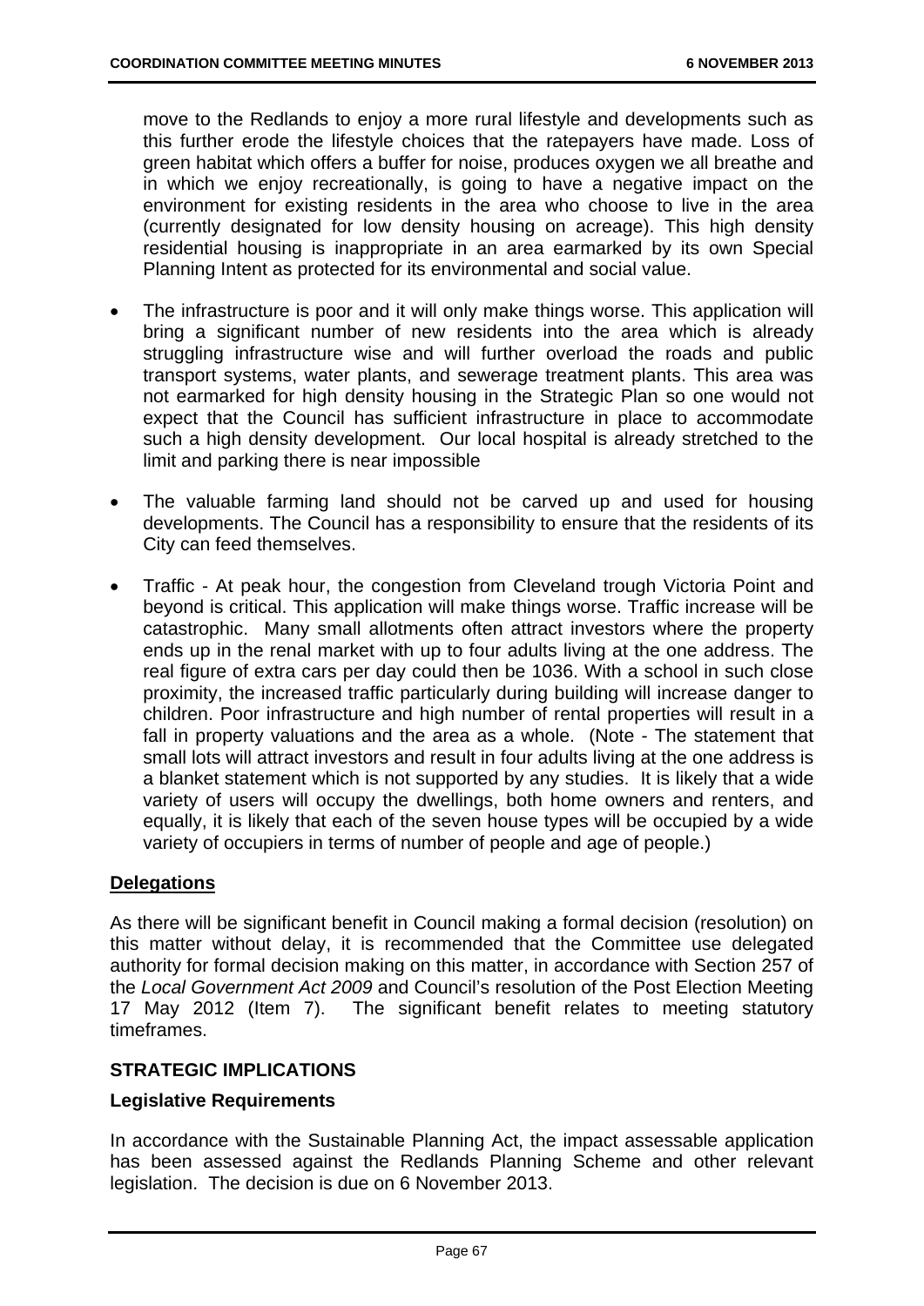move to the Redlands to enjoy a more rural lifestyle and developments such as this further erode the lifestyle choices that the ratepayers have made. Loss of green habitat which offers a buffer for noise, produces oxygen we all breathe and in which we enjoy recreationally, is going to have a negative impact on the environment for existing residents in the area who choose to live in the area (currently designated for low density housing on acreage). This high density residential housing is inappropriate in an area earmarked by its own Special Planning Intent as protected for its environmental and social value.

- The infrastructure is poor and it will only make things worse. This application will bring a significant number of new residents into the area which is already struggling infrastructure wise and will further overload the roads and public transport systems, water plants, and sewerage treatment plants. This area was not earmarked for high density housing in the Strategic Plan so one would not expect that the Council has sufficient infrastructure in place to accommodate such a high density development. Our local hospital is already stretched to the limit and parking there is near impossible

- The valuable farming land should not be carved up and used for housing developments. The Council has a responsibility to ensure that the residents of its City can feed themselves.

- Traffic - At peak hour, the congestion from Cleveland trough Victoria Point and beyond is critical. This application will make things worse. Traffic increase will be catastrophic. Many small allotments often attract investors where the property ends up in the renal market with up to four adults living at the one address. The real figure of extra cars per day could then be 1036. With a school in such close proximity, the increased traffic particularly during building will increase danger to children. Poor infrastructure and high number of rental properties will result in a fall in property valuations and the area as a whole. (Note - The statement that small lots will attract investors and result in four adults living at the one address is a blanket statement which is not supported by any studies. It is likely that a wide variety of users will occupy the dwellings, both home owners and renters, and equally, it is likely that each of the seven house types will be occupied by a wide variety of occupiers in terms of number of people and age of people.)

## Delegations

As there will be significant benefit in Council making a formal decision (resolution) on this matter without delay, it is recommended that the Committee use delegated authority for formal decision making on this matter, in accordance with Section 257 of the *Local Government Act 2009* and Council's resolution of the Post Election Meeting 17 May 2012 (Item 7). The significant benefit relates to meeting statutory timeframes.

## STRATEGIC IMPLICATIONS

### Legislative Requirements

In accordance with the Sustainable Planning Act, the impact assessable application has been assessed against the Redlands Planning Scheme and other relevant legislation. The decision is due on 6 November 2013.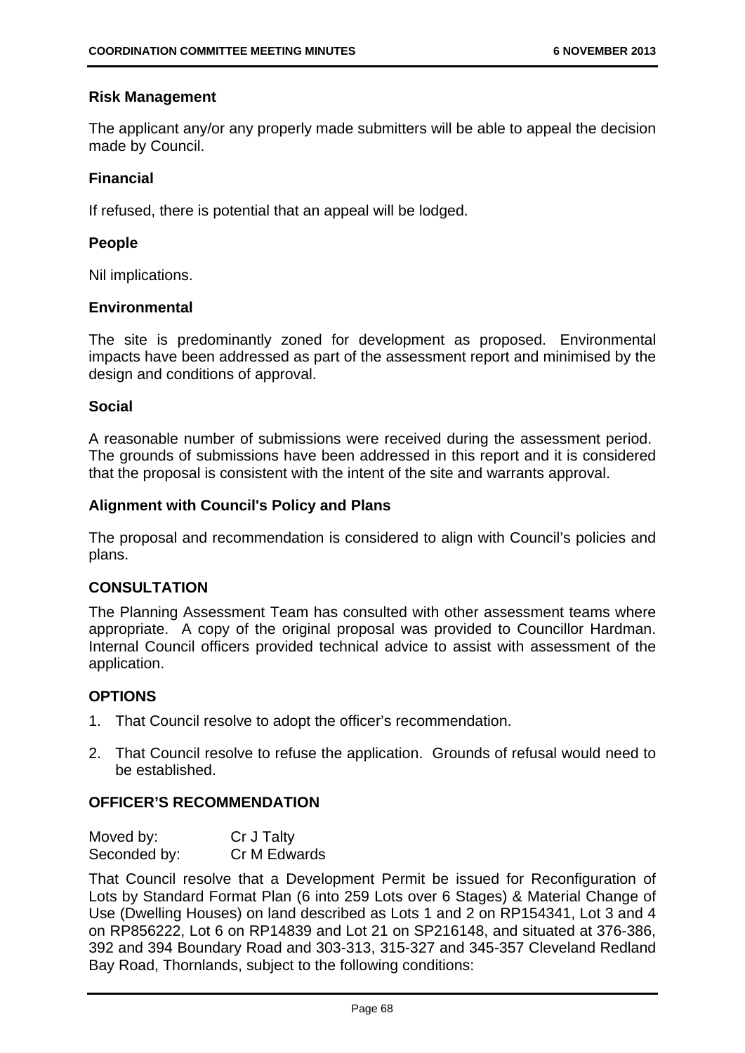**Risk Management**

The applicant any/or any properly made submitters will be able to appeal the decision made by Council.

**Financial**

If refused, there is potential that an appeal will be lodged.

**People**

Nil implications.

**Environmental**

The site is predominantly zoned for development as proposed. Environmental impacts have been addressed as part of the assessment report and minimised by the design and conditions of approval.

**Social**

A reasonable number of submissions were received during the assessment period. The grounds of submissions have been addressed in this report and it is considered that the proposal is consistent with the intent of the site and warrants approval.

**Alignment with Council's Policy and Plans**

The proposal and recommendation is considered to align with Council's policies and plans.

## CONSULTATION

The Planning Assessment Team has consulted with other assessment teams where appropriate. A copy of the original proposal was provided to Councillor Hardman. Internal Council officers provided technical advice to assist with assessment of the application.

## OPTIONS

1. That Council resolve to adopt the officer's recommendation.
2. That Council resolve to refuse the application. Grounds of refusal would need to be established.

## OFFICER'S RECOMMENDATION

Moved by: Cr J Talty
Seconded by: Cr M Edwards

That Council resolve that a Development Permit be issued for Reconfiguration of Lots by Standard Format Plan (6 into 259 Lots over 6 Stages) & Material Change of Use (Dwelling Houses) on land described as Lots 1 and 2 on RP154341, Lot 3 and 4 on RP856222, Lot 6 on RP14839 and Lot 21 on SP216148, and situated at 376-386, 392 and 394 Boundary Road and 303-313, 315-327 and 345-357 Cleveland Redland Bay Road, Thornlands, subject to the following conditions: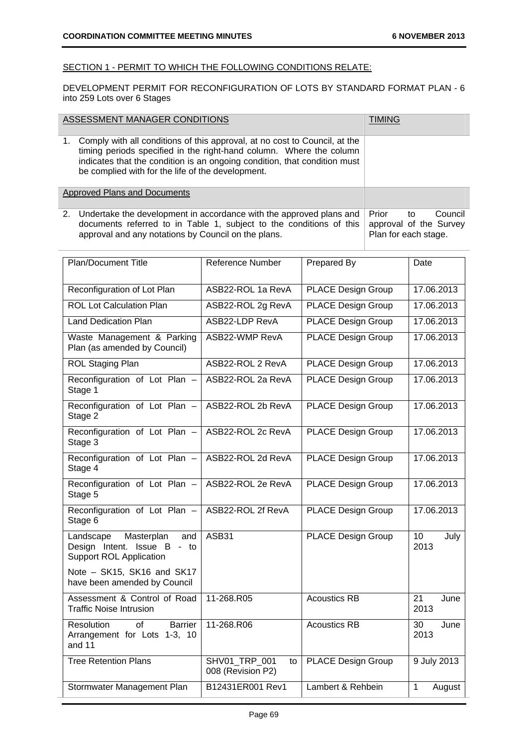SECTION 1 - PERMIT TO WHICH THE FOLLOWING CONDITIONS RELATE:

DEVELOPMENT PERMIT FOR RECONFIGURATION OF LOTS BY STANDARD FORMAT PLAN - 6 into 259 Lots over 6 Stages

| ASSESSMENT MANAGER CONDITIONS | TIMING |
|---|---|
| 1. Comply with all conditions of this approval, at no cost to Council, at the timing periods specified in the right-hand column. Where the column indicates that the condition is an ongoing condition, that condition must be complied with for the life of the development. | |
| Approved Plans and Documents | |
| 2. Undertake the development in accordance with the approved plans and documents referred to in Table 1, subject to the conditions of this approval and any notations by Council on the plans. | Prior to Council approval of the Survey Plan for each stage. |

| Plan/Document Title | Reference Number | Prepared By | Date |
|---|---|---|---|
| Reconfiguration of Lot Plan | ASB22-ROL 1a RevA | PLACE Design Group | 17.06.2013 |
| ROL Lot Calculation Plan | ASB22-ROL 2g RevA | PLACE Design Group | 17.06.2013 |
| Land Dedication Plan | ASB22-LDP RevA | PLACE Design Group | 17.06.2013 |
| Waste Management & Parking Plan (as amended by Council) | ASB22-WMP RevA | PLACE Design Group | 17.06.2013 |
| ROL Staging Plan | ASB22-ROL 2 RevA | PLACE Design Group | 17.06.2013 |
| Reconfiguration of Lot Plan – Stage 1 | ASB22-ROL 2a RevA | PLACE Design Group | 17.06.2013 |
| Reconfiguration of Lot Plan – Stage 2 | ASB22-ROL 2b RevA | PLACE Design Group | 17.06.2013 |
| Reconfiguration of Lot Plan – Stage 3 | ASB22-ROL 2c RevA | PLACE Design Group | 17.06.2013 |
| Reconfiguration of Lot Plan – Stage 4 | ASB22-ROL 2d RevA | PLACE Design Group | 17.06.2013 |
| Reconfiguration of Lot Plan – Stage 5 | ASB22-ROL 2e RevA | PLACE Design Group | 17.06.2013 |
| Reconfiguration of Lot Plan – Stage 6 | ASB22-ROL 2f RevA | PLACE Design Group | 17.06.2013 |
| Landscape Masterplan and Design Intent. Issue B - to Support ROL Application<br><br>Note – SK15, SK16 and SK17 have been amended by Council | ASB31 | PLACE Design Group | 10 July 2013 |
| Assessment & Control of Road Traffic Noise Intrusion | 11-268.R05 | Acoustics RB | 21 June 2013 |
| Resolution of Barrier Arrangement for Lots 1-3, 10 and 11 | 11-268.R06 | Acoustics RB | 30 June 2013 |
| Tree Retention Plans | SHV01_TRP_001 to 008 (Revision P2) | PLACE Design Group | 9 July 2013 |
| Stormwater Management Plan | B12431ER001 Rev1 | Lambert & Rehbein | 1 August |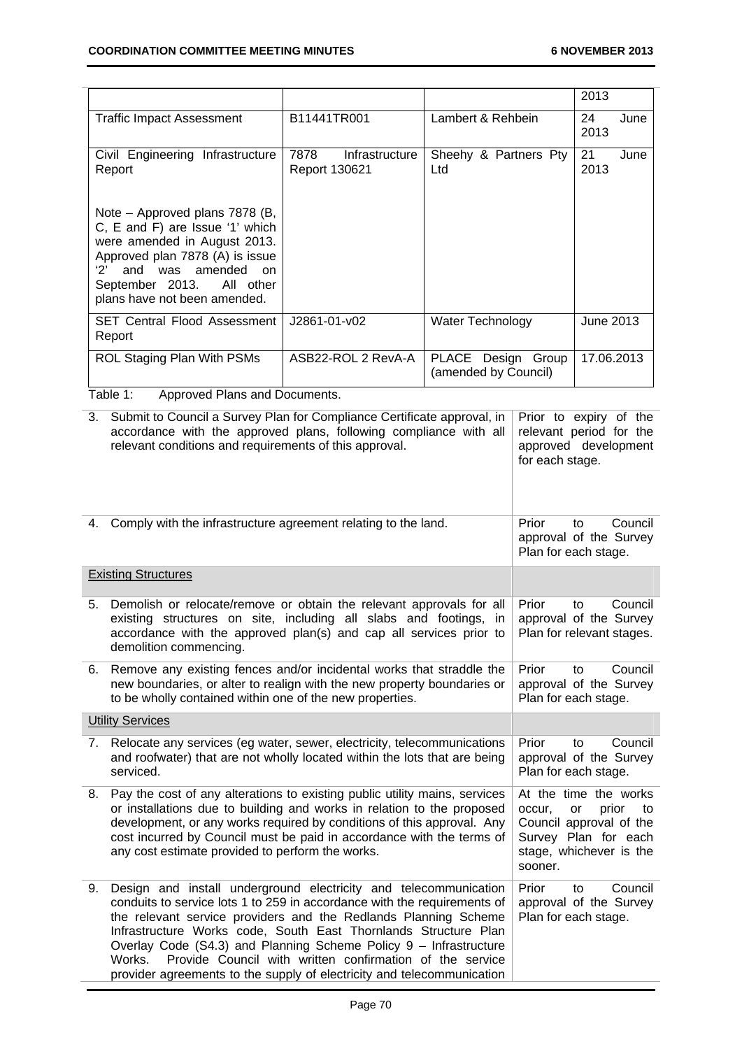| | | | 2013 |
|---|---|---|---|
| Traffic Impact Assessment | B11441TR001 | Lambert & Rehbein | 24 June 2013 |
| Civil Engineering Infrastructure Report<br><br>Note – Approved plans 7878 (B, C, E and F) are Issue '1' which were amended in August 2013. Approved plan 7878 (A) is issue '2' and was amended on September 2013. All other plans have not been amended. | 7878 Infrastructure Report 130621 | Sheehy & Partners Pty Ltd | 21 June 2013 |
| SET Central Flood Assessment Report | J2861-01-v02 | Water Technology | June 2013 |
| ROL Staging Plan With PSMs | ASB22-ROL 2 RevA-A | PLACE Design Group (amended by Council) | 17.06.2013 |

Table 1: Approved Plans and Documents.

| | |
|---|---|
| 3. Submit to Council a Survey Plan for Compliance Certificate approval, in accordance with the approved plans, following compliance with all relevant conditions and requirements of this approval. | Prior to expiry of the relevant period for the approved development for each stage. |
| 4. Comply with the infrastructure agreement relating to the land. | Prior to Council approval of the Survey Plan for each stage. |
| Existing Structures | |
| 5. Demolish or relocate/remove or obtain the relevant approvals for all existing structures on site, including all slabs and footings, in accordance with the approved plan(s) and cap all services prior to demolition commencing. | Prior to Council approval of the Survey Plan for relevant stages. |
| 6. Remove any existing fences and/or incidental works that straddle the new boundaries, or alter to realign with the new property boundaries or to be wholly contained within one of the new properties. | Prior to Council approval of the Survey Plan for each stage. |
| Utility Services | |
| 7. Relocate any services (eg water, sewer, electricity, telecommunications and roofwater) that are not wholly located within the lots that are being serviced. | Prior to Council approval of the Survey Plan for each stage. |
| 8. Pay the cost of any alterations to existing public utility mains, services or installations due to building and works in relation to the proposed development, or any works required by conditions of this approval. Any cost incurred by Council must be paid in accordance with the terms of any cost estimate provided to perform the works. | At the time the works occur, or prior to Council approval of the Survey Plan for each stage, whichever is the sooner. |
| 9. Design and install underground electricity and telecommunication conduits to service lots 1 to 259 in accordance with the requirements of the relevant service providers and the Redlands Planning Scheme Infrastructure Works code, South East Thornlands Structure Plan Overlay Code (S4.3) and Planning Scheme Policy 9 – Infrastructure Works. Provide Council with written confirmation of the service provider agreements to the supply of electricity and telecommunication | Prior to Council approval of the Survey Plan for each stage. |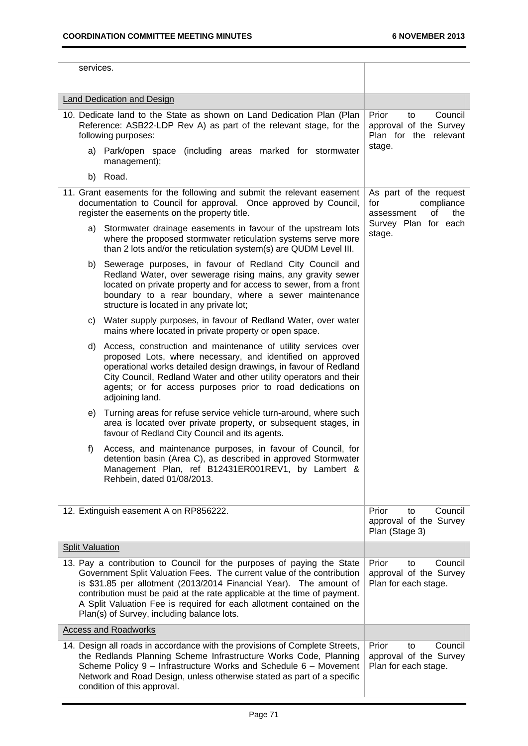| | |
|---|---|
| services. | |
| Land Dedication and Design | |
| 10. Dedicate land to the State as shown on Land Dedication Plan (Plan Reference: ASB22-LDP Rev A) as part of the relevant stage, for the following purposes:<br>a) Park/open space (including areas marked for stormwater management);<br>b) Road. | Prior to Council approval of the Survey Plan for the relevant stage. |
| 11. Grant easements for the following and submit the relevant easement documentation to Council for approval. Once approved by Council, register the easements on the property title.<br>a) Stormwater drainage easements in favour of the upstream lots where the proposed stormwater reticulation systems serve more than 2 lots and/or the reticulation system(s) are QUDM Level III.<br>b) Sewerage purposes, in favour of Redland City Council and Redland Water, over sewerage rising mains, any gravity sewer located on private property and for access to sewer, from a front boundary to a rear boundary, where a sewer maintenance structure is located in any private lot;<br>c) Water supply purposes, in favour of Redland Water, over water mains where located in private property or open space.<br>d) Access, construction and maintenance of utility services over proposed Lots, where necessary, and identified on approved operational works detailed design drawings, in favour of Redland City Council, Redland Water and other utility operators and their agents; or for access purposes prior to road dedications on adjoining land.<br>e) Turning areas for refuse service vehicle turn-around, where such area is located over private property, or subsequent stages, in favour of Redland City Council and its agents.<br>f) Access, and maintenance purposes, in favour of Council, for detention basin (Area C), as described in approved Stormwater Management Plan, ref B12431ER001REV1, by Lambert & Rehbein, dated 01/08/2013. | As part of the request for compliance assessment of the Survey Plan for each stage. |
| 12. Extinguish easement A on RP856222. | Prior to Council approval of the Survey Plan (Stage 3) |
| Split Valuation | |
| 13. Pay a contribution to Council for the purposes of paying the State Government Split Valuation Fees. The current value of the contribution is $31.85 per allotment (2013/2014 Financial Year). The amount of contribution must be paid at the rate applicable at the time of payment. A Split Valuation Fee is required for each allotment contained on the Plan(s) of Survey, including balance lots. | Prior to Council approval of the Survey Plan for each stage. |
| Access and Roadworks | |
| 14. Design all roads in accordance with the provisions of Complete Streets, the Redlands Planning Scheme Infrastructure Works Code, Planning Scheme Policy 9 – Infrastructure Works and Schedule 6 – Movement Network and Road Design, unless otherwise stated as part of a specific condition of this approval. | Prior to Council approval of the Survey Plan for each stage. |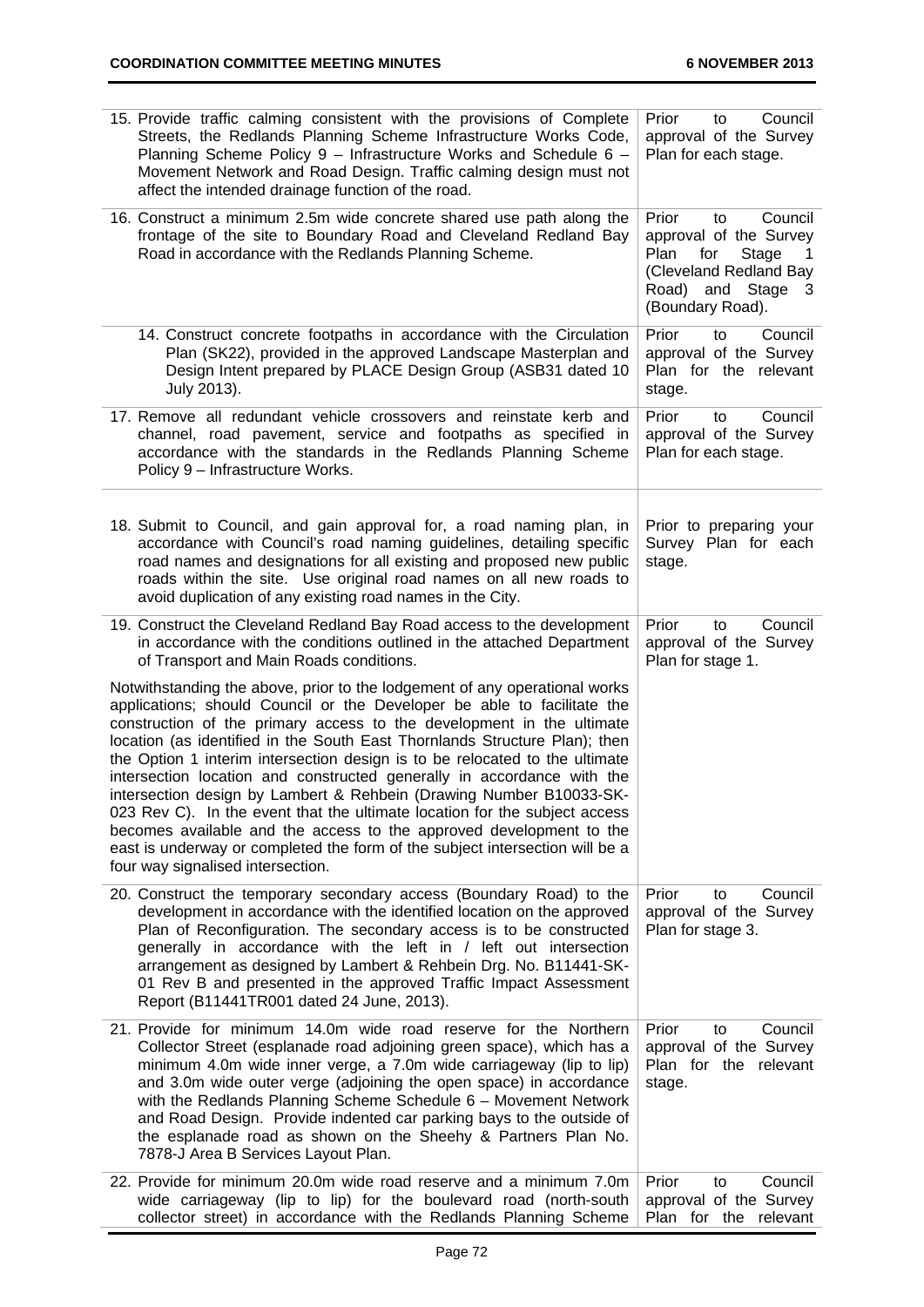| | |
|---|---|
| 15. Provide traffic calming consistent with the provisions of Complete Streets, the Redlands Planning Scheme Infrastructure Works Code, Planning Scheme Policy 9 – Infrastructure Works and Schedule 6 – Movement Network and Road Design. Traffic calming design must not affect the intended drainage function of the road. | Prior to Council approval of the Survey Plan for each stage. |
| 16. Construct a minimum 2.5m wide concrete shared use path along the frontage of the site to Boundary Road and Cleveland Redland Bay Road in accordance with the Redlands Planning Scheme. | Prior to Council approval of the Survey Plan for Stage 1 (Cleveland Redland Bay Road) and Stage 3 (Boundary Road). |
| 14. Construct concrete footpaths in accordance with the Circulation Plan (SK22), provided in the approved Landscape Masterplan and Design Intent prepared by PLACE Design Group (ASB31 dated 10 July 2013). | Prior to Council approval of the Survey Plan for the relevant stage. |
| 17. Remove all redundant vehicle crossovers and reinstate kerb and channel, road pavement, service and footpaths as specified in accordance with the standards in the Redlands Planning Scheme Policy 9 – Infrastructure Works. | Prior to Council approval of the Survey Plan for each stage. |
| 18. Submit to Council, and gain approval for, a road naming plan, in accordance with Council's road naming guidelines, detailing specific road names and designations for all existing and proposed new public roads within the site. Use original road names on all new roads to avoid duplication of any existing road names in the City. | Prior to preparing your Survey Plan for each stage. |
| 19. Construct the Cleveland Redland Bay Road access to the development in accordance with the conditions outlined in the attached Department of Transport and Main Roads conditions. | Prior to Council approval of the Survey Plan for stage 1. |
| Notwithstanding the above, prior to the lodgement of any operational works applications; should Council or the Developer be able to facilitate the construction of the primary access to the development in the ultimate location (as identified in the South East Thornlands Structure Plan); then the Option 1 interim intersection design is to be relocated to the ultimate intersection location and constructed generally in accordance with the intersection design by Lambert & Rehbein (Drawing Number B10033-SK-023 Rev C). In the event that the ultimate location for the subject access becomes available and the access to the approved development to the east is underway or completed the form of the subject intersection will be a four way signalised intersection. | |
| 20. Construct the temporary secondary access (Boundary Road) to the development in accordance with the identified location on the approved Plan of Reconfiguration. The secondary access is to be constructed generally in accordance with the left in / left out intersection arrangement as designed by Lambert & Rehbein Drg. No. B11441-SK-01 Rev B and presented in the approved Traffic Impact Assessment Report (B11441TR001 dated 24 June, 2013). | Prior to Council approval of the Survey Plan for stage 3. |
| 21. Provide for minimum 14.0m wide road reserve for the Northern Collector Street (esplanade road adjoining green space), which has a minimum 4.0m wide inner verge, a 7.0m wide carriageway (lip to lip) and 3.0m wide outer verge (adjoining the open space) in accordance with the Redlands Planning Scheme Schedule 6 – Movement Network and Road Design. Provide indented car parking bays to the outside of the esplanade road as shown on the Sheehy & Partners Plan No. 7878-J Area B Services Layout Plan. | Prior to Council approval of the Survey Plan for the relevant stage. |
| 22. Provide for minimum 20.0m wide road reserve and a minimum 7.0m wide carriageway (lip to lip) for the boulevard road (north-south collector street) in accordance with the Redlands Planning Scheme | Prior to Council approval of the Survey Plan for the relevant |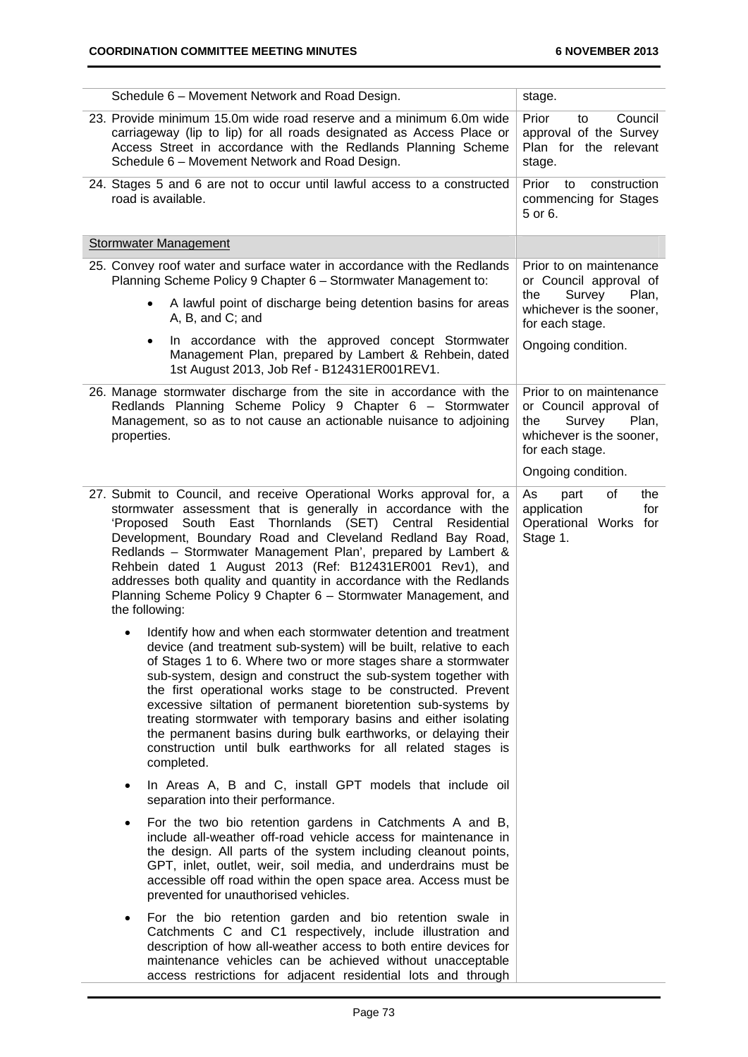| | |
|---|---|
| Schedule 6 – Movement Network and Road Design. | stage. |
| 23. Provide minimum 15.0m wide road reserve and a minimum 6.0m wide carriageway (lip to lip) for all roads designated as Access Place or Access Street in accordance with the Redlands Planning Scheme Schedule 6 – Movement Network and Road Design. | Prior to Council approval of the Survey Plan for the relevant stage. |
| 24. Stages 5 and 6 are not to occur until lawful access to a constructed road is available. | Prior to construction commencing for Stages 5 or 6. |
| **Stormwater Management** | |
| 25. Convey roof water and surface water in accordance with the Redlands Planning Scheme Policy 9 Chapter 6 – Stormwater Management to: <br>• A lawful point of discharge being detention basins for areas A, B, and C; and <br>• In accordance with the approved concept Stormwater Management Plan, prepared by Lambert & Rehbein, dated 1st August 2013, Job Ref - B12431ER001REV1. | Prior to on maintenance or Council approval of the Survey Plan, whichever is the sooner, for each stage. <br><br>Ongoing condition. |
| 26. Manage stormwater discharge from the site in accordance with the Redlands Planning Scheme Policy 9 Chapter 6 – Stormwater Management, so as to not cause an actionable nuisance to adjoining properties. | Prior to on maintenance or Council approval of the Survey Plan, whichever is the sooner, for each stage. <br><br>Ongoing condition. |
| 27. Submit to Council, and receive Operational Works approval for, a stormwater assessment that is generally in accordance with the 'Proposed South East Thornlands (SET) Central Residential Development, Boundary Road and Cleveland Redland Bay Road, Redlands – Stormwater Management Plan', prepared by Lambert & Rehbein dated 1 August 2013 (Ref: B12431ER001 Rev1), and addresses both quality and quantity in accordance with the Redlands Planning Scheme Policy 9 Chapter 6 – Stormwater Management, and the following: <br>• Identify how and when each stormwater detention and treatment device (and treatment sub-system) will be built, relative to each of Stages 1 to 6. Where two or more stages share a stormwater sub-system, design and construct the sub-system together with the first operational works stage to be constructed. Prevent excessive siltation of permanent bioretention sub-systems by treating stormwater with temporary basins and either isolating the permanent basins during bulk earthworks, or delaying their construction until bulk earthworks for all related stages is completed. <br>• In Areas A, B and C, install GPT models that include oil separation into their performance. <br>• For the two bio retention gardens in Catchments A and B, include all-weather off-road vehicle access for maintenance in the design. All parts of the system including cleanout points, GPT, inlet, outlet, weir, soil media, and underdrains must be accessible off road within the open space area. Access must be prevented for unauthorised vehicles. <br>• For the bio retention garden and bio retention swale in Catchments C and C1 respectively, include illustration and description of how all-weather access to both entire devices for maintenance vehicles can be achieved without unacceptable access restrictions for adjacent residential lots and through | As part of the application for Operational Works for Stage 1. |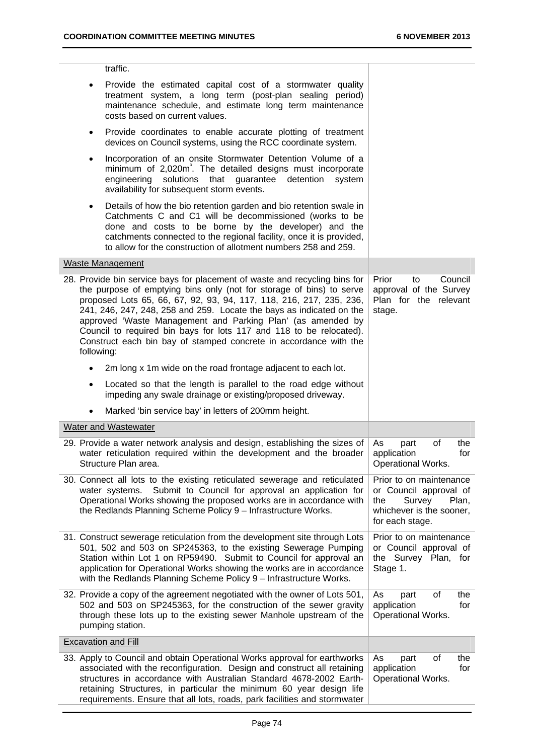| | |
|---|---|
| traffic.<br>• Provide the estimated capital cost of a stormwater quality treatment system, a long term (post-plan sealing period) maintenance schedule, and estimate long term maintenance costs based on current values.<br>• Provide coordinates to enable accurate plotting of treatment devices on Council systems, using the RCC coordinate system.<br>• Incorporation of an onsite Stormwater Detention Volume of a minimum of 2,020m³. The detailed designs must incorporate engineering solutions that guarantee detention system availability for subsequent storm events.<br>• Details of how the bio retention garden and bio retention swale in Catchments C and C1 will be decommissioned (works to be done and costs to be borne by the developer) and the catchments connected to the regional facility, once it is provided, to allow for the construction of allotment numbers 258 and 259. | |
| Waste Management | |
| 28. Provide bin service bays for placement of waste and recycling bins for the purpose of emptying bins only (not for storage of bins) to serve proposed Lots 65, 66, 67, 92, 93, 94, 117, 118, 216, 217, 235, 236, 241, 246, 247, 248, 258 and 259. Locate the bays as indicated on the approved 'Waste Management and Parking Plan' (as amended by Council to required bin bays for lots 117 and 118 to be relocated). Construct each bin bay of stamped concrete in accordance with the following:<br>• 2m long x 1m wide on the road frontage adjacent to each lot.<br>• Located so that the length is parallel to the road edge without impeding any swale drainage or existing/proposed driveway.<br>• Marked 'bin service bay' in letters of 200mm height. | Prior to Council approval of the Survey Plan for the relevant stage. |
| Water and Wastewater | |
| 29. Provide a water network analysis and design, establishing the sizes of water reticulation required within the development and the broader Structure Plan area. | As part of the application for Operational Works. |
| 30. Connect all lots to the existing reticulated sewerage and reticulated water systems. Submit to Council for approval an application for Operational Works showing the proposed works are in accordance with the Redlands Planning Scheme Policy 9 – Infrastructure Works. | Prior to on maintenance or Council approval of the Survey Plan, whichever is the sooner, for each stage. |
| 31. Construct sewerage reticulation from the development site through Lots 501, 502 and 503 on SP245363, to the existing Sewerage Pumping Station within Lot 1 on RP59490. Submit to Council for approval an application for Operational Works showing the works are in accordance with the Redlands Planning Scheme Policy 9 – Infrastructure Works. | Prior to on maintenance or Council approval of the Survey Plan, for Stage 1. |
| 32. Provide a copy of the agreement negotiated with the owner of Lots 501, 502 and 503 on SP245363, for the construction of the sewer gravity through these lots up to the existing sewer Manhole upstream of the pumping station. | As part of the application for Operational Works. |
| Excavation and Fill | |
| 33. Apply to Council and obtain Operational Works approval for earthworks associated with the reconfiguration. Design and construct all retaining structures in accordance with Australian Standard 4678-2002 Earth-retaining Structures, in particular the minimum 60 year design life requirements. Ensure that all lots, roads, park facilities and stormwater | As part of the application for Operational Works. |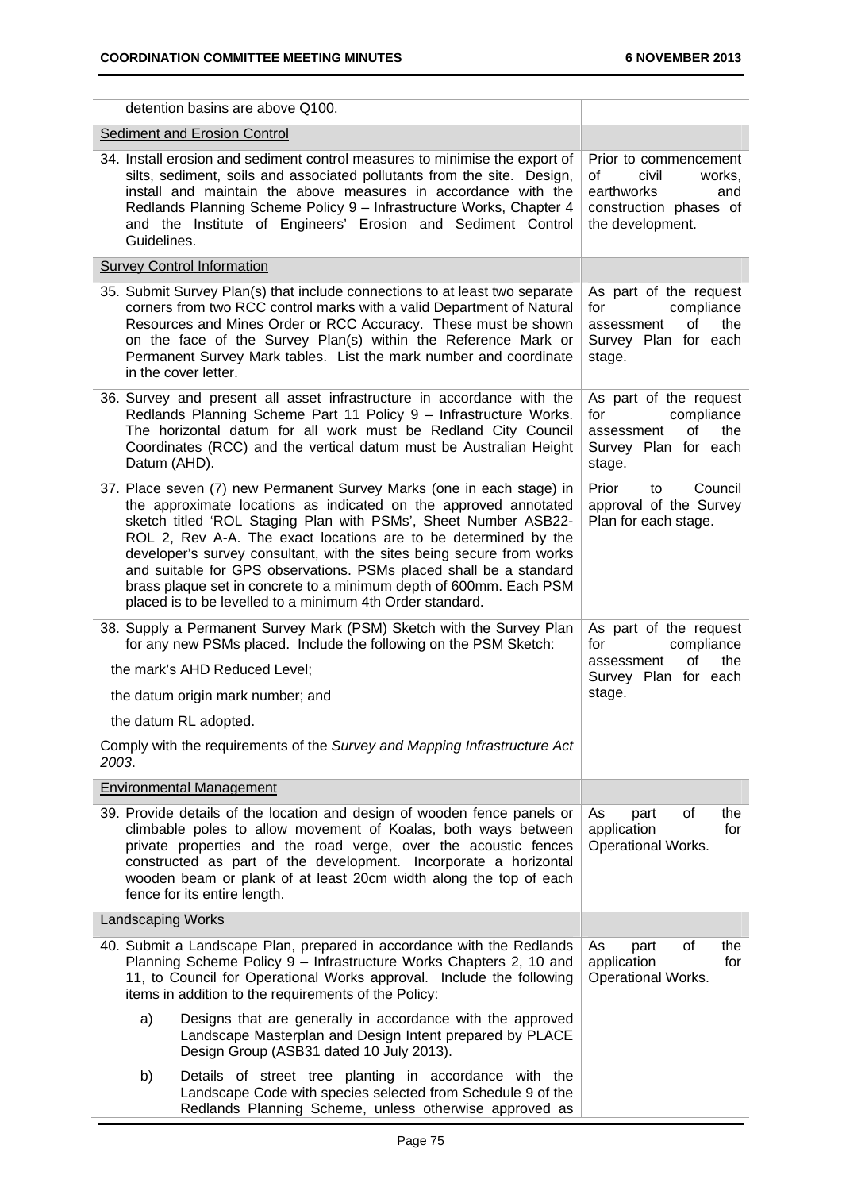| | |
|---|---|
| detention basins are above Q100. | |
| <u>Sediment and Erosion Control</u> | |
| 34. Install erosion and sediment control measures to minimise the export of silts, sediment, soils and associated pollutants from the site. Design, install and maintain the above measures in accordance with the Redlands Planning Scheme Policy 9 – Infrastructure Works, Chapter 4 and the Institute of Engineers' Erosion and Sediment Control Guidelines. | Prior to commencement of civil works, earthworks and construction phases of the development. |
| <u>Survey Control Information</u> | |
| 35. Submit Survey Plan(s) that include connections to at least two separate corners from two RCC control marks with a valid Department of Natural Resources and Mines Order or RCC Accuracy. These must be shown on the face of the Survey Plan(s) within the Reference Mark or Permanent Survey Mark tables. List the mark number and coordinate in the cover letter. | As part of the request for compliance assessment of the Survey Plan for each stage. |
| 36. Survey and present all asset infrastructure in accordance with the Redlands Planning Scheme Part 11 Policy 9 – Infrastructure Works. The horizontal datum for all work must be Redland City Council Coordinates (RCC) and the vertical datum must be Australian Height Datum (AHD). | As part of the request for compliance assessment of the Survey Plan for each stage. |
| 37. Place seven (7) new Permanent Survey Marks (one in each stage) in the approximate locations as indicated on the approved annotated sketch titled 'ROL Staging Plan with PSMs', Sheet Number ASB22-ROL 2, Rev A-A. The exact locations are to be determined by the developer's survey consultant, with the sites being secure from works and suitable for GPS observations. PSMs placed shall be a standard brass plaque set in concrete to a minimum depth of 600mm. Each PSM placed is to be levelled to a minimum 4th Order standard. | Prior to Council approval of the Survey Plan for each stage. |
| 38. Supply a Permanent Survey Mark (PSM) Sketch with the Survey Plan for any new PSMs placed. Include the following on the PSM Sketch:<br>the mark's AHD Reduced Level;<br>the datum origin mark number; and<br>the datum RL adopted.<br>Comply with the requirements of the *Survey and Mapping Infrastructure Act 2003*. | As part of the request for compliance assessment of the Survey Plan for each stage. |
| <u>Environmental Management</u> | |
| 39. Provide details of the location and design of wooden fence panels or climbable poles to allow movement of Koalas, both ways between private properties and the road verge, over the acoustic fences constructed as part of the development. Incorporate a horizontal wooden beam or plank of at least 20cm width along the top of each fence for its entire length. | As part of the application for Operational Works. |
| <u>Landscaping Works</u> | |
| 40. Submit a Landscape Plan, prepared in accordance with the Redlands Planning Scheme Policy 9 – Infrastructure Works Chapters 2, 10 and 11, to Council for Operational Works approval. Include the following items in addition to the requirements of the Policy:<br>a) Designs that are generally in accordance with the approved Landscape Masterplan and Design Intent prepared by PLACE Design Group (ASB31 dated 10 July 2013).<br>b) Details of street tree planting in accordance with the Landscape Code with species selected from Schedule 9 of the Redlands Planning Scheme, unless otherwise approved as | As part of the application for Operational Works. |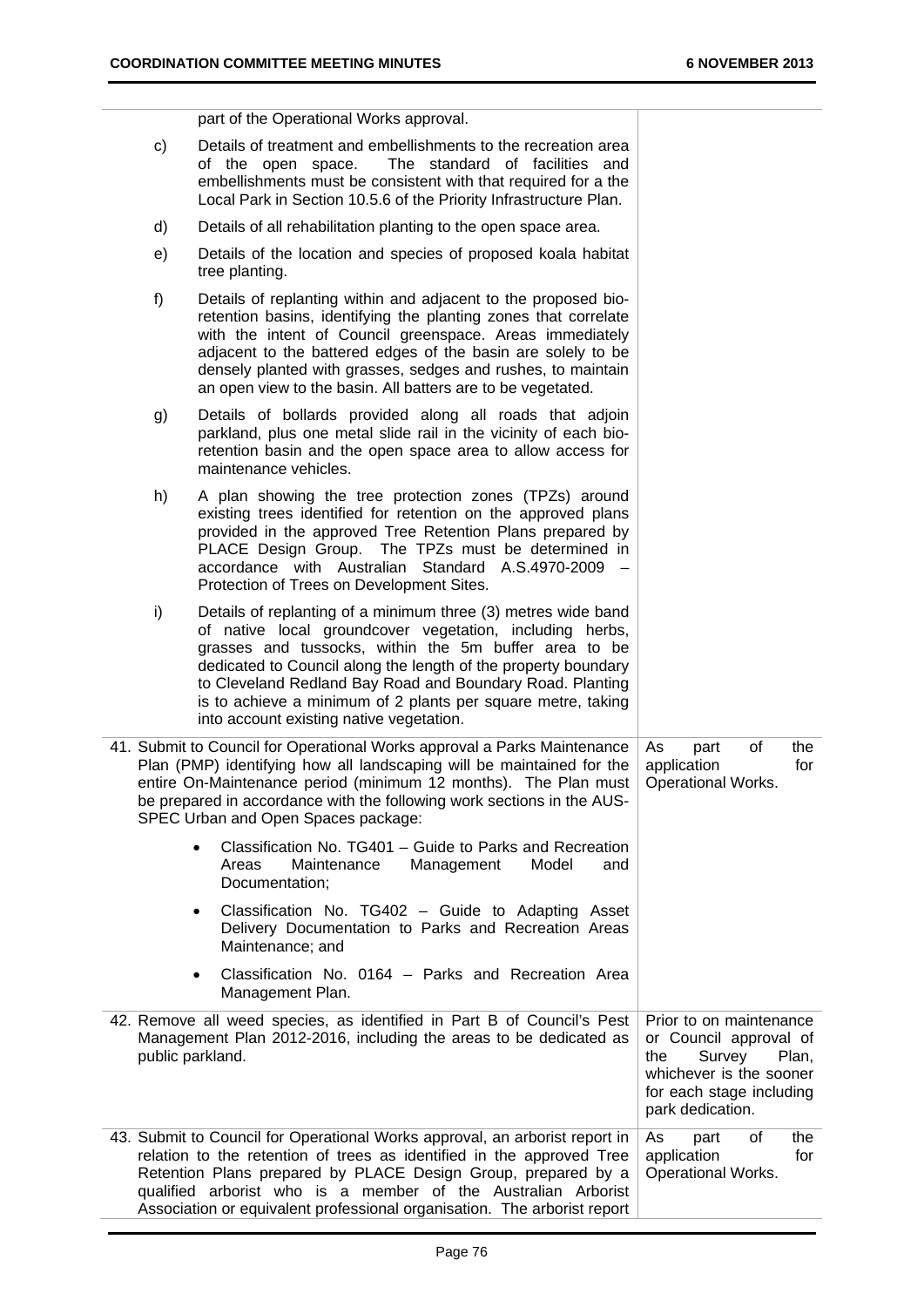| | |
|---|---|
| part of the Operational Works approval.<br><br>c) Details of treatment and embellishments to the recreation area of the open space. The standard of facilities and embellishments must be consistent with that required for a the Local Park in Section 10.5.6 of the Priority Infrastructure Plan.<br><br>d) Details of all rehabilitation planting to the open space area.<br><br>e) Details of the location and species of proposed koala habitat tree planting.<br><br>f) Details of replanting within and adjacent to the proposed bio-retention basins, identifying the planting zones that correlate with the intent of Council greenspace. Areas immediately adjacent to the battered edges of the basin are solely to be densely planted with grasses, sedges and rushes, to maintain an open view to the basin. All batters are to be vegetated.<br><br>g) Details of bollards provided along all roads that adjoin parkland, plus one metal slide rail in the vicinity of each bio-retention basin and the open space area to allow access for maintenance vehicles.<br><br>h) A plan showing the tree protection zones (TPZs) around existing trees identified for retention on the approved plans provided in the approved Tree Retention Plans prepared by PLACE Design Group. The TPZs must be determined in accordance with Australian Standard A.S.4970-2009 – Protection of Trees on Development Sites.<br><br>i) Details of replanting of a minimum three (3) metres wide band of native local groundcover vegetation, including herbs, grasses and tussocks, within the 5m buffer area to be dedicated to Council along the length of the property boundary to Cleveland Redland Bay Road and Boundary Road. Planting is to achieve a minimum of 2 plants per square metre, taking into account existing native vegetation. | |
| 41. Submit to Council for Operational Works approval a Parks Maintenance Plan (PMP) identifying how all landscaping will be maintained for the entire On-Maintenance period (minimum 12 months). The Plan must be prepared in accordance with the following work sections in the AUS-SPEC Urban and Open Spaces package:<br><br>• Classification No. TG401 – Guide to Parks and Recreation Areas Maintenance Management Model and Documentation;<br><br>• Classification No. TG402 – Guide to Adapting Asset Delivery Documentation to Parks and Recreation Areas Maintenance; and<br><br>• Classification No. 0164 – Parks and Recreation Area Management Plan. | As part of the application for Operational Works. |
| 42. Remove all weed species, as identified in Part B of Council's Pest Management Plan 2012-2016, including the areas to be dedicated as public parkland. | Prior to on maintenance or Council approval of the Survey Plan, whichever is the sooner for each stage including park dedication. |
| 43. Submit to Council for Operational Works approval, an arborist report in relation to the retention of trees as identified in the approved Tree Retention Plans prepared by PLACE Design Group, prepared by a qualified arborist who is a member of the Australian Arborist Association or equivalent professional organisation. The arborist report | As part of the application for Operational Works. |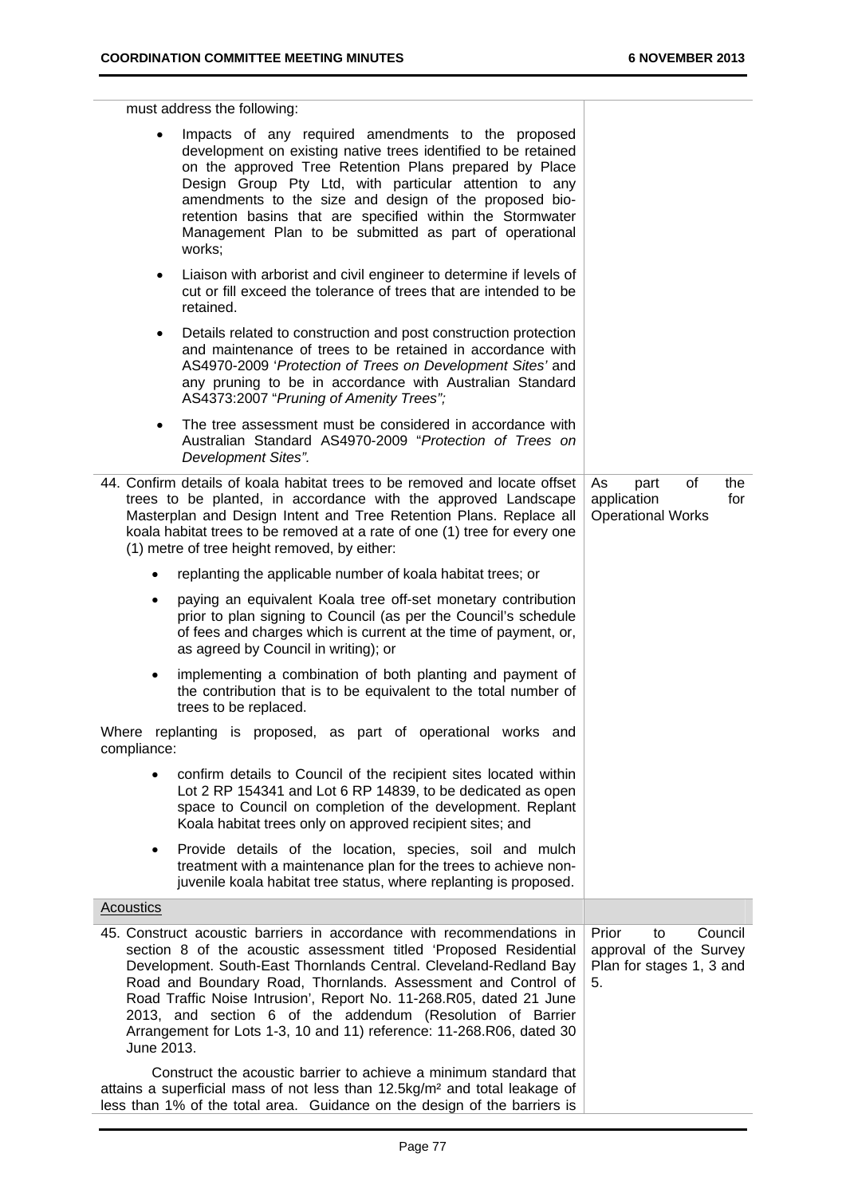| | |
|---|---|
| must address the following:<br><br>• Impacts of any required amendments to the proposed development on existing native trees identified to be retained on the approved Tree Retention Plans prepared by Place Design Group Pty Ltd, with particular attention to any amendments to the size and design of the proposed bio-retention basins that are specified within the Stormwater Management Plan to be submitted as part of operational works;<br><br>• Liaison with arborist and civil engineer to determine if levels of cut or fill exceed the tolerance of trees that are intended to be retained.<br><br>• Details related to construction and post construction protection and maintenance of trees to be retained in accordance with AS4970-2009 '*Protection of Trees on Development Sites'* and any pruning to be in accordance with Australian Standard AS4373:2007 "*Pruning of Amenity Trees";*<br><br>• The tree assessment must be considered in accordance with Australian Standard AS4970-2009 "*Protection of Trees on Development Sites".* | |
| 44. Confirm details of koala habitat trees to be removed and locate offset trees to be planted, in accordance with the approved Landscape Masterplan and Design Intent and Tree Retention Plans. Replace all koala habitat trees to be removed at a rate of one (1) tree for every one (1) metre of tree height removed, by either:<br><br>• replanting the applicable number of koala habitat trees; or<br><br>• paying an equivalent Koala tree off-set monetary contribution prior to plan signing to Council (as per the Council's schedule of fees and charges which is current at the time of payment, or, as agreed by Council in writing); or<br><br>• implementing a combination of both planting and payment of the contribution that is to be equivalent to the total number of trees to be replaced.<br><br>Where replanting is proposed, as part of operational works and compliance:<br><br>• confirm details to Council of the recipient sites located within Lot 2 RP 154341 and Lot 6 RP 14839, to be dedicated as open space to Council on completion of the development. Replant Koala habitat trees only on approved recipient sites; and<br><br>• Provide details of the location, species, soil and mulch treatment with a maintenance plan for the trees to achieve non-juvenile koala habitat tree status, where replanting is proposed. | As part of the application for Operational Works |
| <u>Acoustics</u> | |
| 45. Construct acoustic barriers in accordance with recommendations in section 8 of the acoustic assessment titled 'Proposed Residential Development. South-East Thornlands Central. Cleveland-Redland Bay Road and Boundary Road, Thornlands. Assessment and Control of Road Traffic Noise Intrusion', Report No. 11-268.R05, dated 21 June 2013, and section 6 of the addendum (Resolution of Barrier Arrangement for Lots 1-3, 10 and 11) reference: 11-268.R06, dated 30 June 2013.<br><br>Construct the acoustic barrier to achieve a minimum standard that attains a superficial mass of not less than 12.5kg/m² and total leakage of less than 1% of the total area. Guidance on the design of the barriers is | Prior to Council approval of the Survey Plan for stages 1, 3 and 5. |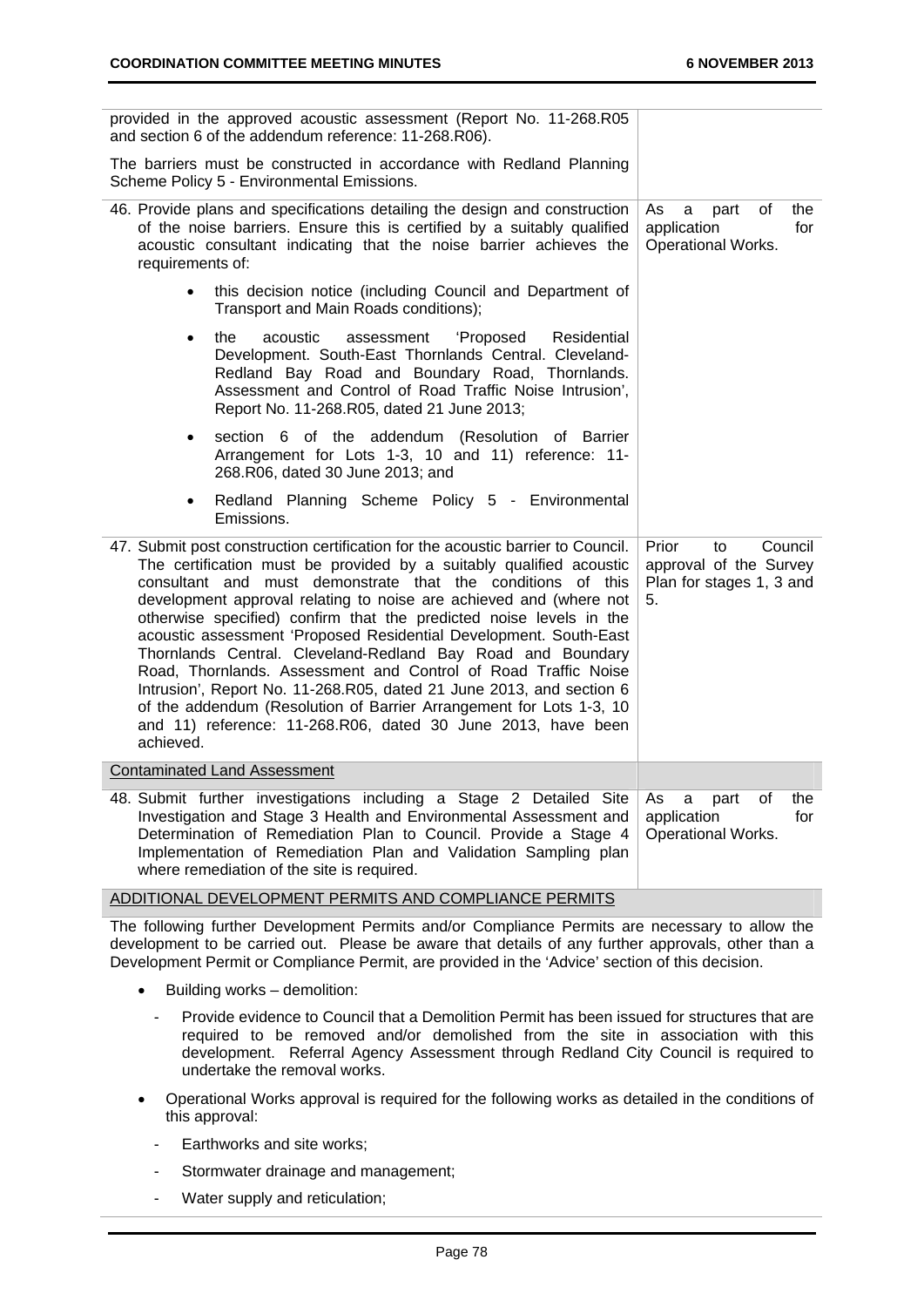| | |
|---|---|
| provided in the approved acoustic assessment (Report No. 11-268.R05 and section 6 of the addendum reference: 11-268.R06).<br><br>The barriers must be constructed in accordance with Redland Planning Scheme Policy 5 - Environmental Emissions. | |
| 46. Provide plans and specifications detailing the design and construction of the noise barriers. Ensure this is certified by a suitably qualified acoustic consultant indicating that the noise barrier achieves the requirements of:<br><br>• this decision notice (including Council and Department of Transport and Main Roads conditions);<br><br>• the acoustic assessment 'Proposed Residential Development. South-East Thornlands Central. Cleveland-Redland Bay Road and Boundary Road, Thornlands. Assessment and Control of Road Traffic Noise Intrusion', Report No. 11-268.R05, dated 21 June 2013;<br><br>• section 6 of the addendum (Resolution of Barrier Arrangement for Lots 1-3, 10 and 11) reference: 11-268.R06, dated 30 June 2013; and<br><br>• Redland Planning Scheme Policy 5 - Environmental Emissions. | As a part of the application for Operational Works. |
| 47. Submit post construction certification for the acoustic barrier to Council. The certification must be provided by a suitably qualified acoustic consultant and must demonstrate that the conditions of this development approval relating to noise are achieved and (where not otherwise specified) confirm that the predicted noise levels in the acoustic assessment 'Proposed Residential Development. South-East Thornlands Central. Cleveland-Redland Bay Road and Boundary Road, Thornlands. Assessment and Control of Road Traffic Noise Intrusion', Report No. 11-268.R05, dated 21 June 2013, and section 6 of the addendum (Resolution of Barrier Arrangement for Lots 1-3, 10 and 11) reference: 11-268.R06, dated 30 June 2013, have been achieved. | Prior to Council approval of the Survey Plan for stages 1, 3 and 5. |
| Contaminated Land Assessment | |
| 48. Submit further investigations including a Stage 2 Detailed Site Investigation and Stage 3 Health and Environmental Assessment and Determination of Remediation Plan to Council. Provide a Stage 4 Implementation of Remediation Plan and Validation Sampling plan where remediation of the site is required. | As a part of the application for Operational Works. |

ADDITIONAL DEVELOPMENT PERMITS AND COMPLIANCE PERMITS

The following further Development Permits and/or Compliance Permits are necessary to allow the development to be carried out. Please be aware that details of any further approvals, other than a Development Permit or Compliance Permit, are provided in the 'Advice' section of this decision.

- Building works – demolition:
  - Provide evidence to Council that a Demolition Permit has been issued for structures that are required to be removed and/or demolished from the site in association with this development. Referral Agency Assessment through Redland City Council is required to undertake the removal works.
- Operational Works approval is required for the following works as detailed in the conditions of this approval:
  - Earthworks and site works;
  - Stormwater drainage and management;
  - Water supply and reticulation;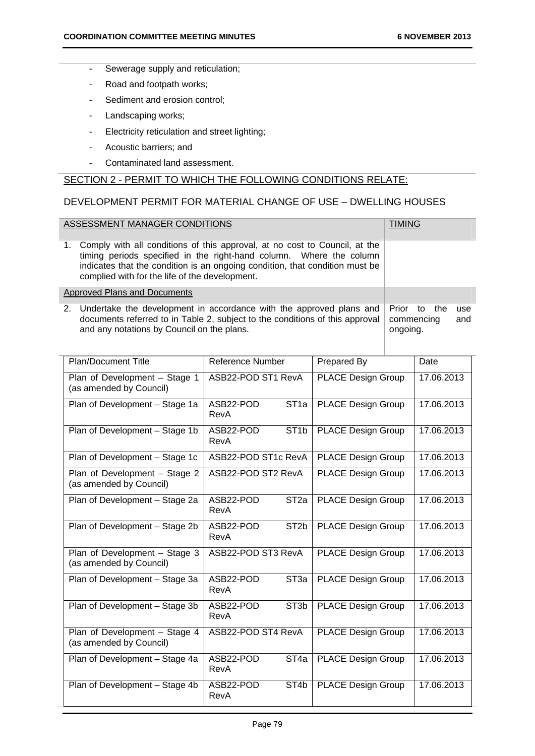- Sewerage supply and reticulation;
- Road and footpath works;
- Sediment and erosion control;
- Landscaping works;
- Electricity reticulation and street lighting;
- Acoustic barriers; and
- Contaminated land assessment.

## SECTION 2 - PERMIT TO WHICH THE FOLLOWING CONDITIONS RELATE:

## DEVELOPMENT PERMIT FOR MATERIAL CHANGE OF USE – DWELLING HOUSES

| ASSESSMENT MANAGER CONDITIONS | TIMING |
|---|---|
| 1. Comply with all conditions of this approval, at no cost to Council, at the timing periods specified in the right-hand column. Where the column indicates that the condition is an ongoing condition, that condition must be complied with for the life of the development. | |
| Approved Plans and Documents | |
| 2. Undertake the development in accordance with the approved plans and documents referred to in Table 2, subject to the conditions of this approval and any notations by Council on the plans. | Prior to the use commencing and ongoing. |

| Plan/Document Title | Reference Number | Prepared By | Date |
|---|---|---|---|
| Plan of Development – Stage 1 (as amended by Council) | ASB22-POD ST1 RevA | PLACE Design Group | 17.06.2013 |
| Plan of Development – Stage 1a | ASB22-POD ST1a RevA | PLACE Design Group | 17.06.2013 |
| Plan of Development – Stage 1b | ASB22-POD ST1b RevA | PLACE Design Group | 17.06.2013 |
| Plan of Development – Stage 1c | ASB22-POD ST1c RevA | PLACE Design Group | 17.06.2013 |
| Plan of Development – Stage 2 (as amended by Council) | ASB22-POD ST2 RevA | PLACE Design Group | 17.06.2013 |
| Plan of Development – Stage 2a | ASB22-POD ST2a RevA | PLACE Design Group | 17.06.2013 |
| Plan of Development – Stage 2b | ASB22-POD ST2b RevA | PLACE Design Group | 17.06.2013 |
| Plan of Development – Stage 3 (as amended by Council) | ASB22-POD ST3 RevA | PLACE Design Group | 17.06.2013 |
| Plan of Development – Stage 3a | ASB22-POD ST3a RevA | PLACE Design Group | 17.06.2013 |
| Plan of Development – Stage 3b | ASB22-POD ST3b RevA | PLACE Design Group | 17.06.2013 |
| Plan of Development – Stage 4 (as amended by Council) | ASB22-POD ST4 RevA | PLACE Design Group | 17.06.2013 |
| Plan of Development – Stage 4a | ASB22-POD ST4a RevA | PLACE Design Group | 17.06.2013 |
| Plan of Development – Stage 4b | ASB22-POD ST4b RevA | PLACE Design Group | 17.06.2013 |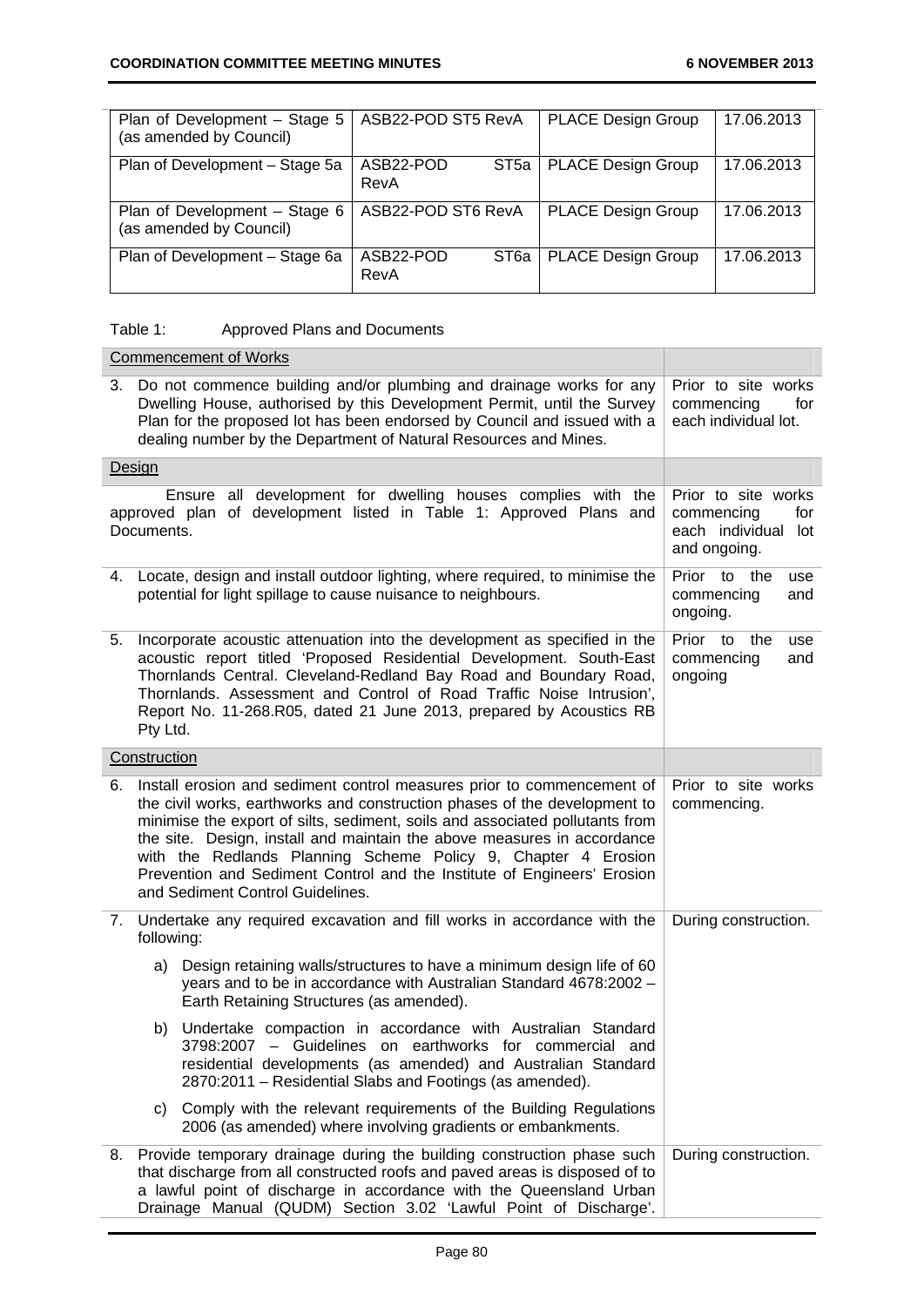| Plan of Development – Stage 5 (as amended by Council) | ASB22-POD ST5 RevA | PLACE Design Group | 17.06.2013 |
|---|---|---|---|
| Plan of Development – Stage 5a | ASB22-POD ST5a RevA | PLACE Design Group | 17.06.2013 |
| Plan of Development – Stage 6 (as amended by Council) | ASB22-POD ST6 RevA | PLACE Design Group | 17.06.2013 |
| Plan of Development – Stage 6a | ASB22-POD ST6a RevA | PLACE Design Group | 17.06.2013 |

Table 1: Approved Plans and Documents

| Commencement of Works | |
|---|---|
| 3. Do not commence building and/or plumbing and drainage works for any Dwelling House, authorised by this Development Permit, until the Survey Plan for the proposed lot has been endorsed by Council and issued with a dealing number by the Department of Natural Resources and Mines. | Prior to site works commencing for each individual lot. |
| Design | |
| Ensure all development for dwelling houses complies with the approved plan of development listed in Table 1: Approved Plans and Documents. | Prior to site works commencing for each individual lot and ongoing. |
| 4. Locate, design and install outdoor lighting, where required, to minimise the potential for light spillage to cause nuisance to neighbours. | Prior to the use commencing and ongoing. |
| 5. Incorporate acoustic attenuation into the development as specified in the acoustic report titled 'Proposed Residential Development. South-East Thornlands Central. Cleveland-Redland Bay Road and Boundary Road, Thornlands. Assessment and Control of Road Traffic Noise Intrusion', Report No. 11-268.R05, dated 21 June 2013, prepared by Acoustics RB Pty Ltd. | Prior to the use commencing and ongoing |
| Construction | |
| 6. Install erosion and sediment control measures prior to commencement of the civil works, earthworks and construction phases of the development to minimise the export of silts, sediment, soils and associated pollutants from the site. Design, install and maintain the above measures in accordance with the Redlands Planning Scheme Policy 9, Chapter 4 Erosion Prevention and Sediment Control and the Institute of Engineers' Erosion and Sediment Control Guidelines. | Prior to site works commencing. |
| 7. Undertake any required excavation and fill works in accordance with the following:<br>a) Design retaining walls/structures to have a minimum design life of 60 years and to be in accordance with Australian Standard 4678:2002 – Earth Retaining Structures (as amended).<br>b) Undertake compaction in accordance with Australian Standard 3798:2007 – Guidelines on earthworks for commercial and residential developments (as amended) and Australian Standard 2870:2011 – Residential Slabs and Footings (as amended).<br>c) Comply with the relevant requirements of the Building Regulations 2006 (as amended) where involving gradients or embankments. | During construction. |
| 8. Provide temporary drainage during the building construction phase such that discharge from all constructed roofs and paved areas is disposed of to a lawful point of discharge in accordance with the Queensland Urban Drainage Manual (QUDM) Section 3.02 'Lawful Point of Discharge'. | During construction. |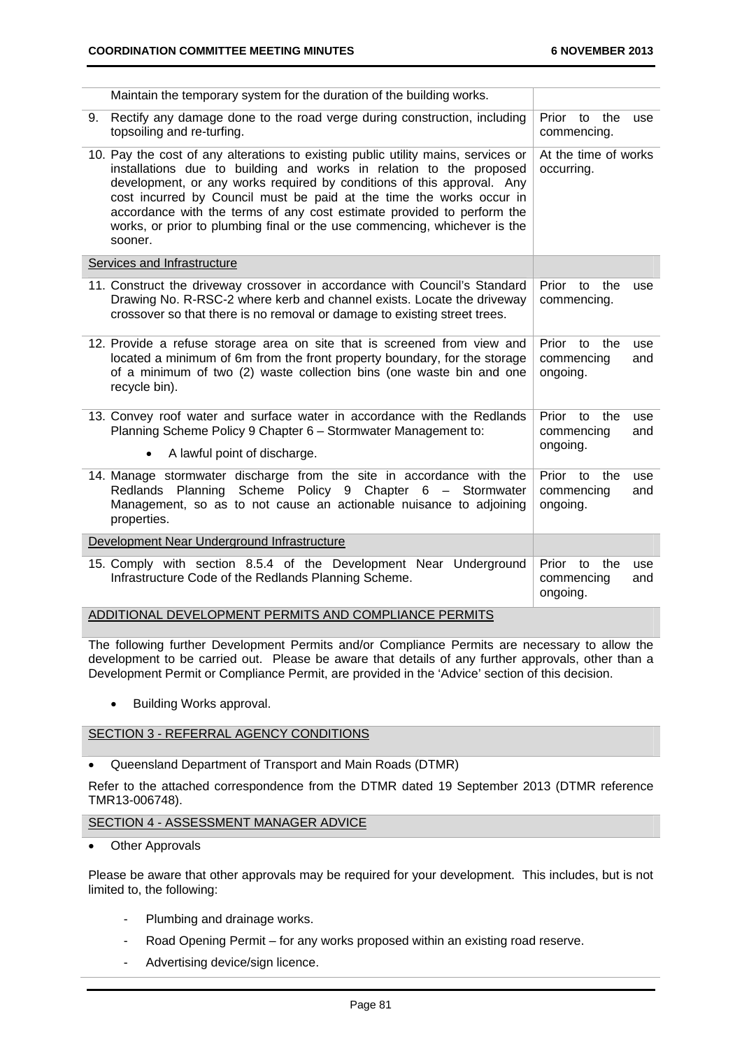| | |
|---|---|
| Maintain the temporary system for the duration of the building works. | |
| 9. Rectify any damage done to the road verge during construction, including topsoiling and re-turfing. | Prior to the use commencing. |
| 10. Pay the cost of any alterations to existing public utility mains, services or installations due to building and works in relation to the proposed development, or any works required by conditions of this approval. Any cost incurred by Council must be paid at the time the works occur in accordance with the terms of any cost estimate provided to perform the works, or prior to plumbing final or the use commencing, whichever is the sooner. | At the time of works occurring. |
| Services and Infrastructure | |
| 11. Construct the driveway crossover in accordance with Council's Standard Drawing No. R-RSC-2 where kerb and channel exists. Locate the driveway crossover so that there is no removal or damage to existing street trees. | Prior to the use commencing. |
| 12. Provide a refuse storage area on site that is screened from view and located a minimum of 6m from the front property boundary, for the storage of a minimum of two (2) waste collection bins (one waste bin and one recycle bin). | Prior to the use commencing and ongoing. |
| 13. Convey roof water and surface water in accordance with the Redlands Planning Scheme Policy 9 Chapter 6 – Stormwater Management to: <br>• A lawful point of discharge. | Prior to the use commencing and ongoing. |
| 14. Manage stormwater discharge from the site in accordance with the Redlands Planning Scheme Policy 9 Chapter 6 – Stormwater Management, so as to not cause an actionable nuisance to adjoining properties. | Prior to the use commencing and ongoing. |
| Development Near Underground Infrastructure | |
| 15. Comply with section 8.5.4 of the Development Near Underground Infrastructure Code of the Redlands Planning Scheme. | Prior to the use commencing and ongoing. |

## ADDITIONAL DEVELOPMENT PERMITS AND COMPLIANCE PERMITS

The following further Development Permits and/or Compliance Permits are necessary to allow the development to be carried out. Please be aware that details of any further approvals, other than a Development Permit or Compliance Permit, are provided in the 'Advice' section of this decision.

- Building Works approval.

## SECTION 3 - REFERRAL AGENCY CONDITIONS

- Queensland Department of Transport and Main Roads (DTMR)

Refer to the attached correspondence from the DTMR dated 19 September 2013 (DTMR reference TMR13-006748).

## SECTION 4 - ASSESSMENT MANAGER ADVICE

- Other Approvals

Please be aware that other approvals may be required for your development. This includes, but is not limited to, the following:

- Plumbing and drainage works.
- Road Opening Permit – for any works proposed within an existing road reserve.
- Advertising device/sign licence.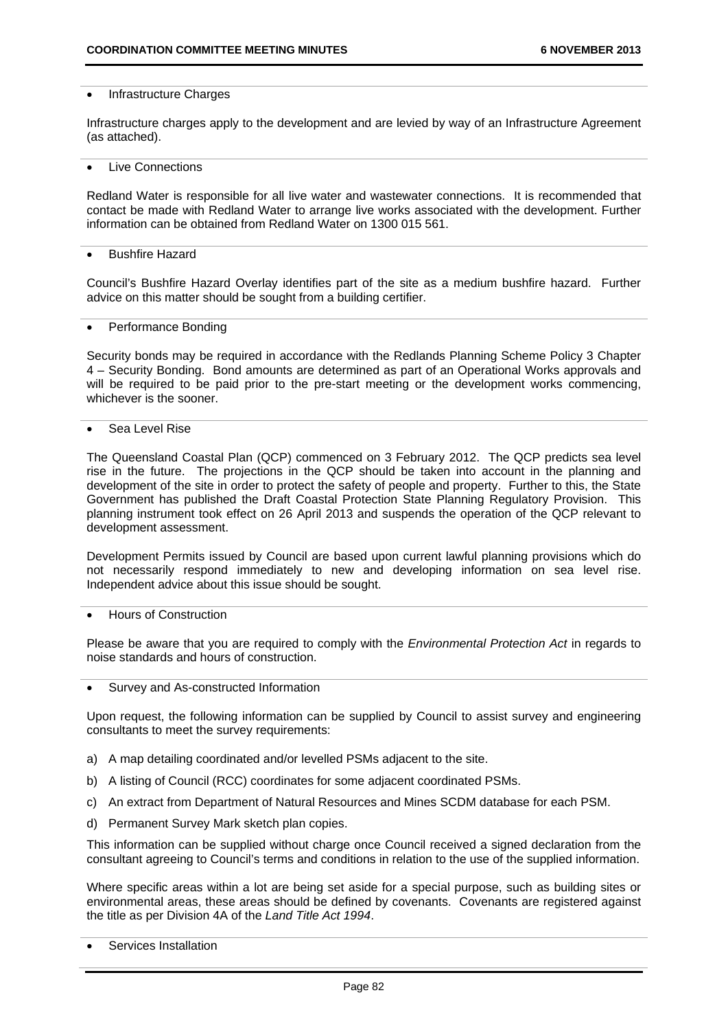- Infrastructure Charges

Infrastructure charges apply to the development and are levied by way of an Infrastructure Agreement (as attached).

- Live Connections

Redland Water is responsible for all live water and wastewater connections. It is recommended that contact be made with Redland Water to arrange live works associated with the development. Further information can be obtained from Redland Water on 1300 015 561.

- Bushfire Hazard

Council's Bushfire Hazard Overlay identifies part of the site as a medium bushfire hazard. Further advice on this matter should be sought from a building certifier.

- Performance Bonding

Security bonds may be required in accordance with the Redlands Planning Scheme Policy 3 Chapter 4 – Security Bonding. Bond amounts are determined as part of an Operational Works approvals and will be required to be paid prior to the pre-start meeting or the development works commencing, whichever is the sooner.

- Sea Level Rise

The Queensland Coastal Plan (QCP) commenced on 3 February 2012. The QCP predicts sea level rise in the future. The projections in the QCP should be taken into account in the planning and development of the site in order to protect the safety of people and property. Further to this, the State Government has published the Draft Coastal Protection State Planning Regulatory Provision. This planning instrument took effect on 26 April 2013 and suspends the operation of the QCP relevant to development assessment.

Development Permits issued by Council are based upon current lawful planning provisions which do not necessarily respond immediately to new and developing information on sea level rise. Independent advice about this issue should be sought.

- Hours of Construction

Please be aware that you are required to comply with the *Environmental Protection Act* in regards to noise standards and hours of construction.

- Survey and As-constructed Information

Upon request, the following information can be supplied by Council to assist survey and engineering consultants to meet the survey requirements:

a) A map detailing coordinated and/or levelled PSMs adjacent to the site.

b) A listing of Council (RCC) coordinates for some adjacent coordinated PSMs.

c) An extract from Department of Natural Resources and Mines SCDM database for each PSM.

d) Permanent Survey Mark sketch plan copies.

This information can be supplied without charge once Council received a signed declaration from the consultant agreeing to Council's terms and conditions in relation to the use of the supplied information.

Where specific areas within a lot are being set aside for a special purpose, such as building sites or environmental areas, these areas should be defined by covenants. Covenants are registered against the title as per Division 4A of the *Land Title Act 1994*.

- Services Installation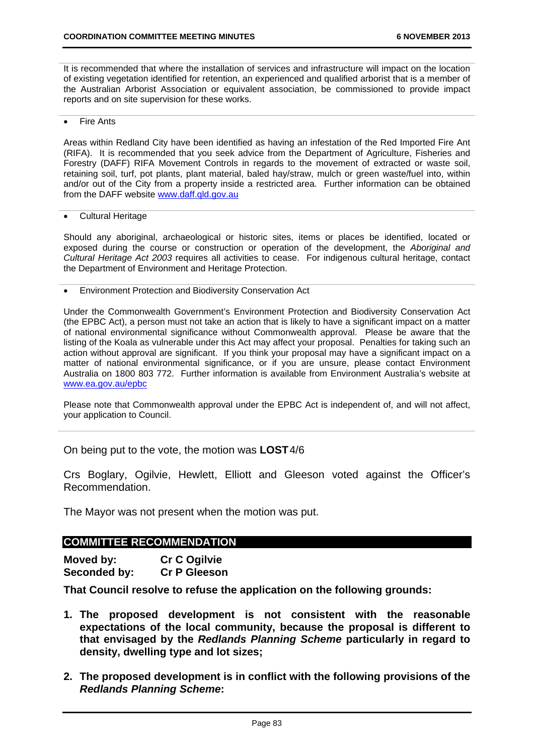It is recommended that where the installation of services and infrastructure will impact on the location of existing vegetation identified for retention, an experienced and qualified arborist that is a member of the Australian Arborist Association or equivalent association, be commissioned to provide impact reports and on site supervision for these works.

- Fire Ants

Areas within Redland City have been identified as having an infestation of the Red Imported Fire Ant (RIFA). It is recommended that you seek advice from the Department of Agriculture, Fisheries and Forestry (DAFF) RIFA Movement Controls in regards to the movement of extracted or waste soil, retaining soil, turf, pot plants, plant material, baled hay/straw, mulch or green waste/fuel into, within and/or out of the City from a property inside a restricted area. Further information can be obtained from the DAFF website www.daff.qld.gov.au

- Cultural Heritage

Should any aboriginal, archaeological or historic sites, items or places be identified, located or exposed during the course or construction or operation of the development, the *Aboriginal and Cultural Heritage Act 2003* requires all activities to cease. For indigenous cultural heritage, contact the Department of Environment and Heritage Protection.

- Environment Protection and Biodiversity Conservation Act

Under the Commonwealth Government's Environment Protection and Biodiversity Conservation Act (the EPBC Act), a person must not take an action that is likely to have a significant impact on a matter of national environmental significance without Commonwealth approval. Please be aware that the listing of the Koala as vulnerable under this Act may affect your proposal. Penalties for taking such an action without approval are significant. If you think your proposal may have a significant impact on a matter of national environmental significance, or if you are unsure, please contact Environment Australia on 1800 803 772. Further information is available from Environment Australia's website at www.ea.gov.au/epbc

Please note that Commonwealth approval under the EPBC Act is independent of, and will not affect, your application to Council.

On being put to the vote, the motion was **LOST** 4/6

Crs Boglary, Ogilvie, Hewlett, Elliott and Gleeson voted against the Officer's Recommendation.

The Mayor was not present when the motion was put.

## COMMITTEE RECOMMENDATION

**Moved by:** **Cr C Ogilvie**
**Seconded by:** **Cr P Gleeson**

**That Council resolve to refuse the application on the following grounds:**

1. **The proposed development is not consistent with the reasonable expectations of the local community, because the proposal is different to that envisaged by the *Redlands Planning Scheme* particularly in regard to density, dwelling type and lot sizes;**

2. **The proposed development is in conflict with the following provisions of the *Redlands Planning Scheme*:**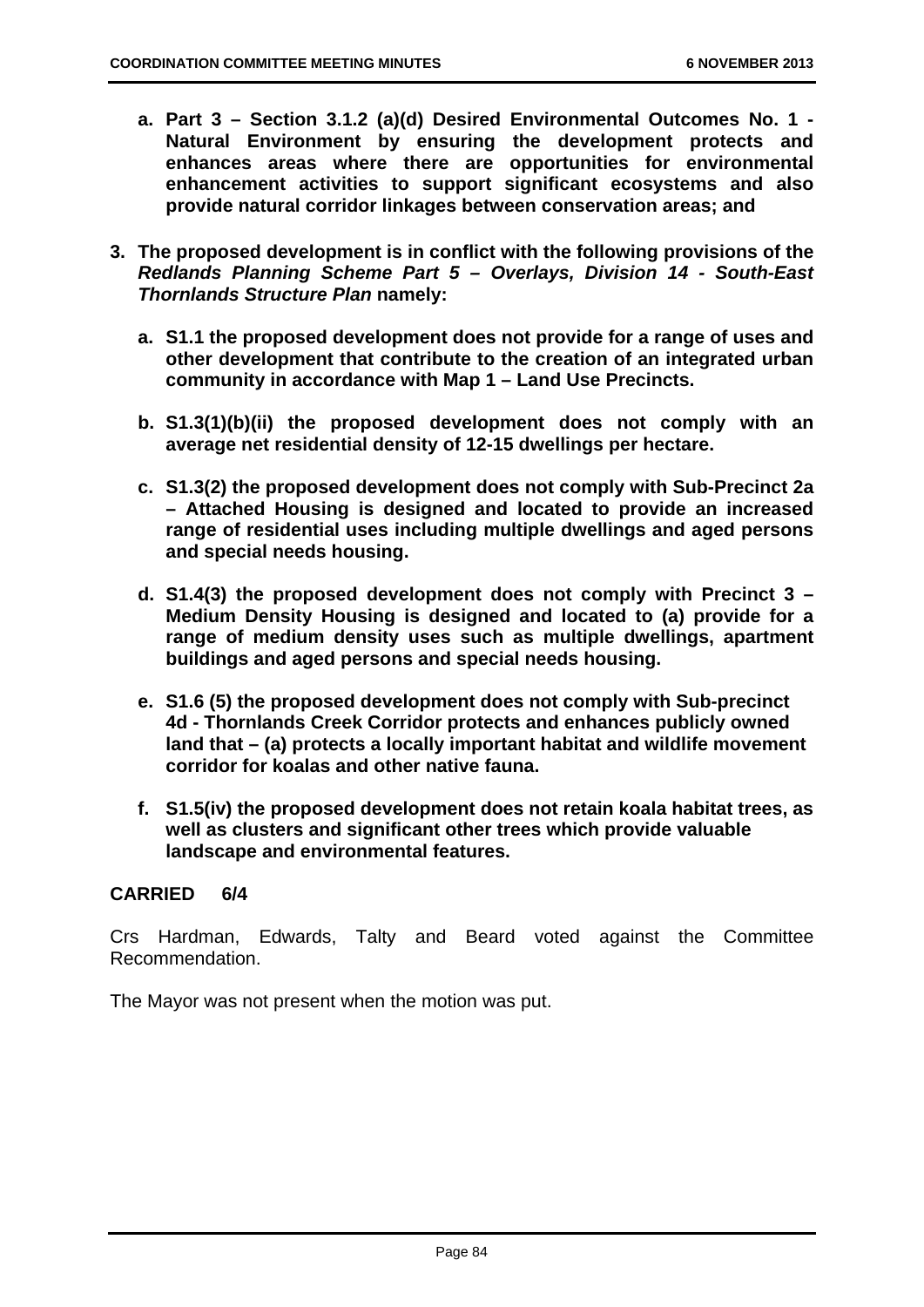a. **Part 3 – Section 3.1.2 (a)(d) Desired Environmental Outcomes No. 1 - Natural Environment by ensuring the development protects and enhances areas where there are opportunities for environmental enhancement activities to support significant ecosystems and also provide natural corridor linkages between conservation areas; and**

3. **The proposed development is in conflict with the following provisions of the *Redlands Planning Scheme Part 5 – Overlays, Division 14 - South-East Thornlands Structure Plan* namely:**

   a. **S1.1 the proposed development does not provide for a range of uses and other development that contribute to the creation of an integrated urban community in accordance with Map 1 – Land Use Precincts.**

   b. **S1.3(1)(b)(ii) the proposed development does not comply with an average net residential density of 12-15 dwellings per hectare.**

   c. **S1.3(2) the proposed development does not comply with Sub-Precinct 2a – Attached Housing is designed and located to provide an increased range of residential uses including multiple dwellings and aged persons and special needs housing.**

   d. **S1.4(3) the proposed development does not comply with Precinct 3 – Medium Density Housing is designed and located to (a) provide for a range of medium density uses such as multiple dwellings, apartment buildings and aged persons and special needs housing.**

   e. **S1.6 (5) the proposed development does not comply with Sub-precinct 4d - Thornlands Creek Corridor protects and enhances publicly owned land that – (a) protects a locally important habitat and wildlife movement corridor for koalas and other native fauna.**

   f. **S1.5(iv) the proposed development does not retain koala habitat trees, as well as clusters and significant other trees which provide valuable landscape and environmental features.**

**CARRIED 6/4**

Crs Hardman, Edwards, Talty and Beard voted against the Committee Recommendation.

The Mayor was not present when the motion was put.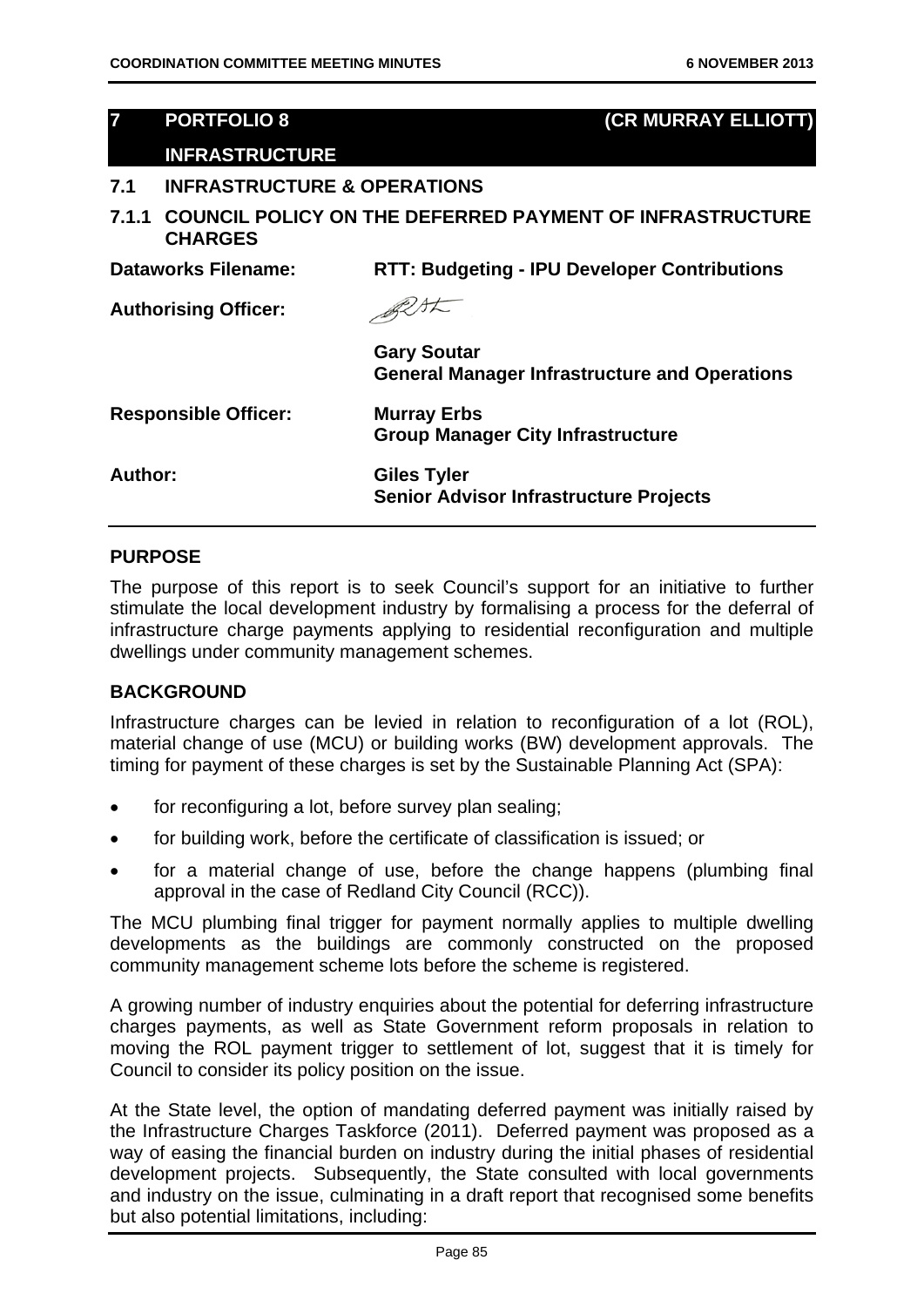## 7 PORTFOLIO 8 (CR MURRAY ELLIOTT)

## INFRASTRUCTURE

### 7.1 INFRASTRUCTURE & OPERATIONS

### 7.1.1 COUNCIL POLICY ON THE DEFERRED PAYMENT OF INFRASTRUCTURE CHARGES

**Dataworks Filename:** RTT: Budgeting - IPU Developer Contributions

**Authorising Officer:**

**Gary Soutar**
**General Manager Infrastructure and Operations**

**Responsible Officer:** **Murray Erbs**
**Group Manager City Infrastructure**

**Author:** **Giles Tyler**
**Senior Advisor Infrastructure Projects**

**PURPOSE**

The purpose of this report is to seek Council's support for an initiative to further stimulate the local development industry by formalising a process for the deferral of infrastructure charge payments applying to residential reconfiguration and multiple dwellings under community management schemes.

**BACKGROUND**

Infrastructure charges can be levied in relation to reconfiguration of a lot (ROL), material change of use (MCU) or building works (BW) development approvals. The timing for payment of these charges is set by the Sustainable Planning Act (SPA):

- for reconfiguring a lot, before survey plan sealing;
- for building work, before the certificate of classification is issued; or
- for a material change of use, before the change happens (plumbing final approval in the case of Redland City Council (RCC)).

The MCU plumbing final trigger for payment normally applies to multiple dwelling developments as the buildings are commonly constructed on the proposed community management scheme lots before the scheme is registered.

A growing number of industry enquiries about the potential for deferring infrastructure charges payments, as well as State Government reform proposals in relation to moving the ROL payment trigger to settlement of lot, suggest that it is timely for Council to consider its policy position on the issue.

At the State level, the option of mandating deferred payment was initially raised by the Infrastructure Charges Taskforce (2011). Deferred payment was proposed as a way of easing the financial burden on industry during the initial phases of residential development projects. Subsequently, the State consulted with local governments and industry on the issue, culminating in a draft report that recognised some benefits but also potential limitations, including: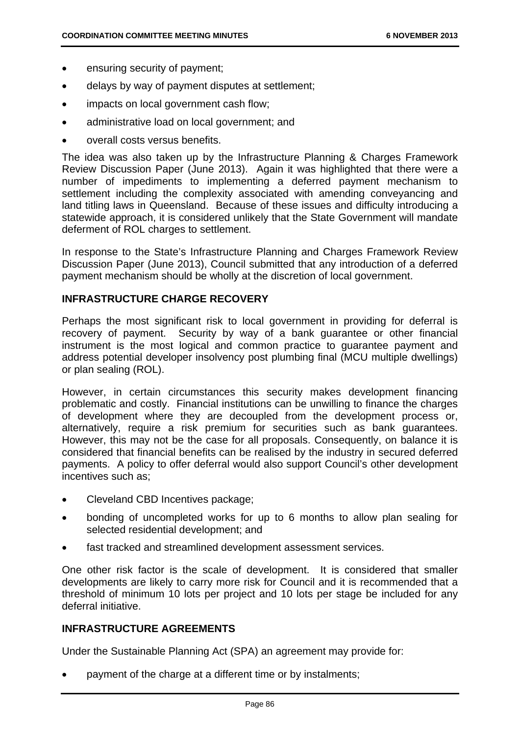- ensuring security of payment;
- delays by way of payment disputes at settlement;
- impacts on local government cash flow;
- administrative load on local government; and
- overall costs versus benefits.

The idea was also taken up by the Infrastructure Planning & Charges Framework Review Discussion Paper (June 2013). Again it was highlighted that there were a number of impediments to implementing a deferred payment mechanism to settlement including the complexity associated with amending conveyancing and land titling laws in Queensland. Because of these issues and difficulty introducing a statewide approach, it is considered unlikely that the State Government will mandate deferment of ROL charges to settlement.

In response to the State's Infrastructure Planning and Charges Framework Review Discussion Paper (June 2013), Council submitted that any introduction of a deferred payment mechanism should be wholly at the discretion of local government.

## INFRASTRUCTURE CHARGE RECOVERY

Perhaps the most significant risk to local government in providing for deferral is recovery of payment. Security by way of a bank guarantee or other financial instrument is the most logical and common practice to guarantee payment and address potential developer insolvency post plumbing final (MCU multiple dwellings) or plan sealing (ROL).

However, in certain circumstances this security makes development financing problematic and costly. Financial institutions can be unwilling to finance the charges of development where they are decoupled from the development process or, alternatively, require a risk premium for securities such as bank guarantees. However, this may not be the case for all proposals. Consequently, on balance it is considered that financial benefits can be realised by the industry in secured deferred payments. A policy to offer deferral would also support Council's other development incentives such as;

- Cleveland CBD Incentives package;
- bonding of uncompleted works for up to 6 months to allow plan sealing for selected residential development; and
- fast tracked and streamlined development assessment services.

One other risk factor is the scale of development. It is considered that smaller developments are likely to carry more risk for Council and it is recommended that a threshold of minimum 10 lots per project and 10 lots per stage be included for any deferral initiative.

## INFRASTRUCTURE AGREEMENTS

Under the Sustainable Planning Act (SPA) an agreement may provide for:

- payment of the charge at a different time or by instalments;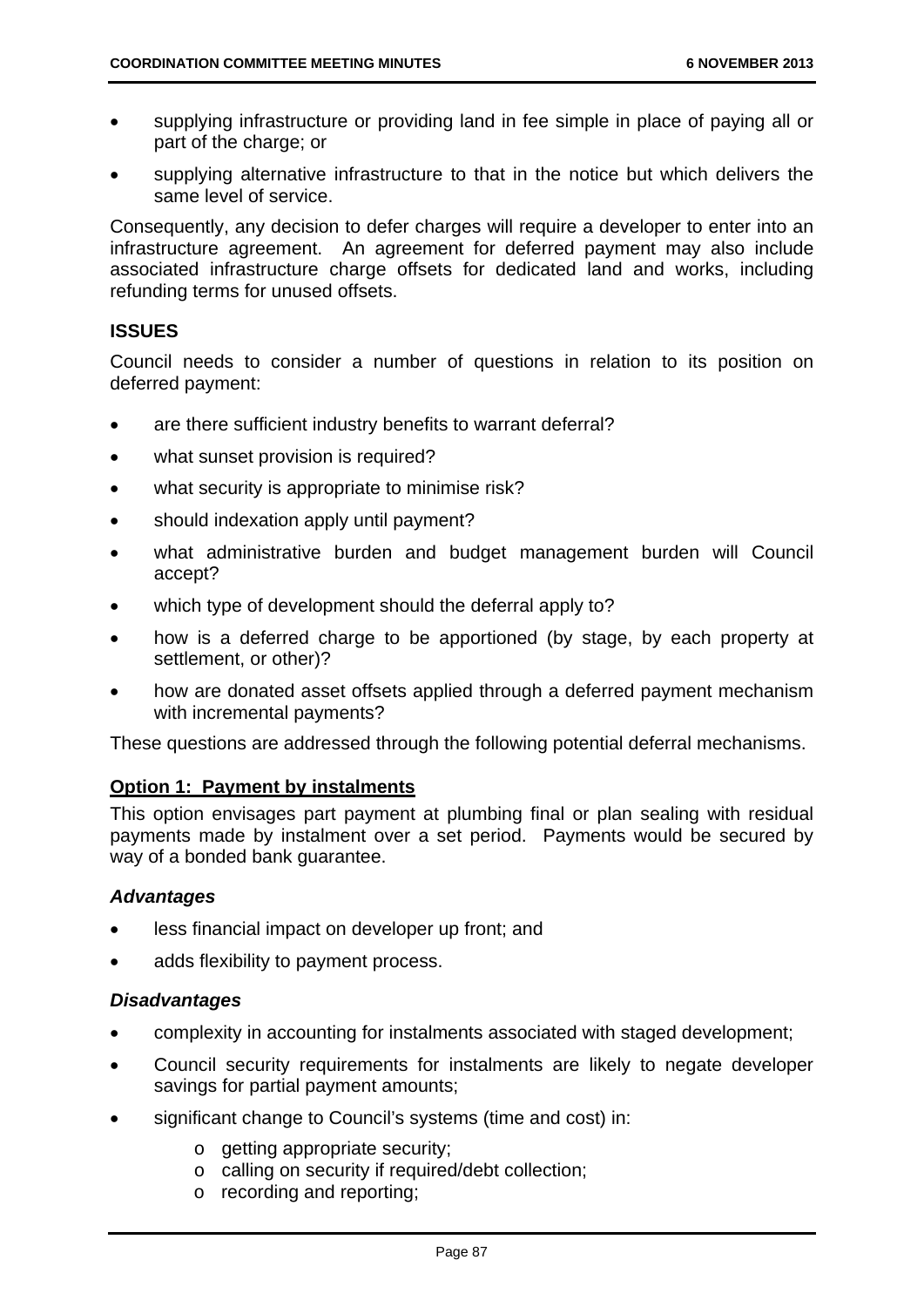- supplying infrastructure or providing land in fee simple in place of paying all or part of the charge; or
- supplying alternative infrastructure to that in the notice but which delivers the same level of service.

Consequently, any decision to defer charges will require a developer to enter into an infrastructure agreement. An agreement for deferred payment may also include associated infrastructure charge offsets for dedicated land and works, including refunding terms for unused offsets.

**ISSUES**

Council needs to consider a number of questions in relation to its position on deferred payment:

- are there sufficient industry benefits to warrant deferral?
- what sunset provision is required?
- what security is appropriate to minimise risk?
- should indexation apply until payment?
- what administrative burden and budget management burden will Council accept?
- which type of development should the deferral apply to?
- how is a deferred charge to be apportioned (by stage, by each property at settlement, or other)?
- how are donated asset offsets applied through a deferred payment mechanism with incremental payments?

These questions are addressed through the following potential deferral mechanisms.

**Option 1: Payment by instalments**

This option envisages part payment at plumbing final or plan sealing with residual payments made by instalment over a set period. Payments would be secured by way of a bonded bank guarantee.

***Advantages***

- less financial impact on developer up front; and
- adds flexibility to payment process.

***Disadvantages***

- complexity in accounting for instalments associated with staged development;
- Council security requirements for instalments are likely to negate developer savings for partial payment amounts;
- significant change to Council's systems (time and cost) in:
  - getting appropriate security;
  - calling on security if required/debt collection;
  - recording and reporting;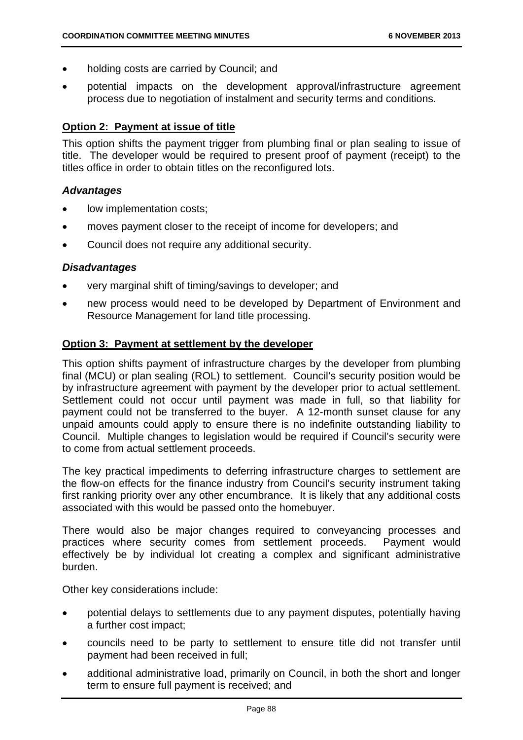- holding costs are carried by Council; and
- potential impacts on the development approval/infrastructure agreement process due to negotiation of instalment and security terms and conditions.

**Option 2: Payment at issue of title**

This option shifts the payment trigger from plumbing final or plan sealing to issue of title. The developer would be required to present proof of payment (receipt) to the titles office in order to obtain titles on the reconfigured lots.

***Advantages***

- low implementation costs;
- moves payment closer to the receipt of income for developers; and
- Council does not require any additional security.

***Disadvantages***

- very marginal shift of timing/savings to developer; and
- new process would need to be developed by Department of Environment and Resource Management for land title processing.

**Option 3: Payment at settlement by the developer**

This option shifts payment of infrastructure charges by the developer from plumbing final (MCU) or plan sealing (ROL) to settlement. Council's security position would be by infrastructure agreement with payment by the developer prior to actual settlement. Settlement could not occur until payment was made in full, so that liability for payment could not be transferred to the buyer. A 12-month sunset clause for any unpaid amounts could apply to ensure there is no indefinite outstanding liability to Council. Multiple changes to legislation would be required if Council's security were to come from actual settlement proceeds.

The key practical impediments to deferring infrastructure charges to settlement are the flow-on effects for the finance industry from Council's security instrument taking first ranking priority over any other encumbrance. It is likely that any additional costs associated with this would be passed onto the homebuyer.

There would also be major changes required to conveyancing processes and practices where security comes from settlement proceeds. Payment would effectively be by individual lot creating a complex and significant administrative burden.

Other key considerations include:

- potential delays to settlements due to any payment disputes, potentially having a further cost impact;
- councils need to be party to settlement to ensure title did not transfer until payment had been received in full;
- additional administrative load, primarily on Council, in both the short and longer term to ensure full payment is received; and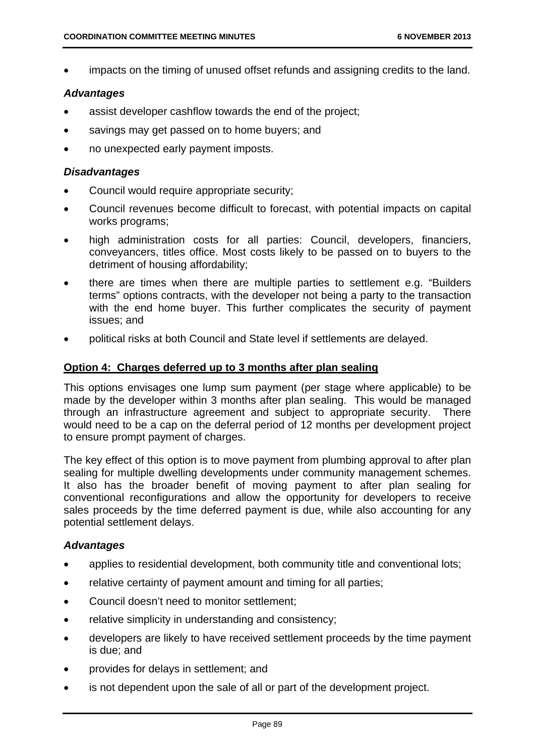- impacts on the timing of unused offset refunds and assigning credits to the land.

### *Advantages*

- assist developer cashflow towards the end of the project;
- savings may get passed on to home buyers; and
- no unexpected early payment imposts.

### *Disadvantages*

- Council would require appropriate security;
- Council revenues become difficult to forecast, with potential impacts on capital works programs;
- high administration costs for all parties: Council, developers, financiers, conveyancers, titles office. Most costs likely to be passed on to buyers to the detriment of housing affordability;
- there are times when there are multiple parties to settlement e.g. "Builders terms" options contracts, with the developer not being a party to the transaction with the end home buyer. This further complicates the security of payment issues; and
- political risks at both Council and State level if settlements are delayed.

**Option 4: Charges deferred up to 3 months after plan sealing**

This options envisages one lump sum payment (per stage where applicable) to be made by the developer within 3 months after plan sealing. This would be managed through an infrastructure agreement and subject to appropriate security. There would need to be a cap on the deferral period of 12 months per development project to ensure prompt payment of charges.

The key effect of this option is to move payment from plumbing approval to after plan sealing for multiple dwelling developments under community management schemes. It also has the broader benefit of moving payment to after plan sealing for conventional reconfigurations and allow the opportunity for developers to receive sales proceeds by the time deferred payment is due, while also accounting for any potential settlement delays.

### *Advantages*

- applies to residential development, both community title and conventional lots;
- relative certainty of payment amount and timing for all parties;
- Council doesn't need to monitor settlement;
- relative simplicity in understanding and consistency;
- developers are likely to have received settlement proceeds by the time payment is due; and
- provides for delays in settlement; and
- is not dependent upon the sale of all or part of the development project.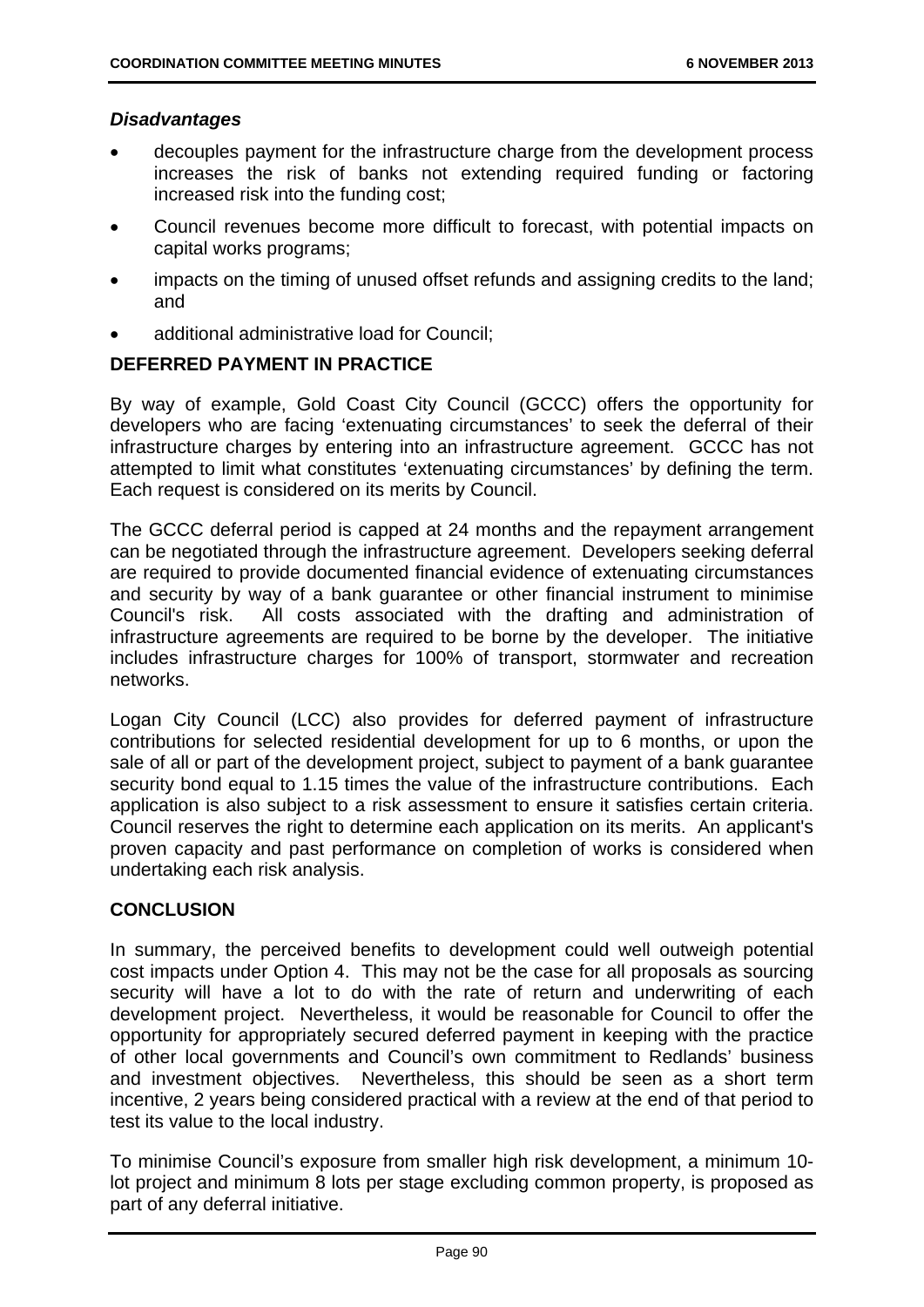### *Disadvantages*

- decouples payment for the infrastructure charge from the development process increases the risk of banks not extending required funding or factoring increased risk into the funding cost;
- Council revenues become more difficult to forecast, with potential impacts on capital works programs;
- impacts on the timing of unused offset refunds and assigning credits to the land; and
- additional administrative load for Council;

## DEFERRED PAYMENT IN PRACTICE

By way of example, Gold Coast City Council (GCCC) offers the opportunity for developers who are facing 'extenuating circumstances' to seek the deferral of their infrastructure charges by entering into an infrastructure agreement. GCCC has not attempted to limit what constitutes 'extenuating circumstances' by defining the term. Each request is considered on its merits by Council.

The GCCC deferral period is capped at 24 months and the repayment arrangement can be negotiated through the infrastructure agreement. Developers seeking deferral are required to provide documented financial evidence of extenuating circumstances and security by way of a bank guarantee or other financial instrument to minimise Council's risk. All costs associated with the drafting and administration of infrastructure agreements are required to be borne by the developer. The initiative includes infrastructure charges for 100% of transport, stormwater and recreation networks.

Logan City Council (LCC) also provides for deferred payment of infrastructure contributions for selected residential development for up to 6 months, or upon the sale of all or part of the development project, subject to payment of a bank guarantee security bond equal to 1.15 times the value of the infrastructure contributions. Each application is also subject to a risk assessment to ensure it satisfies certain criteria. Council reserves the right to determine each application on its merits. An applicant's proven capacity and past performance on completion of works is considered when undertaking each risk analysis.

## CONCLUSION

In summary, the perceived benefits to development could well outweigh potential cost impacts under Option 4. This may not be the case for all proposals as sourcing security will have a lot to do with the rate of return and underwriting of each development project. Nevertheless, it would be reasonable for Council to offer the opportunity for appropriately secured deferred payment in keeping with the practice of other local governments and Council's own commitment to Redlands' business and investment objectives. Nevertheless, this should be seen as a short term incentive, 2 years being considered practical with a review at the end of that period to test its value to the local industry.

To minimise Council's exposure from smaller high risk development, a minimum 10-lot project and minimum 8 lots per stage excluding common property, is proposed as part of any deferral initiative.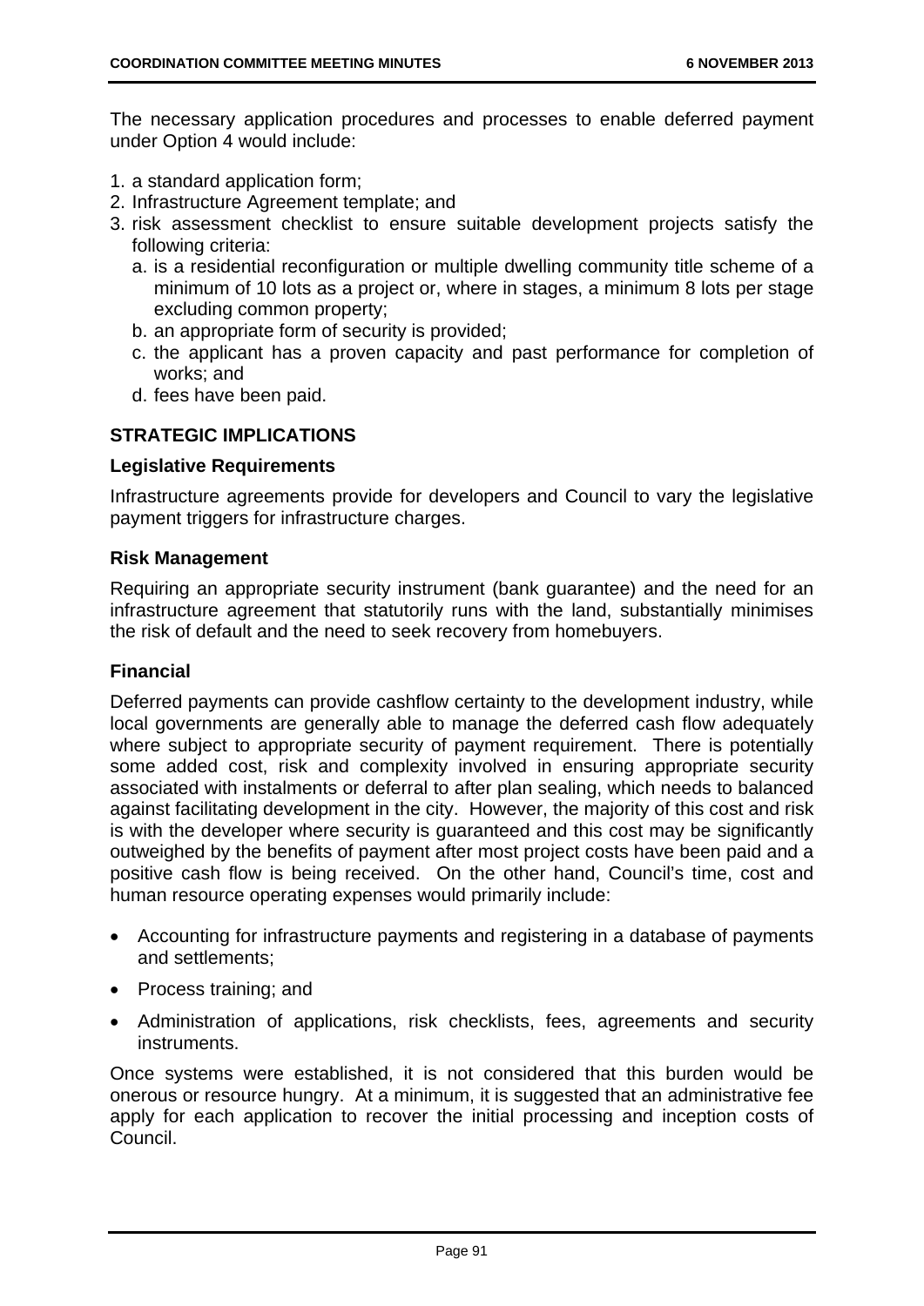The necessary application procedures and processes to enable deferred payment under Option 4 would include:

1. a standard application form;
2. Infrastructure Agreement template; and
3. risk assessment checklist to ensure suitable development projects satisfy the following criteria:
   a. is a residential reconfiguration or multiple dwelling community title scheme of a minimum of 10 lots as a project or, where in stages, a minimum 8 lots per stage excluding common property;
   b. an appropriate form of security is provided;
   c. the applicant has a proven capacity and past performance for completion of works; and
   d. fees have been paid.

## STRATEGIC IMPLICATIONS

### Legislative Requirements

Infrastructure agreements provide for developers and Council to vary the legislative payment triggers for infrastructure charges.

### Risk Management

Requiring an appropriate security instrument (bank guarantee) and the need for an infrastructure agreement that statutorily runs with the land, substantially minimises the risk of default and the need to seek recovery from homebuyers.

### Financial

Deferred payments can provide cashflow certainty to the development industry, while local governments are generally able to manage the deferred cash flow adequately where subject to appropriate security of payment requirement. There is potentially some added cost, risk and complexity involved in ensuring appropriate security associated with instalments or deferral to after plan sealing, which needs to balanced against facilitating development in the city. However, the majority of this cost and risk is with the developer where security is guaranteed and this cost may be significantly outweighed by the benefits of payment after most project costs have been paid and a positive cash flow is being received. On the other hand, Council's time, cost and human resource operating expenses would primarily include:

- Accounting for infrastructure payments and registering in a database of payments and settlements;
- Process training; and
- Administration of applications, risk checklists, fees, agreements and security instruments.

Once systems were established, it is not considered that this burden would be onerous or resource hungry. At a minimum, it is suggested that an administrative fee apply for each application to recover the initial processing and inception costs of Council.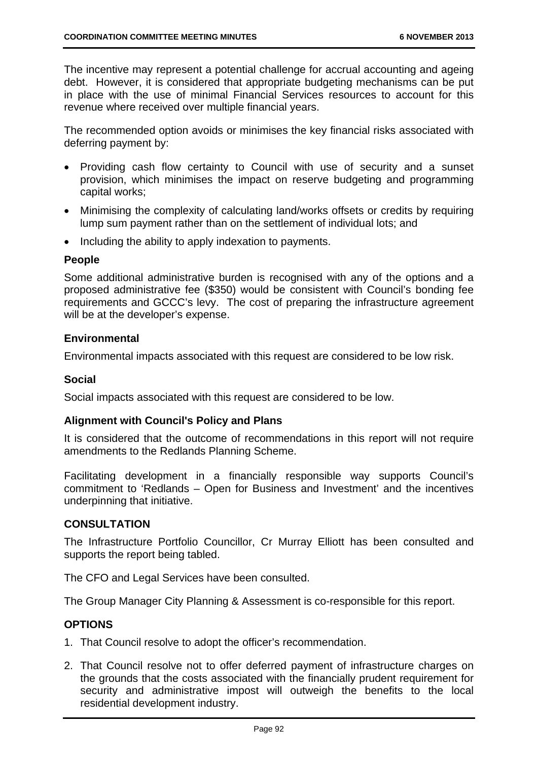The incentive may represent a potential challenge for accrual accounting and ageing debt. However, it is considered that appropriate budgeting mechanisms can be put in place with the use of minimal Financial Services resources to account for this revenue where received over multiple financial years.

The recommended option avoids or minimises the key financial risks associated with deferring payment by:

- Providing cash flow certainty to Council with use of security and a sunset provision, which minimises the impact on reserve budgeting and programming capital works;
- Minimising the complexity of calculating land/works offsets or credits by requiring lump sum payment rather than on the settlement of individual lots; and
- Including the ability to apply indexation to payments.

### People

Some additional administrative burden is recognised with any of the options and a proposed administrative fee ($350) would be consistent with Council's bonding fee requirements and GCCC's levy. The cost of preparing the infrastructure agreement will be at the developer's expense.

### Environmental

Environmental impacts associated with this request are considered to be low risk.

### Social

Social impacts associated with this request are considered to be low.

### Alignment with Council's Policy and Plans

It is considered that the outcome of recommendations in this report will not require amendments to the Redlands Planning Scheme.

Facilitating development in a financially responsible way supports Council's commitment to 'Redlands – Open for Business and Investment' and the incentives underpinning that initiative.

## CONSULTATION

The Infrastructure Portfolio Councillor, Cr Murray Elliott has been consulted and supports the report being tabled.

The CFO and Legal Services have been consulted.

The Group Manager City Planning & Assessment is co-responsible for this report.

## OPTIONS

1. That Council resolve to adopt the officer's recommendation.
2. That Council resolve not to offer deferred payment of infrastructure charges on the grounds that the costs associated with the financially prudent requirement for security and administrative impost will outweigh the benefits to the local residential development industry.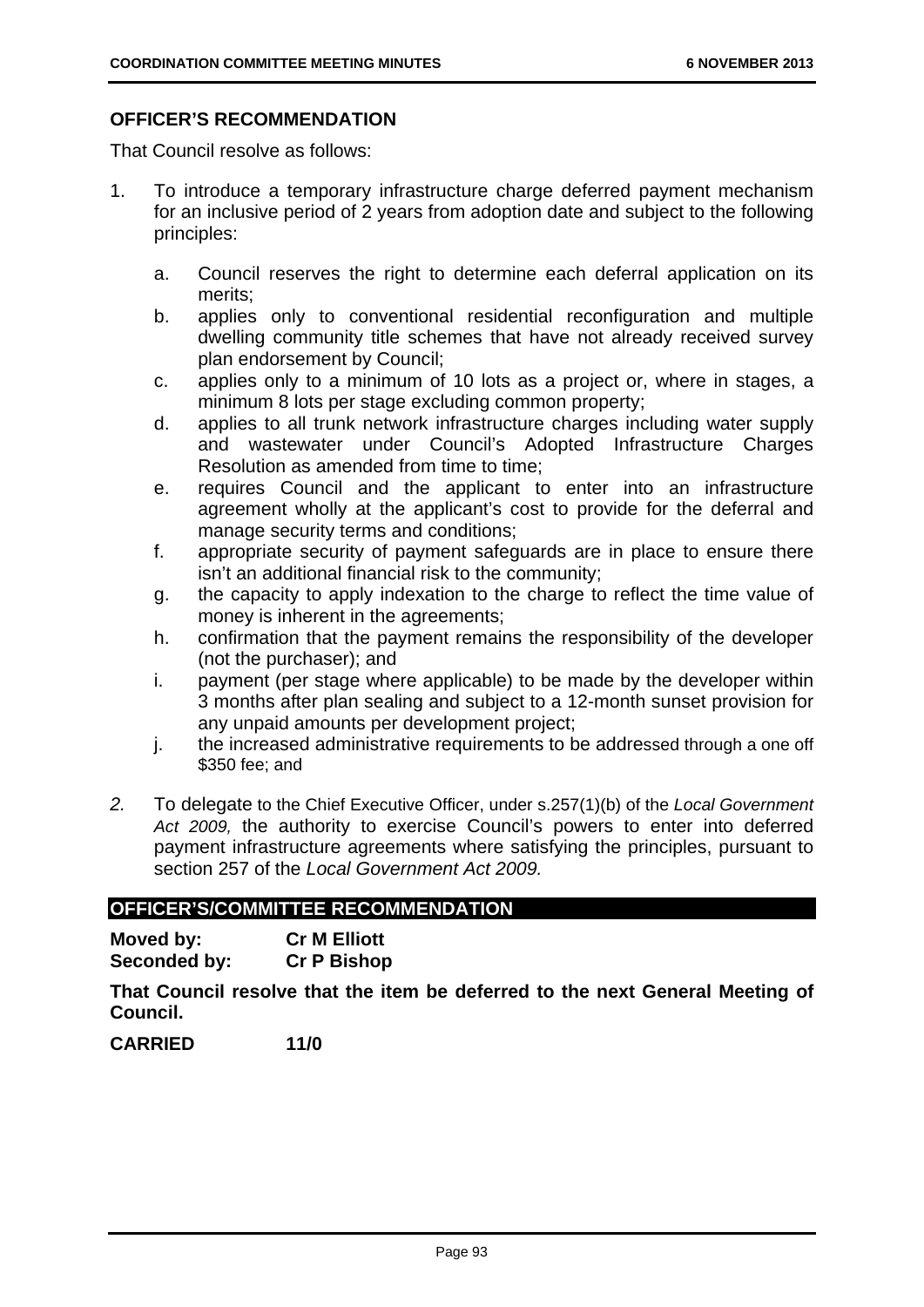## OFFICER'S RECOMMENDATION

That Council resolve as follows:

1. To introduce a temporary infrastructure charge deferred payment mechanism for an inclusive period of 2 years from adoption date and subject to the following principles:

   a. Council reserves the right to determine each deferral application on its merits;
   b. applies only to conventional residential reconfiguration and multiple dwelling community title schemes that have not already received survey plan endorsement by Council;
   c. applies only to a minimum of 10 lots as a project or, where in stages, a minimum 8 lots per stage excluding common property;
   d. applies to all trunk network infrastructure charges including water supply and wastewater under Council's Adopted Infrastructure Charges Resolution as amended from time to time;
   e. requires Council and the applicant to enter into an infrastructure agreement wholly at the applicant's cost to provide for the deferral and manage security terms and conditions;
   f. appropriate security of payment safeguards are in place to ensure there isn't an additional financial risk to the community;
   g. the capacity to apply indexation to the charge to reflect the time value of money is inherent in the agreements;
   h. confirmation that the payment remains the responsibility of the developer (not the purchaser); and
   i. payment (per stage where applicable) to be made by the developer within 3 months after plan sealing and subject to a 12-month sunset provision for any unpaid amounts per development project;
   j. the increased administrative requirements to be addressed through a one off $350 fee; and

2. To delegate to the Chief Executive Officer, under s.257(1)(b) of the *Local Government Act 2009,* the authority to exercise Council's powers to enter into deferred payment infrastructure agreements where satisfying the principles, pursuant to section 257 of the *Local Government Act 2009.*

## OFFICER'S/COMMITTEE RECOMMENDATION

**Moved by:** **Cr M Elliott**
**Seconded by:** **Cr P Bishop**

**That Council resolve that the item be deferred to the next General Meeting of Council.**

**CARRIED** **11/0**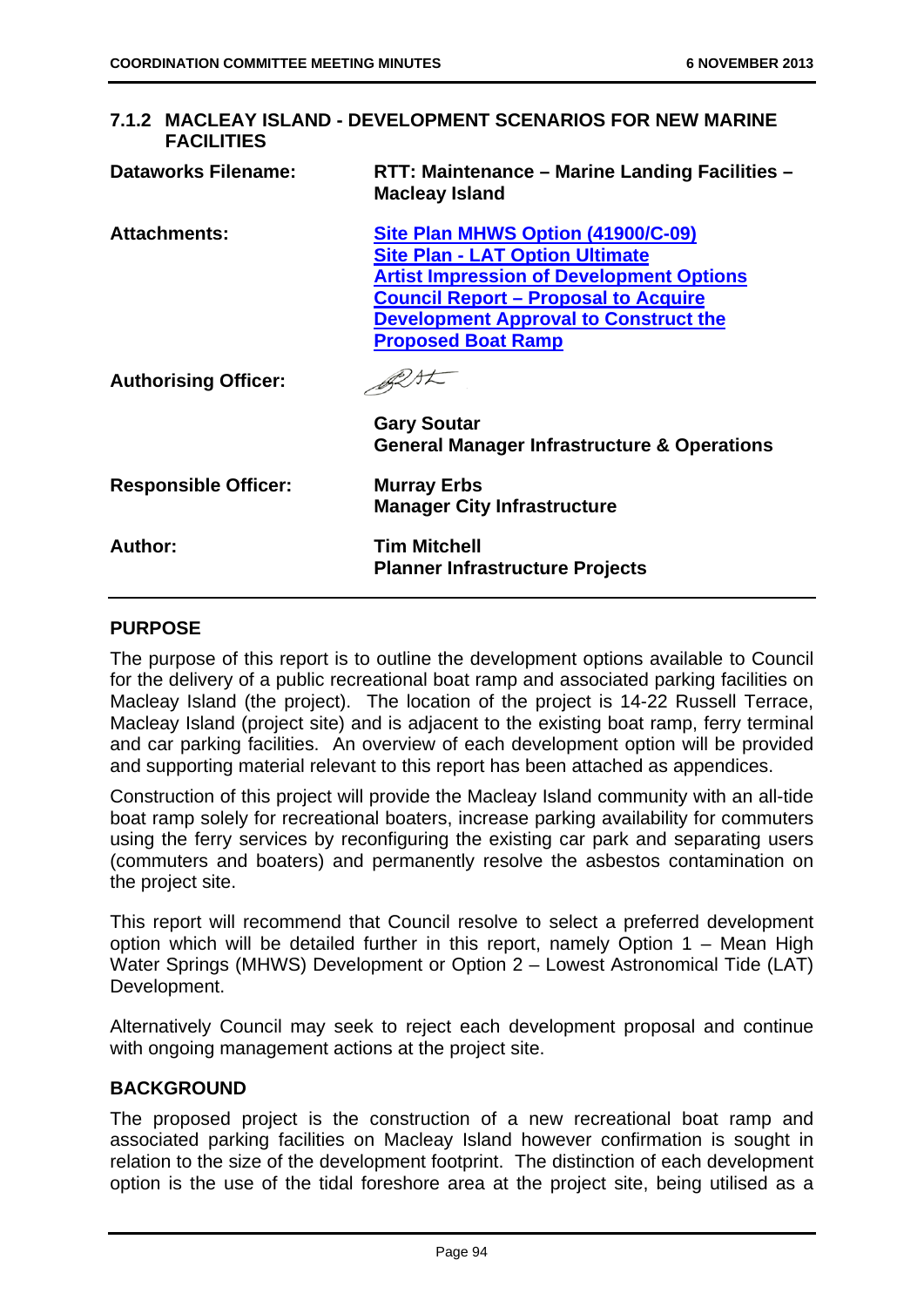### 7.1.2 MACLEAY ISLAND - DEVELOPMENT SCENARIOS FOR NEW MARINE FACILITIES

| | |
|---|---|
| **Dataworks Filename:** | **RTT: Maintenance – Marine Landing Facilities – Macleay Island** |
| **Attachments:** | **Site Plan MHWS Option (41900/C-09)**<br>**Site Plan - LAT Option Ultimate**<br>**Artist Impression of Development Options**<br>**Council Report – Proposal to Acquire Development Approval to Construct the Proposed Boat Ramp** |
| **Authorising Officer:** | **Gary Soutar**<br>**General Manager Infrastructure & Operations** |
| **Responsible Officer:** | **Murray Erbs**<br>**Manager City Infrastructure** |
| **Author:** | **Tim Mitchell**<br>**Planner Infrastructure Projects** |

**PURPOSE**

The purpose of this report is to outline the development options available to Council for the delivery of a public recreational boat ramp and associated parking facilities on Macleay Island (the project). The location of the project is 14-22 Russell Terrace, Macleay Island (project site) and is adjacent to the existing boat ramp, ferry terminal and car parking facilities. An overview of each development option will be provided and supporting material relevant to this report has been attached as appendices.

Construction of this project will provide the Macleay Island community with an all-tide boat ramp solely for recreational boaters, increase parking availability for commuters using the ferry services by reconfiguring the existing car park and separating users (commuters and boaters) and permanently resolve the asbestos contamination on the project site.

This report will recommend that Council resolve to select a preferred development option which will be detailed further in this report, namely Option 1 – Mean High Water Springs (MHWS) Development or Option 2 – Lowest Astronomical Tide (LAT) Development.

Alternatively Council may seek to reject each development proposal and continue with ongoing management actions at the project site.

**BACKGROUND**

The proposed project is the construction of a new recreational boat ramp and associated parking facilities on Macleay Island however confirmation is sought in relation to the size of the development footprint. The distinction of each development option is the use of the tidal foreshore area at the project site, being utilised as a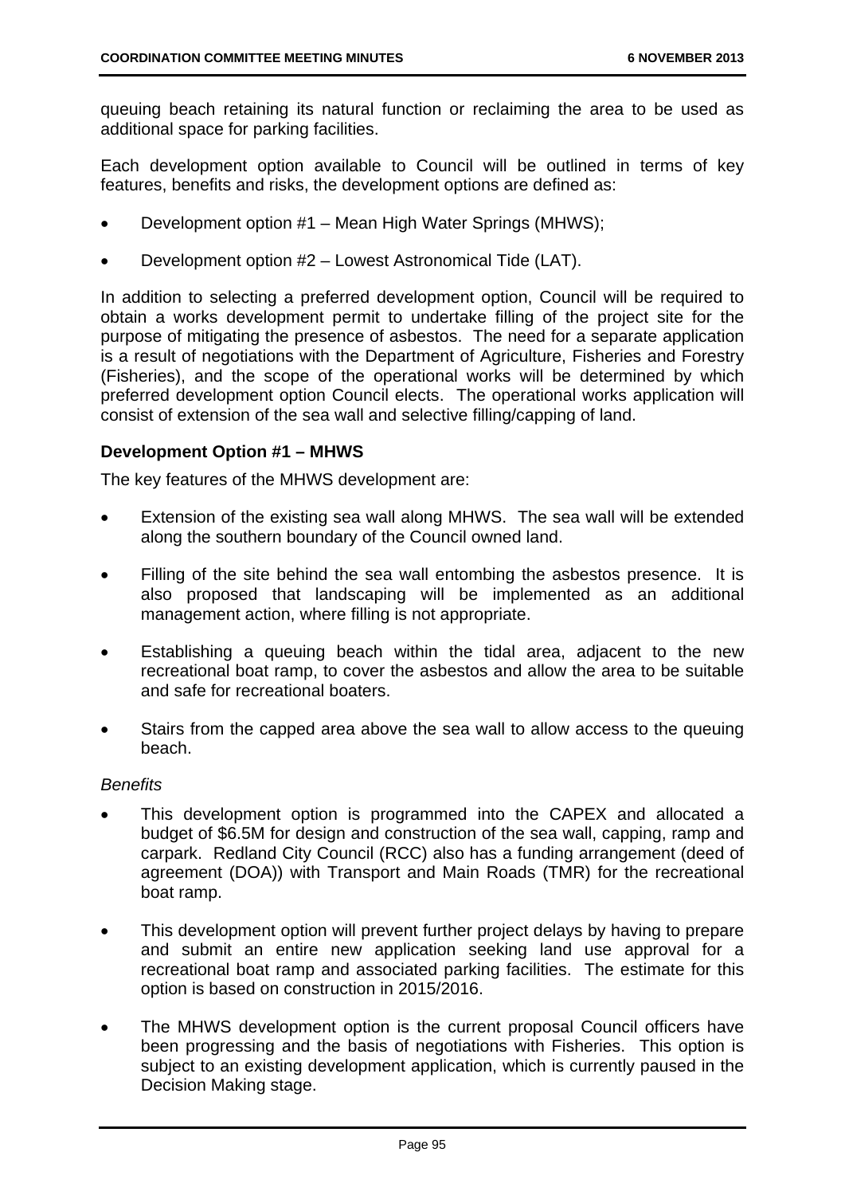queuing beach retaining its natural function or reclaiming the area to be used as additional space for parking facilities.

Each development option available to Council will be outlined in terms of key features, benefits and risks, the development options are defined as:

- Development option #1 – Mean High Water Springs (MHWS);
- Development option #2 – Lowest Astronomical Tide (LAT).

In addition to selecting a preferred development option, Council will be required to obtain a works development permit to undertake filling of the project site for the purpose of mitigating the presence of asbestos. The need for a separate application is a result of negotiations with the Department of Agriculture, Fisheries and Forestry (Fisheries), and the scope of the operational works will be determined by which preferred development option Council elects. The operational works application will consist of extension of the sea wall and selective filling/capping of land.

**Development Option #1 – MHWS**

The key features of the MHWS development are:

- Extension of the existing sea wall along MHWS. The sea wall will be extended along the southern boundary of the Council owned land.
- Filling of the site behind the sea wall entombing the asbestos presence. It is also proposed that landscaping will be implemented as an additional management action, where filling is not appropriate.
- Establishing a queuing beach within the tidal area, adjacent to the new recreational boat ramp, to cover the asbestos and allow the area to be suitable and safe for recreational boaters.
- Stairs from the capped area above the sea wall to allow access to the queuing beach.

*Benefits*

- This development option is programmed into the CAPEX and allocated a budget of $6.5M for design and construction of the sea wall, capping, ramp and carpark. Redland City Council (RCC) also has a funding arrangement (deed of agreement (DOA)) with Transport and Main Roads (TMR) for the recreational boat ramp.
- This development option will prevent further project delays by having to prepare and submit an entire new application seeking land use approval for a recreational boat ramp and associated parking facilities. The estimate for this option is based on construction in 2015/2016.
- The MHWS development option is the current proposal Council officers have been progressing and the basis of negotiations with Fisheries. This option is subject to an existing development application, which is currently paused in the Decision Making stage.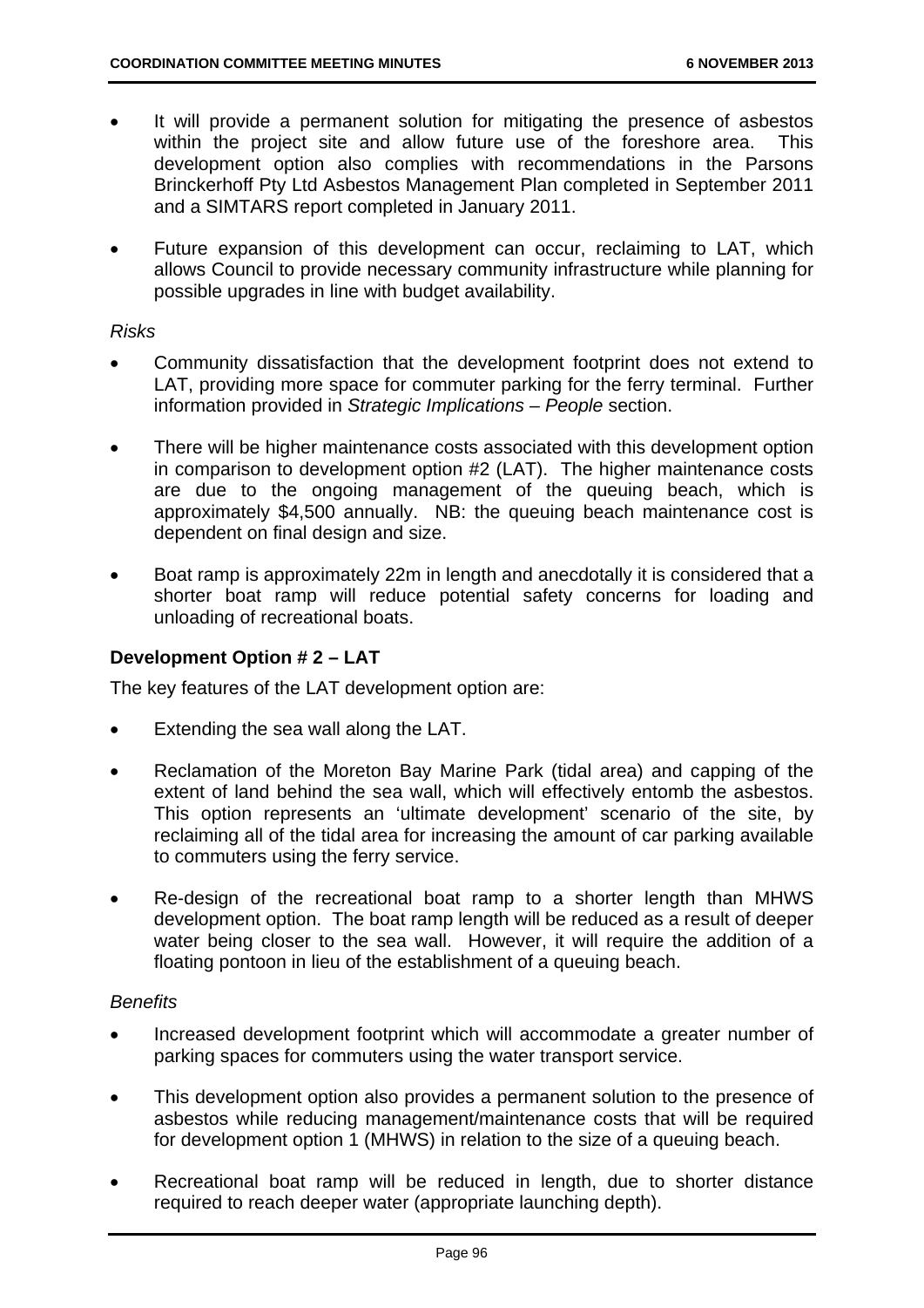- It will provide a permanent solution for mitigating the presence of asbestos within the project site and allow future use of the foreshore area. This development option also complies with recommendations in the Parsons Brinckerhoff Pty Ltd Asbestos Management Plan completed in September 2011 and a SIMTARS report completed in January 2011.
- Future expansion of this development can occur, reclaiming to LAT, which allows Council to provide necessary community infrastructure while planning for possible upgrades in line with budget availability.

*Risks*

- Community dissatisfaction that the development footprint does not extend to LAT, providing more space for commuter parking for the ferry terminal. Further information provided in *Strategic Implications – People* section.
- There will be higher maintenance costs associated with this development option in comparison to development option #2 (LAT). The higher maintenance costs are due to the ongoing management of the queuing beach, which is approximately $4,500 annually. NB: the queuing beach maintenance cost is dependent on final design and size.
- Boat ramp is approximately 22m in length and anecdotally it is considered that a shorter boat ramp will reduce potential safety concerns for loading and unloading of recreational boats.

**Development Option # 2 – LAT**

The key features of the LAT development option are:

- Extending the sea wall along the LAT.
- Reclamation of the Moreton Bay Marine Park (tidal area) and capping of the extent of land behind the sea wall, which will effectively entomb the asbestos. This option represents an 'ultimate development' scenario of the site, by reclaiming all of the tidal area for increasing the amount of car parking available to commuters using the ferry service.
- Re-design of the recreational boat ramp to a shorter length than MHWS development option. The boat ramp length will be reduced as a result of deeper water being closer to the sea wall. However, it will require the addition of a floating pontoon in lieu of the establishment of a queuing beach.

*Benefits*

- Increased development footprint which will accommodate a greater number of parking spaces for commuters using the water transport service.
- This development option also provides a permanent solution to the presence of asbestos while reducing management/maintenance costs that will be required for development option 1 (MHWS) in relation to the size of a queuing beach.
- Recreational boat ramp will be reduced in length, due to shorter distance required to reach deeper water (appropriate launching depth).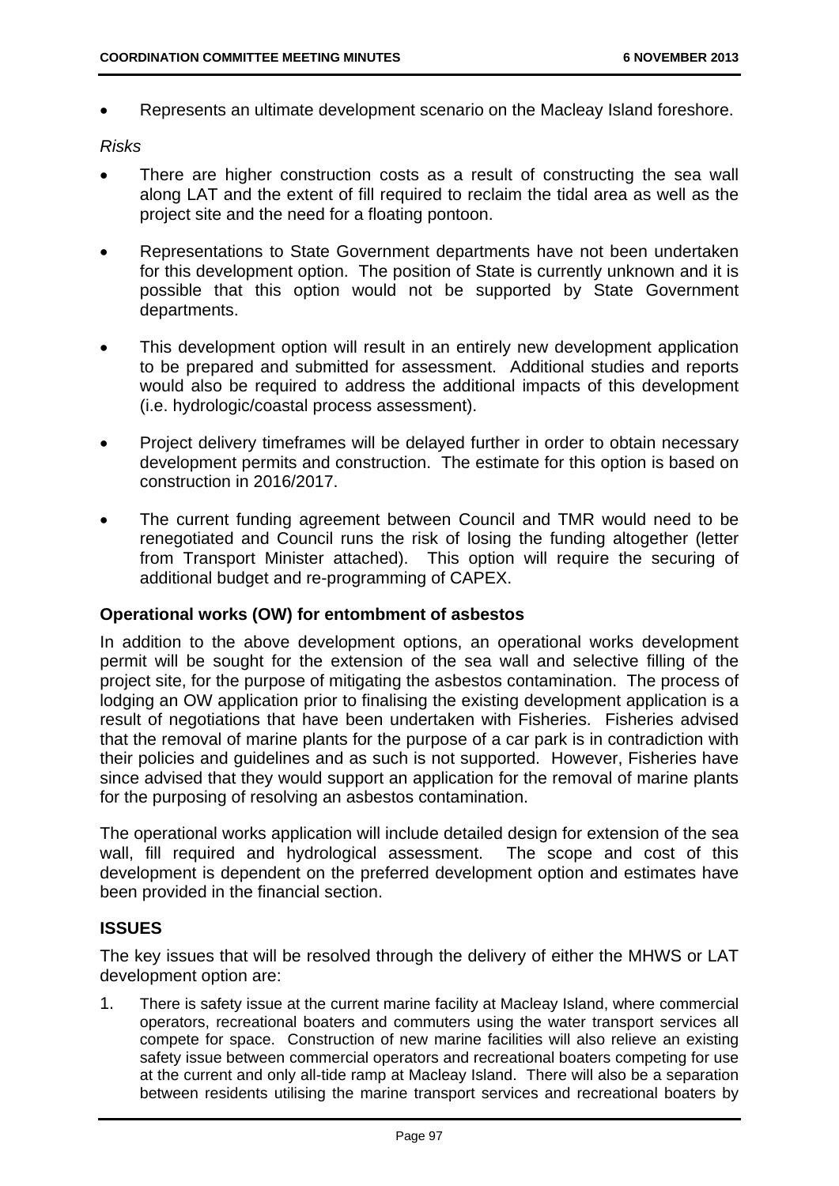- Represents an ultimate development scenario on the Macleay Island foreshore.

*Risks*

- There are higher construction costs as a result of constructing the sea wall along LAT and the extent of fill required to reclaim the tidal area as well as the project site and the need for a floating pontoon.
- Representations to State Government departments have not been undertaken for this development option. The position of State is currently unknown and it is possible that this option would not be supported by State Government departments.
- This development option will result in an entirely new development application to be prepared and submitted for assessment. Additional studies and reports would also be required to address the additional impacts of this development (i.e. hydrologic/coastal process assessment).
- Project delivery timeframes will be delayed further in order to obtain necessary development permits and construction. The estimate for this option is based on construction in 2016/2017.
- The current funding agreement between Council and TMR would need to be renegotiated and Council runs the risk of losing the funding altogether (letter from Transport Minister attached). This option will require the securing of additional budget and re-programming of CAPEX.

### Operational works (OW) for entombment of asbestos

In addition to the above development options, an operational works development permit will be sought for the extension of the sea wall and selective filling of the project site, for the purpose of mitigating the asbestos contamination. The process of lodging an OW application prior to finalising the existing development application is a result of negotiations that have been undertaken with Fisheries. Fisheries advised that the removal of marine plants for the purpose of a car park is in contradiction with their policies and guidelines and as such is not supported. However, Fisheries have since advised that they would support an application for the removal of marine plants for the purposing of resolving an asbestos contamination.

The operational works application will include detailed design for extension of the sea wall, fill required and hydrological assessment. The scope and cost of this development is dependent on the preferred development option and estimates have been provided in the financial section.

## ISSUES

The key issues that will be resolved through the delivery of either the MHWS or LAT development option are:

1. There is safety issue at the current marine facility at Macleay Island, where commercial operators, recreational boaters and commuters using the water transport services all compete for space. Construction of new marine facilities will also relieve an existing safety issue between commercial operators and recreational boaters competing for use at the current and only all-tide ramp at Macleay Island. There will also be a separation between residents utilising the marine transport services and recreational boaters by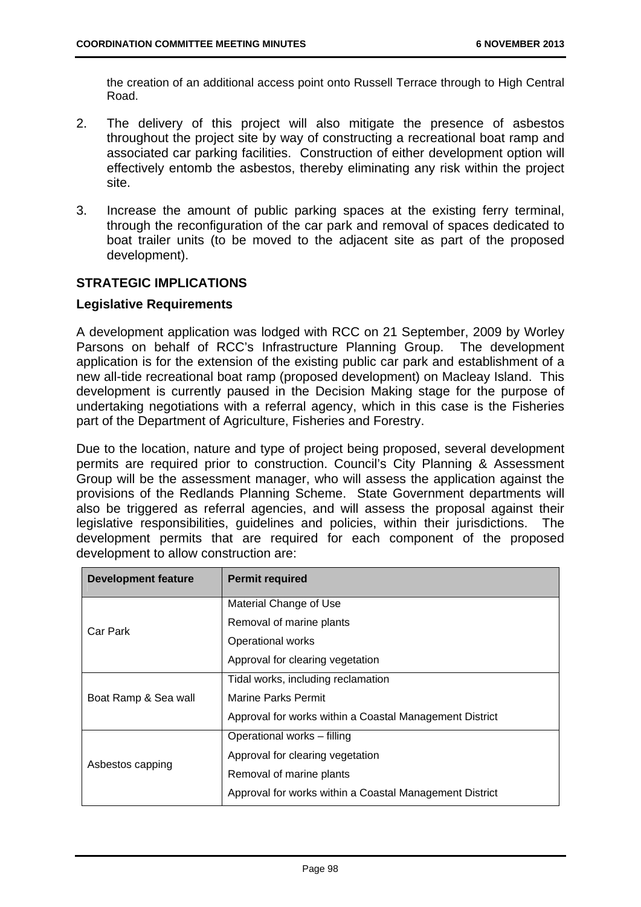the creation of an additional access point onto Russell Terrace through to High Central Road.

2. The delivery of this project will also mitigate the presence of asbestos throughout the project site by way of constructing a recreational boat ramp and associated car parking facilities. Construction of either development option will effectively entomb the asbestos, thereby eliminating any risk within the project site.

3. Increase the amount of public parking spaces at the existing ferry terminal, through the reconfiguration of the car park and removal of spaces dedicated to boat trailer units (to be moved to the adjacent site as part of the proposed development).

## STRATEGIC IMPLICATIONS

### Legislative Requirements

A development application was lodged with RCC on 21 September, 2009 by Worley Parsons on behalf of RCC's Infrastructure Planning Group. The development application is for the extension of the existing public car park and establishment of a new all-tide recreational boat ramp (proposed development) on Macleay Island. This development is currently paused in the Decision Making stage for the purpose of undertaking negotiations with a referral agency, which in this case is the Fisheries part of the Department of Agriculture, Fisheries and Forestry.

Due to the location, nature and type of project being proposed, several development permits are required prior to construction. Council's City Planning & Assessment Group will be the assessment manager, who will assess the application against the provisions of the Redlands Planning Scheme. State Government departments will also be triggered as referral agencies, and will assess the proposal against their legislative responsibilities, guidelines and policies, within their jurisdictions. The development permits that are required for each component of the proposed development to allow construction are:

| Development feature | Permit required |
|---|---|
| Car Park | Material Change of Use<br>Removal of marine plants<br>Operational works<br>Approval for clearing vegetation |
| Boat Ramp & Sea wall | Tidal works, including reclamation<br>Marine Parks Permit<br>Approval for works within a Coastal Management District |
| Asbestos capping | Operational works – filling<br>Approval for clearing vegetation<br>Removal of marine plants<br>Approval for works within a Coastal Management District |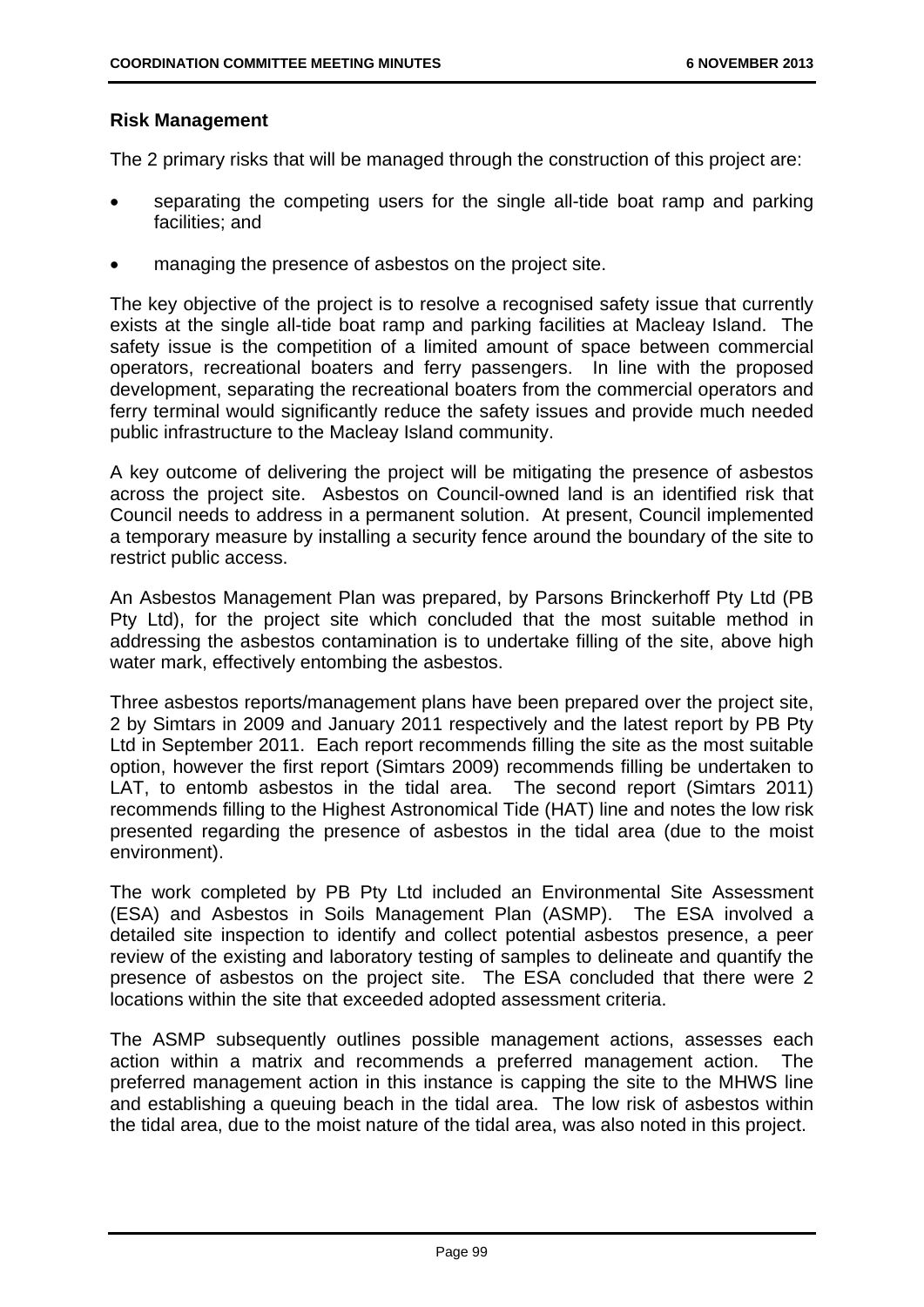**Risk Management**

The 2 primary risks that will be managed through the construction of this project are:

- separating the competing users for the single all-tide boat ramp and parking facilities; and
- managing the presence of asbestos on the project site.

The key objective of the project is to resolve a recognised safety issue that currently exists at the single all-tide boat ramp and parking facilities at Macleay Island. The safety issue is the competition of a limited amount of space between commercial operators, recreational boaters and ferry passengers. In line with the proposed development, separating the recreational boaters from the commercial operators and ferry terminal would significantly reduce the safety issues and provide much needed public infrastructure to the Macleay Island community.

A key outcome of delivering the project will be mitigating the presence of asbestos across the project site. Asbestos on Council-owned land is an identified risk that Council needs to address in a permanent solution. At present, Council implemented a temporary measure by installing a security fence around the boundary of the site to restrict public access.

An Asbestos Management Plan was prepared, by Parsons Brinckerhoff Pty Ltd (PB Pty Ltd), for the project site which concluded that the most suitable method in addressing the asbestos contamination is to undertake filling of the site, above high water mark, effectively entombing the asbestos.

Three asbestos reports/management plans have been prepared over the project site, 2 by Simtars in 2009 and January 2011 respectively and the latest report by PB Pty Ltd in September 2011. Each report recommends filling the site as the most suitable option, however the first report (Simtars 2009) recommends filling be undertaken to LAT, to entomb asbestos in the tidal area. The second report (Simtars 2011) recommends filling to the Highest Astronomical Tide (HAT) line and notes the low risk presented regarding the presence of asbestos in the tidal area (due to the moist environment).

The work completed by PB Pty Ltd included an Environmental Site Assessment (ESA) and Asbestos in Soils Management Plan (ASMP). The ESA involved a detailed site inspection to identify and collect potential asbestos presence, a peer review of the existing and laboratory testing of samples to delineate and quantify the presence of asbestos on the project site. The ESA concluded that there were 2 locations within the site that exceeded adopted assessment criteria.

The ASMP subsequently outlines possible management actions, assesses each action within a matrix and recommends a preferred management action. The preferred management action in this instance is capping the site to the MHWS line and establishing a queuing beach in the tidal area. The low risk of asbestos within the tidal area, due to the moist nature of the tidal area, was also noted in this project.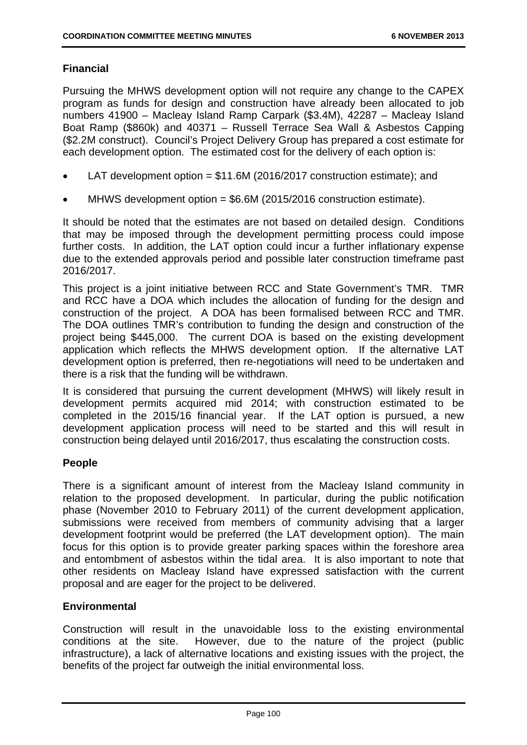### Financial

Pursuing the MHWS development option will not require any change to the CAPEX program as funds for design and construction have already been allocated to job numbers 41900 – Macleay Island Ramp Carpark ($3.4M), 42287 – Macleay Island Boat Ramp ($860k) and 40371 – Russell Terrace Sea Wall & Asbestos Capping ($2.2M construct). Council's Project Delivery Group has prepared a cost estimate for each development option. The estimated cost for the delivery of each option is:

- LAT development option = $11.6M (2016/2017 construction estimate); and
- MHWS development option = $6.6M (2015/2016 construction estimate).

It should be noted that the estimates are not based on detailed design. Conditions that may be imposed through the development permitting process could impose further costs. In addition, the LAT option could incur a further inflationary expense due to the extended approvals period and possible later construction timeframe past 2016/2017.

This project is a joint initiative between RCC and State Government's TMR. TMR and RCC have a DOA which includes the allocation of funding for the design and construction of the project. A DOA has been formalised between RCC and TMR. The DOA outlines TMR's contribution to funding the design and construction of the project being $445,000. The current DOA is based on the existing development application which reflects the MHWS development option. If the alternative LAT development option is preferred, then re-negotiations will need to be undertaken and there is a risk that the funding will be withdrawn.

It is considered that pursuing the current development (MHWS) will likely result in development permits acquired mid 2014; with construction estimated to be completed in the 2015/16 financial year. If the LAT option is pursued, a new development application process will need to be started and this will result in construction being delayed until 2016/2017, thus escalating the construction costs.

### People

There is a significant amount of interest from the Macleay Island community in relation to the proposed development. In particular, during the public notification phase (November 2010 to February 2011) of the current development application, submissions were received from members of community advising that a larger development footprint would be preferred (the LAT development option). The main focus for this option is to provide greater parking spaces within the foreshore area and entombment of asbestos within the tidal area. It is also important to note that other residents on Macleay Island have expressed satisfaction with the current proposal and are eager for the project to be delivered.

### Environmental

Construction will result in the unavoidable loss to the existing environmental conditions at the site. However, due to the nature of the project (public infrastructure), a lack of alternative locations and existing issues with the project, the benefits of the project far outweigh the initial environmental loss.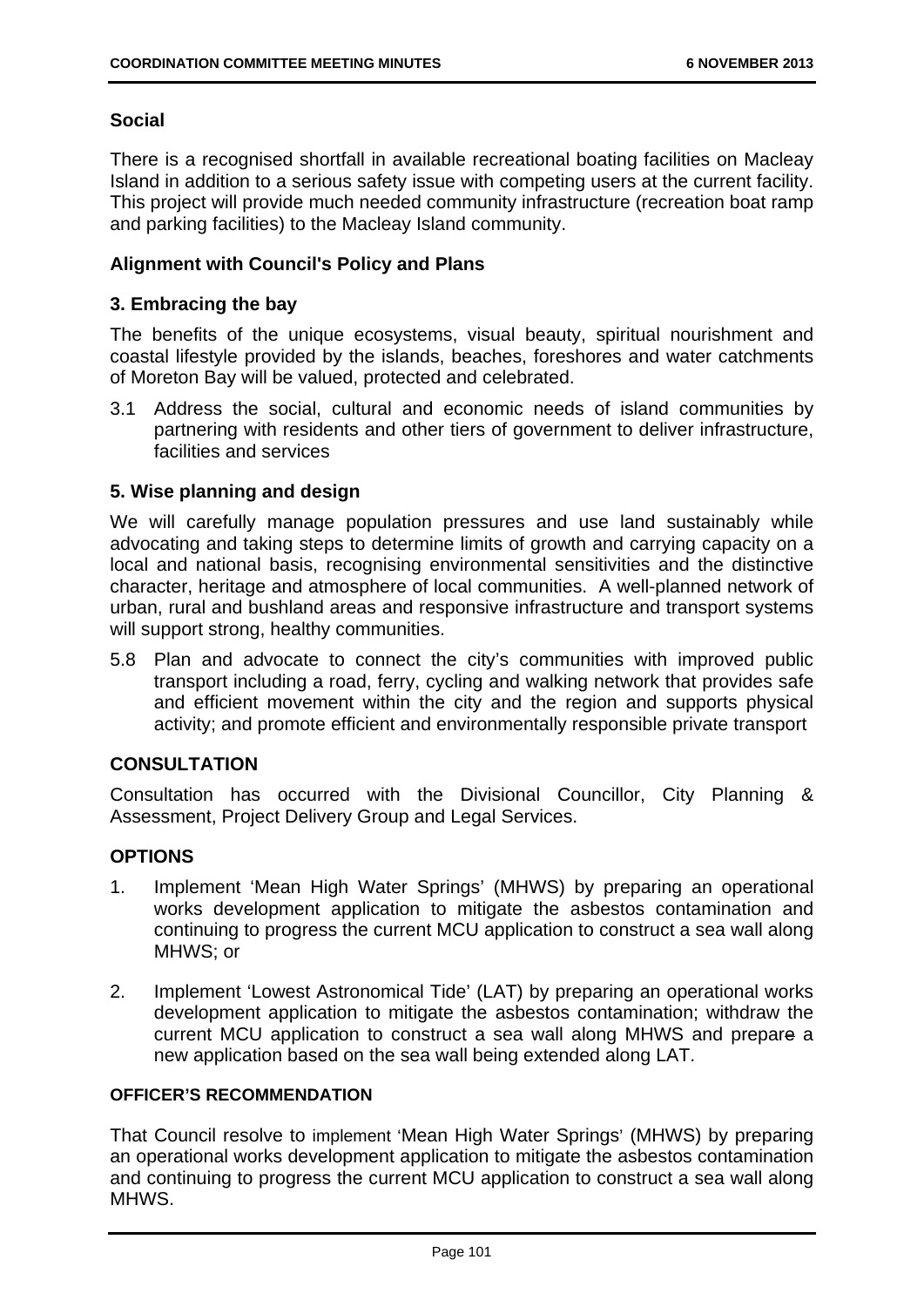### Social

There is a recognised shortfall in available recreational boating facilities on Macleay Island in addition to a serious safety issue with competing users at the current facility. This project will provide much needed community infrastructure (recreation boat ramp and parking facilities) to the Macleay Island community.

### Alignment with Council's Policy and Plans

### 3. Embracing the bay

The benefits of the unique ecosystems, visual beauty, spiritual nourishment and coastal lifestyle provided by the islands, beaches, foreshores and water catchments of Moreton Bay will be valued, protected and celebrated.

3.1 Address the social, cultural and economic needs of island communities by partnering with residents and other tiers of government to deliver infrastructure, facilities and services

### 5. Wise planning and design

We will carefully manage population pressures and use land sustainably while advocating and taking steps to determine limits of growth and carrying capacity on a local and national basis, recognising environmental sensitivities and the distinctive character, heritage and atmosphere of local communities. A well-planned network of urban, rural and bushland areas and responsive infrastructure and transport systems will support strong, healthy communities.

5.8 Plan and advocate to connect the city's communities with improved public transport including a road, ferry, cycling and walking network that provides safe and efficient movement within the city and the region and supports physical activity; and promote efficient and environmentally responsible private transport

## CONSULTATION

Consultation has occurred with the Divisional Councillor, City Planning & Assessment, Project Delivery Group and Legal Services.

## OPTIONS

1. Implement 'Mean High Water Springs' (MHWS) by preparing an operational works development application to mitigate the asbestos contamination and continuing to progress the current MCU application to construct a sea wall along MHWS; or

2. Implement 'Lowest Astronomical Tide' (LAT) by preparing an operational works development application to mitigate the asbestos contamination; withdraw the current MCU application to construct a sea wall along MHWS and prepare a new application based on the sea wall being extended along LAT.

#### OFFICER'S RECOMMENDATION

That Council resolve to implement 'Mean High Water Springs' (MHWS) by preparing an operational works development application to mitigate the asbestos contamination and continuing to progress the current MCU application to construct a sea wall along MHWS.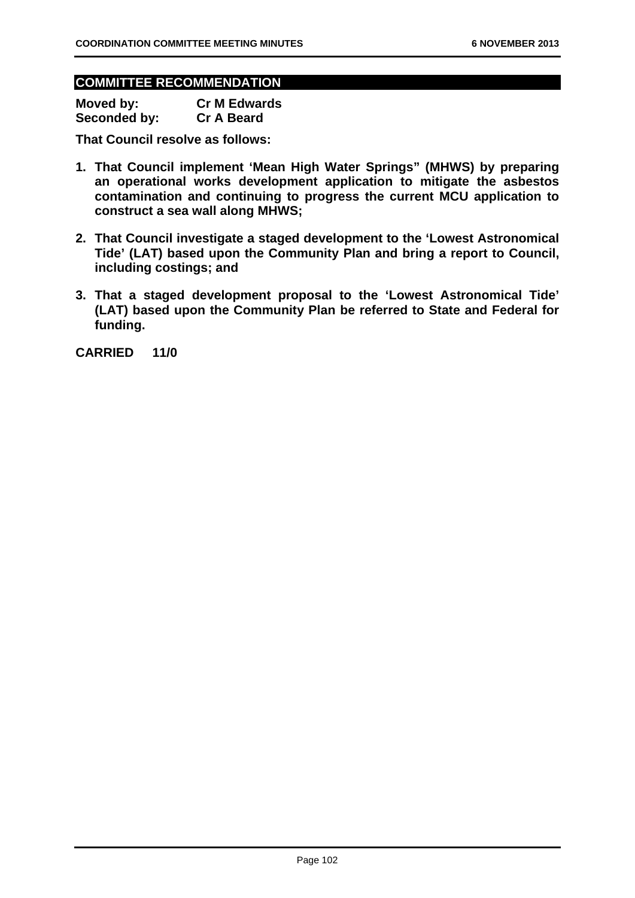## COMMITTEE RECOMMENDATION

**Moved by:** **Cr M Edwards**
**Seconded by:** **Cr A Beard**

**That Council resolve as follows:**

1. **That Council implement 'Mean High Water Springs" (MHWS) by preparing an operational works development application to mitigate the asbestos contamination and continuing to progress the current MCU application to construct a sea wall along MHWS;**

2. **That Council investigate a staged development to the 'Lowest Astronomical Tide' (LAT) based upon the Community Plan and bring a report to Council, including costings; and**

3. **That a staged development proposal to the 'Lowest Astronomical Tide' (LAT) based upon the Community Plan be referred to State and Federal for funding.**

**CARRIED 11/0**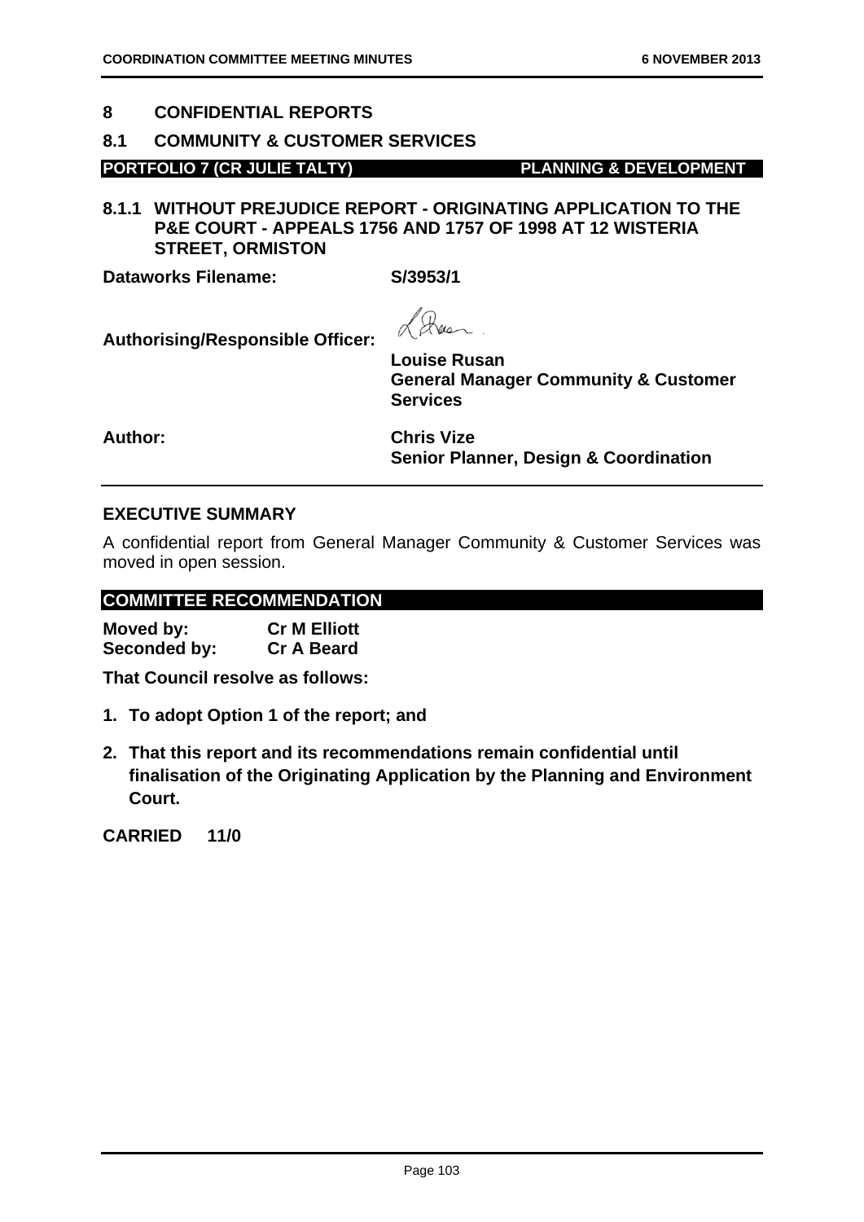## 8 CONFIDENTIAL REPORTS

## 8.1 COMMUNITY & CUSTOMER SERVICES

**PORTFOLIO 7 (CR JULIE TALTY)** **PLANNING & DEVELOPMENT**

### 8.1.1 WITHOUT PREJUDICE REPORT - ORIGINATING APPLICATION TO THE P&E COURT - APPEALS 1756 AND 1757 OF 1998 AT 12 WISTERIA STREET, ORMISTON

**Dataworks Filename:** **S/3953/1**

**Authorising/Responsible Officer:** **Louise Rusan**
**General Manager Community & Customer Services**

**Author:** **Chris Vize**
**Senior Planner, Design & Coordination**

---

**EXECUTIVE SUMMARY**

A confidential report from General Manager Community & Customer Services was moved in open session.

**COMMITTEE RECOMMENDATION**

**Moved by:** **Cr M Elliott**
**Seconded by:** **Cr A Beard**

**That Council resolve as follows:**

1. **To adopt Option 1 of the report; and**
2. **That this report and its recommendations remain confidential until finalisation of the Originating Application by the Planning and Environment Court.**

**CARRIED 11/0**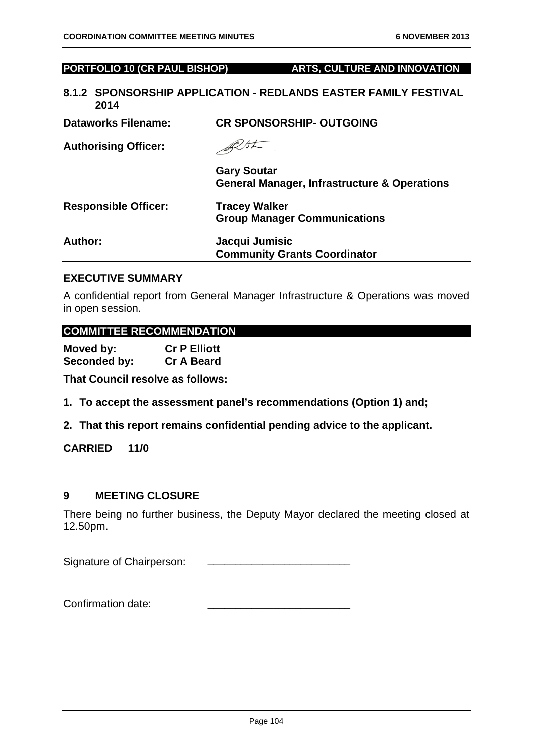**PORTFOLIO 10 (CR PAUL BISHOP) ARTS, CULTURE AND INNOVATION**

## 8.1.2 SPONSORSHIP APPLICATION - REDLANDS EASTER FAMILY FESTIVAL 2014

| | |
|---|---|
| **Dataworks Filename:** | **CR SPONSORSHIP- OUTGOING** |
| **Authorising Officer:** | **Gary Soutar**<br>**General Manager, Infrastructure & Operations** |
| **Responsible Officer:** | **Tracey Walker**<br>**Group Manager Communications** |
| **Author:** | **Jacqui Jumisic**<br>**Community Grants Coordinator** |

### EXECUTIVE SUMMARY

A confidential report from General Manager Infrastructure & Operations was moved in open session.

### COMMITTEE RECOMMENDATION

**Moved by:** **Cr P Elliott**
**Seconded by:** **Cr A Beard**

**That Council resolve as follows:**

1. **To accept the assessment panel's recommendations (Option 1) and;**
2. **That this report remains confidential pending advice to the applicant.**

**CARRIED 11/0**

## 9 MEETING CLOSURE

There being no further business, the Deputy Mayor declared the meeting closed at 12.50pm.

Signature of Chairperson: ________________________

Confirmation date: ________________________